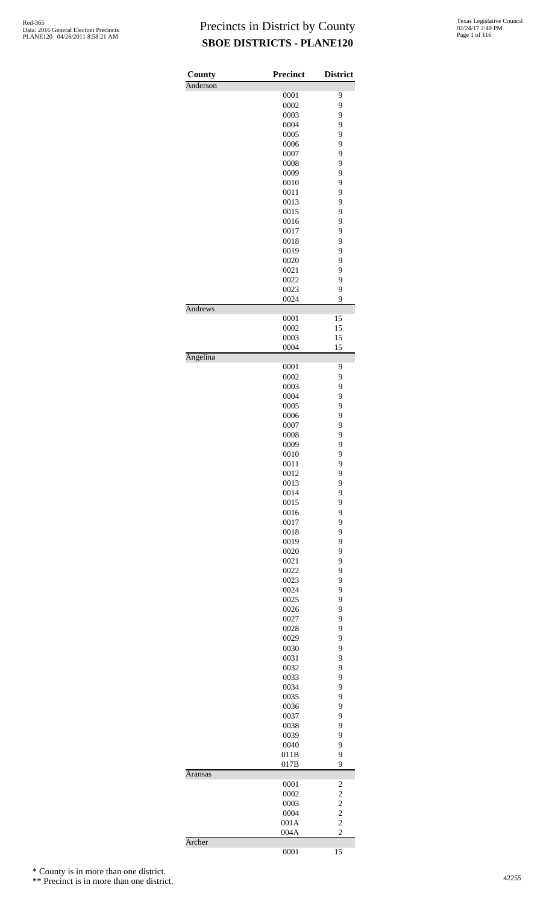# Precincts in District by County

## SBOE DISTRICTS - PLANE120

Red-365
Data: 2016 General Election Precincts
PLANE120 04/26/2011 8:58:21 AM

Texas Legislative Council
02/24/17 2:49 PM

| County | Precinct | District |
|---|---|---|
| Anderson | | |
| | 0001 | 9 |
| | 0002 | 9 |
| | 0003 | 9 |
| | 0004 | 9 |
| | 0005 | 9 |
| | 0006 | 9 |
| | 0007 | 9 |
| | 0008 | 9 |
| | 0009 | 9 |
| | 0010 | 9 |
| | 0011 | 9 |
| | 0013 | 9 |
| | 0015 | 9 |
| | 0016 | 9 |
| | 0017 | 9 |
| | 0018 | 9 |
| | 0019 | 9 |
| | 0020 | 9 |
| | 0021 | 9 |
| | 0022 | 9 |
| | 0023 | 9 |
| | 0024 | 9 |
| Andrews | | |
| | 0001 | 15 |
| | 0002 | 15 |
| | 0003 | 15 |
| | 0004 | 15 |
| Angelina | | |
| | 0001 | 9 |
| | 0002 | 9 |
| | 0003 | 9 |
| | 0004 | 9 |
| | 0005 | 9 |
| | 0006 | 9 |
| | 0007 | 9 |
| | 0008 | 9 |
| | 0009 | 9 |
| | 0010 | 9 |
| | 0011 | 9 |
| | 0012 | 9 |
| | 0013 | 9 |
| | 0014 | 9 |
| | 0015 | 9 |
| | 0016 | 9 |
| | 0017 | 9 |
| | 0018 | 9 |
| | 0019 | 9 |
| | 0020 | 9 |
| | 0021 | 9 |
| | 0022 | 9 |
| | 0023 | 9 |
| | 0024 | 9 |
| | 0025 | 9 |
| | 0026 | 9 |
| | 0027 | 9 |
| | 0028 | 9 |
| | 0029 | 9 |
| | 0030 | 9 |
| | 0031 | 9 |
| | 0032 | 9 |
| | 0033 | 9 |
| | 0034 | 9 |
| | 0035 | 9 |
| | 0036 | 9 |
| | 0037 | 9 |
| | 0038 | 9 |
| | 0039 | 9 |
| | 0040 | 9 |
| | 011B | 9 |
| | 017B | 9 |
| Aransas | | |
| | 0001 | 2 |
| | 0002 | 2 |
| | 0003 | 2 |
| | 0004 | 2 |
| | 001A | 2 |
| | 004A | 2 |
| Archer | | |
| | 0001 | 15 |

\* County is in more than one district.

\*\* Precinct is in more than one district.

42255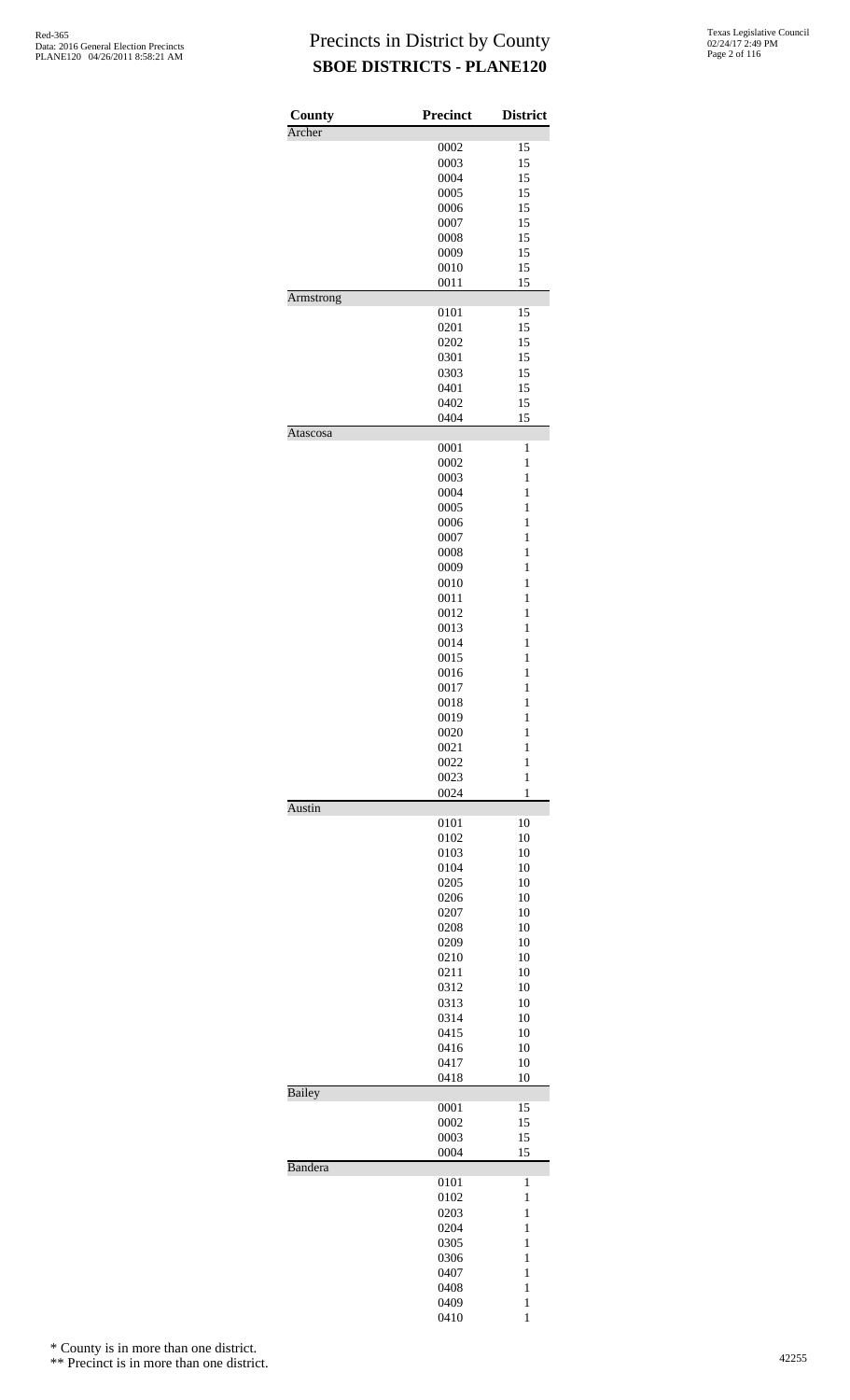# Precincts in District by County
## SBOE DISTRICTS - PLANE120

| County | Precinct | District |
|---|---|---|
| Archer | | |
| | 0002 | 15 |
| | 0003 | 15 |
| | 0004 | 15 |
| | 0005 | 15 |
| | 0006 | 15 |
| | 0007 | 15 |
| | 0008 | 15 |
| | 0009 | 15 |
| | 0010 | 15 |
| | 0011 | 15 |
| Armstrong | | |
| | 0101 | 15 |
| | 0201 | 15 |
| | 0202 | 15 |
| | 0301 | 15 |
| | 0303 | 15 |
| | 0401 | 15 |
| | 0402 | 15 |
| | 0404 | 15 |
| Atascosa | | |
| | 0001 | 1 |
| | 0002 | 1 |
| | 0003 | 1 |
| | 0004 | 1 |
| | 0005 | 1 |
| | 0006 | 1 |
| | 0007 | 1 |
| | 0008 | 1 |
| | 0009 | 1 |
| | 0010 | 1 |
| | 0011 | 1 |
| | 0012 | 1 |
| | 0013 | 1 |
| | 0014 | 1 |
| | 0015 | 1 |
| | 0016 | 1 |
| | 0017 | 1 |
| | 0018 | 1 |
| | 0019 | 1 |
| | 0020 | 1 |
| | 0021 | 1 |
| | 0022 | 1 |
| | 0023 | 1 |
| | 0024 | 1 |
| Austin | | |
| | 0101 | 10 |
| | 0102 | 10 |
| | 0103 | 10 |
| | 0104 | 10 |
| | 0205 | 10 |
| | 0206 | 10 |
| | 0207 | 10 |
| | 0208 | 10 |
| | 0209 | 10 |
| | 0210 | 10 |
| | 0211 | 10 |
| | 0312 | 10 |
| | 0313 | 10 |
| | 0314 | 10 |
| | 0415 | 10 |
| | 0416 | 10 |
| | 0417 | 10 |
| | 0418 | 10 |
| Bailey | | |
| | 0001 | 15 |
| | 0002 | 15 |
| | 0003 | 15 |
| | 0004 | 15 |
| Bandera | | |
| | 0101 | 1 |
| | 0102 | 1 |
| | 0203 | 1 |
| | 0204 | 1 |
| | 0305 | 1 |
| | 0306 | 1 |
| | 0407 | 1 |
| | 0408 | 1 |
| | 0409 | 1 |
| | 0410 | 1 |

\* County is in more than one district.

\*\* Precinct is in more than one district.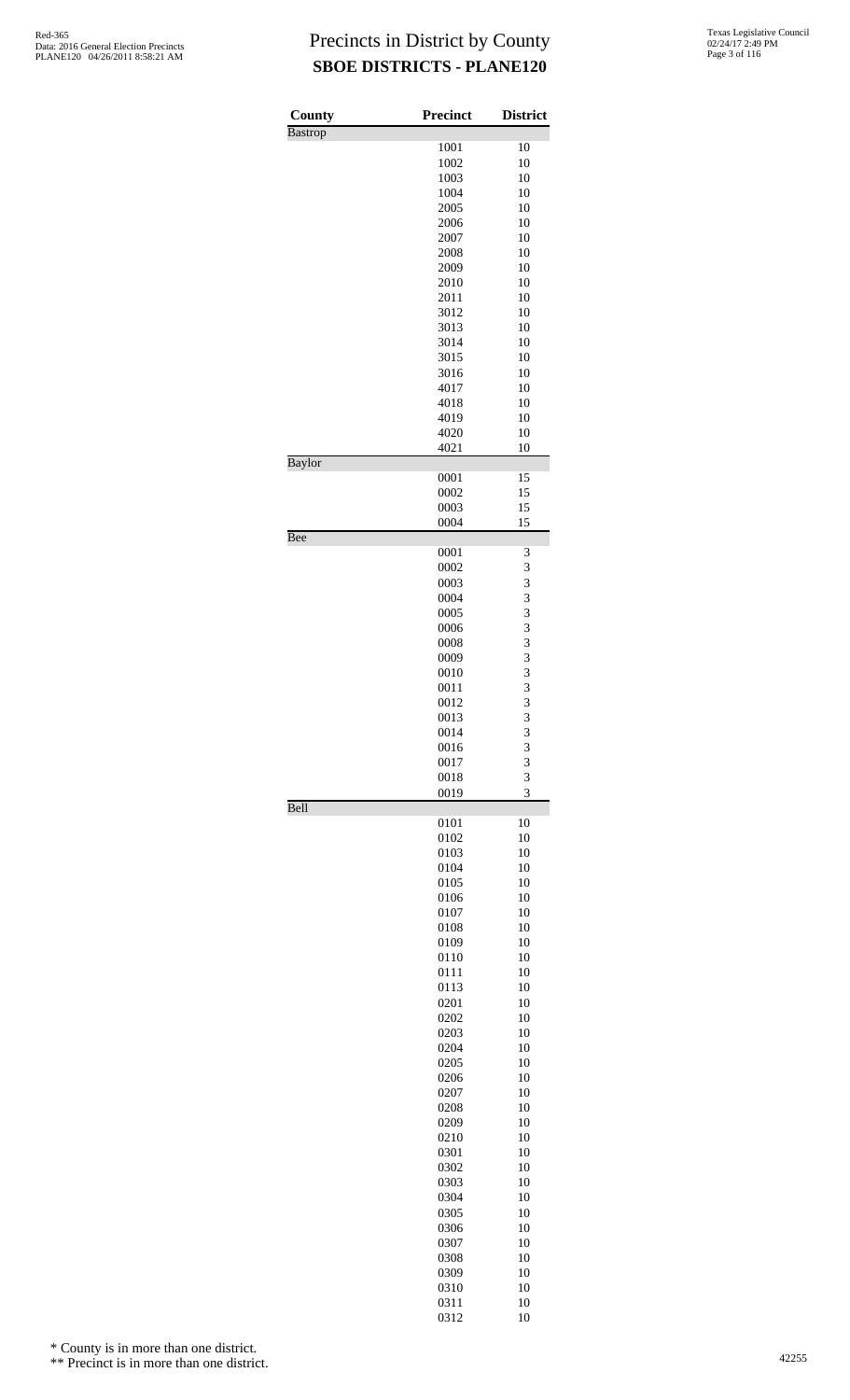# Precincts in District by County

## SBOE DISTRICTS - PLANE120

Red-365
Data: 2016 General Election Precincts
PLANE120 04/26/2011 8:58:21 AM

Texas Legislative Council
02/24/17 2:49 PM

| County | Precinct | District |
|---|---|---|
| Bastrop | | |
| | 1001 | 10 |
| | 1002 | 10 |
| | 1003 | 10 |
| | 1004 | 10 |
| | 2005 | 10 |
| | 2006 | 10 |
| | 2007 | 10 |
| | 2008 | 10 |
| | 2009 | 10 |
| | 2010 | 10 |
| | 2011 | 10 |
| | 3012 | 10 |
| | 3013 | 10 |
| | 3014 | 10 |
| | 3015 | 10 |
| | 3016 | 10 |
| | 4017 | 10 |
| | 4018 | 10 |
| | 4019 | 10 |
| | 4020 | 10 |
| | 4021 | 10 |
| Baylor | | |
| | 0001 | 15 |
| | 0002 | 15 |
| | 0003 | 15 |
| | 0004 | 15 |
| Bee | | |
| | 0001 | 3 |
| | 0002 | 3 |
| | 0003 | 3 |
| | 0004 | 3 |
| | 0005 | 3 |
| | 0006 | 3 |
| | 0008 | 3 |
| | 0009 | 3 |
| | 0010 | 3 |
| | 0011 | 3 |
| | 0012 | 3 |
| | 0013 | 3 |
| | 0014 | 3 |
| | 0016 | 3 |
| | 0017 | 3 |
| | 0018 | 3 |
| | 0019 | 3 |
| Bell | | |
| | 0101 | 10 |
| | 0102 | 10 |
| | 0103 | 10 |
| | 0104 | 10 |
| | 0105 | 10 |
| | 0106 | 10 |
| | 0107 | 10 |
| | 0108 | 10 |
| | 0109 | 10 |
| | 0110 | 10 |
| | 0111 | 10 |
| | 0113 | 10 |
| | 0201 | 10 |
| | 0202 | 10 |
| | 0203 | 10 |
| | 0204 | 10 |
| | 0205 | 10 |
| | 0206 | 10 |
| | 0207 | 10 |
| | 0208 | 10 |
| | 0209 | 10 |
| | 0210 | 10 |
| | 0301 | 10 |
| | 0302 | 10 |
| | 0303 | 10 |
| | 0304 | 10 |
| | 0305 | 10 |
| | 0306 | 10 |
| | 0307 | 10 |
| | 0308 | 10 |
| | 0309 | 10 |
| | 0310 | 10 |
| | 0311 | 10 |
| | 0312 | 10 |

\* County is in more than one district.

\*\* Precinct is in more than one district.

42255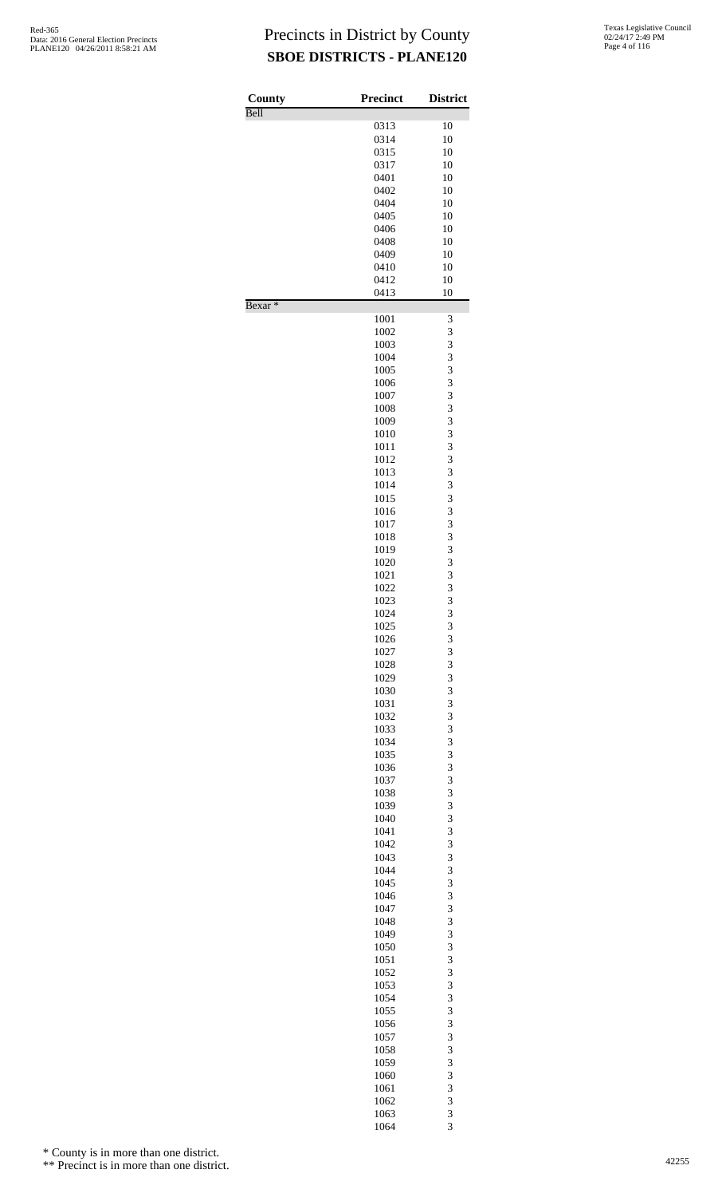# Precincts in District by County

## SBOE DISTRICTS - PLANE120

| County | Precinct | District |
|---|---|---|
| Bell | | |
| | 0313 | 10 |
| | 0314 | 10 |
| | 0315 | 10 |
| | 0317 | 10 |
| | 0401 | 10 |
| | 0402 | 10 |
| | 0404 | 10 |
| | 0405 | 10 |
| | 0406 | 10 |
| | 0408 | 10 |
| | 0409 | 10 |
| | 0410 | 10 |
| | 0412 | 10 |
| | 0413 | 10 |
| Bexar * | | |
| | 1001 | 3 |
| | 1002 | 3 |
| | 1003 | 3 |
| | 1004 | 3 |
| | 1005 | 3 |
| | 1006 | 3 |
| | 1007 | 3 |
| | 1008 | 3 |
| | 1009 | 3 |
| | 1010 | 3 |
| | 1011 | 3 |
| | 1012 | 3 |
| | 1013 | 3 |
| | 1014 | 3 |
| | 1015 | 3 |
| | 1016 | 3 |
| | 1017 | 3 |
| | 1018 | 3 |
| | 1019 | 3 |
| | 1020 | 3 |
| | 1021 | 3 |
| | 1022 | 3 |
| | 1023 | 3 |
| | 1024 | 3 |
| | 1025 | 3 |
| | 1026 | 3 |
| | 1027 | 3 |
| | 1028 | 3 |
| | 1029 | 3 |
| | 1030 | 3 |
| | 1031 | 3 |
| | 1032 | 3 |
| | 1033 | 3 |
| | 1034 | 3 |
| | 1035 | 3 |
| | 1036 | 3 |
| | 1037 | 3 |
| | 1038 | 3 |
| | 1039 | 3 |
| | 1040 | 3 |
| | 1041 | 3 |
| | 1042 | 3 |
| | 1043 | 3 |
| | 1044 | 3 |
| | 1045 | 3 |
| | 1046 | 3 |
| | 1047 | 3 |
| | 1048 | 3 |
| | 1049 | 3 |
| | 1050 | 3 |
| | 1051 | 3 |
| | 1052 | 3 |
| | 1053 | 3 |
| | 1054 | 3 |
| | 1055 | 3 |
| | 1056 | 3 |
| | 1057 | 3 |
| | 1058 | 3 |
| | 1059 | 3 |
| | 1060 | 3 |
| | 1061 | 3 |
| | 1062 | 3 |
| | 1063 | 3 |
| | 1064 | 3 |

* County is in more than one district.

** Precinct is in more than one district.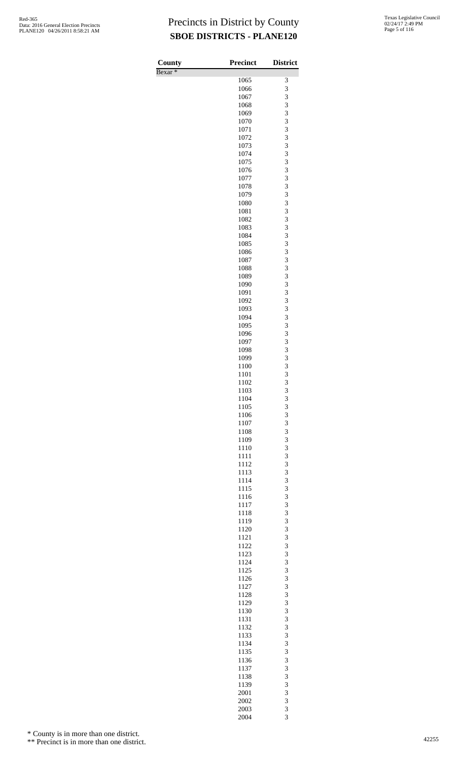# Precincts in District by County

## SBOE DISTRICTS - PLANE120

| County | Precinct | District |
|---|---|---|
| Bexar * | | |
| | 1065 | 3 |
| | 1066 | 3 |
| | 1067 | 3 |
| | 1068 | 3 |
| | 1069 | 3 |
| | 1070 | 3 |
| | 1071 | 3 |
| | 1072 | 3 |
| | 1073 | 3 |
| | 1074 | 3 |
| | 1075 | 3 |
| | 1076 | 3 |
| | 1077 | 3 |
| | 1078 | 3 |
| | 1079 | 3 |
| | 1080 | 3 |
| | 1081 | 3 |
| | 1082 | 3 |
| | 1083 | 3 |
| | 1084 | 3 |
| | 1085 | 3 |
| | 1086 | 3 |
| | 1087 | 3 |
| | 1088 | 3 |
| | 1089 | 3 |
| | 1090 | 3 |
| | 1091 | 3 |
| | 1092 | 3 |
| | 1093 | 3 |
| | 1094 | 3 |
| | 1095 | 3 |
| | 1096 | 3 |
| | 1097 | 3 |
| | 1098 | 3 |
| | 1099 | 3 |
| | 1100 | 3 |
| | 1101 | 3 |
| | 1102 | 3 |
| | 1103 | 3 |
| | 1104 | 3 |
| | 1105 | 3 |
| | 1106 | 3 |
| | 1107 | 3 |
| | 1108 | 3 |
| | 1109 | 3 |
| | 1110 | 3 |
| | 1111 | 3 |
| | 1112 | 3 |
| | 1113 | 3 |
| | 1114 | 3 |
| | 1115 | 3 |
| | 1116 | 3 |
| | 1117 | 3 |
| | 1118 | 3 |
| | 1119 | 3 |
| | 1120 | 3 |
| | 1121 | 3 |
| | 1122 | 3 |
| | 1123 | 3 |
| | 1124 | 3 |
| | 1125 | 3 |
| | 1126 | 3 |
| | 1127 | 3 |
| | 1128 | 3 |
| | 1129 | 3 |
| | 1130 | 3 |
| | 1131 | 3 |
| | 1132 | 3 |
| | 1133 | 3 |
| | 1134 | 3 |
| | 1135 | 3 |
| | 1136 | 3 |
| | 1137 | 3 |
| | 1138 | 3 |
| | 1139 | 3 |
| | 2001 | 3 |
| | 2002 | 3 |
| | 2003 | 3 |
| | 2004 | 3 |

\* County is in more than one district.

\*\* Precinct is in more than one district.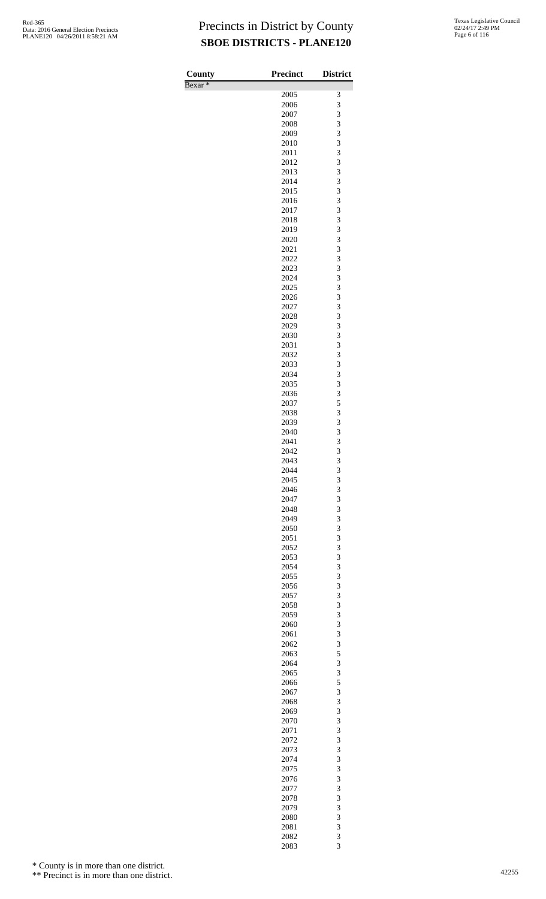# Precincts in District by County

**SBOE DISTRICTS - PLANE120**

| County | Precinct | District |
|---|---|---|
| Bexar * | | |
| | 2005 | 3 |
| | 2006 | 3 |
| | 2007 | 3 |
| | 2008 | 3 |
| | 2009 | 3 |
| | 2010 | 3 |
| | 2011 | 3 |
| | 2012 | 3 |
| | 2013 | 3 |
| | 2014 | 3 |
| | 2015 | 3 |
| | 2016 | 3 |
| | 2017 | 3 |
| | 2018 | 3 |
| | 2019 | 3 |
| | 2020 | 3 |
| | 2021 | 3 |
| | 2022 | 3 |
| | 2023 | 3 |
| | 2024 | 3 |
| | 2025 | 3 |
| | 2026 | 3 |
| | 2027 | 3 |
| | 2028 | 3 |
| | 2029 | 3 |
| | 2030 | 3 |
| | 2031 | 3 |
| | 2032 | 3 |
| | 2033 | 3 |
| | 2034 | 3 |
| | 2035 | 3 |
| | 2036 | 3 |
| | 2037 | 5 |
| | 2038 | 3 |
| | 2039 | 3 |
| | 2040 | 3 |
| | 2041 | 3 |
| | 2042 | 3 |
| | 2043 | 3 |
| | 2044 | 3 |
| | 2045 | 3 |
| | 2046 | 3 |
| | 2047 | 3 |
| | 2048 | 3 |
| | 2049 | 3 |
| | 2050 | 3 |
| | 2051 | 3 |
| | 2052 | 3 |
| | 2053 | 3 |
| | 2054 | 3 |
| | 2055 | 3 |
| | 2056 | 3 |
| | 2057 | 3 |
| | 2058 | 3 |
| | 2059 | 3 |
| | 2060 | 3 |
| | 2061 | 3 |
| | 2062 | 3 |
| | 2063 | 5 |
| | 2064 | 3 |
| | 2065 | 3 |
| | 2066 | 5 |
| | 2067 | 3 |
| | 2068 | 3 |
| | 2069 | 3 |
| | 2070 | 3 |
| | 2071 | 3 |
| | 2072 | 3 |
| | 2073 | 3 |
| | 2074 | 3 |
| | 2075 | 3 |
| | 2076 | 3 |
| | 2077 | 3 |
| | 2078 | 3 |
| | 2079 | 3 |
| | 2080 | 3 |
| | 2081 | 3 |
| | 2082 | 3 |
| | 2083 | 3 |

\* County is in more than one district.

\*\* Precinct is in more than one district.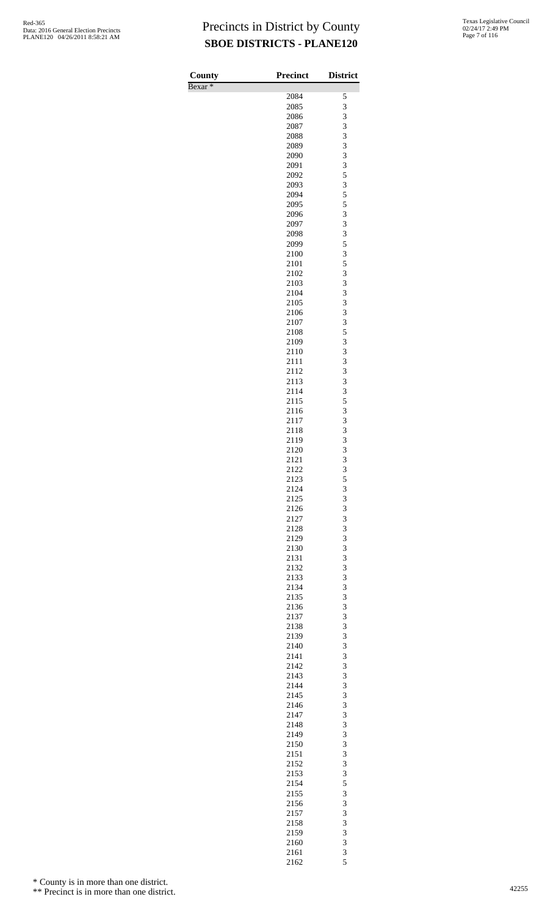# Precincts in District by County

## SBOE DISTRICTS - PLANE120

| County | Precinct | District |
|---|---|---|
| Bexar * | | |
| | 2084 | 5 |
| | 2085 | 3 |
| | 2086 | 3 |
| | 2087 | 3 |
| | 2088 | 3 |
| | 2089 | 3 |
| | 2090 | 3 |
| | 2091 | 3 |
| | 2092 | 5 |
| | 2093 | 3 |
| | 2094 | 5 |
| | 2095 | 5 |
| | 2096 | 3 |
| | 2097 | 3 |
| | 2098 | 3 |
| | 2099 | 5 |
| | 2100 | 3 |
| | 2101 | 5 |
| | 2102 | 3 |
| | 2103 | 3 |
| | 2104 | 3 |
| | 2105 | 3 |
| | 2106 | 3 |
| | 2107 | 3 |
| | 2108 | 5 |
| | 2109 | 3 |
| | 2110 | 3 |
| | 2111 | 3 |
| | 2112 | 3 |
| | 2113 | 3 |
| | 2114 | 3 |
| | 2115 | 5 |
| | 2116 | 3 |
| | 2117 | 3 |
| | 2118 | 3 |
| | 2119 | 3 |
| | 2120 | 3 |
| | 2121 | 3 |
| | 2122 | 3 |
| | 2123 | 5 |
| | 2124 | 3 |
| | 2125 | 3 |
| | 2126 | 3 |
| | 2127 | 3 |
| | 2128 | 3 |
| | 2129 | 3 |
| | 2130 | 3 |
| | 2131 | 3 |
| | 2132 | 3 |
| | 2133 | 3 |
| | 2134 | 3 |
| | 2135 | 3 |
| | 2136 | 3 |
| | 2137 | 3 |
| | 2138 | 3 |
| | 2139 | 3 |
| | 2140 | 3 |
| | 2141 | 3 |
| | 2142 | 3 |
| | 2143 | 3 |
| | 2144 | 3 |
| | 2145 | 3 |
| | 2146 | 3 |
| | 2147 | 3 |
| | 2148 | 3 |
| | 2149 | 3 |
| | 2150 | 3 |
| | 2151 | 3 |
| | 2152 | 3 |
| | 2153 | 3 |
| | 2154 | 5 |
| | 2155 | 3 |
| | 2156 | 3 |
| | 2157 | 3 |
| | 2158 | 3 |
| | 2159 | 3 |
| | 2160 | 3 |
| | 2161 | 3 |
| | 2162 | 5 |

\* County is in more than one district.

\** Precinct is in more than one district.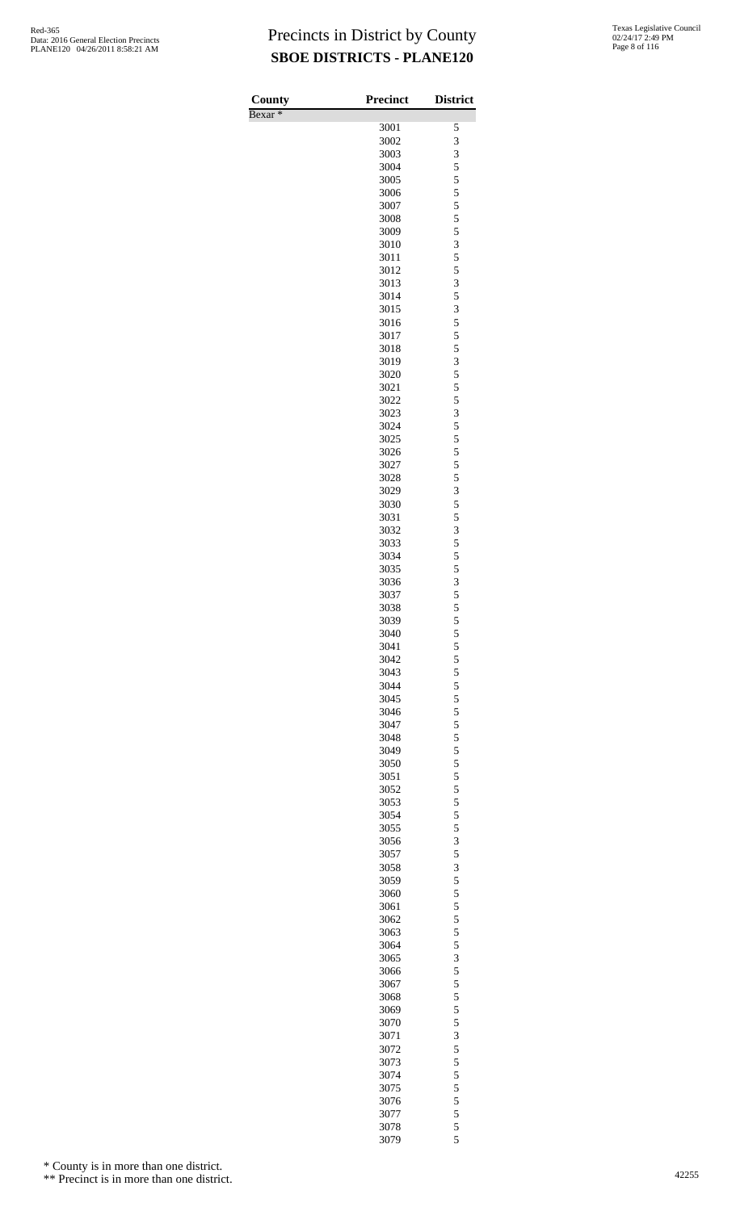# Precincts in District by County

## SBOE DISTRICTS - PLANE120

| County | Precinct | District |
|---|---|---|
| Bexar * | | |
| | 3001 | 5 |
| | 3002 | 3 |
| | 3003 | 3 |
| | 3004 | 5 |
| | 3005 | 5 |
| | 3006 | 5 |
| | 3007 | 5 |
| | 3008 | 5 |
| | 3009 | 5 |
| | 3010 | 3 |
| | 3011 | 5 |
| | 3012 | 5 |
| | 3013 | 3 |
| | 3014 | 5 |
| | 3015 | 3 |
| | 3016 | 5 |
| | 3017 | 5 |
| | 3018 | 5 |
| | 3019 | 3 |
| | 3020 | 5 |
| | 3021 | 5 |
| | 3022 | 5 |
| | 3023 | 3 |
| | 3024 | 5 |
| | 3025 | 5 |
| | 3026 | 5 |
| | 3027 | 5 |
| | 3028 | 5 |
| | 3029 | 3 |
| | 3030 | 5 |
| | 3031 | 5 |
| | 3032 | 3 |
| | 3033 | 5 |
| | 3034 | 5 |
| | 3035 | 5 |
| | 3036 | 3 |
| | 3037 | 5 |
| | 3038 | 5 |
| | 3039 | 5 |
| | 3040 | 5 |
| | 3041 | 5 |
| | 3042 | 5 |
| | 3043 | 5 |
| | 3044 | 5 |
| | 3045 | 5 |
| | 3046 | 5 |
| | 3047 | 5 |
| | 3048 | 5 |
| | 3049 | 5 |
| | 3050 | 5 |
| | 3051 | 5 |
| | 3052 | 5 |
| | 3053 | 5 |
| | 3054 | 5 |
| | 3055 | 5 |
| | 3056 | 3 |
| | 3057 | 5 |
| | 3058 | 3 |
| | 3059 | 5 |
| | 3060 | 5 |
| | 3061 | 5 |
| | 3062 | 5 |
| | 3063 | 5 |
| | 3064 | 5 |
| | 3065 | 3 |
| | 3066 | 5 |
| | 3067 | 5 |
| | 3068 | 5 |
| | 3069 | 5 |
| | 3070 | 5 |
| | 3071 | 3 |
| | 3072 | 5 |
| | 3073 | 5 |
| | 3074 | 5 |
| | 3075 | 5 |
| | 3076 | 5 |
| | 3077 | 5 |
| | 3078 | 5 |
| | 3079 | 5 |

\* County is in more than one district.

\*\* Precinct is in more than one district.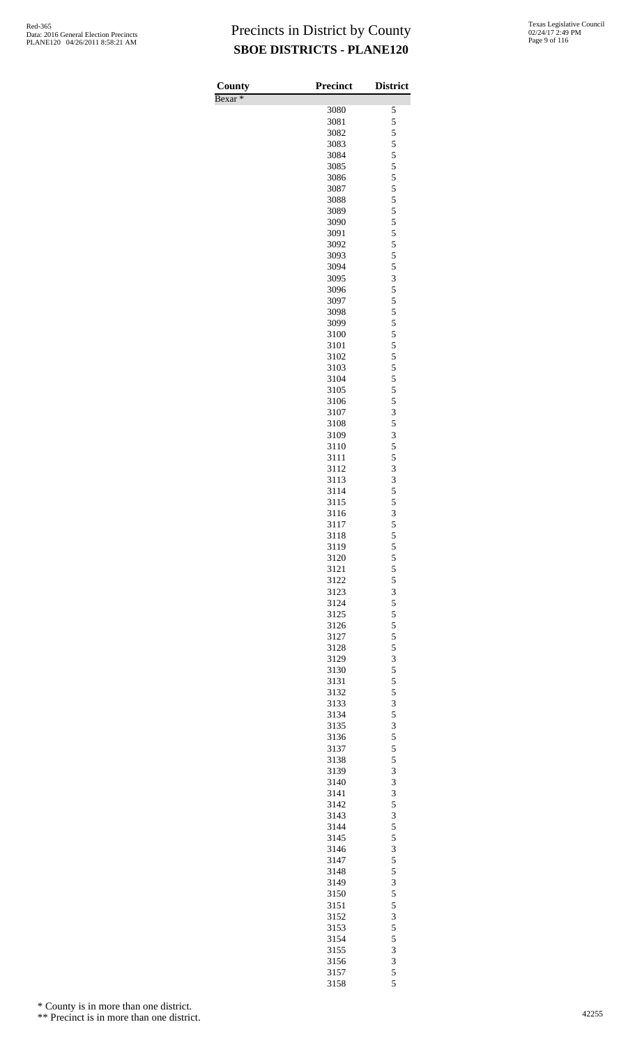# Precincts in District by County

## SBOE DISTRICTS - PLANE120

| County | Precinct | District |
|---|---|---|
| Bexar * | | |
| | 3080 | 5 |
| | 3081 | 5 |
| | 3082 | 5 |
| | 3083 | 5 |
| | 3084 | 5 |
| | 3085 | 5 |
| | 3086 | 5 |
| | 3087 | 5 |
| | 3088 | 5 |
| | 3089 | 5 |
| | 3090 | 5 |
| | 3091 | 5 |
| | 3092 | 5 |
| | 3093 | 5 |
| | 3094 | 5 |
| | 3095 | 3 |
| | 3096 | 5 |
| | 3097 | 5 |
| | 3098 | 5 |
| | 3099 | 5 |
| | 3100 | 5 |
| | 3101 | 5 |
| | 3102 | 5 |
| | 3103 | 5 |
| | 3104 | 5 |
| | 3105 | 5 |
| | 3106 | 5 |
| | 3107 | 3 |
| | 3108 | 5 |
| | 3109 | 3 |
| | 3110 | 5 |
| | 3111 | 5 |
| | 3112 | 3 |
| | 3113 | 3 |
| | 3114 | 5 |
| | 3115 | 5 |
| | 3116 | 3 |
| | 3117 | 5 |
| | 3118 | 5 |
| | 3119 | 5 |
| | 3120 | 5 |
| | 3121 | 5 |
| | 3122 | 5 |
| | 3123 | 3 |
| | 3124 | 5 |
| | 3125 | 5 |
| | 3126 | 5 |
| | 3127 | 5 |
| | 3128 | 5 |
| | 3129 | 3 |
| | 3130 | 5 |
| | 3131 | 5 |
| | 3132 | 5 |
| | 3133 | 3 |
| | 3134 | 5 |
| | 3135 | 3 |
| | 3136 | 5 |
| | 3137 | 5 |
| | 3138 | 5 |
| | 3139 | 3 |
| | 3140 | 3 |
| | 3141 | 3 |
| | 3142 | 5 |
| | 3143 | 3 |
| | 3144 | 5 |
| | 3145 | 5 |
| | 3146 | 3 |
| | 3147 | 5 |
| | 3148 | 5 |
| | 3149 | 3 |
| | 3150 | 5 |
| | 3151 | 5 |
| | 3152 | 3 |
| | 3153 | 5 |
| | 3154 | 5 |
| | 3155 | 3 |
| | 3156 | 3 |
| | 3157 | 5 |
| | 3158 | 5 |

\* County is in more than one district.

\*\* Precinct is in more than one district.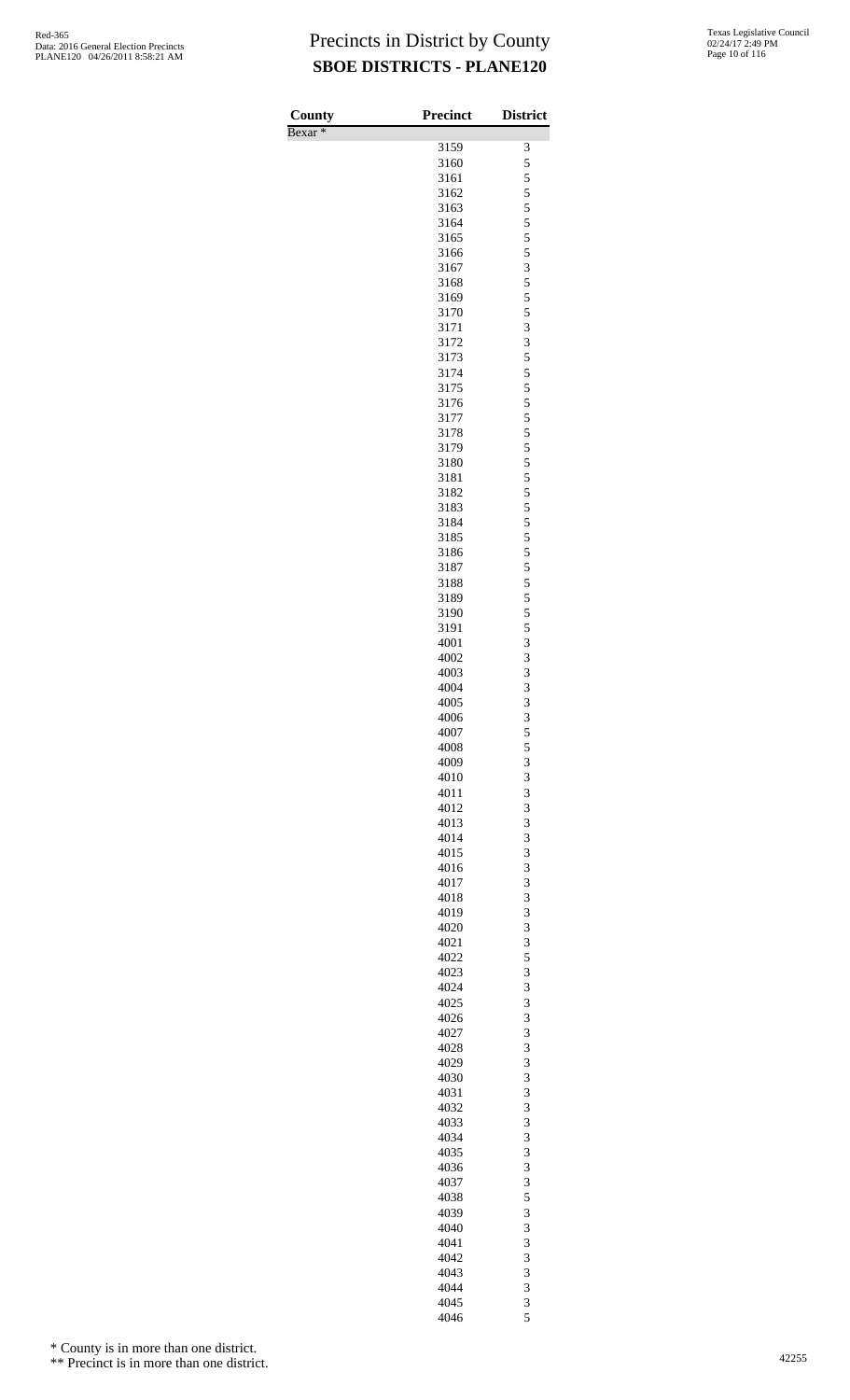# Precincts in District by County

## SBOE DISTRICTS - PLANE120

| County | Precinct | District |
|---|---|---|
| Bexar * | | |
| | 3159 | 3 |
| | 3160 | 5 |
| | 3161 | 5 |
| | 3162 | 5 |
| | 3163 | 5 |
| | 3164 | 5 |
| | 3165 | 5 |
| | 3166 | 5 |
| | 3167 | 3 |
| | 3168 | 5 |
| | 3169 | 5 |
| | 3170 | 5 |
| | 3171 | 3 |
| | 3172 | 3 |
| | 3173 | 5 |
| | 3174 | 5 |
| | 3175 | 5 |
| | 3176 | 5 |
| | 3177 | 5 |
| | 3178 | 5 |
| | 3179 | 5 |
| | 3180 | 5 |
| | 3181 | 5 |
| | 3182 | 5 |
| | 3183 | 5 |
| | 3184 | 5 |
| | 3185 | 5 |
| | 3186 | 5 |
| | 3187 | 5 |
| | 3188 | 5 |
| | 3189 | 5 |
| | 3190 | 5 |
| | 3191 | 5 |
| | 4001 | 3 |
| | 4002 | 3 |
| | 4003 | 3 |
| | 4004 | 3 |
| | 4005 | 3 |
| | 4006 | 3 |
| | 4007 | 5 |
| | 4008 | 5 |
| | 4009 | 3 |
| | 4010 | 3 |
| | 4011 | 3 |
| | 4012 | 3 |
| | 4013 | 3 |
| | 4014 | 3 |
| | 4015 | 3 |
| | 4016 | 3 |
| | 4017 | 3 |
| | 4018 | 3 |
| | 4019 | 3 |
| | 4020 | 3 |
| | 4021 | 3 |
| | 4022 | 5 |
| | 4023 | 3 |
| | 4024 | 3 |
| | 4025 | 3 |
| | 4026 | 3 |
| | 4027 | 3 |
| | 4028 | 3 |
| | 4029 | 3 |
| | 4030 | 3 |
| | 4031 | 3 |
| | 4032 | 3 |
| | 4033 | 3 |
| | 4034 | 3 |
| | 4035 | 3 |
| | 4036 | 3 |
| | 4037 | 3 |
| | 4038 | 5 |
| | 4039 | 3 |
| | 4040 | 3 |
| | 4041 | 3 |
| | 4042 | 3 |
| | 4043 | 3 |
| | 4044 | 3 |
| | 4045 | 3 |
| | 4046 | 5 |

\* County is in more than one district.

\*\* Precinct is in more than one district.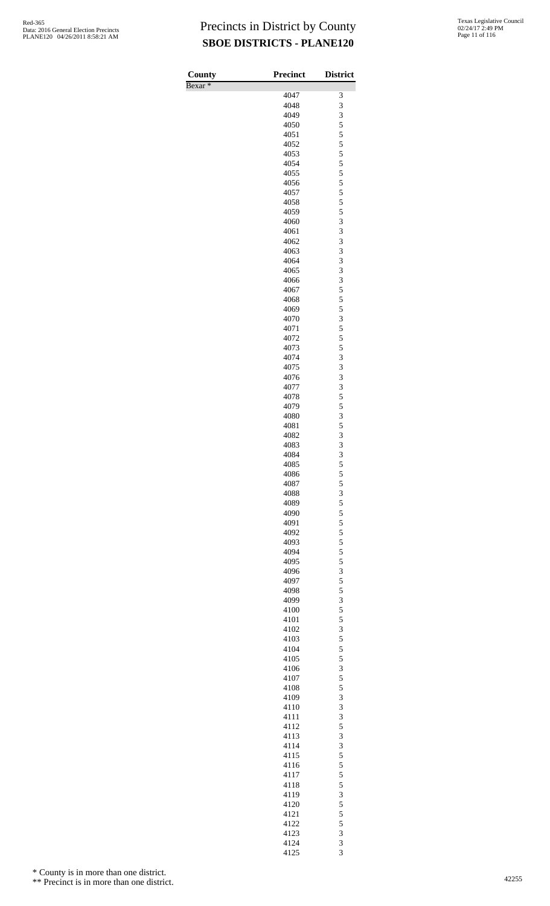# Precincts in District by County

## SBOE DISTRICTS - PLANE120

| County | Precinct | District |
|---|---|---|
| Bexar * | | |
| | 4047 | 3 |
| | 4048 | 3 |
| | 4049 | 3 |
| | 4050 | 5 |
| | 4051 | 5 |
| | 4052 | 5 |
| | 4053 | 5 |
| | 4054 | 5 |
| | 4055 | 5 |
| | 4056 | 5 |
| | 4057 | 5 |
| | 4058 | 5 |
| | 4059 | 5 |
| | 4060 | 3 |
| | 4061 | 3 |
| | 4062 | 3 |
| | 4063 | 3 |
| | 4064 | 3 |
| | 4065 | 3 |
| | 4066 | 3 |
| | 4067 | 5 |
| | 4068 | 5 |
| | 4069 | 5 |
| | 4070 | 3 |
| | 4071 | 5 |
| | 4072 | 5 |
| | 4073 | 5 |
| | 4074 | 3 |
| | 4075 | 3 |
| | 4076 | 3 |
| | 4077 | 3 |
| | 4078 | 5 |
| | 4079 | 5 |
| | 4080 | 3 |
| | 4081 | 5 |
| | 4082 | 3 |
| | 4083 | 3 |
| | 4084 | 3 |
| | 4085 | 5 |
| | 4086 | 5 |
| | 4087 | 5 |
| | 4088 | 3 |
| | 4089 | 5 |
| | 4090 | 5 |
| | 4091 | 5 |
| | 4092 | 5 |
| | 4093 | 5 |
| | 4094 | 5 |
| | 4095 | 5 |
| | 4096 | 3 |
| | 4097 | 5 |
| | 4098 | 5 |
| | 4099 | 3 |
| | 4100 | 5 |
| | 4101 | 5 |
| | 4102 | 3 |
| | 4103 | 5 |
| | 4104 | 5 |
| | 4105 | 5 |
| | 4106 | 3 |
| | 4107 | 5 |
| | 4108 | 5 |
| | 4109 | 3 |
| | 4110 | 3 |
| | 4111 | 3 |
| | 4112 | 5 |
| | 4113 | 3 |
| | 4114 | 3 |
| | 4115 | 5 |
| | 4116 | 5 |
| | 4117 | 5 |
| | 4118 | 5 |
| | 4119 | 3 |
| | 4120 | 5 |
| | 4121 | 5 |
| | 4122 | 5 |
| | 4123 | 3 |
| | 4124 | 3 |
| | 4125 | 3 |

\* County is in more than one district.

\*\* Precinct is in more than one district.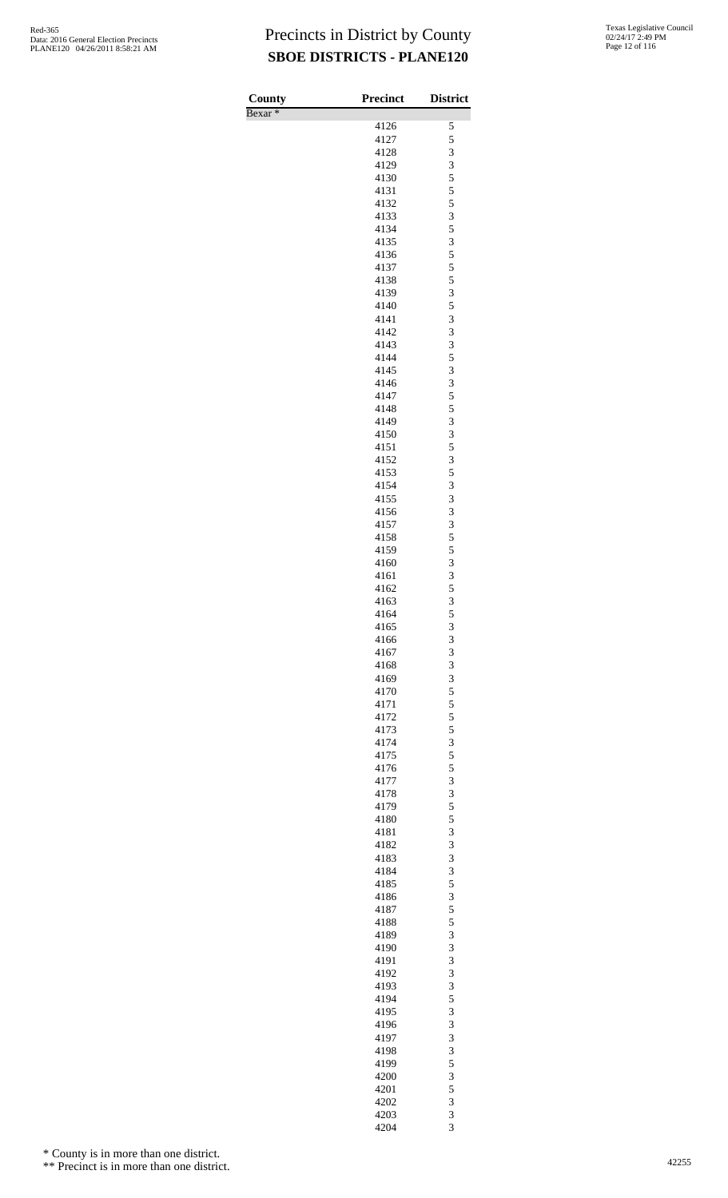# Precincts in District by County

## SBOE DISTRICTS - PLANE120

| County | Precinct | District |
|---|---|---|
| Bexar * | | |
| | 4126 | 5 |
| | 4127 | 5 |
| | 4128 | 3 |
| | 4129 | 3 |
| | 4130 | 5 |
| | 4131 | 5 |
| | 4132 | 5 |
| | 4133 | 3 |
| | 4134 | 5 |
| | 4135 | 3 |
| | 4136 | 5 |
| | 4137 | 5 |
| | 4138 | 5 |
| | 4139 | 3 |
| | 4140 | 5 |
| | 4141 | 3 |
| | 4142 | 3 |
| | 4143 | 3 |
| | 4144 | 5 |
| | 4145 | 3 |
| | 4146 | 3 |
| | 4147 | 5 |
| | 4148 | 5 |
| | 4149 | 3 |
| | 4150 | 3 |
| | 4151 | 5 |
| | 4152 | 3 |
| | 4153 | 5 |
| | 4154 | 3 |
| | 4155 | 3 |
| | 4156 | 3 |
| | 4157 | 3 |
| | 4158 | 5 |
| | 4159 | 5 |
| | 4160 | 3 |
| | 4161 | 3 |
| | 4162 | 5 |
| | 4163 | 3 |
| | 4164 | 5 |
| | 4165 | 3 |
| | 4166 | 3 |
| | 4167 | 3 |
| | 4168 | 3 |
| | 4169 | 3 |
| | 4170 | 5 |
| | 4171 | 5 |
| | 4172 | 5 |
| | 4173 | 5 |
| | 4174 | 3 |
| | 4175 | 5 |
| | 4176 | 5 |
| | 4177 | 3 |
| | 4178 | 3 |
| | 4179 | 5 |
| | 4180 | 5 |
| | 4181 | 3 |
| | 4182 | 3 |
| | 4183 | 3 |
| | 4184 | 3 |
| | 4185 | 5 |
| | 4186 | 3 |
| | 4187 | 5 |
| | 4188 | 5 |
| | 4189 | 3 |
| | 4190 | 3 |
| | 4191 | 3 |
| | 4192 | 3 |
| | 4193 | 3 |
| | 4194 | 5 |
| | 4195 | 3 |
| | 4196 | 3 |
| | 4197 | 3 |
| | 4198 | 3 |
| | 4199 | 5 |
| | 4200 | 3 |
| | 4201 | 5 |
| | 4202 | 3 |
| | 4203 | 3 |
| | 4204 | 3 |

\* County is in more than one district.

\*\* Precinct is in more than one district.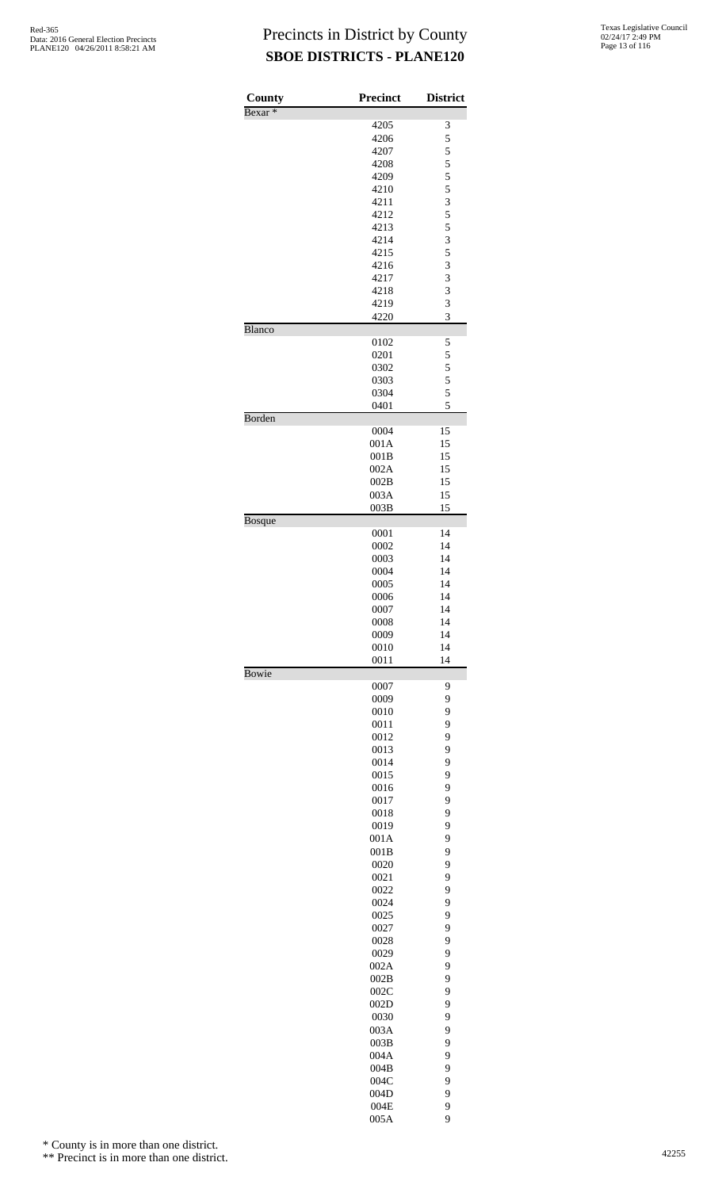# Precincts in District by County

## SBOE DISTRICTS - PLANE120

| County | Precinct | District |
|---|---|---|
| Bexar * | | |
| | 4205 | 3 |
| | 4206 | 5 |
| | 4207 | 5 |
| | 4208 | 5 |
| | 4209 | 5 |
| | 4210 | 5 |
| | 4211 | 3 |
| | 4212 | 5 |
| | 4213 | 5 |
| | 4214 | 3 |
| | 4215 | 5 |
| | 4216 | 3 |
| | 4217 | 3 |
| | 4218 | 3 |
| | 4219 | 3 |
| | 4220 | 3 |
| Blanco | | |
| | 0102 | 5 |
| | 0201 | 5 |
| | 0302 | 5 |
| | 0303 | 5 |
| | 0304 | 5 |
| | 0401 | 5 |
| Borden | | |
| | 0004 | 15 |
| | 001A | 15 |
| | 001B | 15 |
| | 002A | 15 |
| | 002B | 15 |
| | 003A | 15 |
| | 003B | 15 |
| Bosque | | |
| | 0001 | 14 |
| | 0002 | 14 |
| | 0003 | 14 |
| | 0004 | 14 |
| | 0005 | 14 |
| | 0006 | 14 |
| | 0007 | 14 |
| | 0008 | 14 |
| | 0009 | 14 |
| | 0010 | 14 |
| | 0011 | 14 |
| Bowie | | |
| | 0007 | 9 |
| | 0009 | 9 |
| | 0010 | 9 |
| | 0011 | 9 |
| | 0012 | 9 |
| | 0013 | 9 |
| | 0014 | 9 |
| | 0015 | 9 |
| | 0016 | 9 |
| | 0017 | 9 |
| | 0018 | 9 |
| | 0019 | 9 |
| | 001A | 9 |
| | 001B | 9 |
| | 0020 | 9 |
| | 0021 | 9 |
| | 0022 | 9 |
| | 0024 | 9 |
| | 0025 | 9 |
| | 0027 | 9 |
| | 0028 | 9 |
| | 0029 | 9 |
| | 002A | 9 |
| | 002B | 9 |
| | 002C | 9 |
| | 002D | 9 |
| | 0030 | 9 |
| | 003A | 9 |
| | 003B | 9 |
| | 004A | 9 |
| | 004B | 9 |
| | 004C | 9 |
| | 004D | 9 |
| | 004E | 9 |
| | 005A | 9 |

\* County is in more than one district.

\*\* Precinct is in more than one district.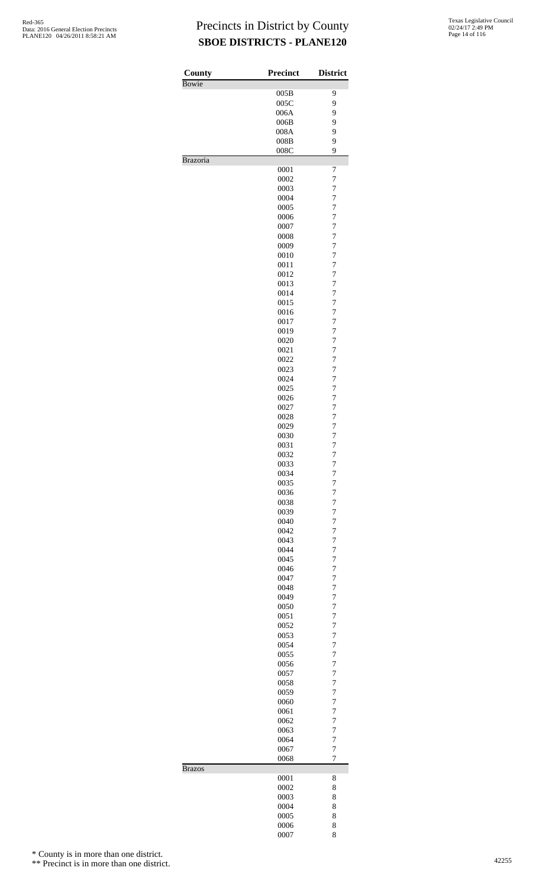# Precincts in District by County
## SBOE DISTRICTS - PLANE120

| County | Precinct | District |
|---|---|---|
| Bowie | | |
| | 005B | 9 |
| | 005C | 9 |
| | 006A | 9 |
| | 006B | 9 |
| | 008A | 9 |
| | 008B | 9 |
| | 008C | 9 |
| Brazoria | | |
| | 0001 | 7 |
| | 0002 | 7 |
| | 0003 | 7 |
| | 0004 | 7 |
| | 0005 | 7 |
| | 0006 | 7 |
| | 0007 | 7 |
| | 0008 | 7 |
| | 0009 | 7 |
| | 0010 | 7 |
| | 0011 | 7 |
| | 0012 | 7 |
| | 0013 | 7 |
| | 0014 | 7 |
| | 0015 | 7 |
| | 0016 | 7 |
| | 0017 | 7 |
| | 0019 | 7 |
| | 0020 | 7 |
| | 0021 | 7 |
| | 0022 | 7 |
| | 0023 | 7 |
| | 0024 | 7 |
| | 0025 | 7 |
| | 0026 | 7 |
| | 0027 | 7 |
| | 0028 | 7 |
| | 0029 | 7 |
| | 0030 | 7 |
| | 0031 | 7 |
| | 0032 | 7 |
| | 0033 | 7 |
| | 0034 | 7 |
| | 0035 | 7 |
| | 0036 | 7 |
| | 0038 | 7 |
| | 0039 | 7 |
| | 0040 | 7 |
| | 0042 | 7 |
| | 0043 | 7 |
| | 0044 | 7 |
| | 0045 | 7 |
| | 0046 | 7 |
| | 0047 | 7 |
| | 0048 | 7 |
| | 0049 | 7 |
| | 0050 | 7 |
| | 0051 | 7 |
| | 0052 | 7 |
| | 0053 | 7 |
| | 0054 | 7 |
| | 0055 | 7 |
| | 0056 | 7 |
| | 0057 | 7 |
| | 0058 | 7 |
| | 0059 | 7 |
| | 0060 | 7 |
| | 0061 | 7 |
| | 0062 | 7 |
| | 0063 | 7 |
| | 0064 | 7 |
| | 0067 | 7 |
| | 0068 | 7 |
| Brazos | | |
| | 0001 | 8 |
| | 0002 | 8 |
| | 0003 | 8 |
| | 0004 | 8 |
| | 0005 | 8 |
| | 0006 | 8 |
| | 0007 | 8 |

\* County is in more than one district.

\** Precinct is in more than one district.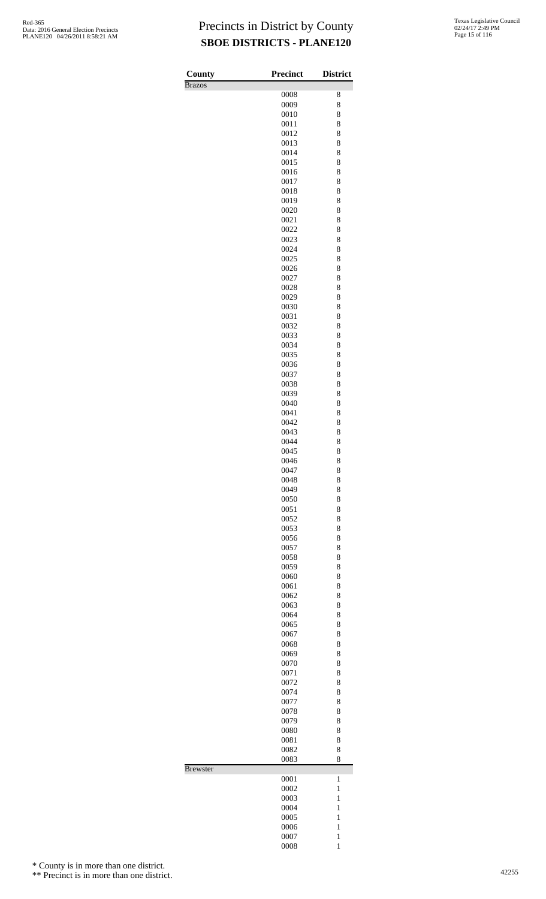# Precincts in District by County

## SBOE DISTRICTS - PLANE120

Red-365
Data: 2016 General Election Precincts
PLANE120 04/26/2011 8:58:21 AM

Texas Legislative Council
02/24/17 2:49 PM

| County | Precinct | District |
|---|---|---|
| Brazos | | |
| | 0008 | 8 |
| | 0009 | 8 |
| | 0010 | 8 |
| | 0011 | 8 |
| | 0012 | 8 |
| | 0013 | 8 |
| | 0014 | 8 |
| | 0015 | 8 |
| | 0016 | 8 |
| | 0017 | 8 |
| | 0018 | 8 |
| | 0019 | 8 |
| | 0020 | 8 |
| | 0021 | 8 |
| | 0022 | 8 |
| | 0023 | 8 |
| | 0024 | 8 |
| | 0025 | 8 |
| | 0026 | 8 |
| | 0027 | 8 |
| | 0028 | 8 |
| | 0029 | 8 |
| | 0030 | 8 |
| | 0031 | 8 |
| | 0032 | 8 |
| | 0033 | 8 |
| | 0034 | 8 |
| | 0035 | 8 |
| | 0036 | 8 |
| | 0037 | 8 |
| | 0038 | 8 |
| | 0039 | 8 |
| | 0040 | 8 |
| | 0041 | 8 |
| | 0042 | 8 |
| | 0043 | 8 |
| | 0044 | 8 |
| | 0045 | 8 |
| | 0046 | 8 |
| | 0047 | 8 |
| | 0048 | 8 |
| | 0049 | 8 |
| | 0050 | 8 |
| | 0051 | 8 |
| | 0052 | 8 |
| | 0053 | 8 |
| | 0056 | 8 |
| | 0057 | 8 |
| | 0058 | 8 |
| | 0059 | 8 |
| | 0060 | 8 |
| | 0061 | 8 |
| | 0062 | 8 |
| | 0063 | 8 |
| | 0064 | 8 |
| | 0065 | 8 |
| | 0067 | 8 |
| | 0068 | 8 |
| | 0069 | 8 |
| | 0070 | 8 |
| | 0071 | 8 |
| | 0072 | 8 |
| | 0074 | 8 |
| | 0077 | 8 |
| | 0078 | 8 |
| | 0079 | 8 |
| | 0080 | 8 |
| | 0081 | 8 |
| | 0082 | 8 |
| | 0083 | 8 |
| Brewster | | |
| | 0001 | 1 |
| | 0002 | 1 |
| | 0003 | 1 |
| | 0004 | 1 |
| | 0005 | 1 |
| | 0006 | 1 |
| | 0007 | 1 |
| | 0008 | 1 |

\* County is in more than one district.

\*\* Precinct is in more than one district.

42255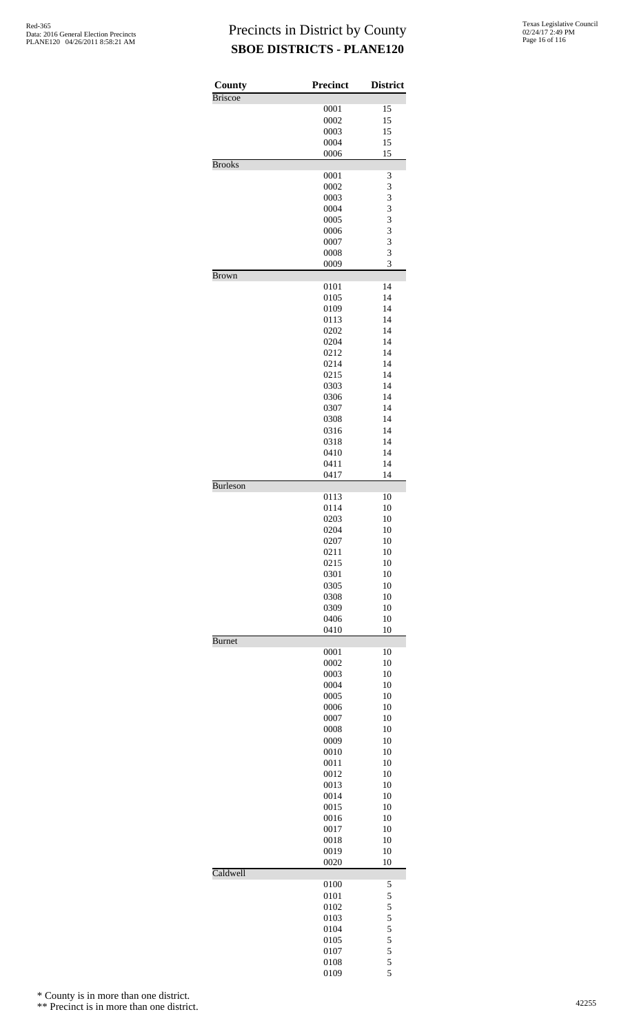# Precincts in District by County

## SBOE DISTRICTS - PLANE120

| County | Precinct | District |
|---|---|---|
| Briscoe | | |
| | 0001 | 15 |
| | 0002 | 15 |
| | 0003 | 15 |
| | 0004 | 15 |
| | 0006 | 15 |
| Brooks | | |
| | 0001 | 3 |
| | 0002 | 3 |
| | 0003 | 3 |
| | 0004 | 3 |
| | 0005 | 3 |
| | 0006 | 3 |
| | 0007 | 3 |
| | 0008 | 3 |
| | 0009 | 3 |
| Brown | | |
| | 0101 | 14 |
| | 0105 | 14 |
| | 0109 | 14 |
| | 0113 | 14 |
| | 0202 | 14 |
| | 0204 | 14 |
| | 0212 | 14 |
| | 0214 | 14 |
| | 0215 | 14 |
| | 0303 | 14 |
| | 0306 | 14 |
| | 0307 | 14 |
| | 0308 | 14 |
| | 0316 | 14 |
| | 0318 | 14 |
| | 0410 | 14 |
| | 0411 | 14 |
| | 0417 | 14 |
| Burleson | | |
| | 0113 | 10 |
| | 0114 | 10 |
| | 0203 | 10 |
| | 0204 | 10 |
| | 0207 | 10 |
| | 0211 | 10 |
| | 0215 | 10 |
| | 0301 | 10 |
| | 0305 | 10 |
| | 0308 | 10 |
| | 0309 | 10 |
| | 0406 | 10 |
| | 0410 | 10 |
| Burnet | | |
| | 0001 | 10 |
| | 0002 | 10 |
| | 0003 | 10 |
| | 0004 | 10 |
| | 0005 | 10 |
| | 0006 | 10 |
| | 0007 | 10 |
| | 0008 | 10 |
| | 0009 | 10 |
| | 0010 | 10 |
| | 0011 | 10 |
| | 0012 | 10 |
| | 0013 | 10 |
| | 0014 | 10 |
| | 0015 | 10 |
| | 0016 | 10 |
| | 0017 | 10 |
| | 0018 | 10 |
| | 0019 | 10 |
| | 0020 | 10 |
| Caldwell | | |
| | 0100 | 5 |
| | 0101 | 5 |
| | 0102 | 5 |
| | 0103 | 5 |
| | 0104 | 5 |
| | 0105 | 5 |
| | 0107 | 5 |
| | 0108 | 5 |
| | 0109 | 5 |

\* County is in more than one district.

\*\* Precinct is in more than one district.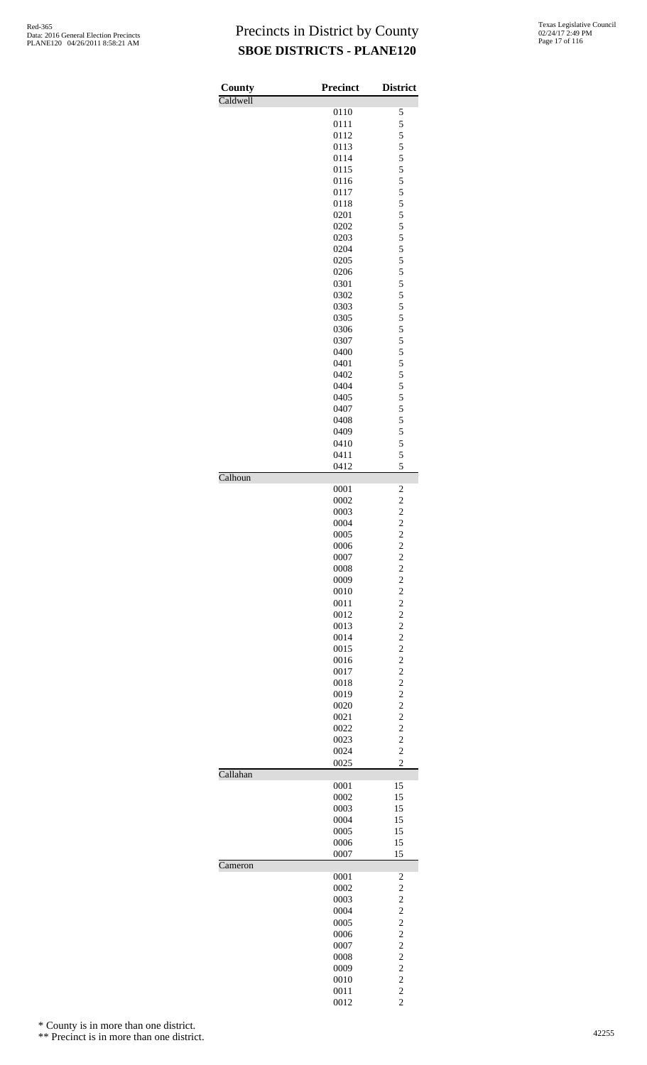# Precincts in District by County
## SBOE DISTRICTS - PLANE120

| County | Precinct | District |
|---|---|---|
| Caldwell | | |
| | 0110 | 5 |
| | 0111 | 5 |
| | 0112 | 5 |
| | 0113 | 5 |
| | 0114 | 5 |
| | 0115 | 5 |
| | 0116 | 5 |
| | 0117 | 5 |
| | 0118 | 5 |
| | 0201 | 5 |
| | 0202 | 5 |
| | 0203 | 5 |
| | 0204 | 5 |
| | 0205 | 5 |
| | 0206 | 5 |
| | 0301 | 5 |
| | 0302 | 5 |
| | 0303 | 5 |
| | 0305 | 5 |
| | 0306 | 5 |
| | 0307 | 5 |
| | 0400 | 5 |
| | 0401 | 5 |
| | 0402 | 5 |
| | 0404 | 5 |
| | 0405 | 5 |
| | 0407 | 5 |
| | 0408 | 5 |
| | 0409 | 5 |
| | 0410 | 5 |
| | 0411 | 5 |
| | 0412 | 5 |
| Calhoun | | |
| | 0001 | 2 |
| | 0002 | 2 |
| | 0003 | 2 |
| | 0004 | 2 |
| | 0005 | 2 |
| | 0006 | 2 |
| | 0007 | 2 |
| | 0008 | 2 |
| | 0009 | 2 |
| | 0010 | 2 |
| | 0011 | 2 |
| | 0012 | 2 |
| | 0013 | 2 |
| | 0014 | 2 |
| | 0015 | 2 |
| | 0016 | 2 |
| | 0017 | 2 |
| | 0018 | 2 |
| | 0019 | 2 |
| | 0020 | 2 |
| | 0021 | 2 |
| | 0022 | 2 |
| | 0023 | 2 |
| | 0024 | 2 |
| | 0025 | 2 |
| Callahan | | |
| | 0001 | 15 |
| | 0002 | 15 |
| | 0003 | 15 |
| | 0004 | 15 |
| | 0005 | 15 |
| | 0006 | 15 |
| | 0007 | 15 |
| Cameron | | |
| | 0001 | 2 |
| | 0002 | 2 |
| | 0003 | 2 |
| | 0004 | 2 |
| | 0005 | 2 |
| | 0006 | 2 |
| | 0007 | 2 |
| | 0008 | 2 |
| | 0009 | 2 |
| | 0010 | 2 |
| | 0011 | 2 |
| | 0012 | 2 |

\* County is in more than one district.

\*\* Precinct is in more than one district.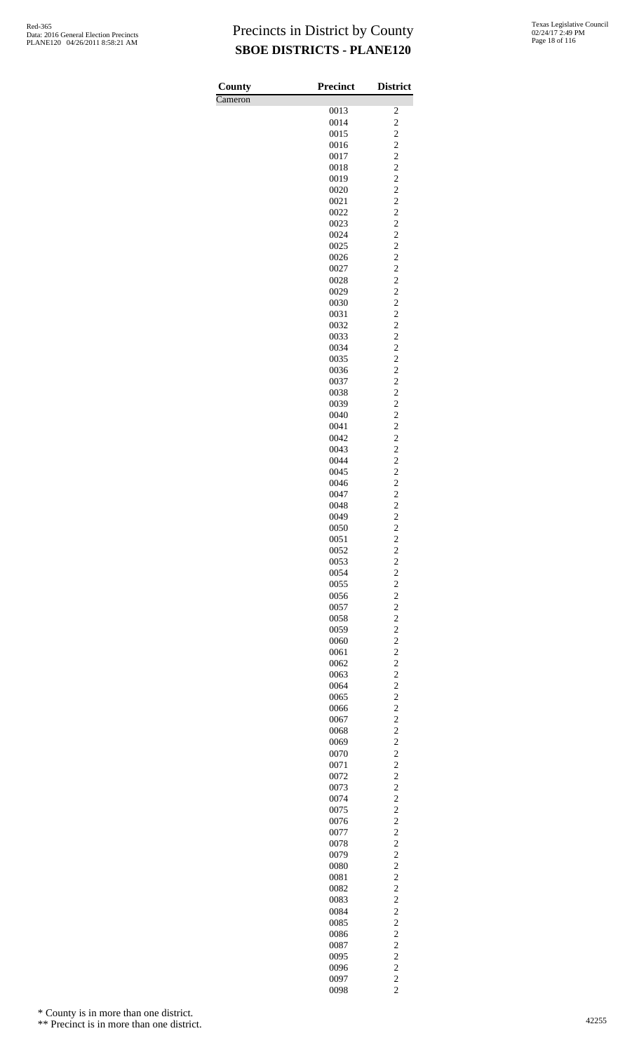# Precincts in District by County

## SBOE DISTRICTS - PLANE120

| County | Precinct | District |
|---|---|---|
| Cameron | | |
| | 0013 | 2 |
| | 0014 | 2 |
| | 0015 | 2 |
| | 0016 | 2 |
| | 0017 | 2 |
| | 0018 | 2 |
| | 0019 | 2 |
| | 0020 | 2 |
| | 0021 | 2 |
| | 0022 | 2 |
| | 0023 | 2 |
| | 0024 | 2 |
| | 0025 | 2 |
| | 0026 | 2 |
| | 0027 | 2 |
| | 0028 | 2 |
| | 0029 | 2 |
| | 0030 | 2 |
| | 0031 | 2 |
| | 0032 | 2 |
| | 0033 | 2 |
| | 0034 | 2 |
| | 0035 | 2 |
| | 0036 | 2 |
| | 0037 | 2 |
| | 0038 | 2 |
| | 0039 | 2 |
| | 0040 | 2 |
| | 0041 | 2 |
| | 0042 | 2 |
| | 0043 | 2 |
| | 0044 | 2 |
| | 0045 | 2 |
| | 0046 | 2 |
| | 0047 | 2 |
| | 0048 | 2 |
| | 0049 | 2 |
| | 0050 | 2 |
| | 0051 | 2 |
| | 0052 | 2 |
| | 0053 | 2 |
| | 0054 | 2 |
| | 0055 | 2 |
| | 0056 | 2 |
| | 0057 | 2 |
| | 0058 | 2 |
| | 0059 | 2 |
| | 0060 | 2 |
| | 0061 | 2 |
| | 0062 | 2 |
| | 0063 | 2 |
| | 0064 | 2 |
| | 0065 | 2 |
| | 0066 | 2 |
| | 0067 | 2 |
| | 0068 | 2 |
| | 0069 | 2 |
| | 0070 | 2 |
| | 0071 | 2 |
| | 0072 | 2 |
| | 0073 | 2 |
| | 0074 | 2 |
| | 0075 | 2 |
| | 0076 | 2 |
| | 0077 | 2 |
| | 0078 | 2 |
| | 0079 | 2 |
| | 0080 | 2 |
| | 0081 | 2 |
| | 0082 | 2 |
| | 0083 | 2 |
| | 0084 | 2 |
| | 0085 | 2 |
| | 0086 | 2 |
| | 0087 | 2 |
| | 0095 | 2 |
| | 0096 | 2 |
| | 0097 | 2 |
| | 0098 | 2 |

\* County is in more than one district.

\*\* Precinct is in more than one district.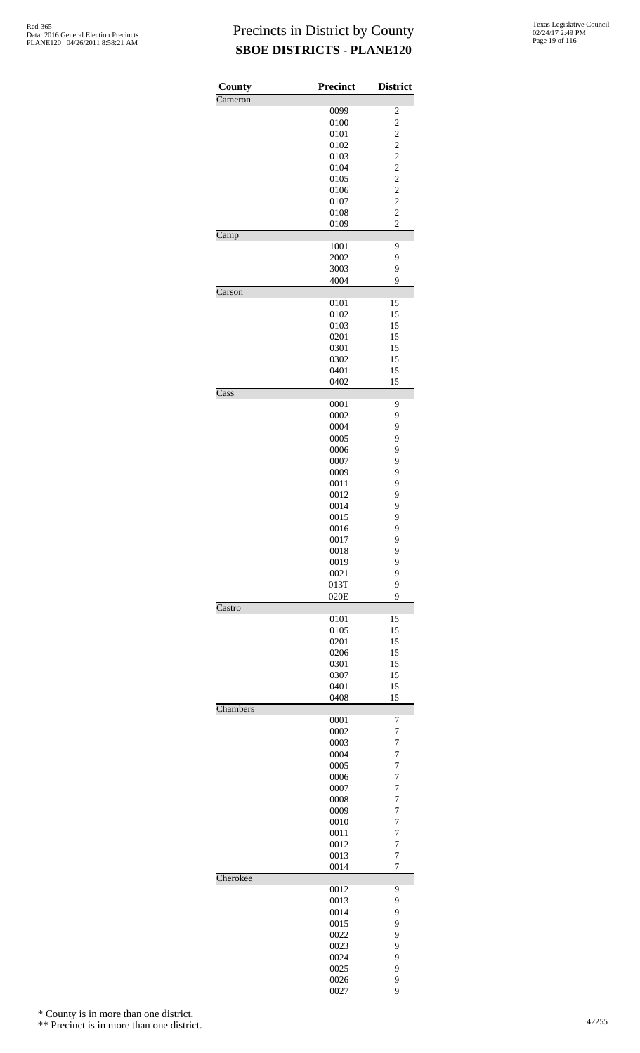# Precincts in District by County
## SBOE DISTRICTS - PLANE120

| County | Precinct | District |
|---|---|---|
| Cameron | | |
| | 0099 | 2 |
| | 0100 | 2 |
| | 0101 | 2 |
| | 0102 | 2 |
| | 0103 | 2 |
| | 0104 | 2 |
| | 0105 | 2 |
| | 0106 | 2 |
| | 0107 | 2 |
| | 0108 | 2 |
| | 0109 | 2 |
| Camp | | |
| | 1001 | 9 |
| | 2002 | 9 |
| | 3003 | 9 |
| | 4004 | 9 |
| Carson | | |
| | 0101 | 15 |
| | 0102 | 15 |
| | 0103 | 15 |
| | 0201 | 15 |
| | 0301 | 15 |
| | 0302 | 15 |
| | 0401 | 15 |
| | 0402 | 15 |
| Cass | | |
| | 0001 | 9 |
| | 0002 | 9 |
| | 0004 | 9 |
| | 0005 | 9 |
| | 0006 | 9 |
| | 0007 | 9 |
| | 0009 | 9 |
| | 0011 | 9 |
| | 0012 | 9 |
| | 0014 | 9 |
| | 0015 | 9 |
| | 0016 | 9 |
| | 0017 | 9 |
| | 0018 | 9 |
| | 0019 | 9 |
| | 0021 | 9 |
| | 013T | 9 |
| | 020E | 9 |
| Castro | | |
| | 0101 | 15 |
| | 0105 | 15 |
| | 0201 | 15 |
| | 0206 | 15 |
| | 0301 | 15 |
| | 0307 | 15 |
| | 0401 | 15 |
| | 0408 | 15 |
| Chambers | | |
| | 0001 | 7 |
| | 0002 | 7 |
| | 0003 | 7 |
| | 0004 | 7 |
| | 0005 | 7 |
| | 0006 | 7 |
| | 0007 | 7 |
| | 0008 | 7 |
| | 0009 | 7 |
| | 0010 | 7 |
| | 0011 | 7 |
| | 0012 | 7 |
| | 0013 | 7 |
| | 0014 | 7 |
| Cherokee | | |
| | 0012 | 9 |
| | 0013 | 9 |
| | 0014 | 9 |
| | 0015 | 9 |
| | 0022 | 9 |
| | 0023 | 9 |
| | 0024 | 9 |
| | 0025 | 9 |
| | 0026 | 9 |
| | 0027 | 9 |

\* County is in more than one district.

\*\* Precinct is in more than one district.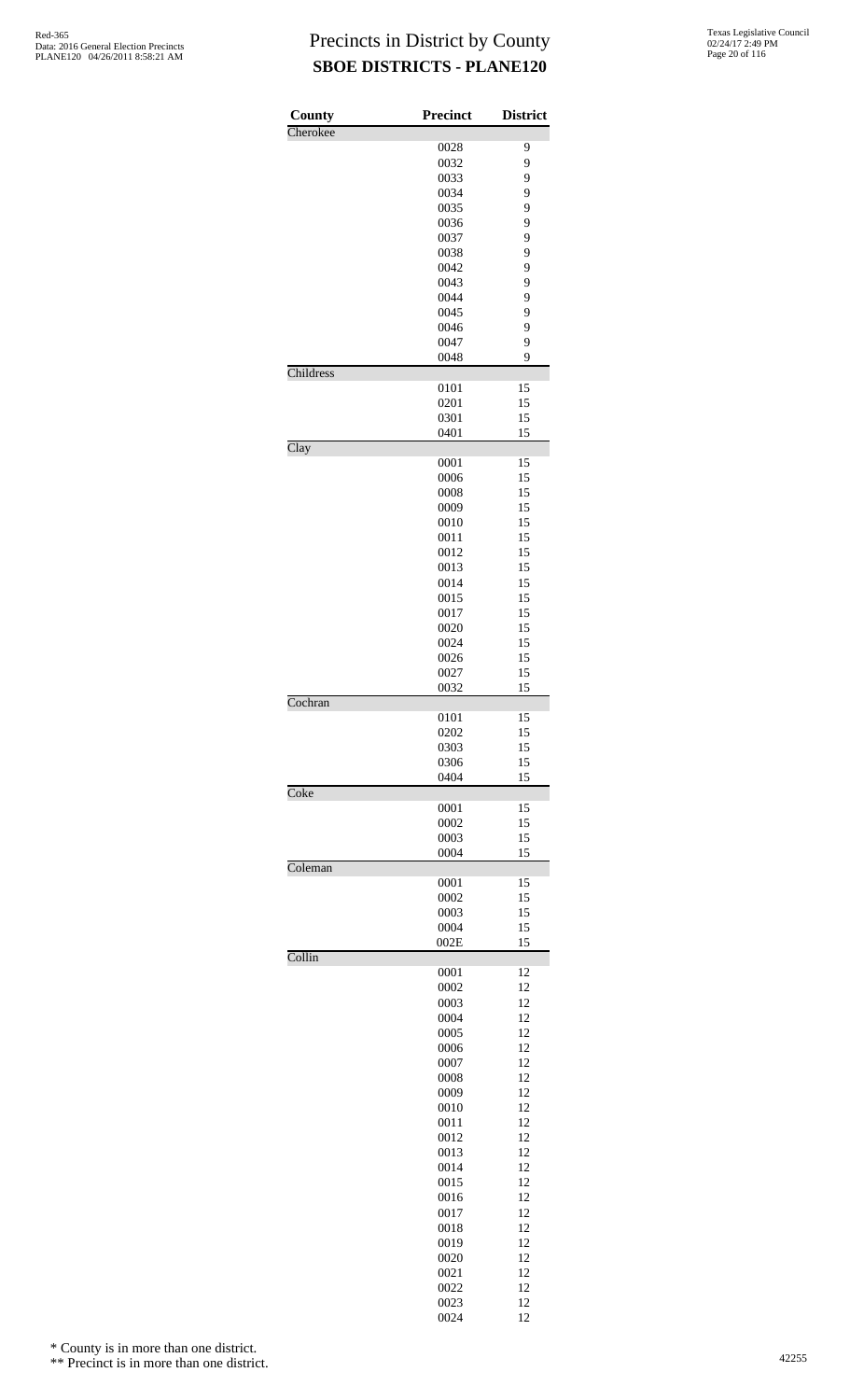# Precincts in District by County
## SBOE DISTRICTS - PLANE120

Red-365
Data: 2016 General Election Precincts
PLANE120 04/26/2011 8:58:21 AM

Texas Legislative Council
02/24/17 2:49 PM

| County | Precinct | District |
|---|---|---|
| Cherokee | | |
| | 0028 | 9 |
| | 0032 | 9 |
| | 0033 | 9 |
| | 0034 | 9 |
| | 0035 | 9 |
| | 0036 | 9 |
| | 0037 | 9 |
| | 0038 | 9 |
| | 0042 | 9 |
| | 0043 | 9 |
| | 0044 | 9 |
| | 0045 | 9 |
| | 0046 | 9 |
| | 0047 | 9 |
| | 0048 | 9 |
| Childress | | |
| | 0101 | 15 |
| | 0201 | 15 |
| | 0301 | 15 |
| | 0401 | 15 |
| Clay | | |
| | 0001 | 15 |
| | 0006 | 15 |
| | 0008 | 15 |
| | 0009 | 15 |
| | 0010 | 15 |
| | 0011 | 15 |
| | 0012 | 15 |
| | 0013 | 15 |
| | 0014 | 15 |
| | 0015 | 15 |
| | 0017 | 15 |
| | 0020 | 15 |
| | 0024 | 15 |
| | 0026 | 15 |
| | 0027 | 15 |
| | 0032 | 15 |
| Cochran | | |
| | 0101 | 15 |
| | 0202 | 15 |
| | 0303 | 15 |
| | 0306 | 15 |
| | 0404 | 15 |
| Coke | | |
| | 0001 | 15 |
| | 0002 | 15 |
| | 0003 | 15 |
| | 0004 | 15 |
| Coleman | | |
| | 0001 | 15 |
| | 0002 | 15 |
| | 0003 | 15 |
| | 0004 | 15 |
| | 002E | 15 |
| Collin | | |
| | 0001 | 12 |
| | 0002 | 12 |
| | 0003 | 12 |
| | 0004 | 12 |
| | 0005 | 12 |
| | 0006 | 12 |
| | 0007 | 12 |
| | 0008 | 12 |
| | 0009 | 12 |
| | 0010 | 12 |
| | 0011 | 12 |
| | 0012 | 12 |
| | 0013 | 12 |
| | 0014 | 12 |
| | 0015 | 12 |
| | 0016 | 12 |
| | 0017 | 12 |
| | 0018 | 12 |
| | 0019 | 12 |
| | 0020 | 12 |
| | 0021 | 12 |
| | 0022 | 12 |
| | 0023 | 12 |
| | 0024 | 12 |

\* County is in more than one district.

\*\* Precinct is in more than one district.

42255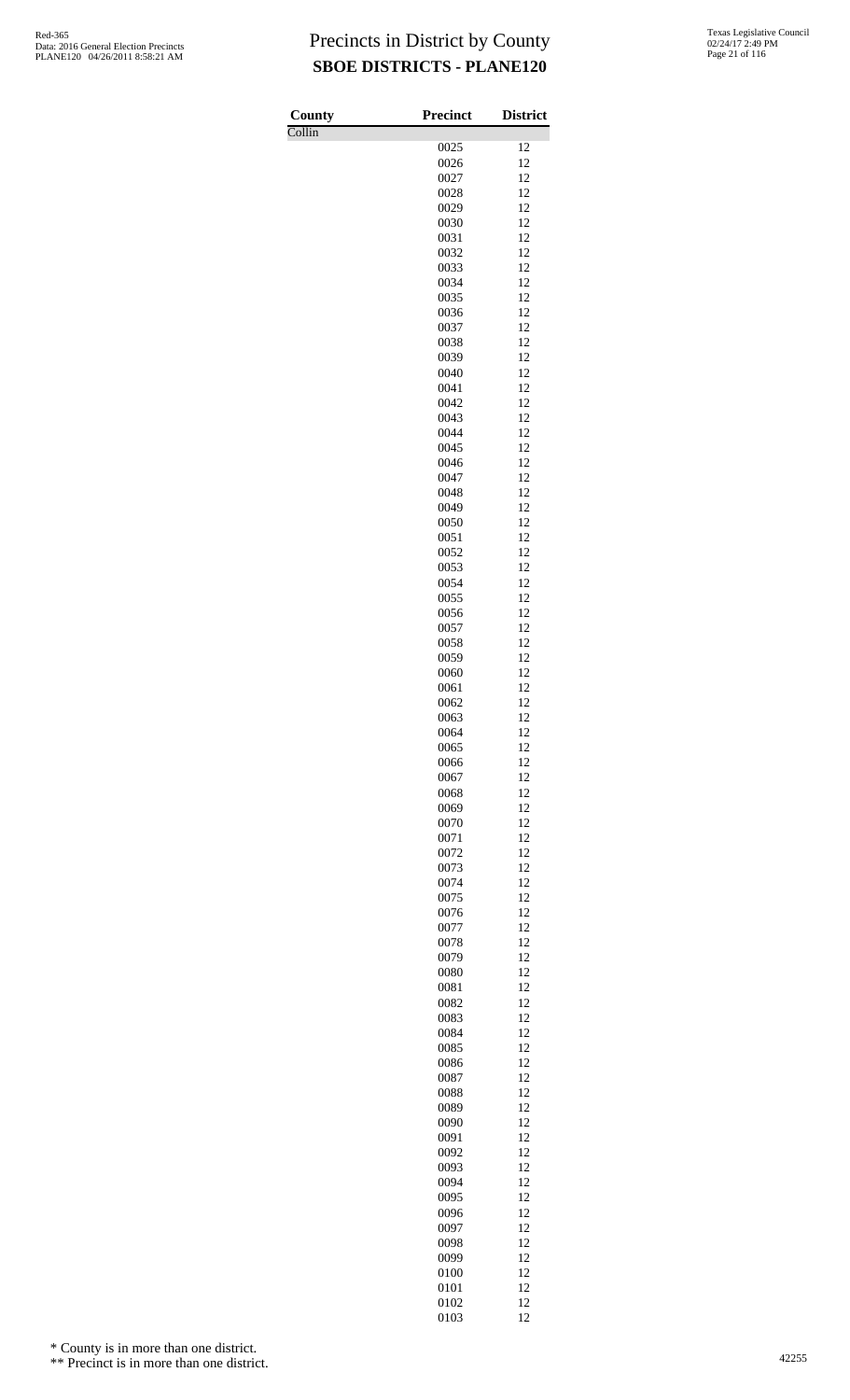# Precincts in District by County
## SBOE DISTRICTS - PLANE120

| County | Precinct | District |
|---|---|---|
| Collin | | |
| | 0025 | 12 |
| | 0026 | 12 |
| | 0027 | 12 |
| | 0028 | 12 |
| | 0029 | 12 |
| | 0030 | 12 |
| | 0031 | 12 |
| | 0032 | 12 |
| | 0033 | 12 |
| | 0034 | 12 |
| | 0035 | 12 |
| | 0036 | 12 |
| | 0037 | 12 |
| | 0038 | 12 |
| | 0039 | 12 |
| | 0040 | 12 |
| | 0041 | 12 |
| | 0042 | 12 |
| | 0043 | 12 |
| | 0044 | 12 |
| | 0045 | 12 |
| | 0046 | 12 |
| | 0047 | 12 |
| | 0048 | 12 |
| | 0049 | 12 |
| | 0050 | 12 |
| | 0051 | 12 |
| | 0052 | 12 |
| | 0053 | 12 |
| | 0054 | 12 |
| | 0055 | 12 |
| | 0056 | 12 |
| | 0057 | 12 |
| | 0058 | 12 |
| | 0059 | 12 |
| | 0060 | 12 |
| | 0061 | 12 |
| | 0062 | 12 |
| | 0063 | 12 |
| | 0064 | 12 |
| | 0065 | 12 |
| | 0066 | 12 |
| | 0067 | 12 |
| | 0068 | 12 |
| | 0069 | 12 |
| | 0070 | 12 |
| | 0071 | 12 |
| | 0072 | 12 |
| | 0073 | 12 |
| | 0074 | 12 |
| | 0075 | 12 |
| | 0076 | 12 |
| | 0077 | 12 |
| | 0078 | 12 |
| | 0079 | 12 |
| | 0080 | 12 |
| | 0081 | 12 |
| | 0082 | 12 |
| | 0083 | 12 |
| | 0084 | 12 |
| | 0085 | 12 |
| | 0086 | 12 |
| | 0087 | 12 |
| | 0088 | 12 |
| | 0089 | 12 |
| | 0090 | 12 |
| | 0091 | 12 |
| | 0092 | 12 |
| | 0093 | 12 |
| | 0094 | 12 |
| | 0095 | 12 |
| | 0096 | 12 |
| | 0097 | 12 |
| | 0098 | 12 |
| | 0099 | 12 |
| | 0100 | 12 |
| | 0101 | 12 |
| | 0102 | 12 |
| | 0103 | 12 |

\* County is in more than one district.

\*\* Precinct is in more than one district.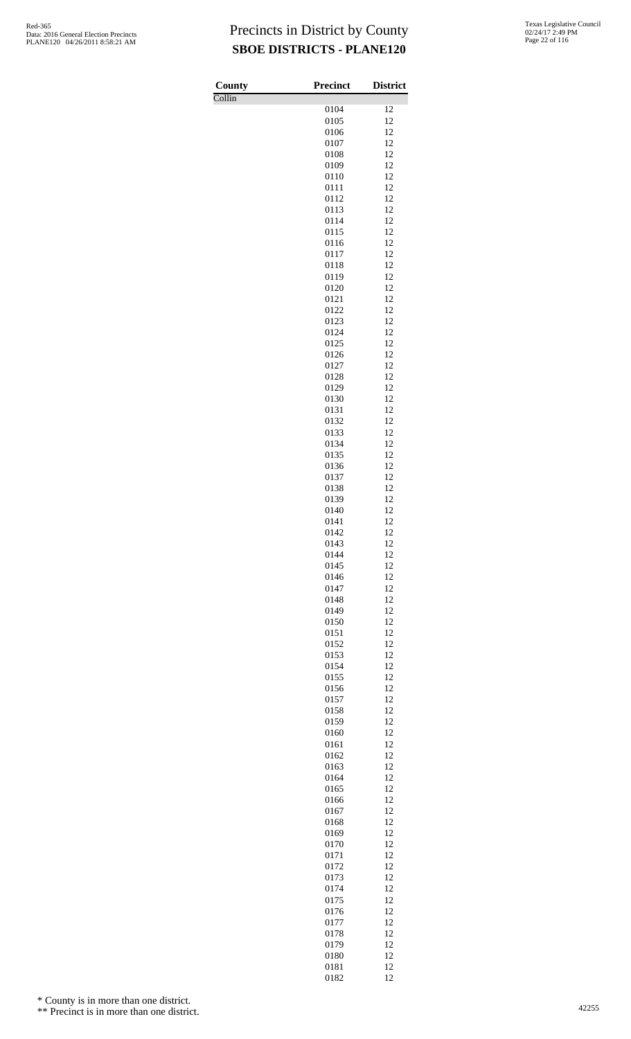# Precincts in District by County

**SBOE DISTRICTS - PLANE120**

| County | Precinct | District |
|---|---|---|
| Collin | | |
| | 0104 | 12 |
| | 0105 | 12 |
| | 0106 | 12 |
| | 0107 | 12 |
| | 0108 | 12 |
| | 0109 | 12 |
| | 0110 | 12 |
| | 0111 | 12 |
| | 0112 | 12 |
| | 0113 | 12 |
| | 0114 | 12 |
| | 0115 | 12 |
| | 0116 | 12 |
| | 0117 | 12 |
| | 0118 | 12 |
| | 0119 | 12 |
| | 0120 | 12 |
| | 0121 | 12 |
| | 0122 | 12 |
| | 0123 | 12 |
| | 0124 | 12 |
| | 0125 | 12 |
| | 0126 | 12 |
| | 0127 | 12 |
| | 0128 | 12 |
| | 0129 | 12 |
| | 0130 | 12 |
| | 0131 | 12 |
| | 0132 | 12 |
| | 0133 | 12 |
| | 0134 | 12 |
| | 0135 | 12 |
| | 0136 | 12 |
| | 0137 | 12 |
| | 0138 | 12 |
| | 0139 | 12 |
| | 0140 | 12 |
| | 0141 | 12 |
| | 0142 | 12 |
| | 0143 | 12 |
| | 0144 | 12 |
| | 0145 | 12 |
| | 0146 | 12 |
| | 0147 | 12 |
| | 0148 | 12 |
| | 0149 | 12 |
| | 0150 | 12 |
| | 0151 | 12 |
| | 0152 | 12 |
| | 0153 | 12 |
| | 0154 | 12 |
| | 0155 | 12 |
| | 0156 | 12 |
| | 0157 | 12 |
| | 0158 | 12 |
| | 0159 | 12 |
| | 0160 | 12 |
| | 0161 | 12 |
| | 0162 | 12 |
| | 0163 | 12 |
| | 0164 | 12 |
| | 0165 | 12 |
| | 0166 | 12 |
| | 0167 | 12 |
| | 0168 | 12 |
| | 0169 | 12 |
| | 0170 | 12 |
| | 0171 | 12 |
| | 0172 | 12 |
| | 0173 | 12 |
| | 0174 | 12 |
| | 0175 | 12 |
| | 0176 | 12 |
| | 0177 | 12 |
| | 0178 | 12 |
| | 0179 | 12 |
| | 0180 | 12 |
| | 0181 | 12 |
| | 0182 | 12 |

\* County is in more than one district.

\*\* Precinct is in more than one district.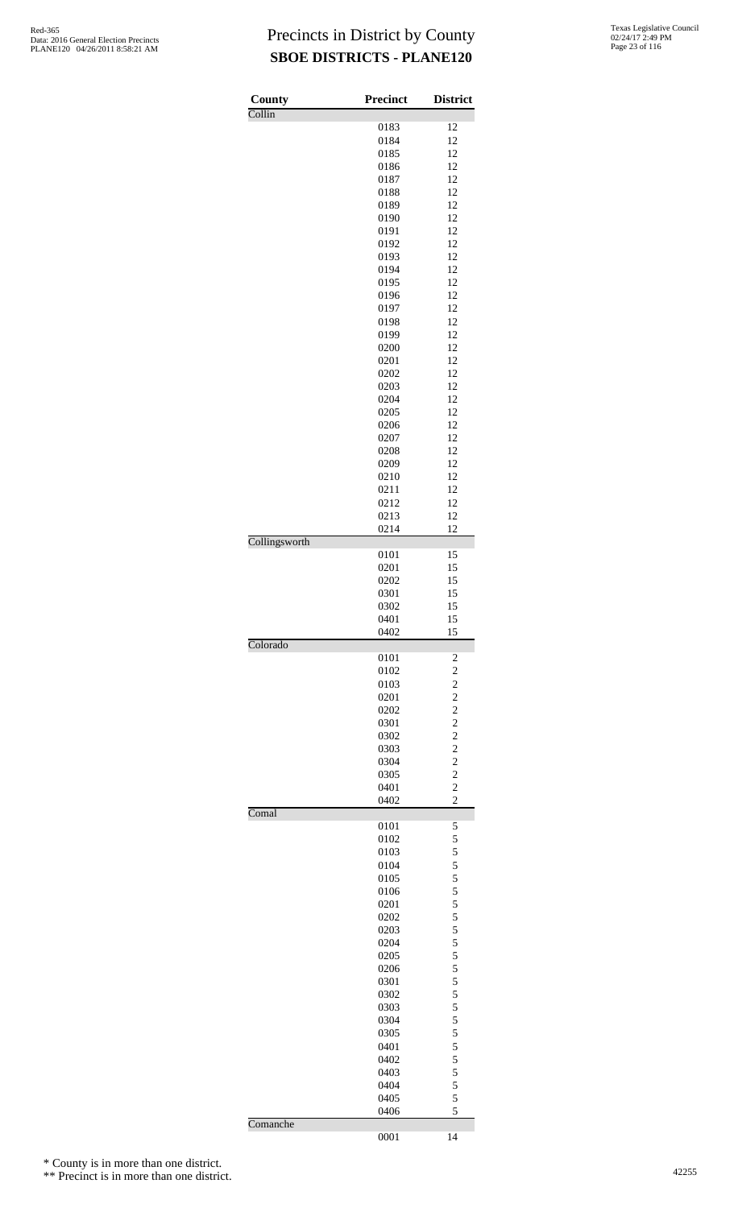# Precincts in District by County
## SBOE DISTRICTS - PLANE120

| County | Precinct | District |
|---|---|---|
| Collin | | |
| | 0183 | 12 |
| | 0184 | 12 |
| | 0185 | 12 |
| | 0186 | 12 |
| | 0187 | 12 |
| | 0188 | 12 |
| | 0189 | 12 |
| | 0190 | 12 |
| | 0191 | 12 |
| | 0192 | 12 |
| | 0193 | 12 |
| | 0194 | 12 |
| | 0195 | 12 |
| | 0196 | 12 |
| | 0197 | 12 |
| | 0198 | 12 |
| | 0199 | 12 |
| | 0200 | 12 |
| | 0201 | 12 |
| | 0202 | 12 |
| | 0203 | 12 |
| | 0204 | 12 |
| | 0205 | 12 |
| | 0206 | 12 |
| | 0207 | 12 |
| | 0208 | 12 |
| | 0209 | 12 |
| | 0210 | 12 |
| | 0211 | 12 |
| | 0212 | 12 |
| | 0213 | 12 |
| | 0214 | 12 |
| Collingsworth | | |
| | 0101 | 15 |
| | 0201 | 15 |
| | 0202 | 15 |
| | 0301 | 15 |
| | 0302 | 15 |
| | 0401 | 15 |
| | 0402 | 15 |
| Colorado | | |
| | 0101 | 2 |
| | 0102 | 2 |
| | 0103 | 2 |
| | 0201 | 2 |
| | 0202 | 2 |
| | 0301 | 2 |
| | 0302 | 2 |
| | 0303 | 2 |
| | 0304 | 2 |
| | 0305 | 2 |
| | 0401 | 2 |
| | 0402 | 2 |
| Comal | | |
| | 0101 | 5 |
| | 0102 | 5 |
| | 0103 | 5 |
| | 0104 | 5 |
| | 0105 | 5 |
| | 0106 | 5 |
| | 0201 | 5 |
| | 0202 | 5 |
| | 0203 | 5 |
| | 0204 | 5 |
| | 0205 | 5 |
| | 0206 | 5 |
| | 0301 | 5 |
| | 0302 | 5 |
| | 0303 | 5 |
| | 0304 | 5 |
| | 0305 | 5 |
| | 0401 | 5 |
| | 0402 | 5 |
| | 0403 | 5 |
| | 0404 | 5 |
| | 0405 | 5 |
| | 0406 | 5 |
| Comanche | | |
| | 0001 | 14 |

\* County is in more than one district.

\*\* Precinct is in more than one district.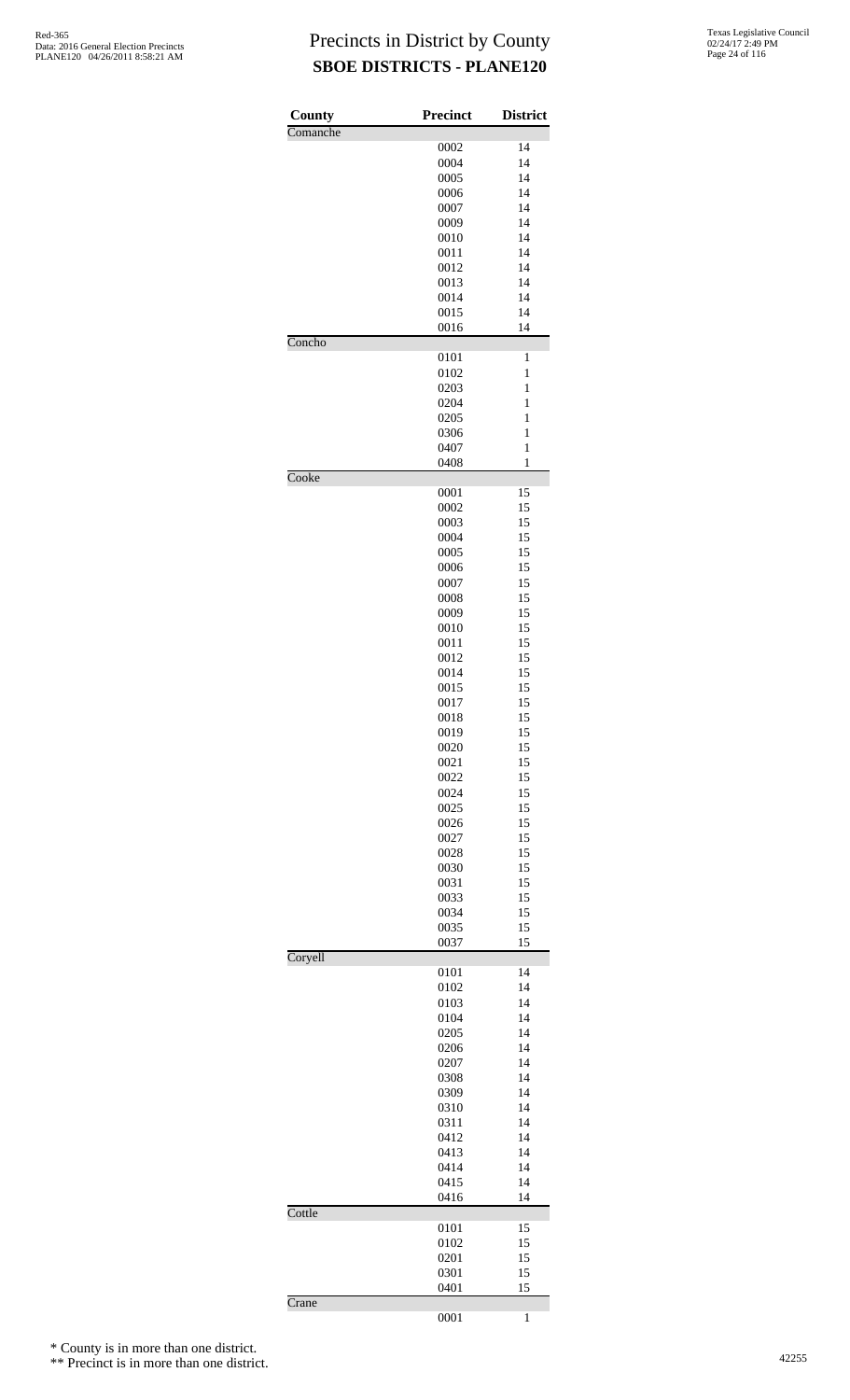# Precincts in District by County
## SBOE DISTRICTS - PLANE120

Red-365
Data: 2016 General Election Precincts
PLANE120 04/26/2011 8:58:21 AM

Texas Legislative Council
02/24/17 2:49 PM

| County | Precinct | District |
|---|---|---|
| Comanche | | |
| | 0002 | 14 |
| | 0004 | 14 |
| | 0005 | 14 |
| | 0006 | 14 |
| | 0007 | 14 |
| | 0009 | 14 |
| | 0010 | 14 |
| | 0011 | 14 |
| | 0012 | 14 |
| | 0013 | 14 |
| | 0014 | 14 |
| | 0015 | 14 |
| | 0016 | 14 |
| Concho | | |
| | 0101 | 1 |
| | 0102 | 1 |
| | 0203 | 1 |
| | 0204 | 1 |
| | 0205 | 1 |
| | 0306 | 1 |
| | 0407 | 1 |
| | 0408 | 1 |
| Cooke | | |
| | 0001 | 15 |
| | 0002 | 15 |
| | 0003 | 15 |
| | 0004 | 15 |
| | 0005 | 15 |
| | 0006 | 15 |
| | 0007 | 15 |
| | 0008 | 15 |
| | 0009 | 15 |
| | 0010 | 15 |
| | 0011 | 15 |
| | 0012 | 15 |
| | 0014 | 15 |
| | 0015 | 15 |
| | 0017 | 15 |
| | 0018 | 15 |
| | 0019 | 15 |
| | 0020 | 15 |
| | 0021 | 15 |
| | 0022 | 15 |
| | 0024 | 15 |
| | 0025 | 15 |
| | 0026 | 15 |
| | 0027 | 15 |
| | 0028 | 15 |
| | 0030 | 15 |
| | 0031 | 15 |
| | 0033 | 15 |
| | 0034 | 15 |
| | 0035 | 15 |
| | 0037 | 15 |
| Coryell | | |
| | 0101 | 14 |
| | 0102 | 14 |
| | 0103 | 14 |
| | 0104 | 14 |
| | 0205 | 14 |
| | 0206 | 14 |
| | 0207 | 14 |
| | 0308 | 14 |
| | 0309 | 14 |
| | 0310 | 14 |
| | 0311 | 14 |
| | 0412 | 14 |
| | 0413 | 14 |
| | 0414 | 14 |
| | 0415 | 14 |
| | 0416 | 14 |
| Cottle | | |
| | 0101 | 15 |
| | 0102 | 15 |
| | 0201 | 15 |
| | 0301 | 15 |
| | 0401 | 15 |
| Crane | | |
| | 0001 | 1 |

\* County is in more than one district.

\** Precinct is in more than one district.

42255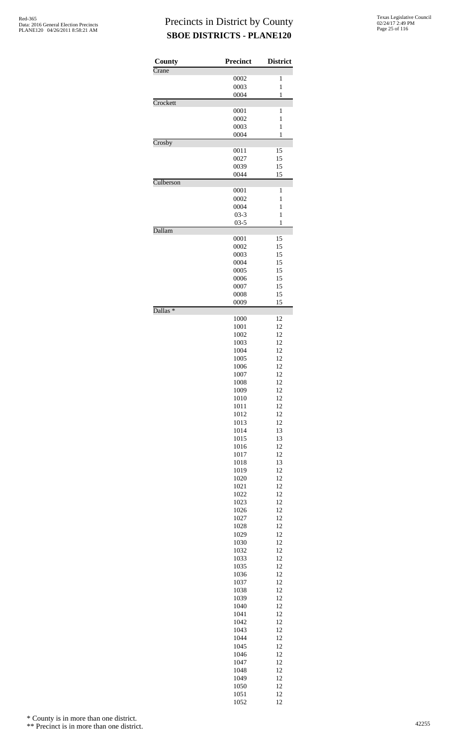# Precincts in District by County
## SBOE DISTRICTS - PLANE120

Red-365
Data: 2016 General Election Precincts
PLANE120 04/26/2011 8:58:21 AM

Texas Legislative Council
02/24/17 2:49 PM

| County | Precinct | District |
|---|---|---|
| Crane | | |
| | 0002 | 1 |
| | 0003 | 1 |
| | 0004 | 1 |
| Crockett | | |
| | 0001 | 1 |
| | 0002 | 1 |
| | 0003 | 1 |
| | 0004 | 1 |
| Crosby | | |
| | 0011 | 15 |
| | 0027 | 15 |
| | 0039 | 15 |
| | 0044 | 15 |
| Culberson | | |
| | 0001 | 1 |
| | 0002 | 1 |
| | 0004 | 1 |
| | 03-3 | 1 |
| | 03-5 | 1 |
| Dallam | | |
| | 0001 | 15 |
| | 0002 | 15 |
| | 0003 | 15 |
| | 0004 | 15 |
| | 0005 | 15 |
| | 0006 | 15 |
| | 0007 | 15 |
| | 0008 | 15 |
| | 0009 | 15 |
| Dallas * | | |
| | 1000 | 12 |
| | 1001 | 12 |
| | 1002 | 12 |
| | 1003 | 12 |
| | 1004 | 12 |
| | 1005 | 12 |
| | 1006 | 12 |
| | 1007 | 12 |
| | 1008 | 12 |
| | 1009 | 12 |
| | 1010 | 12 |
| | 1011 | 12 |
| | 1012 | 12 |
| | 1013 | 12 |
| | 1014 | 13 |
| | 1015 | 13 |
| | 1016 | 12 |
| | 1017 | 12 |
| | 1018 | 13 |
| | 1019 | 12 |
| | 1020 | 12 |
| | 1021 | 12 |
| | 1022 | 12 |
| | 1023 | 12 |
| | 1026 | 12 |
| | 1027 | 12 |
| | 1028 | 12 |
| | 1029 | 12 |
| | 1030 | 12 |
| | 1032 | 12 |
| | 1033 | 12 |
| | 1035 | 12 |
| | 1036 | 12 |
| | 1037 | 12 |
| | 1038 | 12 |
| | 1039 | 12 |
| | 1040 | 12 |
| | 1041 | 12 |
| | 1042 | 12 |
| | 1043 | 12 |
| | 1044 | 12 |
| | 1045 | 12 |
| | 1046 | 12 |
| | 1047 | 12 |
| | 1048 | 12 |
| | 1049 | 12 |
| | 1050 | 12 |
| | 1051 | 12 |
| | 1052 | 12 |

\* County is in more than one district.

\*\* Precinct is in more than one district.

42255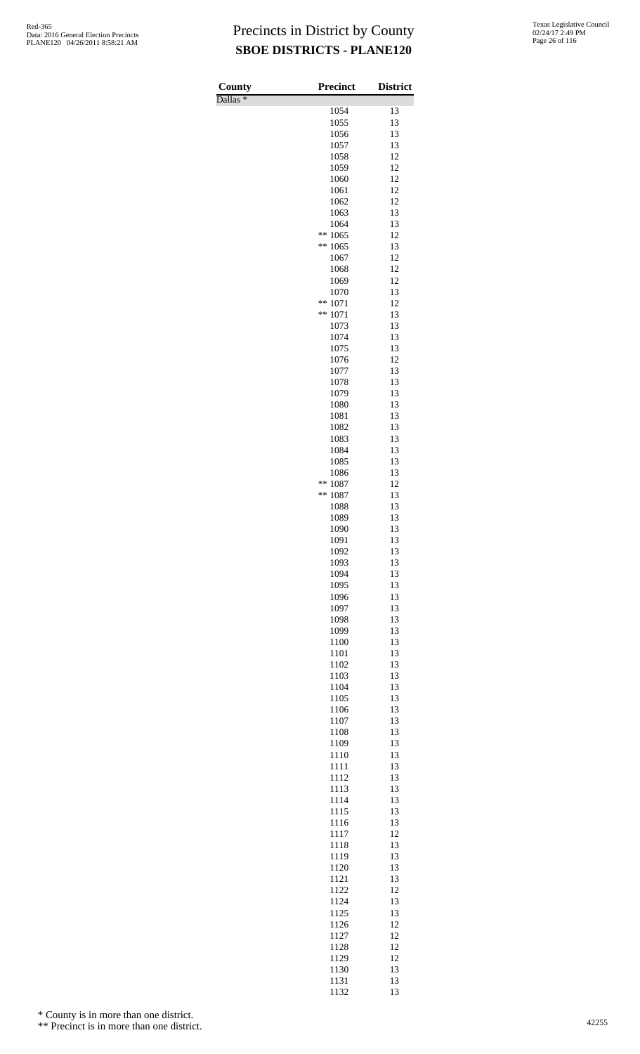# Precincts in District by County
## SBOE DISTRICTS - PLANE120

| County | Precinct | District |
|---|---|---|
| Dallas * | | |
| | 1054 | 13 |
| | 1055 | 13 |
| | 1056 | 13 |
| | 1057 | 13 |
| | 1058 | 12 |
| | 1059 | 12 |
| | 1060 | 12 |
| | 1061 | 12 |
| | 1062 | 12 |
| | 1063 | 13 |
| | 1064 | 13 |
| | ** 1065 | 12 |
| | ** 1065 | 13 |
| | 1067 | 12 |
| | 1068 | 12 |
| | 1069 | 12 |
| | 1070 | 13 |
| | ** 1071 | 12 |
| | ** 1071 | 13 |
| | 1073 | 13 |
| | 1074 | 13 |
| | 1075 | 13 |
| | 1076 | 12 |
| | 1077 | 13 |
| | 1078 | 13 |
| | 1079 | 13 |
| | 1080 | 13 |
| | 1081 | 13 |
| | 1082 | 13 |
| | 1083 | 13 |
| | 1084 | 13 |
| | 1085 | 13 |
| | 1086 | 13 |
| | ** 1087 | 12 |
| | ** 1087 | 13 |
| | 1088 | 13 |
| | 1089 | 13 |
| | 1090 | 13 |
| | 1091 | 13 |
| | 1092 | 13 |
| | 1093 | 13 |
| | 1094 | 13 |
| | 1095 | 13 |
| | 1096 | 13 |
| | 1097 | 13 |
| | 1098 | 13 |
| | 1099 | 13 |
| | 1100 | 13 |
| | 1101 | 13 |
| | 1102 | 13 |
| | 1103 | 13 |
| | 1104 | 13 |
| | 1105 | 13 |
| | 1106 | 13 |
| | 1107 | 13 |
| | 1108 | 13 |
| | 1109 | 13 |
| | 1110 | 13 |
| | 1111 | 13 |
| | 1112 | 13 |
| | 1113 | 13 |
| | 1114 | 13 |
| | 1115 | 13 |
| | 1116 | 13 |
| | 1117 | 12 |
| | 1118 | 13 |
| | 1119 | 13 |
| | 1120 | 13 |
| | 1121 | 13 |
| | 1122 | 12 |
| | 1124 | 13 |
| | 1125 | 13 |
| | 1126 | 12 |
| | 1127 | 12 |
| | 1128 | 12 |
| | 1129 | 12 |
| | 1130 | 13 |
| | 1131 | 13 |
| | 1132 | 13 |

\* County is in more than one district.

\*\* Precinct is in more than one district.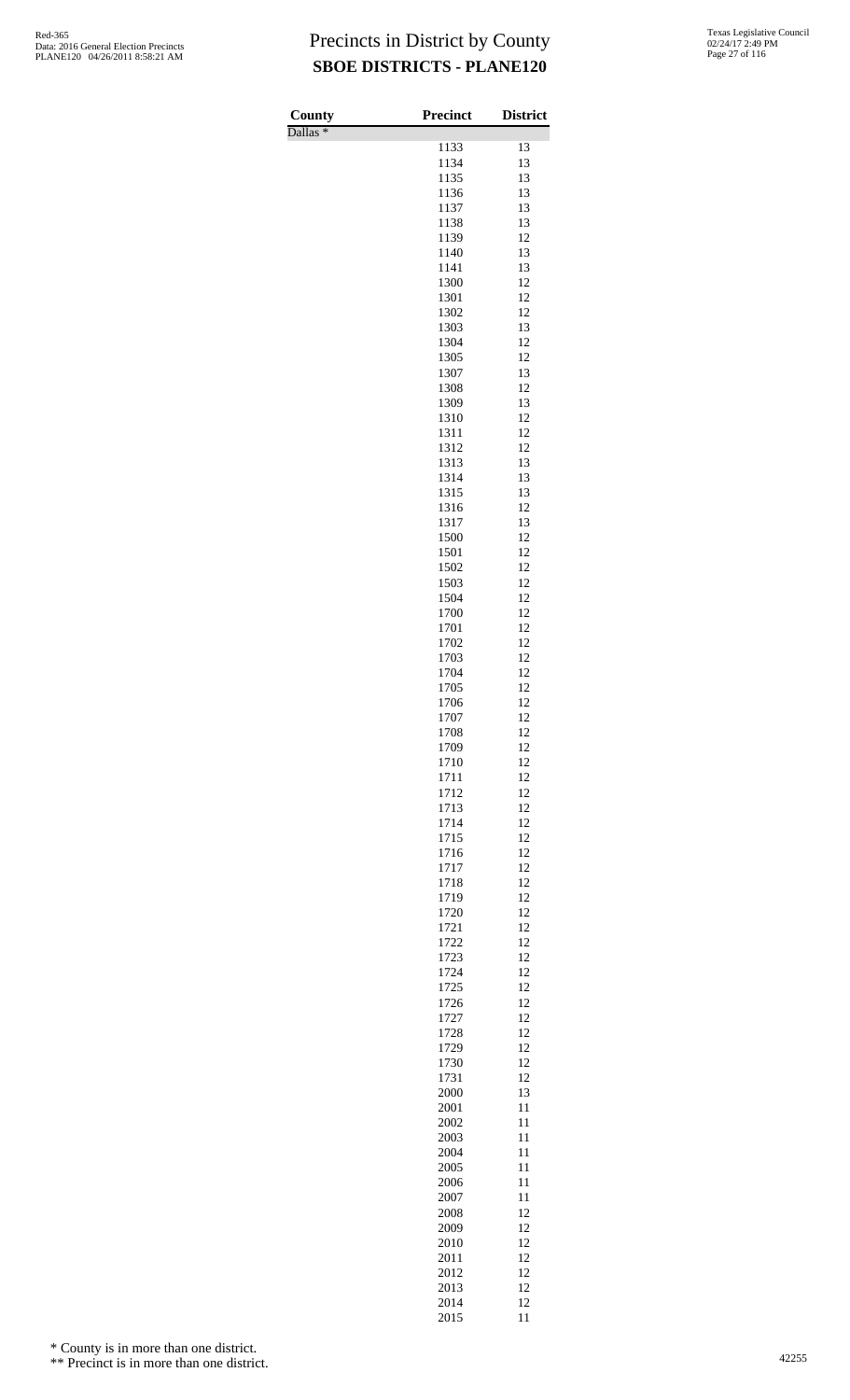# Precincts in District by County

## SBOE DISTRICTS - PLANE120

| County | Precinct | District |
|---|---|---|
| Dallas * | | |
| | 1133 | 13 |
| | 1134 | 13 |
| | 1135 | 13 |
| | 1136 | 13 |
| | 1137 | 13 |
| | 1138 | 13 |
| | 1139 | 12 |
| | 1140 | 13 |
| | 1141 | 13 |
| | 1300 | 12 |
| | 1301 | 12 |
| | 1302 | 12 |
| | 1303 | 13 |
| | 1304 | 12 |
| | 1305 | 12 |
| | 1307 | 13 |
| | 1308 | 12 |
| | 1309 | 13 |
| | 1310 | 12 |
| | 1311 | 12 |
| | 1312 | 12 |
| | 1313 | 13 |
| | 1314 | 13 |
| | 1315 | 13 |
| | 1316 | 12 |
| | 1317 | 13 |
| | 1500 | 12 |
| | 1501 | 12 |
| | 1502 | 12 |
| | 1503 | 12 |
| | 1504 | 12 |
| | 1700 | 12 |
| | 1701 | 12 |
| | 1702 | 12 |
| | 1703 | 12 |
| | 1704 | 12 |
| | 1705 | 12 |
| | 1706 | 12 |
| | 1707 | 12 |
| | 1708 | 12 |
| | 1709 | 12 |
| | 1710 | 12 |
| | 1711 | 12 |
| | 1712 | 12 |
| | 1713 | 12 |
| | 1714 | 12 |
| | 1715 | 12 |
| | 1716 | 12 |
| | 1717 | 12 |
| | 1718 | 12 |
| | 1719 | 12 |
| | 1720 | 12 |
| | 1721 | 12 |
| | 1722 | 12 |
| | 1723 | 12 |
| | 1724 | 12 |
| | 1725 | 12 |
| | 1726 | 12 |
| | 1727 | 12 |
| | 1728 | 12 |
| | 1729 | 12 |
| | 1730 | 12 |
| | 1731 | 12 |
| | 2000 | 13 |
| | 2001 | 11 |
| | 2002 | 11 |
| | 2003 | 11 |
| | 2004 | 11 |
| | 2005 | 11 |
| | 2006 | 11 |
| | 2007 | 11 |
| | 2008 | 12 |
| | 2009 | 12 |
| | 2010 | 12 |
| | 2011 | 12 |
| | 2012 | 12 |
| | 2013 | 12 |
| | 2014 | 12 |
| | 2015 | 11 |

\* County is in more than one district.

\*\* Precinct is in more than one district.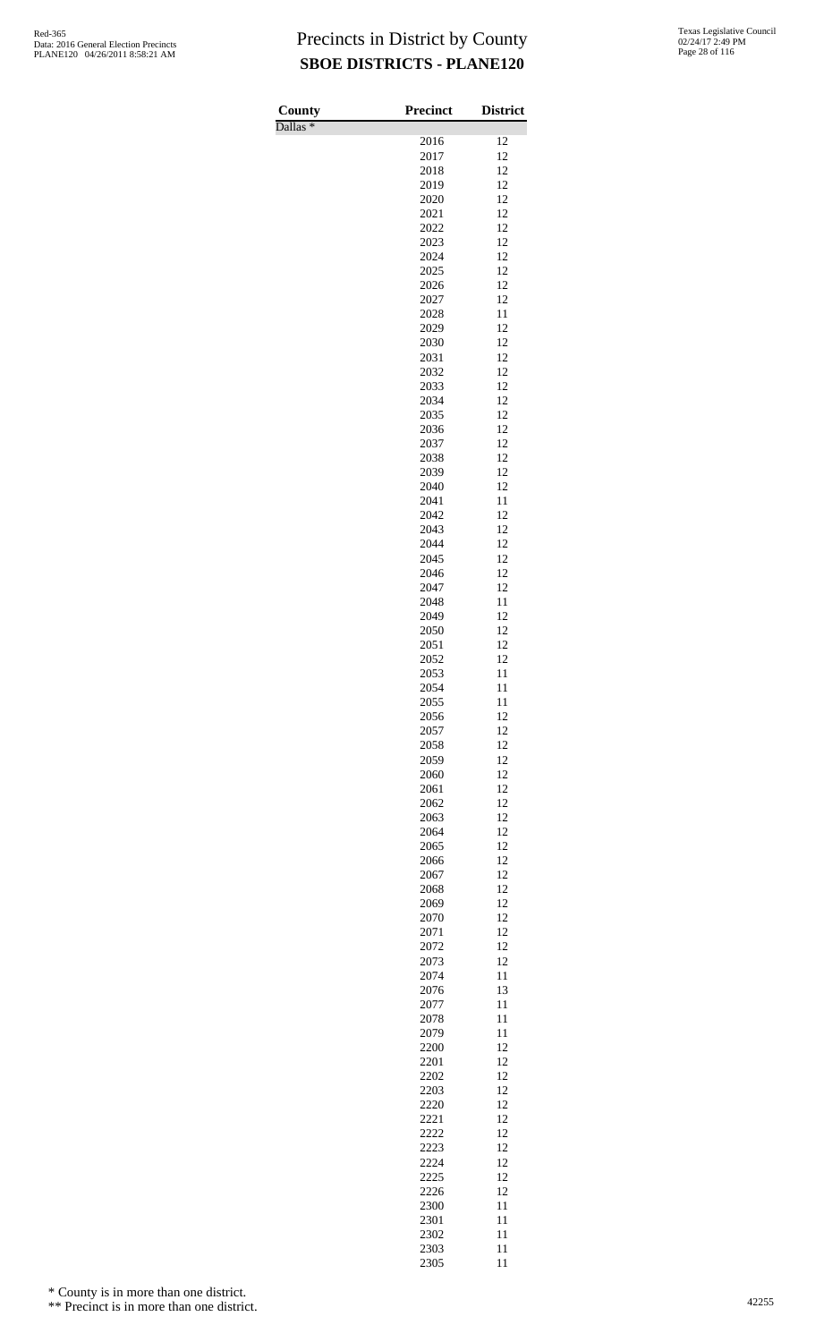# Precincts in District by County

**SBOE DISTRICTS - PLANE120**

| County | Precinct | District |
|---|---|---|
| Dallas * | | |
| | 2016 | 12 |
| | 2017 | 12 |
| | 2018 | 12 |
| | 2019 | 12 |
| | 2020 | 12 |
| | 2021 | 12 |
| | 2022 | 12 |
| | 2023 | 12 |
| | 2024 | 12 |
| | 2025 | 12 |
| | 2026 | 12 |
| | 2027 | 12 |
| | 2028 | 11 |
| | 2029 | 12 |
| | 2030 | 12 |
| | 2031 | 12 |
| | 2032 | 12 |
| | 2033 | 12 |
| | 2034 | 12 |
| | 2035 | 12 |
| | 2036 | 12 |
| | 2037 | 12 |
| | 2038 | 12 |
| | 2039 | 12 |
| | 2040 | 12 |
| | 2041 | 11 |
| | 2042 | 12 |
| | 2043 | 12 |
| | 2044 | 12 |
| | 2045 | 12 |
| | 2046 | 12 |
| | 2047 | 12 |
| | 2048 | 11 |
| | 2049 | 12 |
| | 2050 | 12 |
| | 2051 | 12 |
| | 2052 | 12 |
| | 2053 | 11 |
| | 2054 | 11 |
| | 2055 | 11 |
| | 2056 | 12 |
| | 2057 | 12 |
| | 2058 | 12 |
| | 2059 | 12 |
| | 2060 | 12 |
| | 2061 | 12 |
| | 2062 | 12 |
| | 2063 | 12 |
| | 2064 | 12 |
| | 2065 | 12 |
| | 2066 | 12 |
| | 2067 | 12 |
| | 2068 | 12 |
| | 2069 | 12 |
| | 2070 | 12 |
| | 2071 | 12 |
| | 2072 | 12 |
| | 2073 | 12 |
| | 2074 | 11 |
| | 2076 | 13 |
| | 2077 | 11 |
| | 2078 | 11 |
| | 2079 | 11 |
| | 2200 | 12 |
| | 2201 | 12 |
| | 2202 | 12 |
| | 2203 | 12 |
| | 2220 | 12 |
| | 2221 | 12 |
| | 2222 | 12 |
| | 2223 | 12 |
| | 2224 | 12 |
| | 2225 | 12 |
| | 2226 | 12 |
| | 2300 | 11 |
| | 2301 | 11 |
| | 2302 | 11 |
| | 2303 | 11 |
| | 2305 | 11 |

\* County is in more than one district.

\*\* Precinct is in more than one district.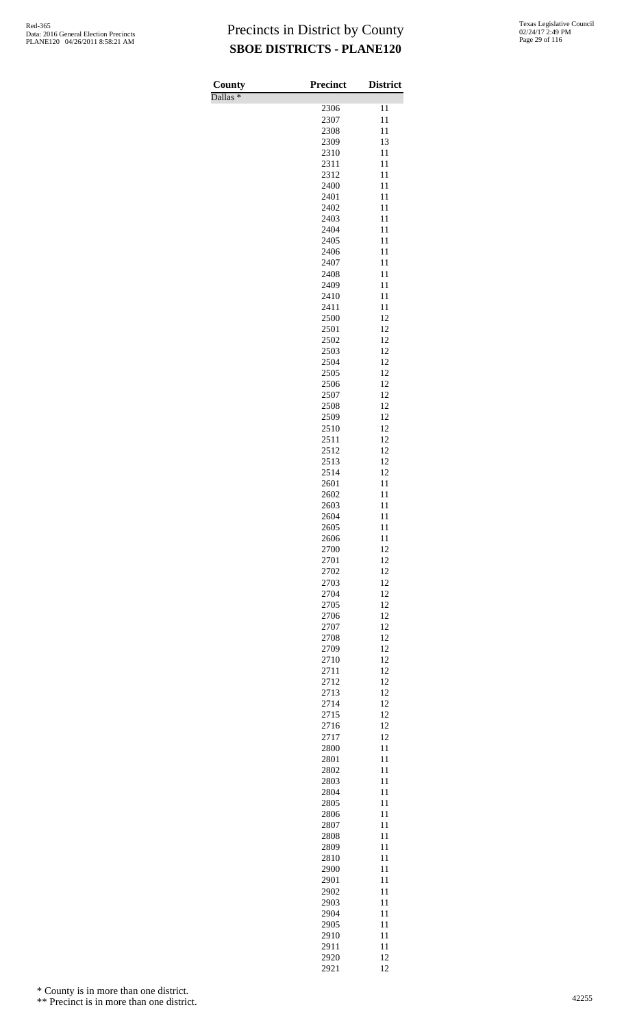# Precincts in District by County

## SBOE DISTRICTS - PLANE120

| County | Precinct | District |
|---|---|---|
| Dallas * | | |
| | 2306 | 11 |
| | 2307 | 11 |
| | 2308 | 11 |
| | 2309 | 13 |
| | 2310 | 11 |
| | 2311 | 11 |
| | 2312 | 11 |
| | 2400 | 11 |
| | 2401 | 11 |
| | 2402 | 11 |
| | 2403 | 11 |
| | 2404 | 11 |
| | 2405 | 11 |
| | 2406 | 11 |
| | 2407 | 11 |
| | 2408 | 11 |
| | 2409 | 11 |
| | 2410 | 11 |
| | 2411 | 11 |
| | 2500 | 12 |
| | 2501 | 12 |
| | 2502 | 12 |
| | 2503 | 12 |
| | 2504 | 12 |
| | 2505 | 12 |
| | 2506 | 12 |
| | 2507 | 12 |
| | 2508 | 12 |
| | 2509 | 12 |
| | 2510 | 12 |
| | 2511 | 12 |
| | 2512 | 12 |
| | 2513 | 12 |
| | 2514 | 12 |
| | 2601 | 11 |
| | 2602 | 11 |
| | 2603 | 11 |
| | 2604 | 11 |
| | 2605 | 11 |
| | 2606 | 11 |
| | 2700 | 12 |
| | 2701 | 12 |
| | 2702 | 12 |
| | 2703 | 12 |
| | 2704 | 12 |
| | 2705 | 12 |
| | 2706 | 12 |
| | 2707 | 12 |
| | 2708 | 12 |
| | 2709 | 12 |
| | 2710 | 12 |
| | 2711 | 12 |
| | 2712 | 12 |
| | 2713 | 12 |
| | 2714 | 12 |
| | 2715 | 12 |
| | 2716 | 12 |
| | 2717 | 12 |
| | 2800 | 11 |
| | 2801 | 11 |
| | 2802 | 11 |
| | 2803 | 11 |
| | 2804 | 11 |
| | 2805 | 11 |
| | 2806 | 11 |
| | 2807 | 11 |
| | 2808 | 11 |
| | 2809 | 11 |
| | 2810 | 11 |
| | 2900 | 11 |
| | 2901 | 11 |
| | 2902 | 11 |
| | 2903 | 11 |
| | 2904 | 11 |
| | 2905 | 11 |
| | 2910 | 11 |
| | 2911 | 11 |
| | 2920 | 12 |
| | 2921 | 12 |

\* County is in more than one district.

\*\* Precinct is in more than one district.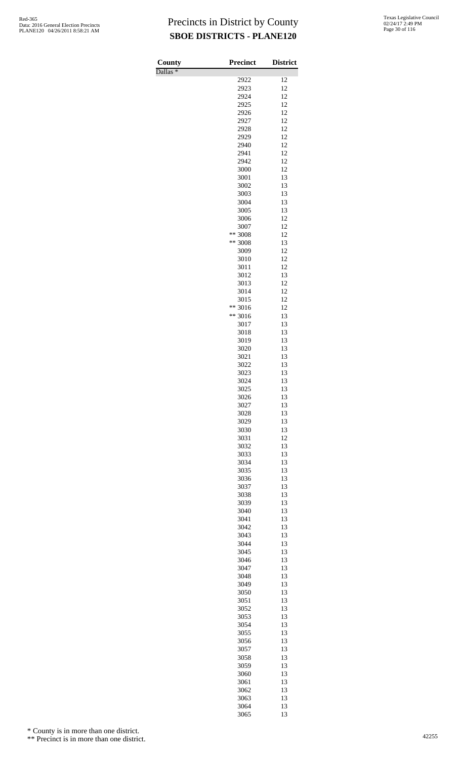# Precincts in District by County
## SBOE DISTRICTS - PLANE120

| County | Precinct | District |
|---|---|---|
| Dallas * | | |
| | 2922 | 12 |
| | 2923 | 12 |
| | 2924 | 12 |
| | 2925 | 12 |
| | 2926 | 12 |
| | 2927 | 12 |
| | 2928 | 12 |
| | 2929 | 12 |
| | 2940 | 12 |
| | 2941 | 12 |
| | 2942 | 12 |
| | 3000 | 12 |
| | 3001 | 13 |
| | 3002 | 13 |
| | 3003 | 13 |
| | 3004 | 13 |
| | 3005 | 13 |
| | 3006 | 12 |
| | 3007 | 12 |
| | ** 3008 | 12 |
| | ** 3008 | 13 |
| | 3009 | 12 |
| | 3010 | 12 |
| | 3011 | 12 |
| | 3012 | 13 |
| | 3013 | 12 |
| | 3014 | 12 |
| | 3015 | 12 |
| | ** 3016 | 12 |
| | ** 3016 | 13 |
| | 3017 | 13 |
| | 3018 | 13 |
| | 3019 | 13 |
| | 3020 | 13 |
| | 3021 | 13 |
| | 3022 | 13 |
| | 3023 | 13 |
| | 3024 | 13 |
| | 3025 | 13 |
| | 3026 | 13 |
| | 3027 | 13 |
| | 3028 | 13 |
| | 3029 | 13 |
| | 3030 | 13 |
| | 3031 | 12 |
| | 3032 | 13 |
| | 3033 | 13 |
| | 3034 | 13 |
| | 3035 | 13 |
| | 3036 | 13 |
| | 3037 | 13 |
| | 3038 | 13 |
| | 3039 | 13 |
| | 3040 | 13 |
| | 3041 | 13 |
| | 3042 | 13 |
| | 3043 | 13 |
| | 3044 | 13 |
| | 3045 | 13 |
| | 3046 | 13 |
| | 3047 | 13 |
| | 3048 | 13 |
| | 3049 | 13 |
| | 3050 | 13 |
| | 3051 | 13 |
| | 3052 | 13 |
| | 3053 | 13 |
| | 3054 | 13 |
| | 3055 | 13 |
| | 3056 | 13 |
| | 3057 | 13 |
| | 3058 | 13 |
| | 3059 | 13 |
| | 3060 | 13 |
| | 3061 | 13 |
| | 3062 | 13 |
| | 3063 | 13 |
| | 3064 | 13 |
| | 3065 | 13 |

* County is in more than one district.

** Precinct is in more than one district.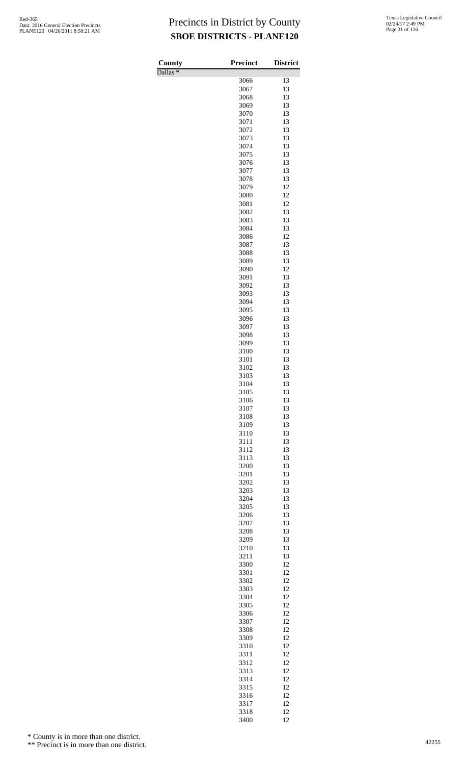# Precincts in District by County
## SBOE DISTRICTS - PLANE120

| County | Precinct | District |
|---|---|---|
| Dallas * | | |
| | 3066 | 13 |
| | 3067 | 13 |
| | 3068 | 13 |
| | 3069 | 13 |
| | 3070 | 13 |
| | 3071 | 13 |
| | 3072 | 13 |
| | 3073 | 13 |
| | 3074 | 13 |
| | 3075 | 13 |
| | 3076 | 13 |
| | 3077 | 13 |
| | 3078 | 13 |
| | 3079 | 12 |
| | 3080 | 12 |
| | 3081 | 12 |
| | 3082 | 13 |
| | 3083 | 13 |
| | 3084 | 13 |
| | 3086 | 12 |
| | 3087 | 13 |
| | 3088 | 13 |
| | 3089 | 13 |
| | 3090 | 12 |
| | 3091 | 13 |
| | 3092 | 13 |
| | 3093 | 13 |
| | 3094 | 13 |
| | 3095 | 13 |
| | 3096 | 13 |
| | 3097 | 13 |
| | 3098 | 13 |
| | 3099 | 13 |
| | 3100 | 13 |
| | 3101 | 13 |
| | 3102 | 13 |
| | 3103 | 13 |
| | 3104 | 13 |
| | 3105 | 13 |
| | 3106 | 13 |
| | 3107 | 13 |
| | 3108 | 13 |
| | 3109 | 13 |
| | 3110 | 13 |
| | 3111 | 13 |
| | 3112 | 13 |
| | 3113 | 13 |
| | 3200 | 13 |
| | 3201 | 13 |
| | 3202 | 13 |
| | 3203 | 13 |
| | 3204 | 13 |
| | 3205 | 13 |
| | 3206 | 13 |
| | 3207 | 13 |
| | 3208 | 13 |
| | 3209 | 13 |
| | 3210 | 13 |
| | 3211 | 13 |
| | 3300 | 12 |
| | 3301 | 12 |
| | 3302 | 12 |
| | 3303 | 12 |
| | 3304 | 12 |
| | 3305 | 12 |
| | 3306 | 12 |
| | 3307 | 12 |
| | 3308 | 12 |
| | 3309 | 12 |
| | 3310 | 12 |
| | 3311 | 12 |
| | 3312 | 12 |
| | 3313 | 12 |
| | 3314 | 12 |
| | 3315 | 12 |
| | 3316 | 12 |
| | 3317 | 12 |
| | 3318 | 12 |
| | 3400 | 12 |

\* County is in more than one district.

\** Precinct is in more than one district.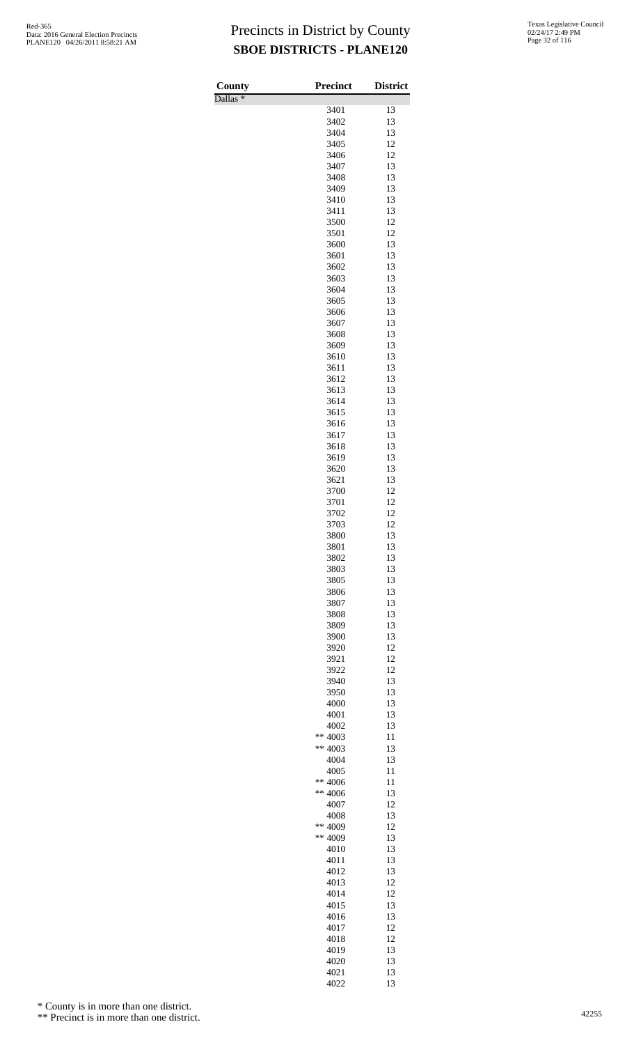# Precincts in District by County

## SBOE DISTRICTS - PLANE120

Red-365
Data: 2016 General Election Precincts
PLANE120 04/26/2011 8:58:21 AM

Texas Legislative Council
02/24/17 2:49 PM

| County | Precinct | District |
|---|---|---|
| Dallas * | | |
| | 3401 | 13 |
| | 3402 | 13 |
| | 3404 | 13 |
| | 3405 | 12 |
| | 3406 | 12 |
| | 3407 | 13 |
| | 3408 | 13 |
| | 3409 | 13 |
| | 3410 | 13 |
| | 3411 | 13 |
| | 3500 | 12 |
| | 3501 | 12 |
| | 3600 | 13 |
| | 3601 | 13 |
| | 3602 | 13 |
| | 3603 | 13 |
| | 3604 | 13 |
| | 3605 | 13 |
| | 3606 | 13 |
| | 3607 | 13 |
| | 3608 | 13 |
| | 3609 | 13 |
| | 3610 | 13 |
| | 3611 | 13 |
| | 3612 | 13 |
| | 3613 | 13 |
| | 3614 | 13 |
| | 3615 | 13 |
| | 3616 | 13 |
| | 3617 | 13 |
| | 3618 | 13 |
| | 3619 | 13 |
| | 3620 | 13 |
| | 3621 | 13 |
| | 3700 | 12 |
| | 3701 | 12 |
| | 3702 | 12 |
| | 3703 | 12 |
| | 3800 | 13 |
| | 3801 | 13 |
| | 3802 | 13 |
| | 3803 | 13 |
| | 3805 | 13 |
| | 3806 | 13 |
| | 3807 | 13 |
| | 3808 | 13 |
| | 3809 | 13 |
| | 3900 | 13 |
| | 3920 | 12 |
| | 3921 | 12 |
| | 3922 | 12 |
| | 3940 | 13 |
| | 3950 | 13 |
| | 4000 | 13 |
| | 4001 | 13 |
| | 4002 | 13 |
| | ** 4003 | 11 |
| | ** 4003 | 13 |
| | 4004 | 13 |
| | 4005 | 11 |
| | ** 4006 | 11 |
| | ** 4006 | 13 |
| | 4007 | 12 |
| | 4008 | 13 |
| | ** 4009 | 12 |
| | ** 4009 | 13 |
| | 4010 | 13 |
| | 4011 | 13 |
| | 4012 | 13 |
| | 4013 | 12 |
| | 4014 | 12 |
| | 4015 | 13 |
| | 4016 | 13 |
| | 4017 | 12 |
| | 4018 | 12 |
| | 4019 | 13 |
| | 4020 | 13 |
| | 4021 | 13 |
| | 4022 | 13 |

\* County is in more than one district.

\*\* Precinct is in more than one district.

42255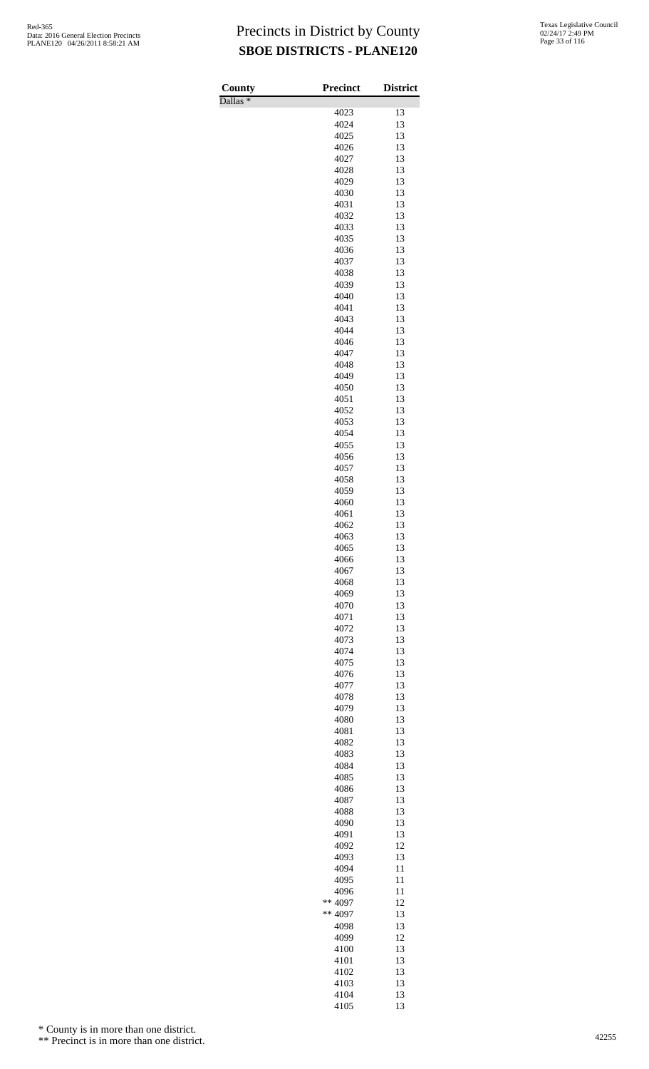# Precincts in District by County
## SBOE DISTRICTS - PLANE120

| County | Precinct | District |
|---|---|---|
| Dallas * | | |
| | 4023 | 13 |
| | 4024 | 13 |
| | 4025 | 13 |
| | 4026 | 13 |
| | 4027 | 13 |
| | 4028 | 13 |
| | 4029 | 13 |
| | 4030 | 13 |
| | 4031 | 13 |
| | 4032 | 13 |
| | 4033 | 13 |
| | 4035 | 13 |
| | 4036 | 13 |
| | 4037 | 13 |
| | 4038 | 13 |
| | 4039 | 13 |
| | 4040 | 13 |
| | 4041 | 13 |
| | 4043 | 13 |
| | 4044 | 13 |
| | 4046 | 13 |
| | 4047 | 13 |
| | 4048 | 13 |
| | 4049 | 13 |
| | 4050 | 13 |
| | 4051 | 13 |
| | 4052 | 13 |
| | 4053 | 13 |
| | 4054 | 13 |
| | 4055 | 13 |
| | 4056 | 13 |
| | 4057 | 13 |
| | 4058 | 13 |
| | 4059 | 13 |
| | 4060 | 13 |
| | 4061 | 13 |
| | 4062 | 13 |
| | 4063 | 13 |
| | 4065 | 13 |
| | 4066 | 13 |
| | 4067 | 13 |
| | 4068 | 13 |
| | 4069 | 13 |
| | 4070 | 13 |
| | 4071 | 13 |
| | 4072 | 13 |
| | 4073 | 13 |
| | 4074 | 13 |
| | 4075 | 13 |
| | 4076 | 13 |
| | 4077 | 13 |
| | 4078 | 13 |
| | 4079 | 13 |
| | 4080 | 13 |
| | 4081 | 13 |
| | 4082 | 13 |
| | 4083 | 13 |
| | 4084 | 13 |
| | 4085 | 13 |
| | 4086 | 13 |
| | 4087 | 13 |
| | 4088 | 13 |
| | 4090 | 13 |
| | 4091 | 13 |
| | 4092 | 12 |
| | 4093 | 13 |
| | 4094 | 11 |
| | 4095 | 11 |
| | 4096 | 11 |
| | ** 4097 | 12 |
| | ** 4097 | 13 |
| | 4098 | 13 |
| | 4099 | 12 |
| | 4100 | 13 |
| | 4101 | 13 |
| | 4102 | 13 |
| | 4103 | 13 |
| | 4104 | 13 |
| | 4105 | 13 |

\* County is in more than one district.

\** Precinct is in more than one district.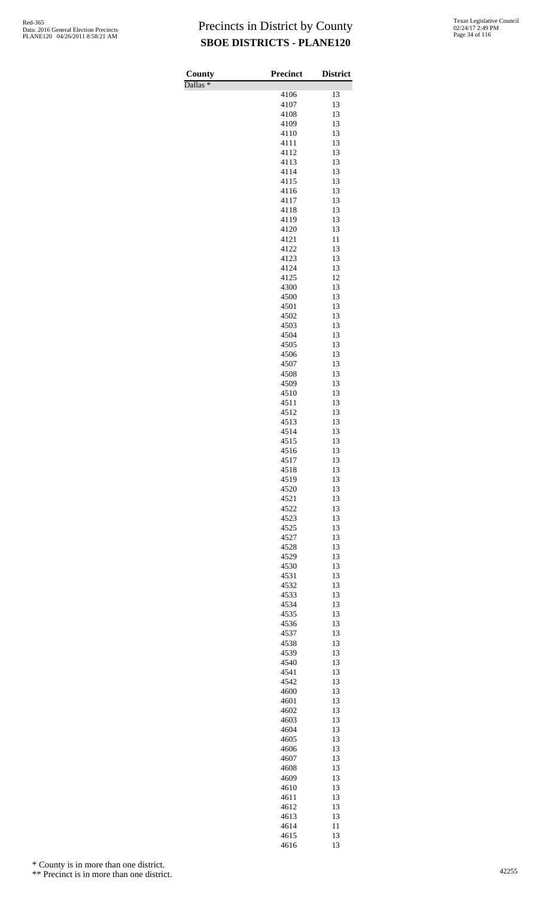# Precincts in District by County

## SBOE DISTRICTS - PLANE120

| County | Precinct | District |
|---|---|---|
| Dallas * | | |
| | 4106 | 13 |
| | 4107 | 13 |
| | 4108 | 13 |
| | 4109 | 13 |
| | 4110 | 13 |
| | 4111 | 13 |
| | 4112 | 13 |
| | 4113 | 13 |
| | 4114 | 13 |
| | 4115 | 13 |
| | 4116 | 13 |
| | 4117 | 13 |
| | 4118 | 13 |
| | 4119 | 13 |
| | 4120 | 13 |
| | 4121 | 11 |
| | 4122 | 13 |
| | 4123 | 13 |
| | 4124 | 13 |
| | 4125 | 12 |
| | 4300 | 13 |
| | 4500 | 13 |
| | 4501 | 13 |
| | 4502 | 13 |
| | 4503 | 13 |
| | 4504 | 13 |
| | 4505 | 13 |
| | 4506 | 13 |
| | 4507 | 13 |
| | 4508 | 13 |
| | 4509 | 13 |
| | 4510 | 13 |
| | 4511 | 13 |
| | 4512 | 13 |
| | 4513 | 13 |
| | 4514 | 13 |
| | 4515 | 13 |
| | 4516 | 13 |
| | 4517 | 13 |
| | 4518 | 13 |
| | 4519 | 13 |
| | 4520 | 13 |
| | 4521 | 13 |
| | 4522 | 13 |
| | 4523 | 13 |
| | 4525 | 13 |
| | 4527 | 13 |
| | 4528 | 13 |
| | 4529 | 13 |
| | 4530 | 13 |
| | 4531 | 13 |
| | 4532 | 13 |
| | 4533 | 13 |
| | 4534 | 13 |
| | 4535 | 13 |
| | 4536 | 13 |
| | 4537 | 13 |
| | 4538 | 13 |
| | 4539 | 13 |
| | 4540 | 13 |
| | 4541 | 13 |
| | 4542 | 13 |
| | 4600 | 13 |
| | 4601 | 13 |
| | 4602 | 13 |
| | 4603 | 13 |
| | 4604 | 13 |
| | 4605 | 13 |
| | 4606 | 13 |
| | 4607 | 13 |
| | 4608 | 13 |
| | 4609 | 13 |
| | 4610 | 13 |
| | 4611 | 13 |
| | 4612 | 13 |
| | 4613 | 13 |
| | 4614 | 11 |
| | 4615 | 13 |
| | 4616 | 13 |

\* County is in more than one district.

\*\* Precinct is in more than one district.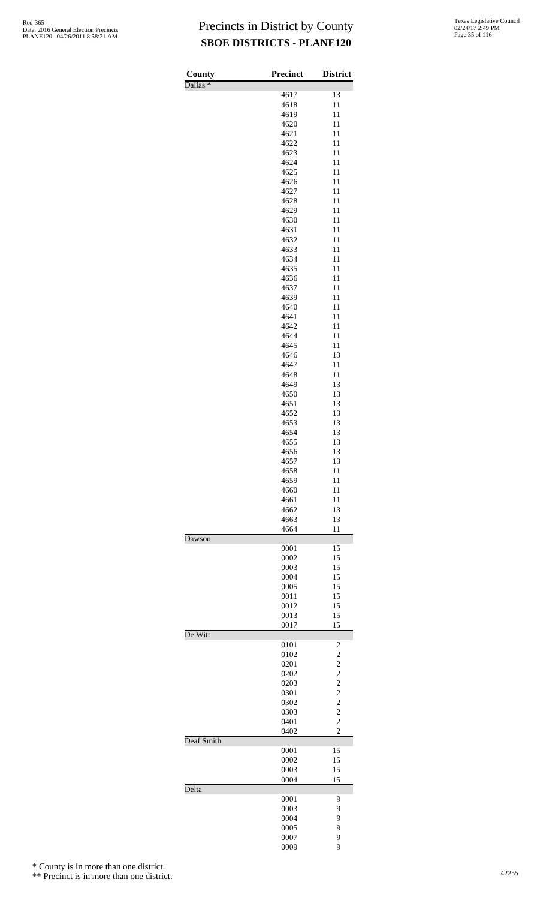# Precincts in District by County

## SBOE DISTRICTS - PLANE120

Red-365
Data: 2016 General Election Precincts
PLANE120 04/26/2011 8:58:21 AM

Texas Legislative Council
02/24/17 2:49 PM

| County | Precinct | District |
|---|---|---|
| Dallas * | | |
| | 4617 | 13 |
| | 4618 | 11 |
| | 4619 | 11 |
| | 4620 | 11 |
| | 4621 | 11 |
| | 4622 | 11 |
| | 4623 | 11 |
| | 4624 | 11 |
| | 4625 | 11 |
| | 4626 | 11 |
| | 4627 | 11 |
| | 4628 | 11 |
| | 4629 | 11 |
| | 4630 | 11 |
| | 4631 | 11 |
| | 4632 | 11 |
| | 4633 | 11 |
| | 4634 | 11 |
| | 4635 | 11 |
| | 4636 | 11 |
| | 4637 | 11 |
| | 4639 | 11 |
| | 4640 | 11 |
| | 4641 | 11 |
| | 4642 | 11 |
| | 4644 | 11 |
| | 4645 | 11 |
| | 4646 | 13 |
| | 4647 | 11 |
| | 4648 | 11 |
| | 4649 | 13 |
| | 4650 | 13 |
| | 4651 | 13 |
| | 4652 | 13 |
| | 4653 | 13 |
| | 4654 | 13 |
| | 4655 | 13 |
| | 4656 | 13 |
| | 4657 | 13 |
| | 4658 | 11 |
| | 4659 | 11 |
| | 4660 | 11 |
| | 4661 | 11 |
| | 4662 | 13 |
| | 4663 | 13 |
| | 4664 | 11 |
| Dawson | | |
| | 0001 | 15 |
| | 0002 | 15 |
| | 0003 | 15 |
| | 0004 | 15 |
| | 0005 | 15 |
| | 0011 | 15 |
| | 0012 | 15 |
| | 0013 | 15 |
| | 0017 | 15 |
| De Witt | | |
| | 0101 | 2 |
| | 0102 | 2 |
| | 0201 | 2 |
| | 0202 | 2 |
| | 0203 | 2 |
| | 0301 | 2 |
| | 0302 | 2 |
| | 0303 | 2 |
| | 0401 | 2 |
| | 0402 | 2 |
| Deaf Smith | | |
| | 0001 | 15 |
| | 0002 | 15 |
| | 0003 | 15 |
| | 0004 | 15 |
| Delta | | |
| | 0001 | 9 |
| | 0003 | 9 |
| | 0004 | 9 |
| | 0005 | 9 |
| | 0007 | 9 |
| | 0009 | 9 |

\* County is in more than one district.

\*\* Precinct is in more than one district.

42255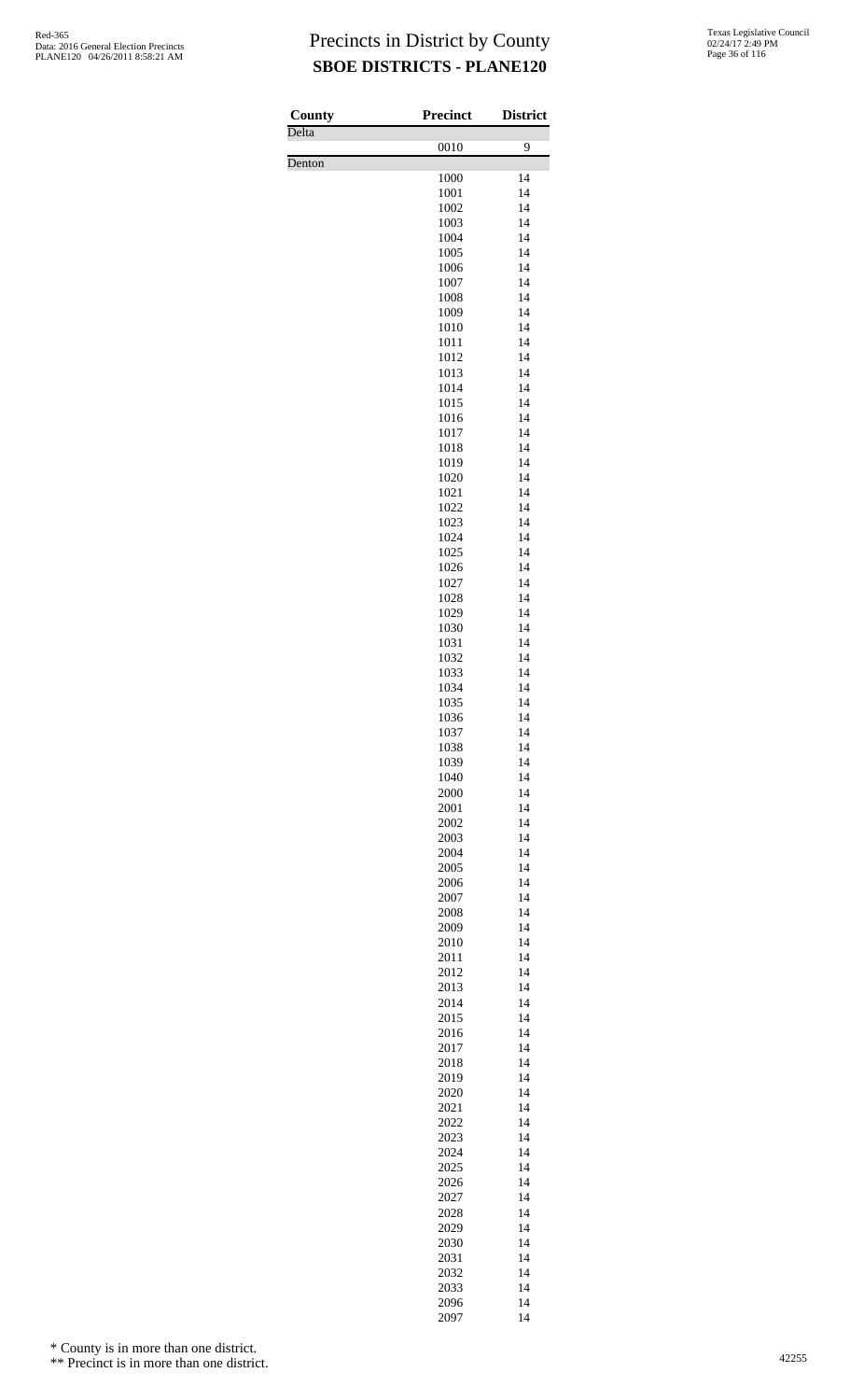# Precincts in District by County

## SBOE DISTRICTS - PLANE120

| County | Precinct | District |
|---|---|---|
| Delta | | |
| | 0010 | 9 |
| Denton | | |
| | 1000 | 14 |
| | 1001 | 14 |
| | 1002 | 14 |
| | 1003 | 14 |
| | 1004 | 14 |
| | 1005 | 14 |
| | 1006 | 14 |
| | 1007 | 14 |
| | 1008 | 14 |
| | 1009 | 14 |
| | 1010 | 14 |
| | 1011 | 14 |
| | 1012 | 14 |
| | 1013 | 14 |
| | 1014 | 14 |
| | 1015 | 14 |
| | 1016 | 14 |
| | 1017 | 14 |
| | 1018 | 14 |
| | 1019 | 14 |
| | 1020 | 14 |
| | 1021 | 14 |
| | 1022 | 14 |
| | 1023 | 14 |
| | 1024 | 14 |
| | 1025 | 14 |
| | 1026 | 14 |
| | 1027 | 14 |
| | 1028 | 14 |
| | 1029 | 14 |
| | 1030 | 14 |
| | 1031 | 14 |
| | 1032 | 14 |
| | 1033 | 14 |
| | 1034 | 14 |
| | 1035 | 14 |
| | 1036 | 14 |
| | 1037 | 14 |
| | 1038 | 14 |
| | 1039 | 14 |
| | 1040 | 14 |
| | 2000 | 14 |
| | 2001 | 14 |
| | 2002 | 14 |
| | 2003 | 14 |
| | 2004 | 14 |
| | 2005 | 14 |
| | 2006 | 14 |
| | 2007 | 14 |
| | 2008 | 14 |
| | 2009 | 14 |
| | 2010 | 14 |
| | 2011 | 14 |
| | 2012 | 14 |
| | 2013 | 14 |
| | 2014 | 14 |
| | 2015 | 14 |
| | 2016 | 14 |
| | 2017 | 14 |
| | 2018 | 14 |
| | 2019 | 14 |
| | 2020 | 14 |
| | 2021 | 14 |
| | 2022 | 14 |
| | 2023 | 14 |
| | 2024 | 14 |
| | 2025 | 14 |
| | 2026 | 14 |
| | 2027 | 14 |
| | 2028 | 14 |
| | 2029 | 14 |
| | 2030 | 14 |
| | 2031 | 14 |
| | 2032 | 14 |
| | 2033 | 14 |
| | 2096 | 14 |
| | 2097 | 14 |

\* County is in more than one district.

\** Precinct is in more than one district.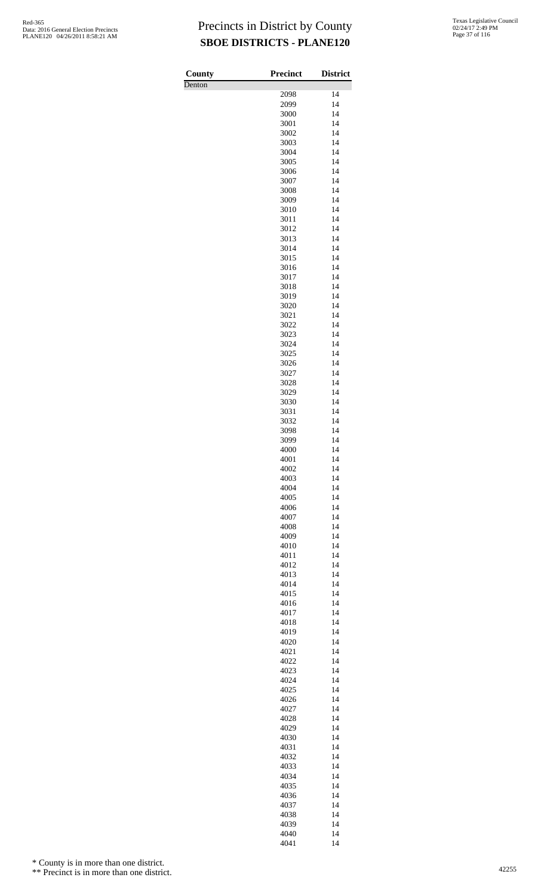# Precincts in District by County

## SBOE DISTRICTS - PLANE120

| County | Precinct | District |
|---|---|---|
| Denton | | |
| | 2098 | 14 |
| | 2099 | 14 |
| | 3000 | 14 |
| | 3001 | 14 |
| | 3002 | 14 |
| | 3003 | 14 |
| | 3004 | 14 |
| | 3005 | 14 |
| | 3006 | 14 |
| | 3007 | 14 |
| | 3008 | 14 |
| | 3009 | 14 |
| | 3010 | 14 |
| | 3011 | 14 |
| | 3012 | 14 |
| | 3013 | 14 |
| | 3014 | 14 |
| | 3015 | 14 |
| | 3016 | 14 |
| | 3017 | 14 |
| | 3018 | 14 |
| | 3019 | 14 |
| | 3020 | 14 |
| | 3021 | 14 |
| | 3022 | 14 |
| | 3023 | 14 |
| | 3024 | 14 |
| | 3025 | 14 |
| | 3026 | 14 |
| | 3027 | 14 |
| | 3028 | 14 |
| | 3029 | 14 |
| | 3030 | 14 |
| | 3031 | 14 |
| | 3032 | 14 |
| | 3098 | 14 |
| | 3099 | 14 |
| | 4000 | 14 |
| | 4001 | 14 |
| | 4002 | 14 |
| | 4003 | 14 |
| | 4004 | 14 |
| | 4005 | 14 |
| | 4006 | 14 |
| | 4007 | 14 |
| | 4008 | 14 |
| | 4009 | 14 |
| | 4010 | 14 |
| | 4011 | 14 |
| | 4012 | 14 |
| | 4013 | 14 |
| | 4014 | 14 |
| | 4015 | 14 |
| | 4016 | 14 |
| | 4017 | 14 |
| | 4018 | 14 |
| | 4019 | 14 |
| | 4020 | 14 |
| | 4021 | 14 |
| | 4022 | 14 |
| | 4023 | 14 |
| | 4024 | 14 |
| | 4025 | 14 |
| | 4026 | 14 |
| | 4027 | 14 |
| | 4028 | 14 |
| | 4029 | 14 |
| | 4030 | 14 |
| | 4031 | 14 |
| | 4032 | 14 |
| | 4033 | 14 |
| | 4034 | 14 |
| | 4035 | 14 |
| | 4036 | 14 |
| | 4037 | 14 |
| | 4038 | 14 |
| | 4039 | 14 |
| | 4040 | 14 |
| | 4041 | 14 |

* County is in more than one district.

** Precinct is in more than one district.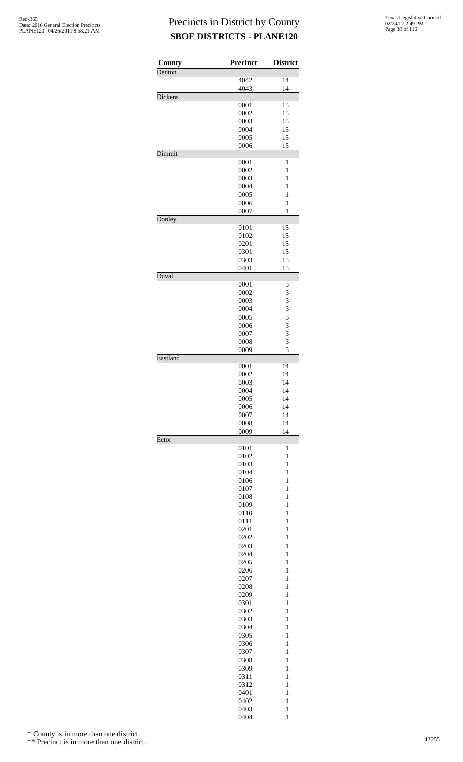# Precincts in District by County
## SBOE DISTRICTS - PLANE120

| County | Precinct | District |
|---|---|---|
| Denton | | |
| | 4042 | 14 |
| | 4043 | 14 |
| Dickens | | |
| | 0001 | 15 |
| | 0002 | 15 |
| | 0003 | 15 |
| | 0004 | 15 |
| | 0005 | 15 |
| | 0006 | 15 |
| Dimmit | | |
| | 0001 | 1 |
| | 0002 | 1 |
| | 0003 | 1 |
| | 0004 | 1 |
| | 0005 | 1 |
| | 0006 | 1 |
| | 0007 | 1 |
| Donley | | |
| | 0101 | 15 |
| | 0102 | 15 |
| | 0201 | 15 |
| | 0301 | 15 |
| | 0303 | 15 |
| | 0401 | 15 |
| Duval | | |
| | 0001 | 3 |
| | 0002 | 3 |
| | 0003 | 3 |
| | 0004 | 3 |
| | 0005 | 3 |
| | 0006 | 3 |
| | 0007 | 3 |
| | 0008 | 3 |
| | 0009 | 3 |
| Eastland | | |
| | 0001 | 14 |
| | 0002 | 14 |
| | 0003 | 14 |
| | 0004 | 14 |
| | 0005 | 14 |
| | 0006 | 14 |
| | 0007 | 14 |
| | 0008 | 14 |
| | 0009 | 14 |
| Ector | | |
| | 0101 | 1 |
| | 0102 | 1 |
| | 0103 | 1 |
| | 0104 | 1 |
| | 0106 | 1 |
| | 0107 | 1 |
| | 0108 | 1 |
| | 0109 | 1 |
| | 0110 | 1 |
| | 0111 | 1 |
| | 0201 | 1 |
| | 0202 | 1 |
| | 0203 | 1 |
| | 0204 | 1 |
| | 0205 | 1 |
| | 0206 | 1 |
| | 0207 | 1 |
| | 0208 | 1 |
| | 0209 | 1 |
| | 0301 | 1 |
| | 0302 | 1 |
| | 0303 | 1 |
| | 0304 | 1 |
| | 0305 | 1 |
| | 0306 | 1 |
| | 0307 | 1 |
| | 0308 | 1 |
| | 0309 | 1 |
| | 0311 | 1 |
| | 0312 | 1 |
| | 0401 | 1 |
| | 0402 | 1 |
| | 0403 | 1 |
| | 0404 | 1 |

\* County is in more than one district.

\*\* Precinct is in more than one district.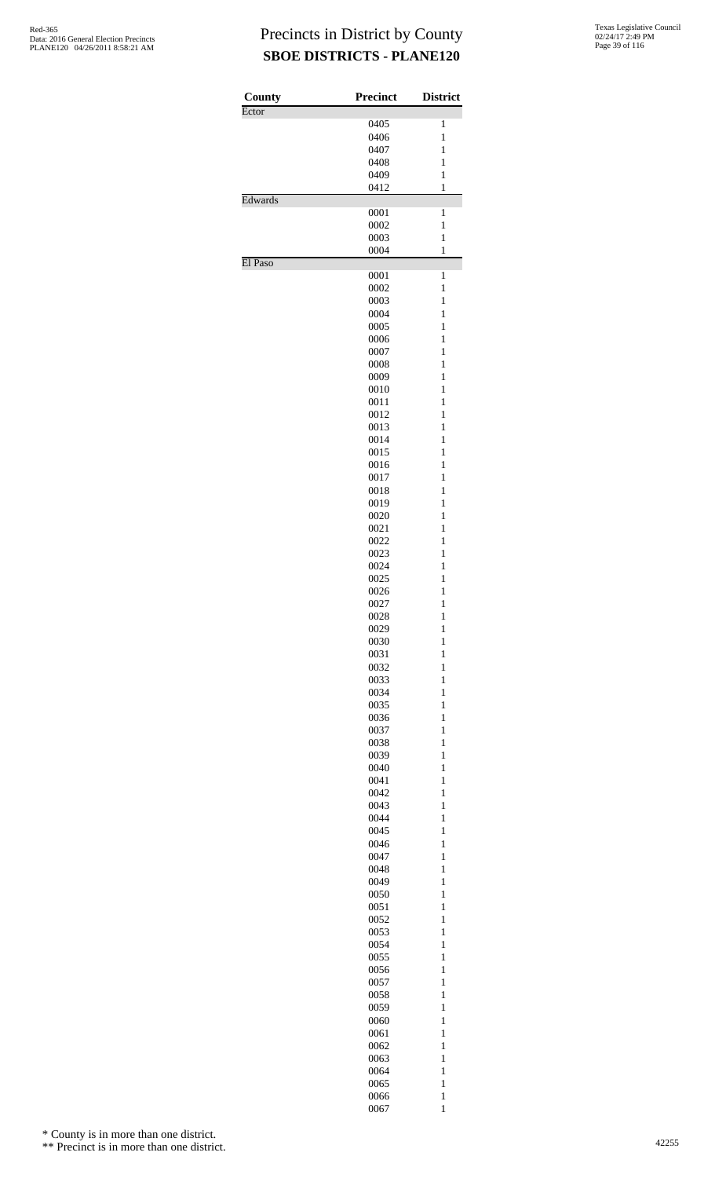# Precincts in District by County

## SBOE DISTRICTS - PLANE120

| County | Precinct | District |
|---|---|---|
| Ector | | |
| | 0405 | 1 |
| | 0406 | 1 |
| | 0407 | 1 |
| | 0408 | 1 |
| | 0409 | 1 |
| | 0412 | 1 |
| Edwards | | |
| | 0001 | 1 |
| | 0002 | 1 |
| | 0003 | 1 |
| | 0004 | 1 |
| El Paso | | |
| | 0001 | 1 |
| | 0002 | 1 |
| | 0003 | 1 |
| | 0004 | 1 |
| | 0005 | 1 |
| | 0006 | 1 |
| | 0007 | 1 |
| | 0008 | 1 |
| | 0009 | 1 |
| | 0010 | 1 |
| | 0011 | 1 |
| | 0012 | 1 |
| | 0013 | 1 |
| | 0014 | 1 |
| | 0015 | 1 |
| | 0016 | 1 |
| | 0017 | 1 |
| | 0018 | 1 |
| | 0019 | 1 |
| | 0020 | 1 |
| | 0021 | 1 |
| | 0022 | 1 |
| | 0023 | 1 |
| | 0024 | 1 |
| | 0025 | 1 |
| | 0026 | 1 |
| | 0027 | 1 |
| | 0028 | 1 |
| | 0029 | 1 |
| | 0030 | 1 |
| | 0031 | 1 |
| | 0032 | 1 |
| | 0033 | 1 |
| | 0034 | 1 |
| | 0035 | 1 |
| | 0036 | 1 |
| | 0037 | 1 |
| | 0038 | 1 |
| | 0039 | 1 |
| | 0040 | 1 |
| | 0041 | 1 |
| | 0042 | 1 |
| | 0043 | 1 |
| | 0044 | 1 |
| | 0045 | 1 |
| | 0046 | 1 |
| | 0047 | 1 |
| | 0048 | 1 |
| | 0049 | 1 |
| | 0050 | 1 |
| | 0051 | 1 |
| | 0052 | 1 |
| | 0053 | 1 |
| | 0054 | 1 |
| | 0055 | 1 |
| | 0056 | 1 |
| | 0057 | 1 |
| | 0058 | 1 |
| | 0059 | 1 |
| | 0060 | 1 |
| | 0061 | 1 |
| | 0062 | 1 |
| | 0063 | 1 |
| | 0064 | 1 |
| | 0065 | 1 |
| | 0066 | 1 |
| | 0067 | 1 |

\* County is in more than one district.

\*\* Precinct is in more than one district.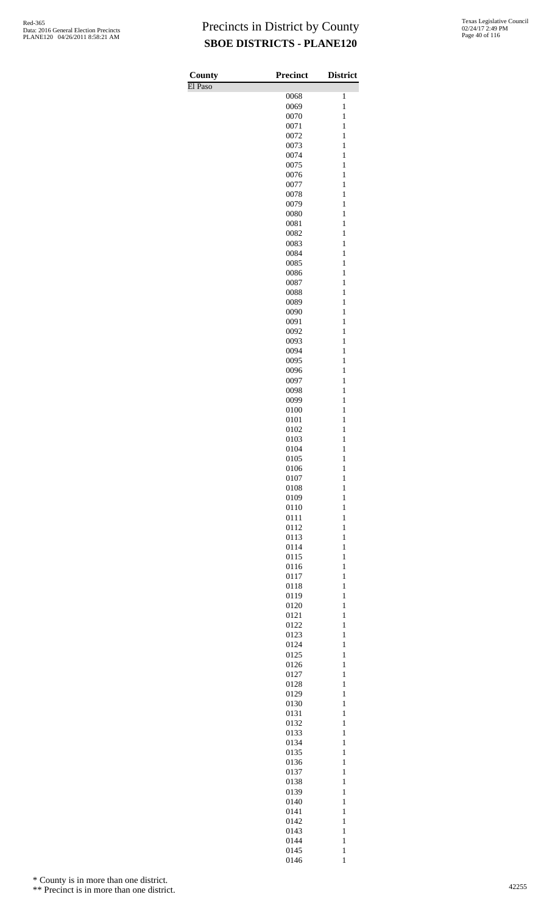# Precincts in District by County

## SBOE DISTRICTS - PLANE120

| County | Precinct | District |
|---|---|---|
| El Paso | | |
| | 0068 | 1 |
| | 0069 | 1 |
| | 0070 | 1 |
| | 0071 | 1 |
| | 0072 | 1 |
| | 0073 | 1 |
| | 0074 | 1 |
| | 0075 | 1 |
| | 0076 | 1 |
| | 0077 | 1 |
| | 0078 | 1 |
| | 0079 | 1 |
| | 0080 | 1 |
| | 0081 | 1 |
| | 0082 | 1 |
| | 0083 | 1 |
| | 0084 | 1 |
| | 0085 | 1 |
| | 0086 | 1 |
| | 0087 | 1 |
| | 0088 | 1 |
| | 0089 | 1 |
| | 0090 | 1 |
| | 0091 | 1 |
| | 0092 | 1 |
| | 0093 | 1 |
| | 0094 | 1 |
| | 0095 | 1 |
| | 0096 | 1 |
| | 0097 | 1 |
| | 0098 | 1 |
| | 0099 | 1 |
| | 0100 | 1 |
| | 0101 | 1 |
| | 0102 | 1 |
| | 0103 | 1 |
| | 0104 | 1 |
| | 0105 | 1 |
| | 0106 | 1 |
| | 0107 | 1 |
| | 0108 | 1 |
| | 0109 | 1 |
| | 0110 | 1 |
| | 0111 | 1 |
| | 0112 | 1 |
| | 0113 | 1 |
| | 0114 | 1 |
| | 0115 | 1 |
| | 0116 | 1 |
| | 0117 | 1 |
| | 0118 | 1 |
| | 0119 | 1 |
| | 0120 | 1 |
| | 0121 | 1 |
| | 0122 | 1 |
| | 0123 | 1 |
| | 0124 | 1 |
| | 0125 | 1 |
| | 0126 | 1 |
| | 0127 | 1 |
| | 0128 | 1 |
| | 0129 | 1 |
| | 0130 | 1 |
| | 0131 | 1 |
| | 0132 | 1 |
| | 0133 | 1 |
| | 0134 | 1 |
| | 0135 | 1 |
| | 0136 | 1 |
| | 0137 | 1 |
| | 0138 | 1 |
| | 0139 | 1 |
| | 0140 | 1 |
| | 0141 | 1 |
| | 0142 | 1 |
| | 0143 | 1 |
| | 0144 | 1 |
| | 0145 | 1 |
| | 0146 | 1 |

\* County is in more than one district.

\*\* Precinct is in more than one district.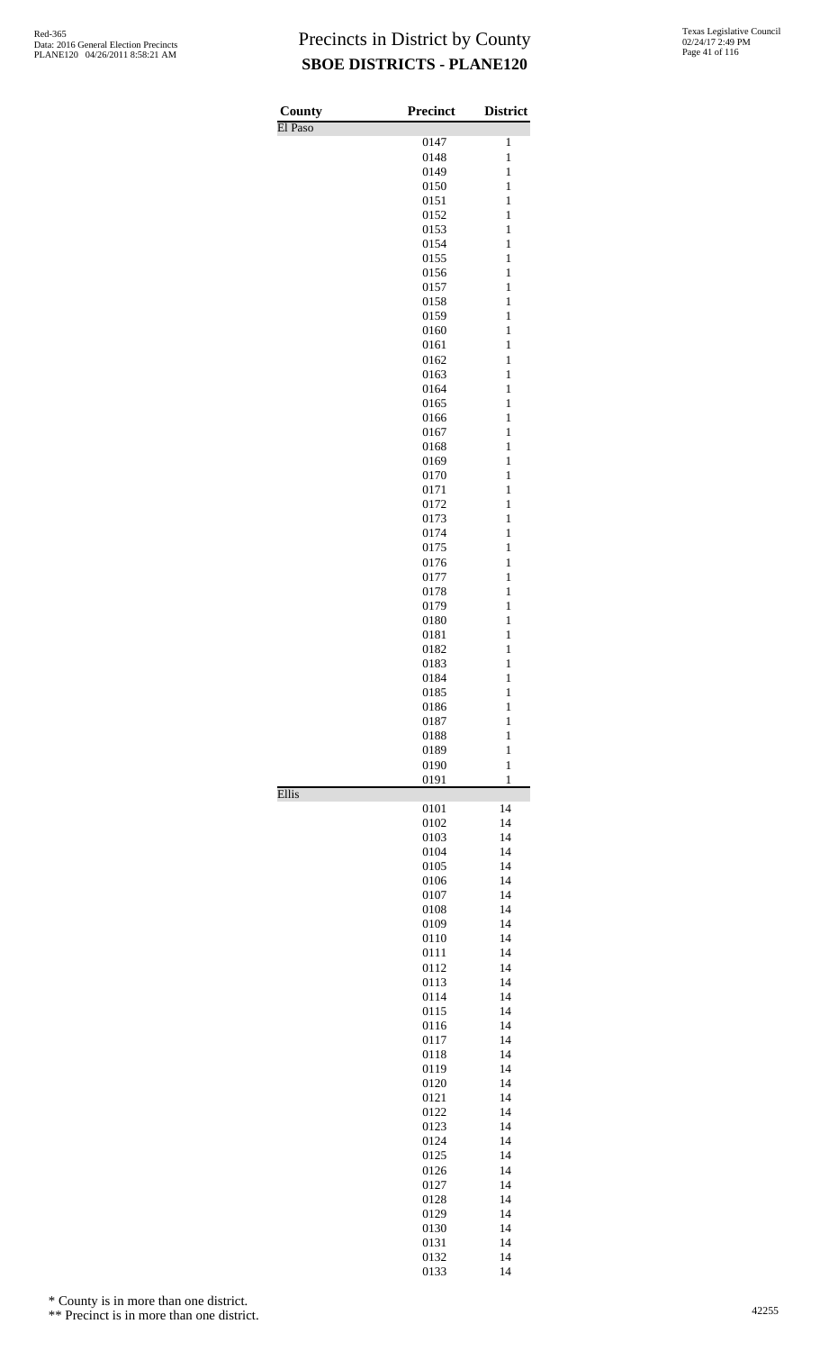# Precincts in District by County

## SBOE DISTRICTS - PLANE120

| County | Precinct | District |
|---|---|---|
| El Paso | | |
| | 0147 | 1 |
| | 0148 | 1 |
| | 0149 | 1 |
| | 0150 | 1 |
| | 0151 | 1 |
| | 0152 | 1 |
| | 0153 | 1 |
| | 0154 | 1 |
| | 0155 | 1 |
| | 0156 | 1 |
| | 0157 | 1 |
| | 0158 | 1 |
| | 0159 | 1 |
| | 0160 | 1 |
| | 0161 | 1 |
| | 0162 | 1 |
| | 0163 | 1 |
| | 0164 | 1 |
| | 0165 | 1 |
| | 0166 | 1 |
| | 0167 | 1 |
| | 0168 | 1 |
| | 0169 | 1 |
| | 0170 | 1 |
| | 0171 | 1 |
| | 0172 | 1 |
| | 0173 | 1 |
| | 0174 | 1 |
| | 0175 | 1 |
| | 0176 | 1 |
| | 0177 | 1 |
| | 0178 | 1 |
| | 0179 | 1 |
| | 0180 | 1 |
| | 0181 | 1 |
| | 0182 | 1 |
| | 0183 | 1 |
| | 0184 | 1 |
| | 0185 | 1 |
| | 0186 | 1 |
| | 0187 | 1 |
| | 0188 | 1 |
| | 0189 | 1 |
| | 0190 | 1 |
| | 0191 | 1 |
| Ellis | | |
| | 0101 | 14 |
| | 0102 | 14 |
| | 0103 | 14 |
| | 0104 | 14 |
| | 0105 | 14 |
| | 0106 | 14 |
| | 0107 | 14 |
| | 0108 | 14 |
| | 0109 | 14 |
| | 0110 | 14 |
| | 0111 | 14 |
| | 0112 | 14 |
| | 0113 | 14 |
| | 0114 | 14 |
| | 0115 | 14 |
| | 0116 | 14 |
| | 0117 | 14 |
| | 0118 | 14 |
| | 0119 | 14 |
| | 0120 | 14 |
| | 0121 | 14 |
| | 0122 | 14 |
| | 0123 | 14 |
| | 0124 | 14 |
| | 0125 | 14 |
| | 0126 | 14 |
| | 0127 | 14 |
| | 0128 | 14 |
| | 0129 | 14 |
| | 0130 | 14 |
| | 0131 | 14 |
| | 0132 | 14 |
| | 0133 | 14 |

\* County is in more than one district.

\*\* Precinct is in more than one district.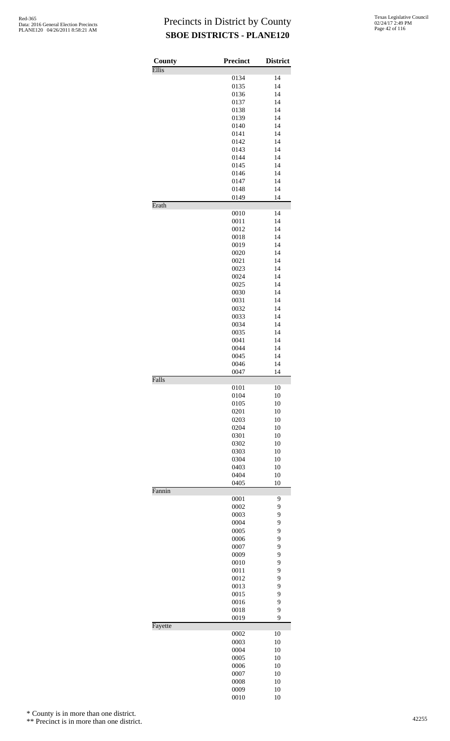# Precincts in District by County
## SBOE DISTRICTS - PLANE120

| County | Precinct | District |
|---|---|---|
| Ellis | | |
| | 0134 | 14 |
| | 0135 | 14 |
| | 0136 | 14 |
| | 0137 | 14 |
| | 0138 | 14 |
| | 0139 | 14 |
| | 0140 | 14 |
| | 0141 | 14 |
| | 0142 | 14 |
| | 0143 | 14 |
| | 0144 | 14 |
| | 0145 | 14 |
| | 0146 | 14 |
| | 0147 | 14 |
| | 0148 | 14 |
| | 0149 | 14 |
| Erath | | |
| | 0010 | 14 |
| | 0011 | 14 |
| | 0012 | 14 |
| | 0018 | 14 |
| | 0019 | 14 |
| | 0020 | 14 |
| | 0021 | 14 |
| | 0023 | 14 |
| | 0024 | 14 |
| | 0025 | 14 |
| | 0030 | 14 |
| | 0031 | 14 |
| | 0032 | 14 |
| | 0033 | 14 |
| | 0034 | 14 |
| | 0035 | 14 |
| | 0041 | 14 |
| | 0044 | 14 |
| | 0045 | 14 |
| | 0046 | 14 |
| | 0047 | 14 |
| Falls | | |
| | 0101 | 10 |
| | 0104 | 10 |
| | 0105 | 10 |
| | 0201 | 10 |
| | 0203 | 10 |
| | 0204 | 10 |
| | 0301 | 10 |
| | 0302 | 10 |
| | 0303 | 10 |
| | 0304 | 10 |
| | 0403 | 10 |
| | 0404 | 10 |
| | 0405 | 10 |
| Fannin | | |
| | 0001 | 9 |
| | 0002 | 9 |
| | 0003 | 9 |
| | 0004 | 9 |
| | 0005 | 9 |
| | 0006 | 9 |
| | 0007 | 9 |
| | 0009 | 9 |
| | 0010 | 9 |
| | 0011 | 9 |
| | 0012 | 9 |
| | 0013 | 9 |
| | 0015 | 9 |
| | 0016 | 9 |
| | 0018 | 9 |
| | 0019 | 9 |
| Fayette | | |
| | 0002 | 10 |
| | 0003 | 10 |
| | 0004 | 10 |
| | 0005 | 10 |
| | 0006 | 10 |
| | 0007 | 10 |
| | 0008 | 10 |
| | 0009 | 10 |
| | 0010 | 10 |

\* County is in more than one district.

\*\* Precinct is in more than one district.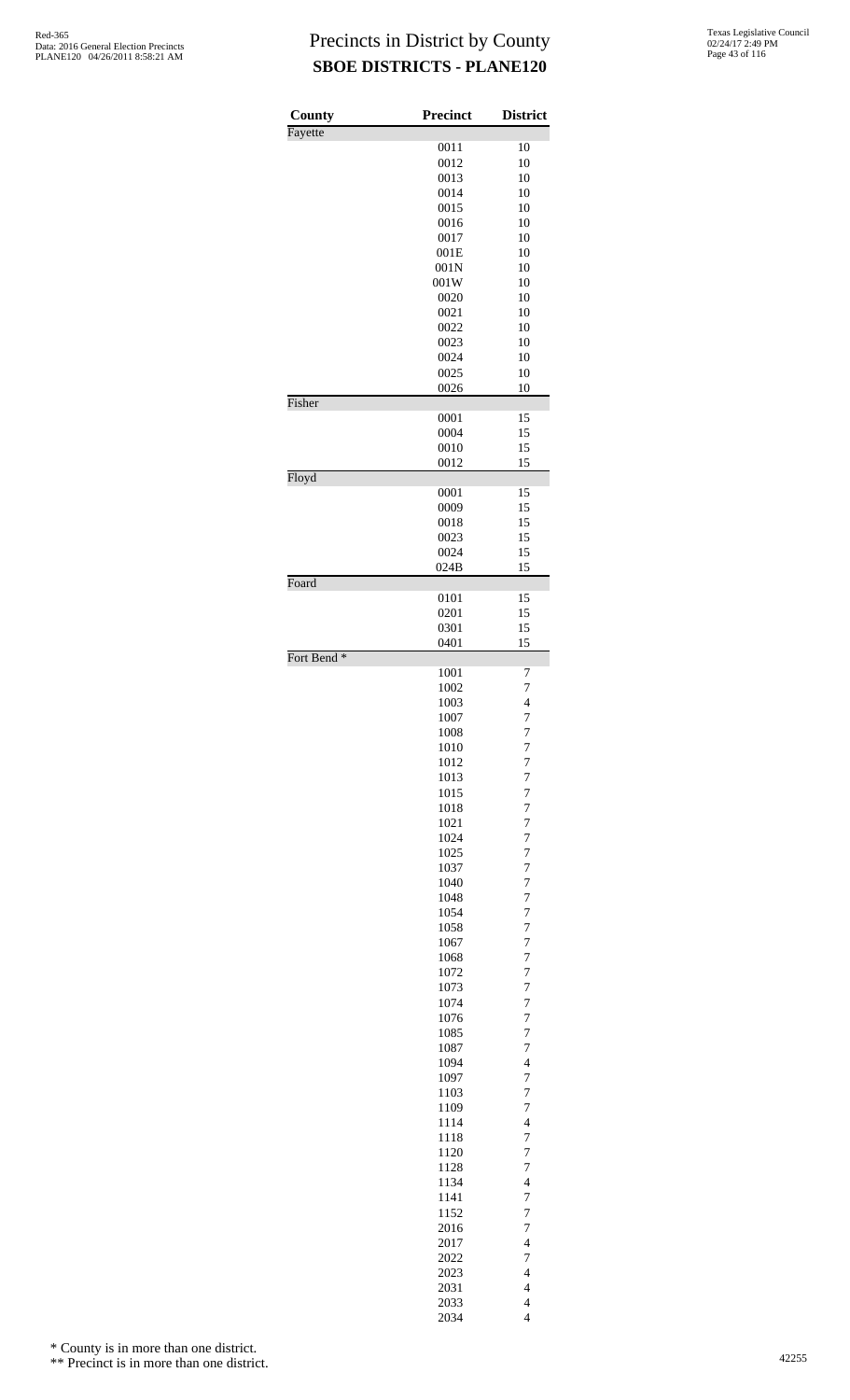# Precincts in District by County
## SBOE DISTRICTS - PLANE120

| County | Precinct | District |
|---|---|---|
| Fayette | | |
| | 0011 | 10 |
| | 0012 | 10 |
| | 0013 | 10 |
| | 0014 | 10 |
| | 0015 | 10 |
| | 0016 | 10 |
| | 0017 | 10 |
| | 001E | 10 |
| | 001N | 10 |
| | 001W | 10 |
| | 0020 | 10 |
| | 0021 | 10 |
| | 0022 | 10 |
| | 0023 | 10 |
| | 0024 | 10 |
| | 0025 | 10 |
| | 0026 | 10 |
| Fisher | | |
| | 0001 | 15 |
| | 0004 | 15 |
| | 0010 | 15 |
| | 0012 | 15 |
| Floyd | | |
| | 0001 | 15 |
| | 0009 | 15 |
| | 0018 | 15 |
| | 0023 | 15 |
| | 0024 | 15 |
| | 024B | 15 |
| Foard | | |
| | 0101 | 15 |
| | 0201 | 15 |
| | 0301 | 15 |
| | 0401 | 15 |
| Fort Bend * | | |
| | 1001 | 7 |
| | 1002 | 7 |
| | 1003 | 4 |
| | 1007 | 7 |
| | 1008 | 7 |
| | 1010 | 7 |
| | 1012 | 7 |
| | 1013 | 7 |
| | 1015 | 7 |
| | 1018 | 7 |
| | 1021 | 7 |
| | 1024 | 7 |
| | 1025 | 7 |
| | 1037 | 7 |
| | 1040 | 7 |
| | 1048 | 7 |
| | 1054 | 7 |
| | 1058 | 7 |
| | 1067 | 7 |
| | 1068 | 7 |
| | 1072 | 7 |
| | 1073 | 7 |
| | 1074 | 7 |
| | 1076 | 7 |
| | 1085 | 7 |
| | 1087 | 7 |
| | 1094 | 4 |
| | 1097 | 7 |
| | 1103 | 7 |
| | 1109 | 7 |
| | 1114 | 4 |
| | 1118 | 7 |
| | 1120 | 7 |
| | 1128 | 7 |
| | 1134 | 4 |
| | 1141 | 7 |
| | 1152 | 7 |
| | 2016 | 7 |
| | 2017 | 4 |
| | 2022 | 7 |
| | 2023 | 4 |
| | 2031 | 4 |
| | 2033 | 4 |
| | 2034 | 4 |

\* County is in more than one district.

\*\* Precinct is in more than one district.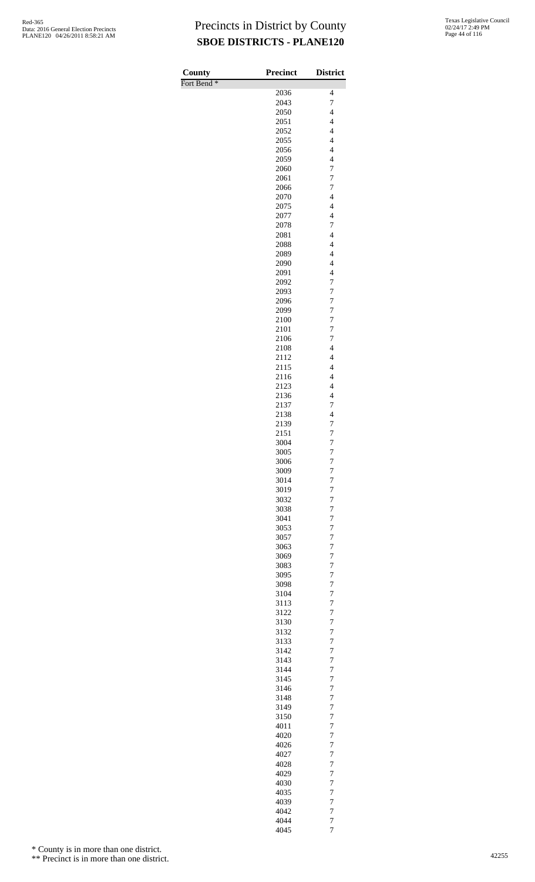# Precincts in District by County
## SBOE DISTRICTS - PLANE120

| County | Precinct | District |
|---|---|---|
| Fort Bend * | | |
| | 2036 | 4 |
| | 2043 | 7 |
| | 2050 | 4 |
| | 2051 | 4 |
| | 2052 | 4 |
| | 2055 | 4 |
| | 2056 | 4 |
| | 2059 | 4 |
| | 2060 | 7 |
| | 2061 | 7 |
| | 2066 | 7 |
| | 2070 | 4 |
| | 2075 | 4 |
| | 2077 | 4 |
| | 2078 | 7 |
| | 2081 | 4 |
| | 2088 | 4 |
| | 2089 | 4 |
| | 2090 | 4 |
| | 2091 | 4 |
| | 2092 | 7 |
| | 2093 | 7 |
| | 2096 | 7 |
| | 2099 | 7 |
| | 2100 | 7 |
| | 2101 | 7 |
| | 2106 | 7 |
| | 2108 | 4 |
| | 2112 | 4 |
| | 2115 | 4 |
| | 2116 | 4 |
| | 2123 | 4 |
| | 2136 | 4 |
| | 2137 | 7 |
| | 2138 | 4 |
| | 2139 | 7 |
| | 2151 | 7 |
| | 3004 | 7 |
| | 3005 | 7 |
| | 3006 | 7 |
| | 3009 | 7 |
| | 3014 | 7 |
| | 3019 | 7 |
| | 3032 | 7 |
| | 3038 | 7 |
| | 3041 | 7 |
| | 3053 | 7 |
| | 3057 | 7 |
| | 3063 | 7 |
| | 3069 | 7 |
| | 3083 | 7 |
| | 3095 | 7 |
| | 3098 | 7 |
| | 3104 | 7 |
| | 3113 | 7 |
| | 3122 | 7 |
| | 3130 | 7 |
| | 3132 | 7 |
| | 3133 | 7 |
| | 3142 | 7 |
| | 3143 | 7 |
| | 3144 | 7 |
| | 3145 | 7 |
| | 3146 | 7 |
| | 3148 | 7 |
| | 3149 | 7 |
| | 3150 | 7 |
| | 4011 | 7 |
| | 4020 | 7 |
| | 4026 | 7 |
| | 4027 | 7 |
| | 4028 | 7 |
| | 4029 | 7 |
| | 4030 | 7 |
| | 4035 | 7 |
| | 4039 | 7 |
| | 4042 | 7 |
| | 4044 | 7 |
| | 4045 | 7 |

* County is in more than one district.

** Precinct is in more than one district.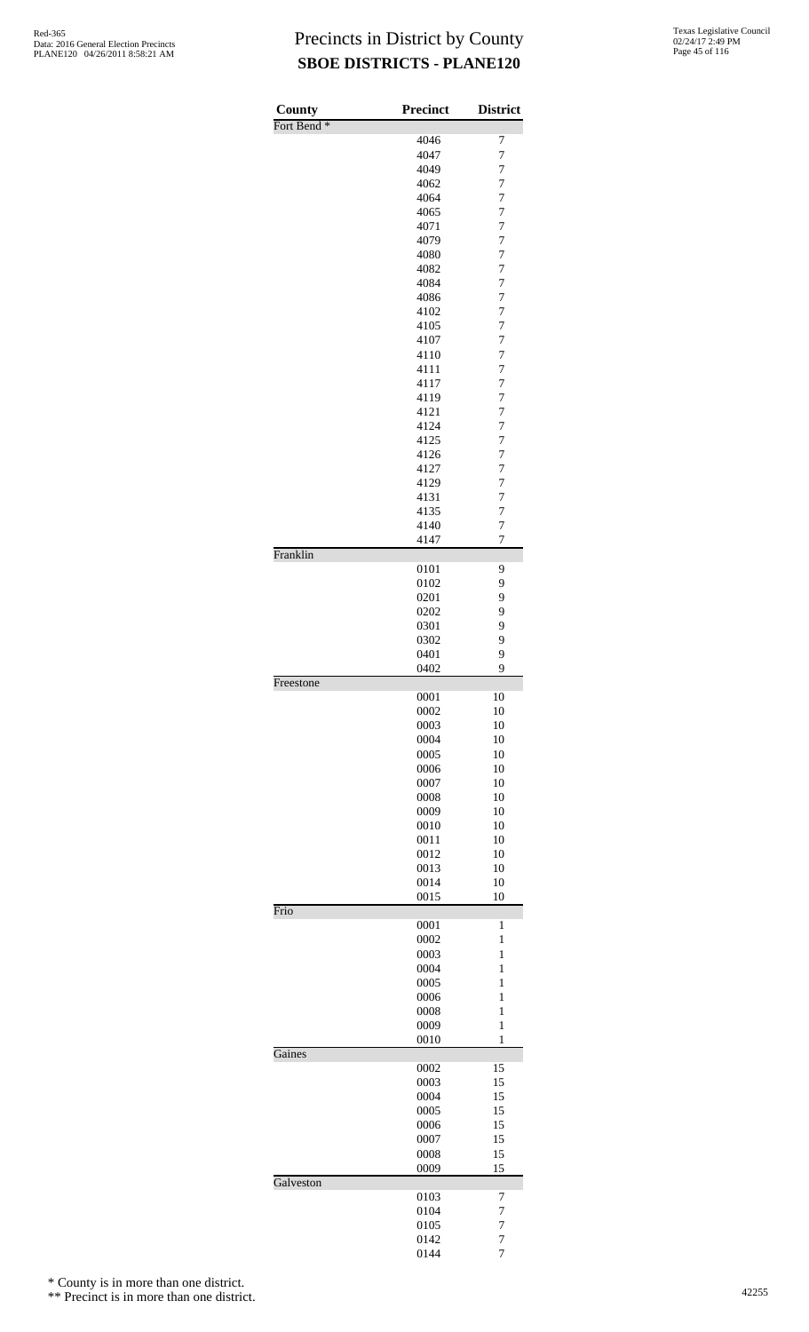# Precincts in District by County
## SBOE DISTRICTS - PLANE120

| County | Precinct | District |
|---|---|---|
| Fort Bend * | | |
| | 4046 | 7 |
| | 4047 | 7 |
| | 4049 | 7 |
| | 4062 | 7 |
| | 4064 | 7 |
| | 4065 | 7 |
| | 4071 | 7 |
| | 4079 | 7 |
| | 4080 | 7 |
| | 4082 | 7 |
| | 4084 | 7 |
| | 4086 | 7 |
| | 4102 | 7 |
| | 4105 | 7 |
| | 4107 | 7 |
| | 4110 | 7 |
| | 4111 | 7 |
| | 4117 | 7 |
| | 4119 | 7 |
| | 4121 | 7 |
| | 4124 | 7 |
| | 4125 | 7 |
| | 4126 | 7 |
| | 4127 | 7 |
| | 4129 | 7 |
| | 4131 | 7 |
| | 4135 | 7 |
| | 4140 | 7 |
| | 4147 | 7 |
| Franklin | | |
| | 0101 | 9 |
| | 0102 | 9 |
| | 0201 | 9 |
| | 0202 | 9 |
| | 0301 | 9 |
| | 0302 | 9 |
| | 0401 | 9 |
| | 0402 | 9 |
| Freestone | | |
| | 0001 | 10 |
| | 0002 | 10 |
| | 0003 | 10 |
| | 0004 | 10 |
| | 0005 | 10 |
| | 0006 | 10 |
| | 0007 | 10 |
| | 0008 | 10 |
| | 0009 | 10 |
| | 0010 | 10 |
| | 0011 | 10 |
| | 0012 | 10 |
| | 0013 | 10 |
| | 0014 | 10 |
| | 0015 | 10 |
| Frio | | |
| | 0001 | 1 |
| | 0002 | 1 |
| | 0003 | 1 |
| | 0004 | 1 |
| | 0005 | 1 |
| | 0006 | 1 |
| | 0008 | 1 |
| | 0009 | 1 |
| | 0010 | 1 |
| Gaines | | |
| | 0002 | 15 |
| | 0003 | 15 |
| | 0004 | 15 |
| | 0005 | 15 |
| | 0006 | 15 |
| | 0007 | 15 |
| | 0008 | 15 |
| | 0009 | 15 |
| Galveston | | |
| | 0103 | 7 |
| | 0104 | 7 |
| | 0105 | 7 |
| | 0142 | 7 |
| | 0144 | 7 |

\* County is in more than one district.

\*\* Precinct is in more than one district.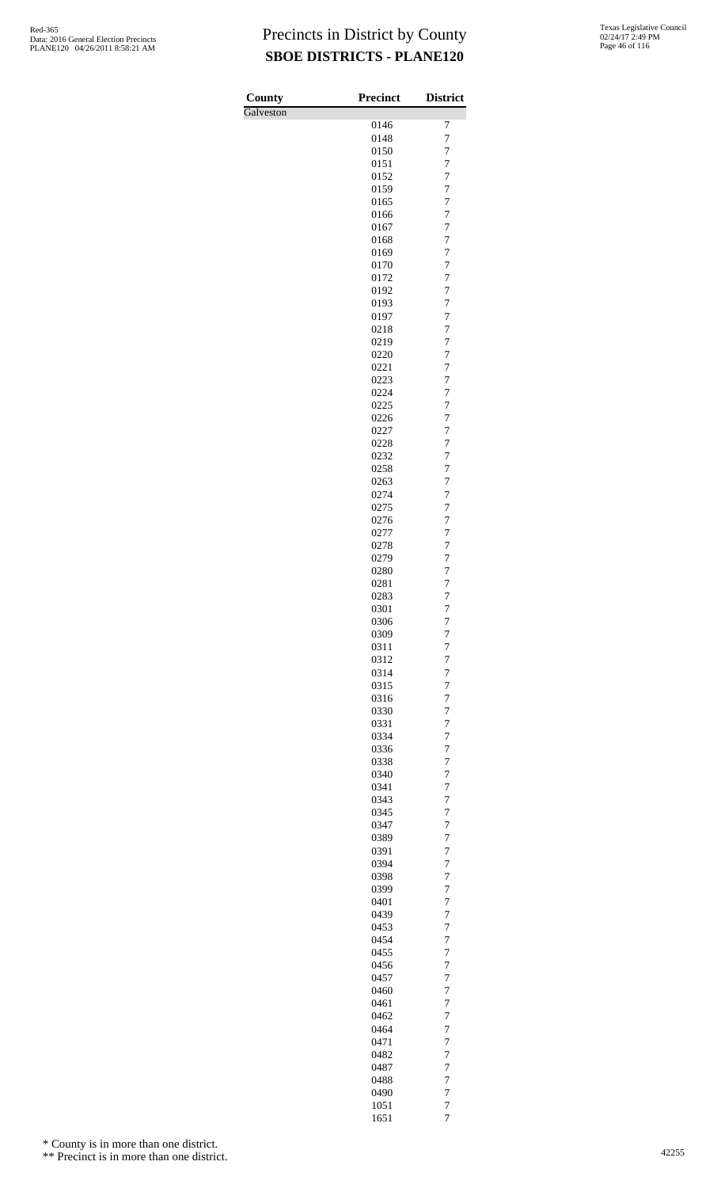# Precincts in District by County

## SBOE DISTRICTS - PLANE120

| County | Precinct | District |
|---|---|---|
| Galveston | | |
| | 0146 | 7 |
| | 0148 | 7 |
| | 0150 | 7 |
| | 0151 | 7 |
| | 0152 | 7 |
| | 0159 | 7 |
| | 0165 | 7 |
| | 0166 | 7 |
| | 0167 | 7 |
| | 0168 | 7 |
| | 0169 | 7 |
| | 0170 | 7 |
| | 0172 | 7 |
| | 0192 | 7 |
| | 0193 | 7 |
| | 0197 | 7 |
| | 0218 | 7 |
| | 0219 | 7 |
| | 0220 | 7 |
| | 0221 | 7 |
| | 0223 | 7 |
| | 0224 | 7 |
| | 0225 | 7 |
| | 0226 | 7 |
| | 0227 | 7 |
| | 0228 | 7 |
| | 0232 | 7 |
| | 0258 | 7 |
| | 0263 | 7 |
| | 0274 | 7 |
| | 0275 | 7 |
| | 0276 | 7 |
| | 0277 | 7 |
| | 0278 | 7 |
| | 0279 | 7 |
| | 0280 | 7 |
| | 0281 | 7 |
| | 0283 | 7 |
| | 0301 | 7 |
| | 0306 | 7 |
| | 0309 | 7 |
| | 0311 | 7 |
| | 0312 | 7 |
| | 0314 | 7 |
| | 0315 | 7 |
| | 0316 | 7 |
| | 0330 | 7 |
| | 0331 | 7 |
| | 0334 | 7 |
| | 0336 | 7 |
| | 0338 | 7 |
| | 0340 | 7 |
| | 0341 | 7 |
| | 0343 | 7 |
| | 0345 | 7 |
| | 0347 | 7 |
| | 0389 | 7 |
| | 0391 | 7 |
| | 0394 | 7 |
| | 0398 | 7 |
| | 0399 | 7 |
| | 0401 | 7 |
| | 0439 | 7 |
| | 0453 | 7 |
| | 0454 | 7 |
| | 0455 | 7 |
| | 0456 | 7 |
| | 0457 | 7 |
| | 0460 | 7 |
| | 0461 | 7 |
| | 0462 | 7 |
| | 0464 | 7 |
| | 0471 | 7 |
| | 0482 | 7 |
| | 0487 | 7 |
| | 0488 | 7 |
| | 0490 | 7 |
| | 1051 | 7 |
| | 1651 | 7 |

\* County is in more than one district.

\*\* Precinct is in more than one district.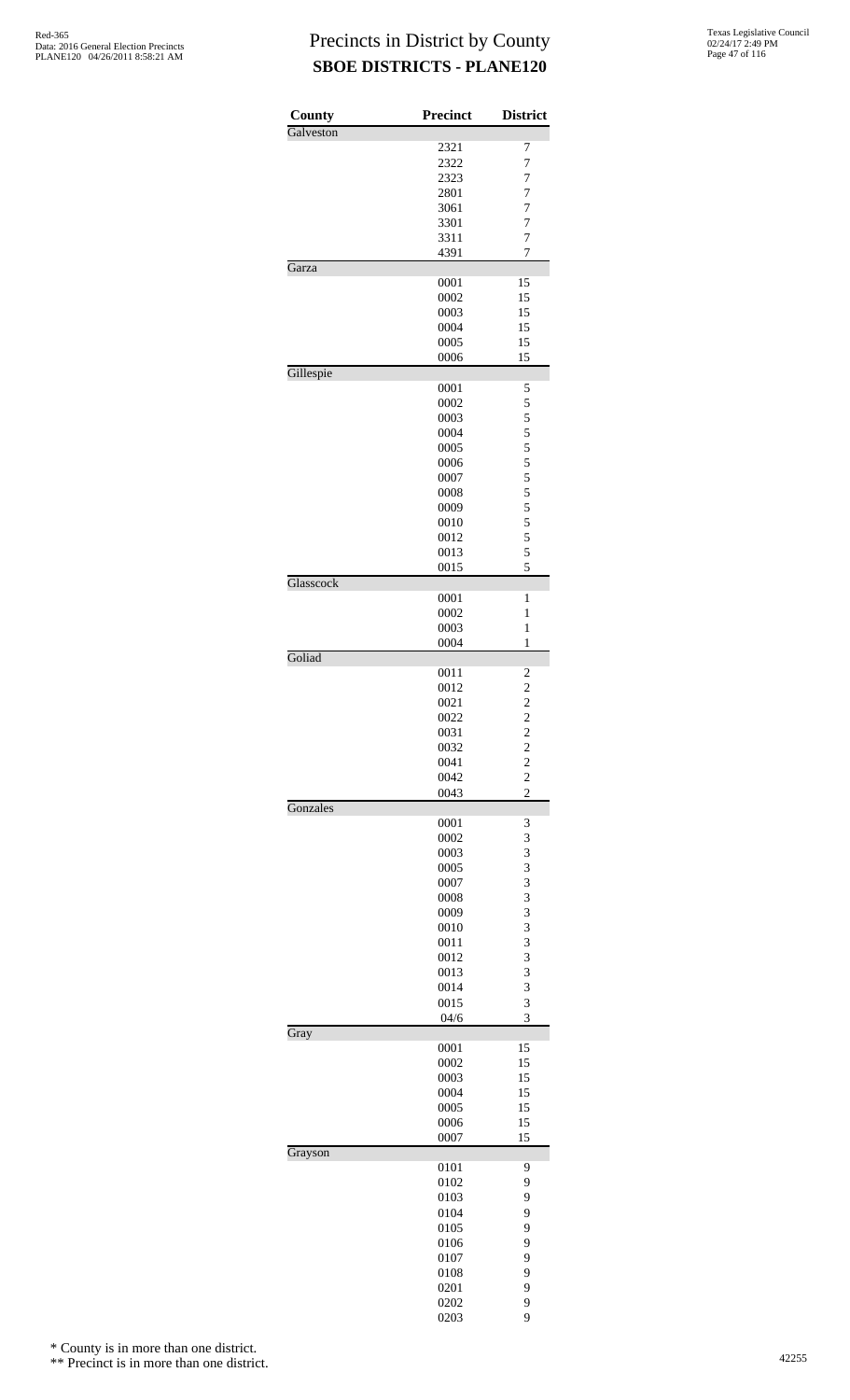# Precincts in District by County
## SBOE DISTRICTS - PLANE120

| County | Precinct | District |
|---|---|---|
| Galveston | | |
| | 2321 | 7 |
| | 2322 | 7 |
| | 2323 | 7 |
| | 2801 | 7 |
| | 3061 | 7 |
| | 3301 | 7 |
| | 3311 | 7 |
| | 4391 | 7 |
| Garza | | |
| | 0001 | 15 |
| | 0002 | 15 |
| | 0003 | 15 |
| | 0004 | 15 |
| | 0005 | 15 |
| | 0006 | 15 |
| Gillespie | | |
| | 0001 | 5 |
| | 0002 | 5 |
| | 0003 | 5 |
| | 0004 | 5 |
| | 0005 | 5 |
| | 0006 | 5 |
| | 0007 | 5 |
| | 0008 | 5 |
| | 0009 | 5 |
| | 0010 | 5 |
| | 0012 | 5 |
| | 0013 | 5 |
| | 0015 | 5 |
| Glasscock | | |
| | 0001 | 1 |
| | 0002 | 1 |
| | 0003 | 1 |
| | 0004 | 1 |
| Goliad | | |
| | 0011 | 2 |
| | 0012 | 2 |
| | 0021 | 2 |
| | 0022 | 2 |
| | 0031 | 2 |
| | 0032 | 2 |
| | 0041 | 2 |
| | 0042 | 2 |
| | 0043 | 2 |
| Gonzales | | |
| | 0001 | 3 |
| | 0002 | 3 |
| | 0003 | 3 |
| | 0005 | 3 |
| | 0007 | 3 |
| | 0008 | 3 |
| | 0009 | 3 |
| | 0010 | 3 |
| | 0011 | 3 |
| | 0012 | 3 |
| | 0013 | 3 |
| | 0014 | 3 |
| | 0015 | 3 |
| | 04/6 | 3 |
| Gray | | |
| | 0001 | 15 |
| | 0002 | 15 |
| | 0003 | 15 |
| | 0004 | 15 |
| | 0005 | 15 |
| | 0006 | 15 |
| | 0007 | 15 |
| Grayson | | |
| | 0101 | 9 |
| | 0102 | 9 |
| | 0103 | 9 |
| | 0104 | 9 |
| | 0105 | 9 |
| | 0106 | 9 |
| | 0107 | 9 |
| | 0108 | 9 |
| | 0201 | 9 |
| | 0202 | 9 |
| | 0203 | 9 |

\* County is in more than one district.

\*\* Precinct is in more than one district.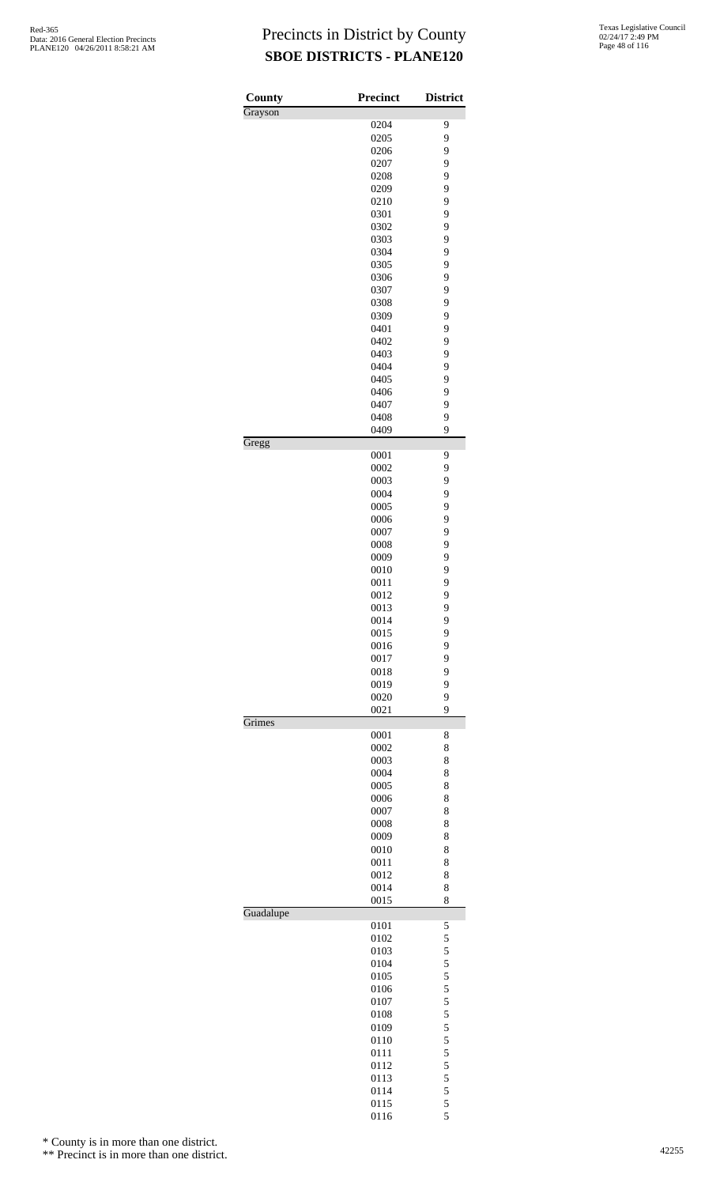# Precincts in District by County

## SBOE DISTRICTS - PLANE120

| County | Precinct | District |
|---|---|---|
| Grayson | | |
| | 0204 | 9 |
| | 0205 | 9 |
| | 0206 | 9 |
| | 0207 | 9 |
| | 0208 | 9 |
| | 0209 | 9 |
| | 0210 | 9 |
| | 0301 | 9 |
| | 0302 | 9 |
| | 0303 | 9 |
| | 0304 | 9 |
| | 0305 | 9 |
| | 0306 | 9 |
| | 0307 | 9 |
| | 0308 | 9 |
| | 0309 | 9 |
| | 0401 | 9 |
| | 0402 | 9 |
| | 0403 | 9 |
| | 0404 | 9 |
| | 0405 | 9 |
| | 0406 | 9 |
| | 0407 | 9 |
| | 0408 | 9 |
| | 0409 | 9 |
| Gregg | | |
| | 0001 | 9 |
| | 0002 | 9 |
| | 0003 | 9 |
| | 0004 | 9 |
| | 0005 | 9 |
| | 0006 | 9 |
| | 0007 | 9 |
| | 0008 | 9 |
| | 0009 | 9 |
| | 0010 | 9 |
| | 0011 | 9 |
| | 0012 | 9 |
| | 0013 | 9 |
| | 0014 | 9 |
| | 0015 | 9 |
| | 0016 | 9 |
| | 0017 | 9 |
| | 0018 | 9 |
| | 0019 | 9 |
| | 0020 | 9 |
| | 0021 | 9 |
| Grimes | | |
| | 0001 | 8 |
| | 0002 | 8 |
| | 0003 | 8 |
| | 0004 | 8 |
| | 0005 | 8 |
| | 0006 | 8 |
| | 0007 | 8 |
| | 0008 | 8 |
| | 0009 | 8 |
| | 0010 | 8 |
| | 0011 | 8 |
| | 0012 | 8 |
| | 0014 | 8 |
| | 0015 | 8 |
| Guadalupe | | |
| | 0101 | 5 |
| | 0102 | 5 |
| | 0103 | 5 |
| | 0104 | 5 |
| | 0105 | 5 |
| | 0106 | 5 |
| | 0107 | 5 |
| | 0108 | 5 |
| | 0109 | 5 |
| | 0110 | 5 |
| | 0111 | 5 |
| | 0112 | 5 |
| | 0113 | 5 |
| | 0114 | 5 |
| | 0115 | 5 |
| | 0116 | 5 |

\* County is in more than one district.

\*\* Precinct is in more than one district.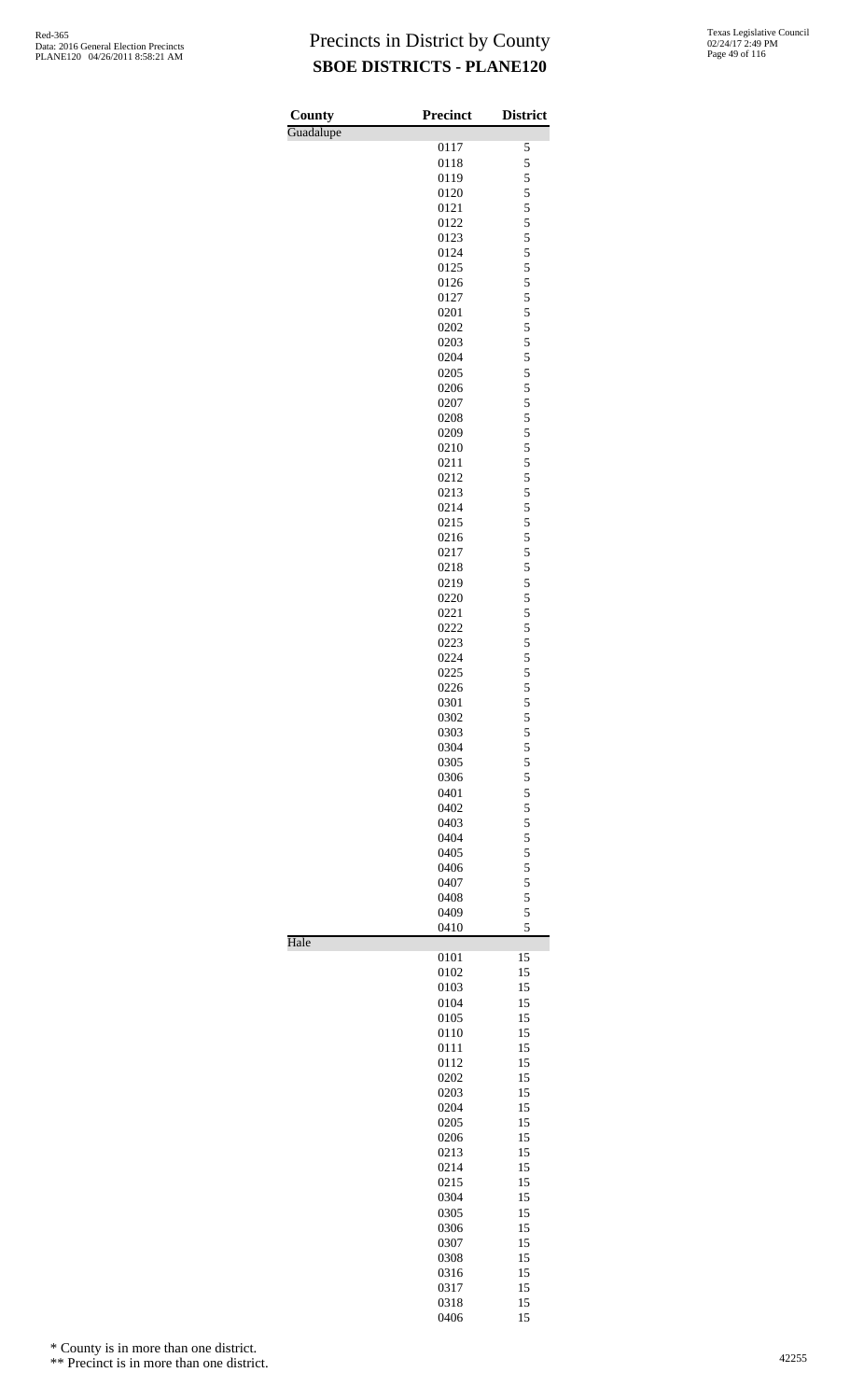# Precincts in District by County
## SBOE DISTRICTS - PLANE120

| County | Precinct | District |
|---|---|---|
| Guadalupe | | |
| | 0117 | 5 |
| | 0118 | 5 |
| | 0119 | 5 |
| | 0120 | 5 |
| | 0121 | 5 |
| | 0122 | 5 |
| | 0123 | 5 |
| | 0124 | 5 |
| | 0125 | 5 |
| | 0126 | 5 |
| | 0127 | 5 |
| | 0201 | 5 |
| | 0202 | 5 |
| | 0203 | 5 |
| | 0204 | 5 |
| | 0205 | 5 |
| | 0206 | 5 |
| | 0207 | 5 |
| | 0208 | 5 |
| | 0209 | 5 |
| | 0210 | 5 |
| | 0211 | 5 |
| | 0212 | 5 |
| | 0213 | 5 |
| | 0214 | 5 |
| | 0215 | 5 |
| | 0216 | 5 |
| | 0217 | 5 |
| | 0218 | 5 |
| | 0219 | 5 |
| | 0220 | 5 |
| | 0221 | 5 |
| | 0222 | 5 |
| | 0223 | 5 |
| | 0224 | 5 |
| | 0225 | 5 |
| | 0226 | 5 |
| | 0301 | 5 |
| | 0302 | 5 |
| | 0303 | 5 |
| | 0304 | 5 |
| | 0305 | 5 |
| | 0306 | 5 |
| | 0401 | 5 |
| | 0402 | 5 |
| | 0403 | 5 |
| | 0404 | 5 |
| | 0405 | 5 |
| | 0406 | 5 |
| | 0407 | 5 |
| | 0408 | 5 |
| | 0409 | 5 |
| | 0410 | 5 |
| Hale | | |
| | 0101 | 15 |
| | 0102 | 15 |
| | 0103 | 15 |
| | 0104 | 15 |
| | 0105 | 15 |
| | 0110 | 15 |
| | 0111 | 15 |
| | 0112 | 15 |
| | 0202 | 15 |
| | 0203 | 15 |
| | 0204 | 15 |
| | 0205 | 15 |
| | 0206 | 15 |
| | 0213 | 15 |
| | 0214 | 15 |
| | 0215 | 15 |
| | 0304 | 15 |
| | 0305 | 15 |
| | 0306 | 15 |
| | 0307 | 15 |
| | 0308 | 15 |
| | 0316 | 15 |
| | 0317 | 15 |
| | 0318 | 15 |
| | 0406 | 15 |

\* County is in more than one district.

\*\* Precinct is in more than one district.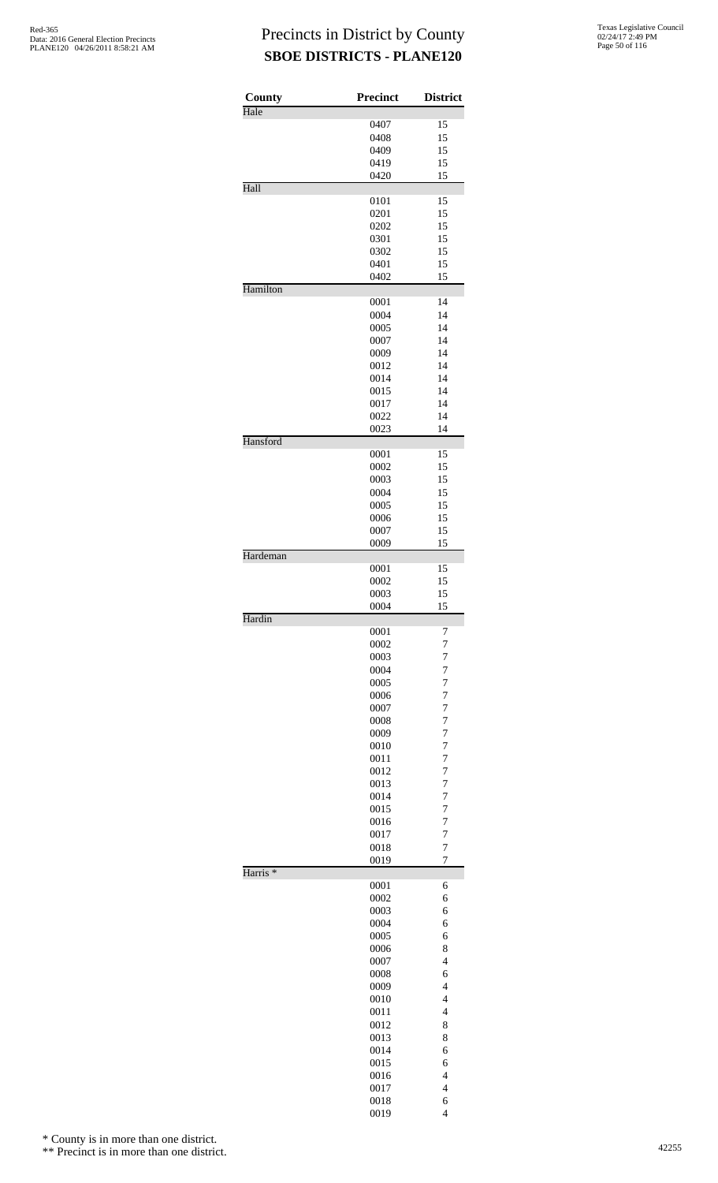# Precincts in District by County
## SBOE DISTRICTS - PLANE120

| County | Precinct | District |
|---|---|---|
| Hale | | |
| | 0407 | 15 |
| | 0408 | 15 |
| | 0409 | 15 |
| | 0419 | 15 |
| | 0420 | 15 |
| Hall | | |
| | 0101 | 15 |
| | 0201 | 15 |
| | 0202 | 15 |
| | 0301 | 15 |
| | 0302 | 15 |
| | 0401 | 15 |
| | 0402 | 15 |
| Hamilton | | |
| | 0001 | 14 |
| | 0004 | 14 |
| | 0005 | 14 |
| | 0007 | 14 |
| | 0009 | 14 |
| | 0012 | 14 |
| | 0014 | 14 |
| | 0015 | 14 |
| | 0017 | 14 |
| | 0022 | 14 |
| | 0023 | 14 |
| Hansford | | |
| | 0001 | 15 |
| | 0002 | 15 |
| | 0003 | 15 |
| | 0004 | 15 |
| | 0005 | 15 |
| | 0006 | 15 |
| | 0007 | 15 |
| | 0009 | 15 |
| Hardeman | | |
| | 0001 | 15 |
| | 0002 | 15 |
| | 0003 | 15 |
| | 0004 | 15 |
| Hardin | | |
| | 0001 | 7 |
| | 0002 | 7 |
| | 0003 | 7 |
| | 0004 | 7 |
| | 0005 | 7 |
| | 0006 | 7 |
| | 0007 | 7 |
| | 0008 | 7 |
| | 0009 | 7 |
| | 0010 | 7 |
| | 0011 | 7 |
| | 0012 | 7 |
| | 0013 | 7 |
| | 0014 | 7 |
| | 0015 | 7 |
| | 0016 | 7 |
| | 0017 | 7 |
| | 0018 | 7 |
| | 0019 | 7 |
| Harris * | | |
| | 0001 | 6 |
| | 0002 | 6 |
| | 0003 | 6 |
| | 0004 | 6 |
| | 0005 | 6 |
| | 0006 | 8 |
| | 0007 | 4 |
| | 0008 | 6 |
| | 0009 | 4 |
| | 0010 | 4 |
| | 0011 | 4 |
| | 0012 | 8 |
| | 0013 | 8 |
| | 0014 | 6 |
| | 0015 | 6 |
| | 0016 | 4 |
| | 0017 | 4 |
| | 0018 | 6 |
| | 0019 | 4 |

\* County is in more than one district.

\*\* Precinct is in more than one district.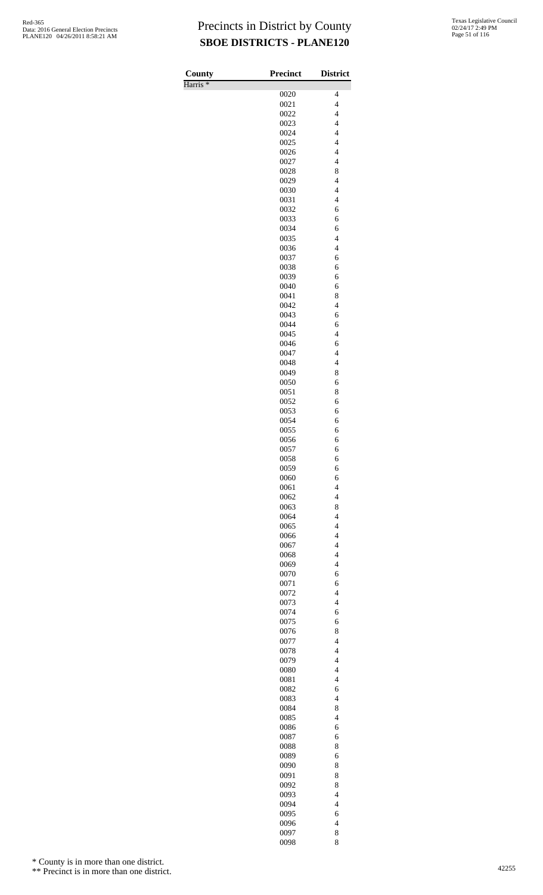# Precincts in District by County

## SBOE DISTRICTS - PLANE120

Red-365
Data: 2016 General Election Precincts
PLANE120 04/26/2011 8:58:21 AM

Texas Legislative Council
02/24/17 2:49 PM

| County | Precinct | District |
|---|---|---|
| Harris * | | |
| | 0020 | 4 |
| | 0021 | 4 |
| | 0022 | 4 |
| | 0023 | 4 |
| | 0024 | 4 |
| | 0025 | 4 |
| | 0026 | 4 |
| | 0027 | 4 |
| | 0028 | 8 |
| | 0029 | 4 |
| | 0030 | 4 |
| | 0031 | 4 |
| | 0032 | 6 |
| | 0033 | 6 |
| | 0034 | 6 |
| | 0035 | 4 |
| | 0036 | 4 |
| | 0037 | 6 |
| | 0038 | 6 |
| | 0039 | 6 |
| | 0040 | 6 |
| | 0041 | 8 |
| | 0042 | 4 |
| | 0043 | 6 |
| | 0044 | 6 |
| | 0045 | 4 |
| | 0046 | 6 |
| | 0047 | 4 |
| | 0048 | 4 |
| | 0049 | 8 |
| | 0050 | 6 |
| | 0051 | 8 |
| | 0052 | 6 |
| | 0053 | 6 |
| | 0054 | 6 |
| | 0055 | 6 |
| | 0056 | 6 |
| | 0057 | 6 |
| | 0058 | 6 |
| | 0059 | 6 |
| | 0060 | 6 |
| | 0061 | 4 |
| | 0062 | 4 |
| | 0063 | 8 |
| | 0064 | 4 |
| | 0065 | 4 |
| | 0066 | 4 |
| | 0067 | 4 |
| | 0068 | 4 |
| | 0069 | 4 |
| | 0070 | 6 |
| | 0071 | 6 |
| | 0072 | 4 |
| | 0073 | 4 |
| | 0074 | 6 |
| | 0075 | 6 |
| | 0076 | 8 |
| | 0077 | 4 |
| | 0078 | 4 |
| | 0079 | 4 |
| | 0080 | 4 |
| | 0081 | 4 |
| | 0082 | 6 |
| | 0083 | 4 |
| | 0084 | 8 |
| | 0085 | 4 |
| | 0086 | 6 |
| | 0087 | 6 |
| | 0088 | 8 |
| | 0089 | 6 |
| | 0090 | 8 |
| | 0091 | 8 |
| | 0092 | 8 |
| | 0093 | 4 |
| | 0094 | 4 |
| | 0095 | 6 |
| | 0096 | 4 |
| | 0097 | 8 |
| | 0098 | 8 |

\* County is in more than one district.

\*\* Precinct is in more than one district.

42255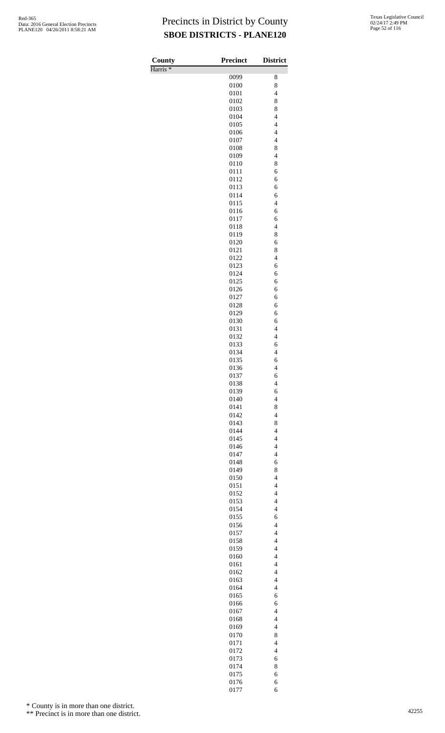# Precincts in District by County

## SBOE DISTRICTS - PLANE120

| County | Precinct | District |
|---|---|---|
| Harris * | | |
| | 0099 | 8 |
| | 0100 | 8 |
| | 0101 | 4 |
| | 0102 | 8 |
| | 0103 | 8 |
| | 0104 | 4 |
| | 0105 | 4 |
| | 0106 | 4 |
| | 0107 | 4 |
| | 0108 | 8 |
| | 0109 | 4 |
| | 0110 | 8 |
| | 0111 | 6 |
| | 0112 | 6 |
| | 0113 | 6 |
| | 0114 | 6 |
| | 0115 | 4 |
| | 0116 | 6 |
| | 0117 | 6 |
| | 0118 | 4 |
| | 0119 | 8 |
| | 0120 | 6 |
| | 0121 | 8 |
| | 0122 | 4 |
| | 0123 | 6 |
| | 0124 | 6 |
| | 0125 | 6 |
| | 0126 | 6 |
| | 0127 | 6 |
| | 0128 | 6 |
| | 0129 | 6 |
| | 0130 | 6 |
| | 0131 | 4 |
| | 0132 | 4 |
| | 0133 | 6 |
| | 0134 | 4 |
| | 0135 | 6 |
| | 0136 | 4 |
| | 0137 | 6 |
| | 0138 | 4 |
| | 0139 | 6 |
| | 0140 | 4 |
| | 0141 | 8 |
| | 0142 | 4 |
| | 0143 | 8 |
| | 0144 | 4 |
| | 0145 | 4 |
| | 0146 | 4 |
| | 0147 | 4 |
| | 0148 | 6 |
| | 0149 | 8 |
| | 0150 | 4 |
| | 0151 | 4 |
| | 0152 | 4 |
| | 0153 | 4 |
| | 0154 | 4 |
| | 0155 | 6 |
| | 0156 | 4 |
| | 0157 | 4 |
| | 0158 | 4 |
| | 0159 | 4 |
| | 0160 | 4 |
| | 0161 | 4 |
| | 0162 | 4 |
| | 0163 | 4 |
| | 0164 | 4 |
| | 0165 | 6 |
| | 0166 | 6 |
| | 0167 | 4 |
| | 0168 | 4 |
| | 0169 | 4 |
| | 0170 | 8 |
| | 0171 | 4 |
| | 0172 | 4 |
| | 0173 | 6 |
| | 0174 | 8 |
| | 0175 | 6 |
| | 0176 | 6 |
| | 0177 | 6 |

\* County is in more than one district.

\** Precinct is in more than one district.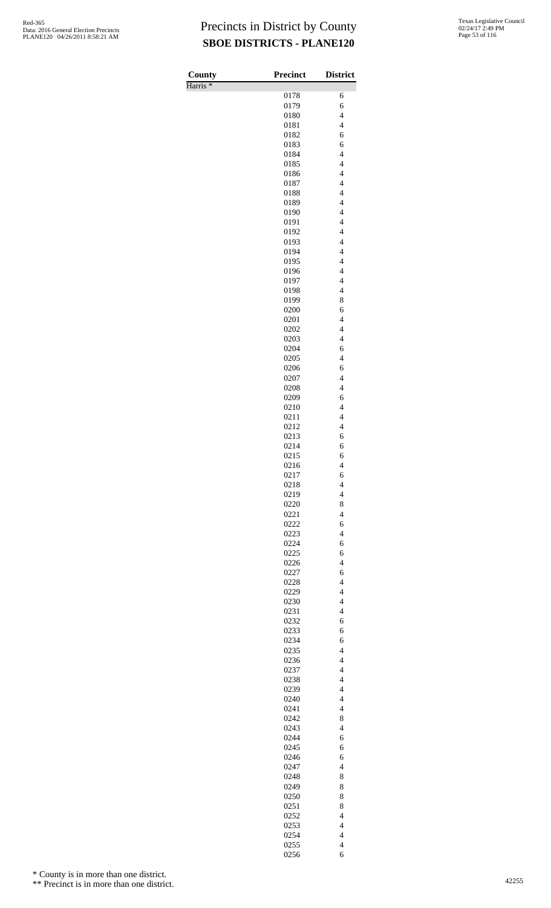# Precincts in District by County

## SBOE DISTRICTS - PLANE120

| County | Precinct | District |
|---|---|---|
| Harris * | | |
| | 0178 | 6 |
| | 0179 | 6 |
| | 0180 | 4 |
| | 0181 | 4 |
| | 0182 | 6 |
| | 0183 | 6 |
| | 0184 | 4 |
| | 0185 | 4 |
| | 0186 | 4 |
| | 0187 | 4 |
| | 0188 | 4 |
| | 0189 | 4 |
| | 0190 | 4 |
| | 0191 | 4 |
| | 0192 | 4 |
| | 0193 | 4 |
| | 0194 | 4 |
| | 0195 | 4 |
| | 0196 | 4 |
| | 0197 | 4 |
| | 0198 | 4 |
| | 0199 | 8 |
| | 0200 | 6 |
| | 0201 | 4 |
| | 0202 | 4 |
| | 0203 | 4 |
| | 0204 | 6 |
| | 0205 | 4 |
| | 0206 | 6 |
| | 0207 | 4 |
| | 0208 | 4 |
| | 0209 | 6 |
| | 0210 | 4 |
| | 0211 | 4 |
| | 0212 | 4 |
| | 0213 | 6 |
| | 0214 | 6 |
| | 0215 | 6 |
| | 0216 | 4 |
| | 0217 | 6 |
| | 0218 | 4 |
| | 0219 | 4 |
| | 0220 | 8 |
| | 0221 | 4 |
| | 0222 | 6 |
| | 0223 | 4 |
| | 0224 | 6 |
| | 0225 | 6 |
| | 0226 | 4 |
| | 0227 | 6 |
| | 0228 | 4 |
| | 0229 | 4 |
| | 0230 | 4 |
| | 0231 | 4 |
| | 0232 | 6 |
| | 0233 | 6 |
| | 0234 | 6 |
| | 0235 | 4 |
| | 0236 | 4 |
| | 0237 | 4 |
| | 0238 | 4 |
| | 0239 | 4 |
| | 0240 | 4 |
| | 0241 | 4 |
| | 0242 | 8 |
| | 0243 | 4 |
| | 0244 | 6 |
| | 0245 | 6 |
| | 0246 | 6 |
| | 0247 | 4 |
| | 0248 | 8 |
| | 0249 | 8 |
| | 0250 | 8 |
| | 0251 | 8 |
| | 0252 | 4 |
| | 0253 | 4 |
| | 0254 | 4 |
| | 0255 | 4 |
| | 0256 | 6 |

\* County is in more than one district.

\*\* Precinct is in more than one district.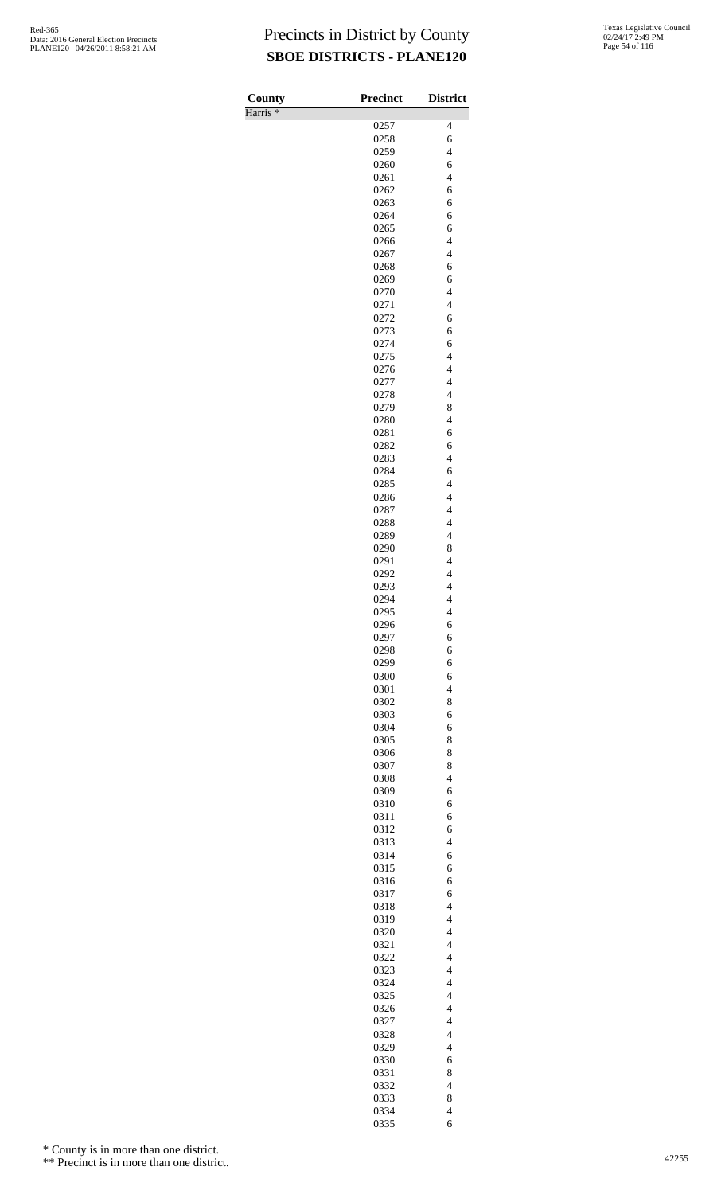# Precincts in District by County

## SBOE DISTRICTS - PLANE120

| County | Precinct | District |
|---|---|---|
| Harris * | | |
| | 0257 | 4 |
| | 0258 | 6 |
| | 0259 | 4 |
| | 0260 | 6 |
| | 0261 | 4 |
| | 0262 | 6 |
| | 0263 | 6 |
| | 0264 | 6 |
| | 0265 | 6 |
| | 0266 | 4 |
| | 0267 | 4 |
| | 0268 | 6 |
| | 0269 | 6 |
| | 0270 | 4 |
| | 0271 | 4 |
| | 0272 | 6 |
| | 0273 | 6 |
| | 0274 | 6 |
| | 0275 | 4 |
| | 0276 | 4 |
| | 0277 | 4 |
| | 0278 | 4 |
| | 0279 | 8 |
| | 0280 | 4 |
| | 0281 | 6 |
| | 0282 | 6 |
| | 0283 | 4 |
| | 0284 | 6 |
| | 0285 | 4 |
| | 0286 | 4 |
| | 0287 | 4 |
| | 0288 | 4 |
| | 0289 | 4 |
| | 0290 | 8 |
| | 0291 | 4 |
| | 0292 | 4 |
| | 0293 | 4 |
| | 0294 | 4 |
| | 0295 | 4 |
| | 0296 | 6 |
| | 0297 | 6 |
| | 0298 | 6 |
| | 0299 | 6 |
| | 0300 | 6 |
| | 0301 | 4 |
| | 0302 | 8 |
| | 0303 | 6 |
| | 0304 | 6 |
| | 0305 | 8 |
| | 0306 | 8 |
| | 0307 | 8 |
| | 0308 | 4 |
| | 0309 | 6 |
| | 0310 | 6 |
| | 0311 | 6 |
| | 0312 | 6 |
| | 0313 | 4 |
| | 0314 | 6 |
| | 0315 | 6 |
| | 0316 | 6 |
| | 0317 | 6 |
| | 0318 | 4 |
| | 0319 | 4 |
| | 0320 | 4 |
| | 0321 | 4 |
| | 0322 | 4 |
| | 0323 | 4 |
| | 0324 | 4 |
| | 0325 | 4 |
| | 0326 | 4 |
| | 0327 | 4 |
| | 0328 | 4 |
| | 0329 | 4 |
| | 0330 | 6 |
| | 0331 | 8 |
| | 0332 | 4 |
| | 0333 | 8 |
| | 0334 | 4 |
| | 0335 | 6 |

\* County is in more than one district.

\*\* Precinct is in more than one district.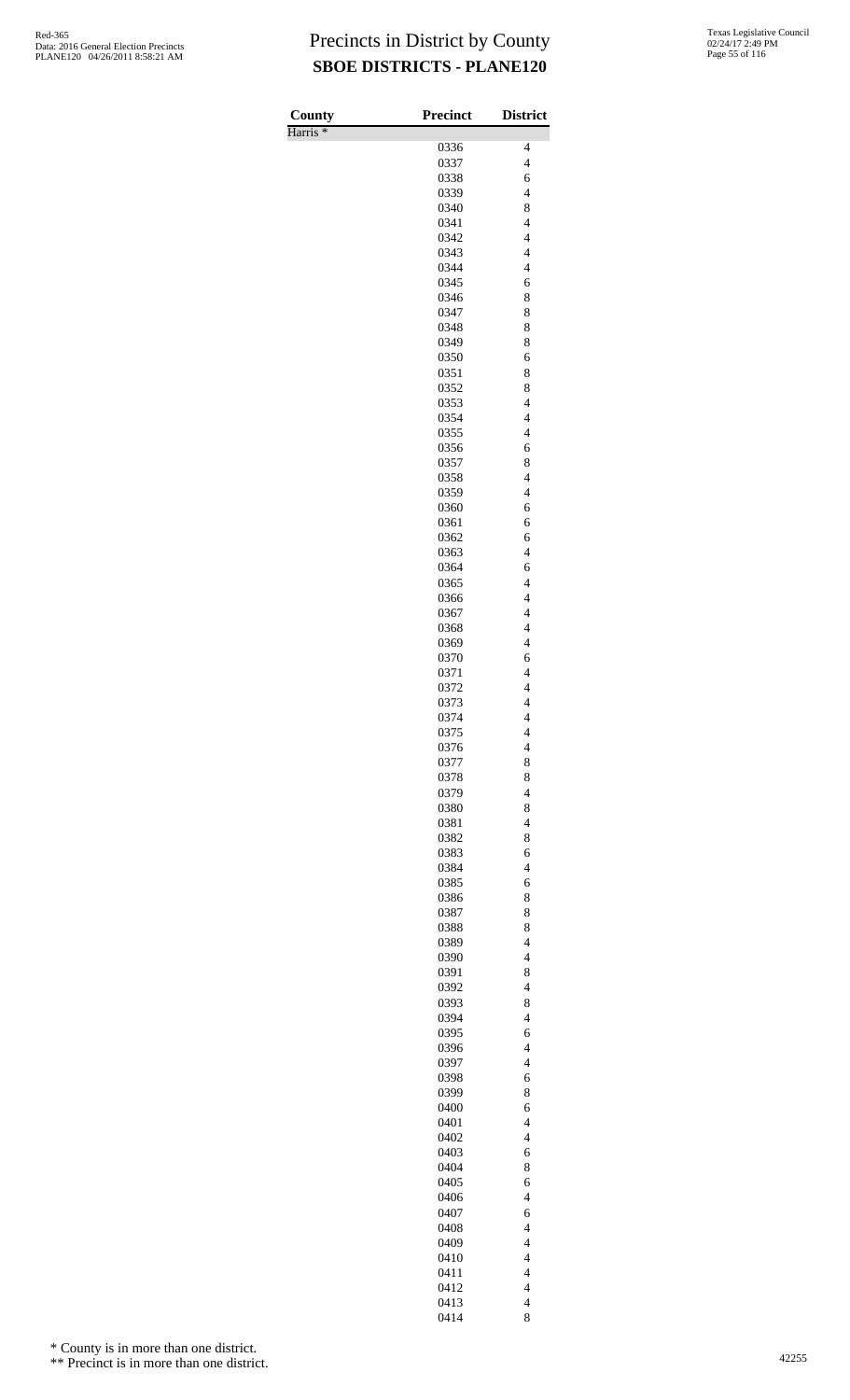# Precincts in District by County

## SBOE DISTRICTS - PLANE120

| County | Precinct | District |
|---|---|---|
| Harris * | | |
| | 0336 | 4 |
| | 0337 | 4 |
| | 0338 | 6 |
| | 0339 | 4 |
| | 0340 | 8 |
| | 0341 | 4 |
| | 0342 | 4 |
| | 0343 | 4 |
| | 0344 | 4 |
| | 0345 | 6 |
| | 0346 | 8 |
| | 0347 | 8 |
| | 0348 | 8 |
| | 0349 | 8 |
| | 0350 | 6 |
| | 0351 | 8 |
| | 0352 | 8 |
| | 0353 | 4 |
| | 0354 | 4 |
| | 0355 | 4 |
| | 0356 | 6 |
| | 0357 | 8 |
| | 0358 | 4 |
| | 0359 | 4 |
| | 0360 | 6 |
| | 0361 | 6 |
| | 0362 | 6 |
| | 0363 | 4 |
| | 0364 | 6 |
| | 0365 | 4 |
| | 0366 | 4 |
| | 0367 | 4 |
| | 0368 | 4 |
| | 0369 | 4 |
| | 0370 | 6 |
| | 0371 | 4 |
| | 0372 | 4 |
| | 0373 | 4 |
| | 0374 | 4 |
| | 0375 | 4 |
| | 0376 | 4 |
| | 0377 | 8 |
| | 0378 | 8 |
| | 0379 | 4 |
| | 0380 | 8 |
| | 0381 | 4 |
| | 0382 | 8 |
| | 0383 | 6 |
| | 0384 | 4 |
| | 0385 | 6 |
| | 0386 | 8 |
| | 0387 | 8 |
| | 0388 | 8 |
| | 0389 | 4 |
| | 0390 | 4 |
| | 0391 | 8 |
| | 0392 | 4 |
| | 0393 | 8 |
| | 0394 | 4 |
| | 0395 | 6 |
| | 0396 | 4 |
| | 0397 | 4 |
| | 0398 | 6 |
| | 0399 | 8 |
| | 0400 | 6 |
| | 0401 | 4 |
| | 0402 | 4 |
| | 0403 | 6 |
| | 0404 | 8 |
| | 0405 | 6 |
| | 0406 | 4 |
| | 0407 | 6 |
| | 0408 | 4 |
| | 0409 | 4 |
| | 0410 | 4 |
| | 0411 | 4 |
| | 0412 | 4 |
| | 0413 | 4 |
| | 0414 | 8 |

* County is in more than one district.

** Precinct is in more than one district.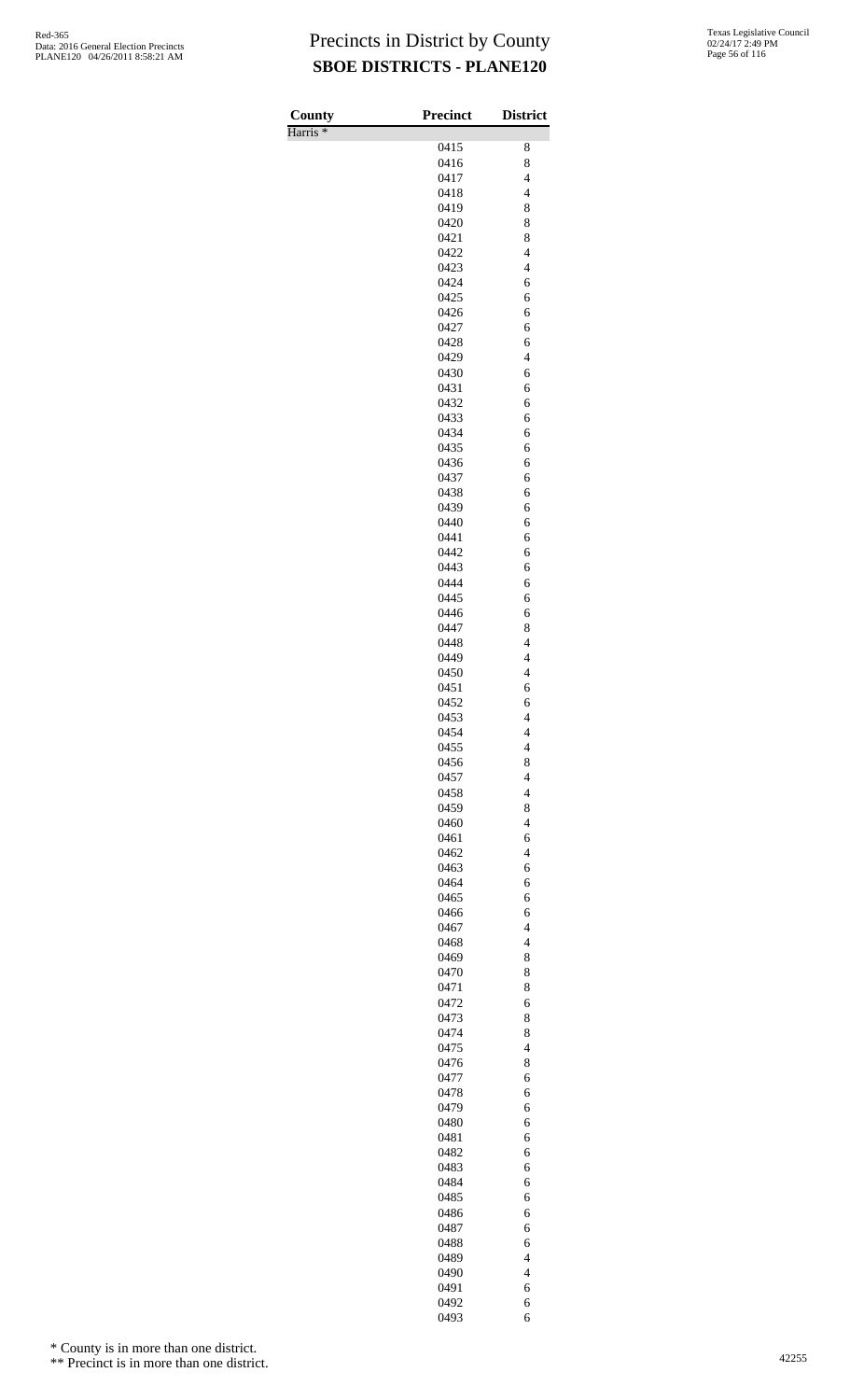# Precincts in District by County

## SBOE DISTRICTS - PLANE120

| County | Precinct | District |
|---|---|---|
| Harris * | | |
| | 0415 | 8 |
| | 0416 | 8 |
| | 0417 | 4 |
| | 0418 | 4 |
| | 0419 | 8 |
| | 0420 | 8 |
| | 0421 | 8 |
| | 0422 | 4 |
| | 0423 | 4 |
| | 0424 | 6 |
| | 0425 | 6 |
| | 0426 | 6 |
| | 0427 | 6 |
| | 0428 | 6 |
| | 0429 | 4 |
| | 0430 | 6 |
| | 0431 | 6 |
| | 0432 | 6 |
| | 0433 | 6 |
| | 0434 | 6 |
| | 0435 | 6 |
| | 0436 | 6 |
| | 0437 | 6 |
| | 0438 | 6 |
| | 0439 | 6 |
| | 0440 | 6 |
| | 0441 | 6 |
| | 0442 | 6 |
| | 0443 | 6 |
| | 0444 | 6 |
| | 0445 | 6 |
| | 0446 | 6 |
| | 0447 | 8 |
| | 0448 | 4 |
| | 0449 | 4 |
| | 0450 | 4 |
| | 0451 | 6 |
| | 0452 | 6 |
| | 0453 | 4 |
| | 0454 | 4 |
| | 0455 | 4 |
| | 0456 | 8 |
| | 0457 | 4 |
| | 0458 | 4 |
| | 0459 | 8 |
| | 0460 | 4 |
| | 0461 | 6 |
| | 0462 | 4 |
| | 0463 | 6 |
| | 0464 | 6 |
| | 0465 | 6 |
| | 0466 | 6 |
| | 0467 | 4 |
| | 0468 | 4 |
| | 0469 | 8 |
| | 0470 | 8 |
| | 0471 | 8 |
| | 0472 | 6 |
| | 0473 | 8 |
| | 0474 | 8 |
| | 0475 | 4 |
| | 0476 | 8 |
| | 0477 | 6 |
| | 0478 | 6 |
| | 0479 | 6 |
| | 0480 | 6 |
| | 0481 | 6 |
| | 0482 | 6 |
| | 0483 | 6 |
| | 0484 | 6 |
| | 0485 | 6 |
| | 0486 | 6 |
| | 0487 | 6 |
| | 0488 | 6 |
| | 0489 | 4 |
| | 0490 | 4 |
| | 0491 | 6 |
| | 0492 | 6 |
| | 0493 | 6 |

\* County is in more than one district.

\*\* Precinct is in more than one district.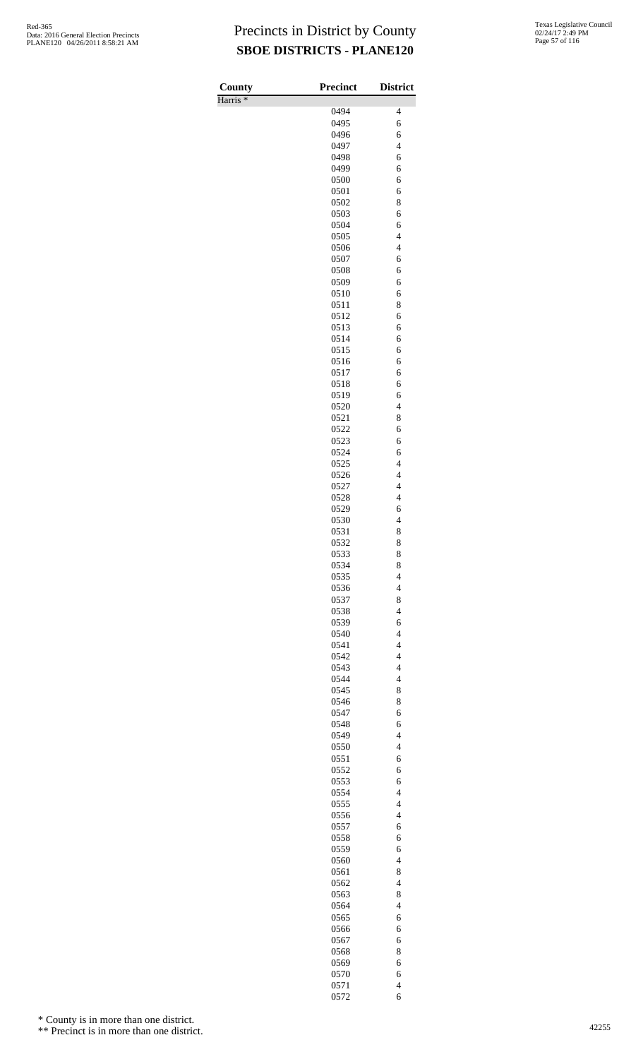# Precincts in District by County
## SBOE DISTRICTS - PLANE120

| County | Precinct | District |
|---|---|---|
| Harris * | | |
| | 0494 | 4 |
| | 0495 | 6 |
| | 0496 | 6 |
| | 0497 | 4 |
| | 0498 | 6 |
| | 0499 | 6 |
| | 0500 | 6 |
| | 0501 | 6 |
| | 0502 | 8 |
| | 0503 | 6 |
| | 0504 | 6 |
| | 0505 | 4 |
| | 0506 | 4 |
| | 0507 | 6 |
| | 0508 | 6 |
| | 0509 | 6 |
| | 0510 | 6 |
| | 0511 | 8 |
| | 0512 | 6 |
| | 0513 | 6 |
| | 0514 | 6 |
| | 0515 | 6 |
| | 0516 | 6 |
| | 0517 | 6 |
| | 0518 | 6 |
| | 0519 | 6 |
| | 0520 | 4 |
| | 0521 | 8 |
| | 0522 | 6 |
| | 0523 | 6 |
| | 0524 | 6 |
| | 0525 | 4 |
| | 0526 | 4 |
| | 0527 | 4 |
| | 0528 | 4 |
| | 0529 | 6 |
| | 0530 | 4 |
| | 0531 | 8 |
| | 0532 | 8 |
| | 0533 | 8 |
| | 0534 | 8 |
| | 0535 | 4 |
| | 0536 | 4 |
| | 0537 | 8 |
| | 0538 | 4 |
| | 0539 | 6 |
| | 0540 | 4 |
| | 0541 | 4 |
| | 0542 | 4 |
| | 0543 | 4 |
| | 0544 | 4 |
| | 0545 | 8 |
| | 0546 | 8 |
| | 0547 | 6 |
| | 0548 | 6 |
| | 0549 | 4 |
| | 0550 | 4 |
| | 0551 | 6 |
| | 0552 | 6 |
| | 0553 | 6 |
| | 0554 | 4 |
| | 0555 | 4 |
| | 0556 | 4 |
| | 0557 | 6 |
| | 0558 | 6 |
| | 0559 | 6 |
| | 0560 | 4 |
| | 0561 | 8 |
| | 0562 | 4 |
| | 0563 | 8 |
| | 0564 | 4 |
| | 0565 | 6 |
| | 0566 | 6 |
| | 0567 | 6 |
| | 0568 | 8 |
| | 0569 | 6 |
| | 0570 | 6 |
| | 0571 | 4 |
| | 0572 | 6 |

\* County is in more than one district.

\*\* Precinct is in more than one district.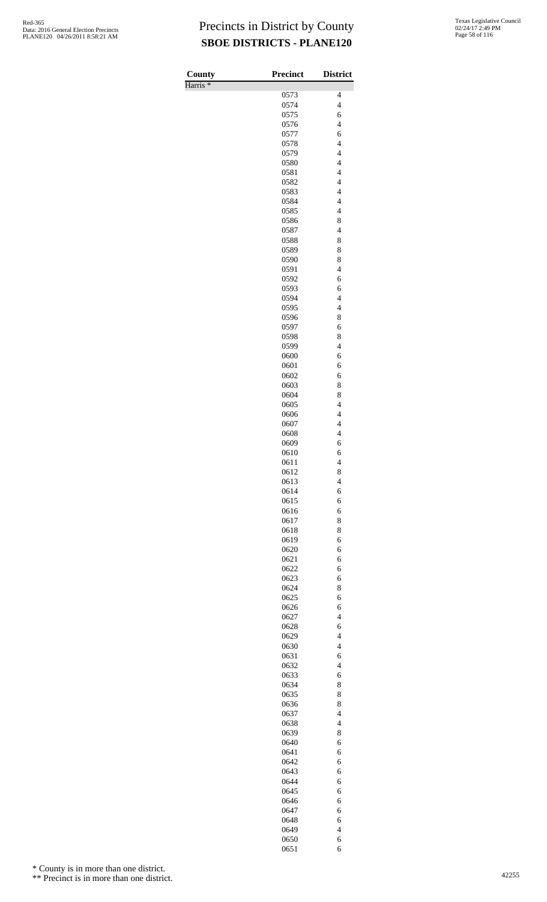# Precincts in District by County

## SBOE DISTRICTS - PLANE120

| County | Precinct | District |
|---|---|---|
| Harris * | | |
| | 0573 | 4 |
| | 0574 | 4 |
| | 0575 | 6 |
| | 0576 | 4 |
| | 0577 | 6 |
| | 0578 | 4 |
| | 0579 | 4 |
| | 0580 | 4 |
| | 0581 | 4 |
| | 0582 | 4 |
| | 0583 | 4 |
| | 0584 | 4 |
| | 0585 | 4 |
| | 0586 | 8 |
| | 0587 | 4 |
| | 0588 | 8 |
| | 0589 | 8 |
| | 0590 | 8 |
| | 0591 | 4 |
| | 0592 | 6 |
| | 0593 | 6 |
| | 0594 | 4 |
| | 0595 | 4 |
| | 0596 | 8 |
| | 0597 | 6 |
| | 0598 | 8 |
| | 0599 | 4 |
| | 0600 | 6 |
| | 0601 | 6 |
| | 0602 | 6 |
| | 0603 | 8 |
| | 0604 | 8 |
| | 0605 | 4 |
| | 0606 | 4 |
| | 0607 | 4 |
| | 0608 | 4 |
| | 0609 | 6 |
| | 0610 | 6 |
| | 0611 | 4 |
| | 0612 | 8 |
| | 0613 | 4 |
| | 0614 | 6 |
| | 0615 | 6 |
| | 0616 | 6 |
| | 0617 | 8 |
| | 0618 | 8 |
| | 0619 | 6 |
| | 0620 | 6 |
| | 0621 | 6 |
| | 0622 | 6 |
| | 0623 | 6 |
| | 0624 | 8 |
| | 0625 | 6 |
| | 0626 | 6 |
| | 0627 | 4 |
| | 0628 | 6 |
| | 0629 | 4 |
| | 0630 | 4 |
| | 0631 | 6 |
| | 0632 | 4 |
| | 0633 | 6 |
| | 0634 | 8 |
| | 0635 | 8 |
| | 0636 | 8 |
| | 0637 | 4 |
| | 0638 | 4 |
| | 0639 | 8 |
| | 0640 | 6 |
| | 0641 | 6 |
| | 0642 | 6 |
| | 0643 | 6 |
| | 0644 | 6 |
| | 0645 | 6 |
| | 0646 | 6 |
| | 0647 | 6 |
| | 0648 | 6 |
| | 0649 | 4 |
| | 0650 | 6 |
| | 0651 | 6 |

\* County is in more than one district.

\*\* Precinct is in more than one district.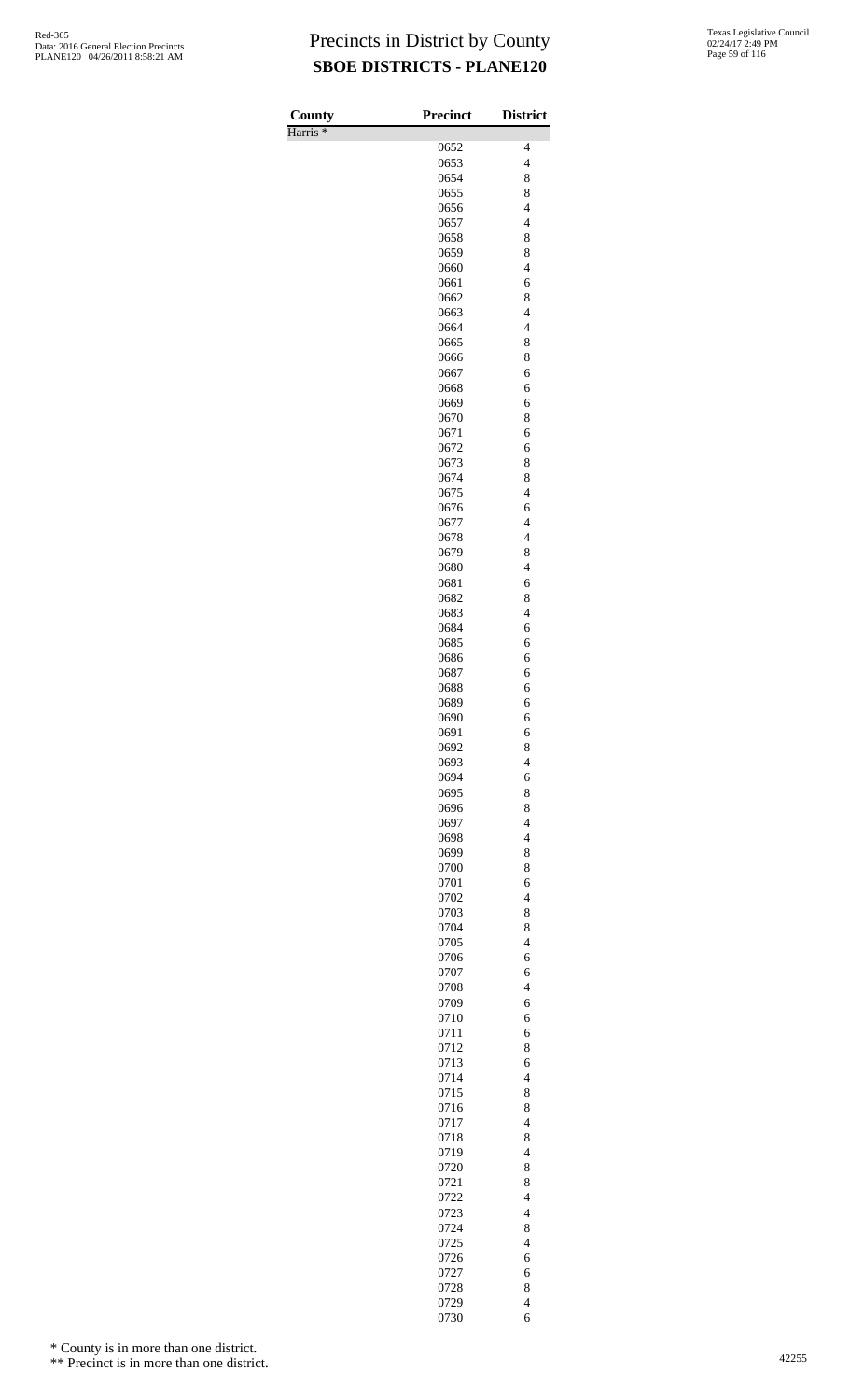# Precincts in District by County

## SBOE DISTRICTS - PLANE120

| County | Precinct | District |
|---|---|---|
| Harris * | | |
| | 0652 | 4 |
| | 0653 | 4 |
| | 0654 | 8 |
| | 0655 | 8 |
| | 0656 | 4 |
| | 0657 | 4 |
| | 0658 | 8 |
| | 0659 | 8 |
| | 0660 | 4 |
| | 0661 | 6 |
| | 0662 | 8 |
| | 0663 | 4 |
| | 0664 | 4 |
| | 0665 | 8 |
| | 0666 | 8 |
| | 0667 | 6 |
| | 0668 | 6 |
| | 0669 | 6 |
| | 0670 | 8 |
| | 0671 | 6 |
| | 0672 | 6 |
| | 0673 | 8 |
| | 0674 | 8 |
| | 0675 | 4 |
| | 0676 | 6 |
| | 0677 | 4 |
| | 0678 | 4 |
| | 0679 | 8 |
| | 0680 | 4 |
| | 0681 | 6 |
| | 0682 | 8 |
| | 0683 | 4 |
| | 0684 | 6 |
| | 0685 | 6 |
| | 0686 | 6 |
| | 0687 | 6 |
| | 0688 | 6 |
| | 0689 | 6 |
| | 0690 | 6 |
| | 0691 | 6 |
| | 0692 | 8 |
| | 0693 | 4 |
| | 0694 | 6 |
| | 0695 | 8 |
| | 0696 | 8 |
| | 0697 | 4 |
| | 0698 | 4 |
| | 0699 | 8 |
| | 0700 | 8 |
| | 0701 | 6 |
| | 0702 | 4 |
| | 0703 | 8 |
| | 0704 | 8 |
| | 0705 | 4 |
| | 0706 | 6 |
| | 0707 | 6 |
| | 0708 | 4 |
| | 0709 | 6 |
| | 0710 | 6 |
| | 0711 | 6 |
| | 0712 | 8 |
| | 0713 | 6 |
| | 0714 | 4 |
| | 0715 | 8 |
| | 0716 | 8 |
| | 0717 | 4 |
| | 0718 | 8 |
| | 0719 | 4 |
| | 0720 | 8 |
| | 0721 | 8 |
| | 0722 | 4 |
| | 0723 | 4 |
| | 0724 | 8 |
| | 0725 | 4 |
| | 0726 | 6 |
| | 0727 | 6 |
| | 0728 | 8 |
| | 0729 | 4 |
| | 0730 | 6 |

\* County is in more than one district.

\** Precinct is in more than one district.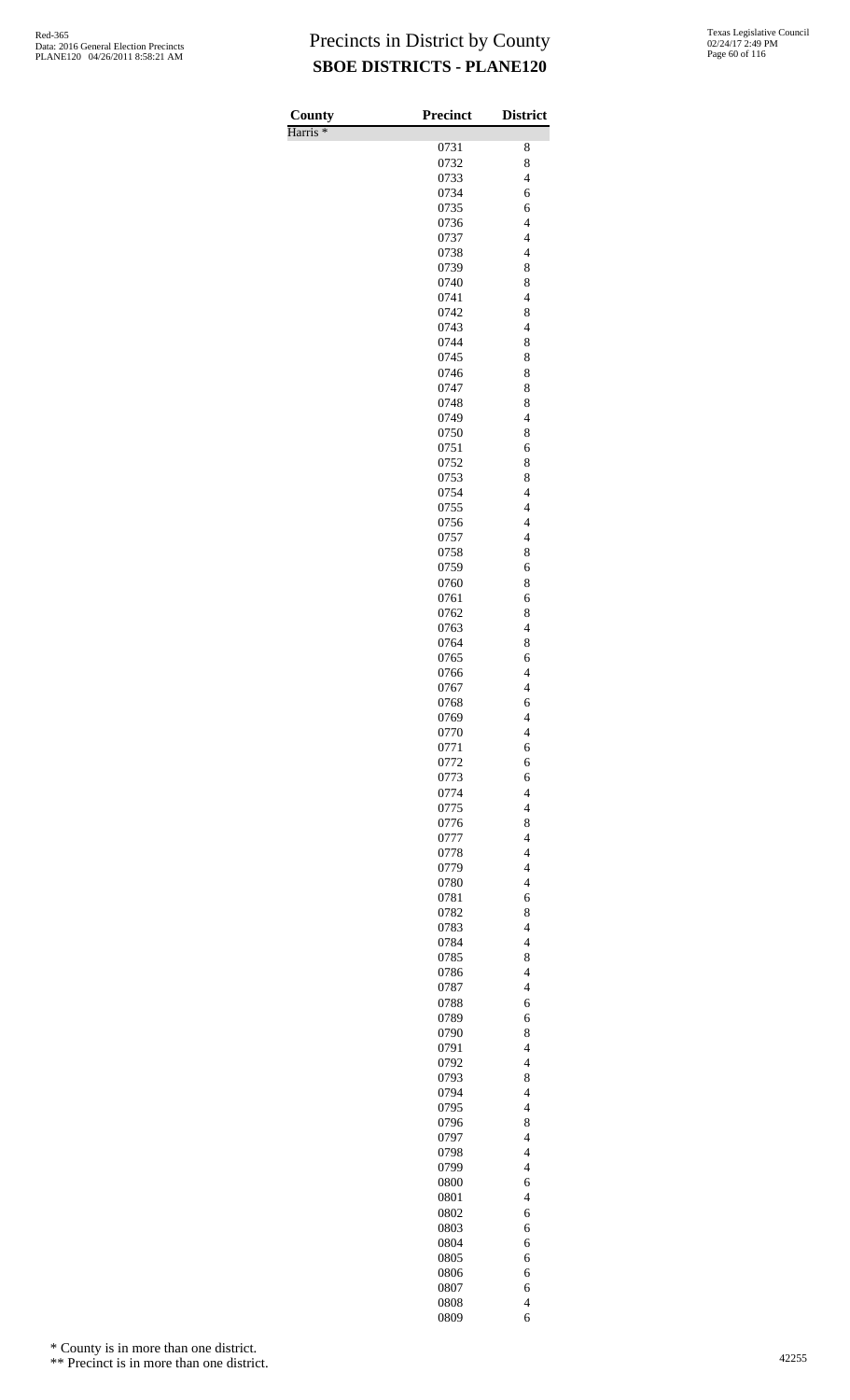# Precincts in District by County

## SBOE DISTRICTS - PLANE120

| County | Precinct | District |
|---|---|---|
| Harris * | | |
| | 0731 | 8 |
| | 0732 | 8 |
| | 0733 | 4 |
| | 0734 | 6 |
| | 0735 | 6 |
| | 0736 | 4 |
| | 0737 | 4 |
| | 0738 | 4 |
| | 0739 | 8 |
| | 0740 | 8 |
| | 0741 | 4 |
| | 0742 | 8 |
| | 0743 | 4 |
| | 0744 | 8 |
| | 0745 | 8 |
| | 0746 | 8 |
| | 0747 | 8 |
| | 0748 | 8 |
| | 0749 | 4 |
| | 0750 | 8 |
| | 0751 | 6 |
| | 0752 | 8 |
| | 0753 | 8 |
| | 0754 | 4 |
| | 0755 | 4 |
| | 0756 | 4 |
| | 0757 | 4 |
| | 0758 | 8 |
| | 0759 | 6 |
| | 0760 | 8 |
| | 0761 | 6 |
| | 0762 | 8 |
| | 0763 | 4 |
| | 0764 | 8 |
| | 0765 | 6 |
| | 0766 | 4 |
| | 0767 | 4 |
| | 0768 | 6 |
| | 0769 | 4 |
| | 0770 | 4 |
| | 0771 | 6 |
| | 0772 | 6 |
| | 0773 | 6 |
| | 0774 | 4 |
| | 0775 | 4 |
| | 0776 | 8 |
| | 0777 | 4 |
| | 0778 | 4 |
| | 0779 | 4 |
| | 0780 | 4 |
| | 0781 | 6 |
| | 0782 | 8 |
| | 0783 | 4 |
| | 0784 | 4 |
| | 0785 | 8 |
| | 0786 | 4 |
| | 0787 | 4 |
| | 0788 | 6 |
| | 0789 | 6 |
| | 0790 | 8 |
| | 0791 | 4 |
| | 0792 | 4 |
| | 0793 | 8 |
| | 0794 | 4 |
| | 0795 | 4 |
| | 0796 | 8 |
| | 0797 | 4 |
| | 0798 | 4 |
| | 0799 | 4 |
| | 0800 | 6 |
| | 0801 | 4 |
| | 0802 | 6 |
| | 0803 | 6 |
| | 0804 | 6 |
| | 0805 | 6 |
| | 0806 | 6 |
| | 0807 | 6 |
| | 0808 | 4 |
| | 0809 | 6 |

\* County is in more than one district.

\*\* Precinct is in more than one district.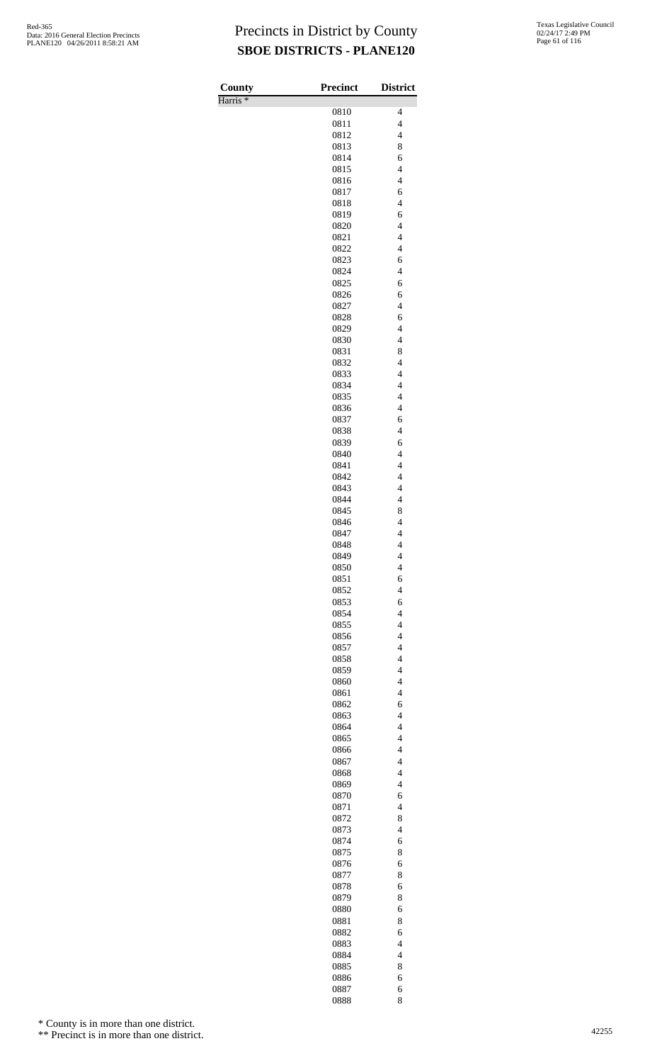# Precincts in District by County

## SBOE DISTRICTS - PLANE120

| County | Precinct | District |
|---|---|---|
| Harris * | | |
| | 0810 | 4 |
| | 0811 | 4 |
| | 0812 | 4 |
| | 0813 | 8 |
| | 0814 | 6 |
| | 0815 | 4 |
| | 0816 | 4 |
| | 0817 | 6 |
| | 0818 | 4 |
| | 0819 | 6 |
| | 0820 | 4 |
| | 0821 | 4 |
| | 0822 | 4 |
| | 0823 | 6 |
| | 0824 | 4 |
| | 0825 | 6 |
| | 0826 | 6 |
| | 0827 | 4 |
| | 0828 | 6 |
| | 0829 | 4 |
| | 0830 | 4 |
| | 0831 | 8 |
| | 0832 | 4 |
| | 0833 | 4 |
| | 0834 | 4 |
| | 0835 | 4 |
| | 0836 | 4 |
| | 0837 | 6 |
| | 0838 | 4 |
| | 0839 | 6 |
| | 0840 | 4 |
| | 0841 | 4 |
| | 0842 | 4 |
| | 0843 | 4 |
| | 0844 | 4 |
| | 0845 | 8 |
| | 0846 | 4 |
| | 0847 | 4 |
| | 0848 | 4 |
| | 0849 | 4 |
| | 0850 | 4 |
| | 0851 | 6 |
| | 0852 | 4 |
| | 0853 | 6 |
| | 0854 | 4 |
| | 0855 | 4 |
| | 0856 | 4 |
| | 0857 | 4 |
| | 0858 | 4 |
| | 0859 | 4 |
| | 0860 | 4 |
| | 0861 | 4 |
| | 0862 | 6 |
| | 0863 | 4 |
| | 0864 | 4 |
| | 0865 | 4 |
| | 0866 | 4 |
| | 0867 | 4 |
| | 0868 | 4 |
| | 0869 | 4 |
| | 0870 | 6 |
| | 0871 | 4 |
| | 0872 | 8 |
| | 0873 | 4 |
| | 0874 | 6 |
| | 0875 | 8 |
| | 0876 | 6 |
| | 0877 | 8 |
| | 0878 | 6 |
| | 0879 | 8 |
| | 0880 | 6 |
| | 0881 | 8 |
| | 0882 | 6 |
| | 0883 | 4 |
| | 0884 | 4 |
| | 0885 | 8 |
| | 0886 | 6 |
| | 0887 | 6 |
| | 0888 | 8 |

\* County is in more than one district.

\*\* Precinct is in more than one district.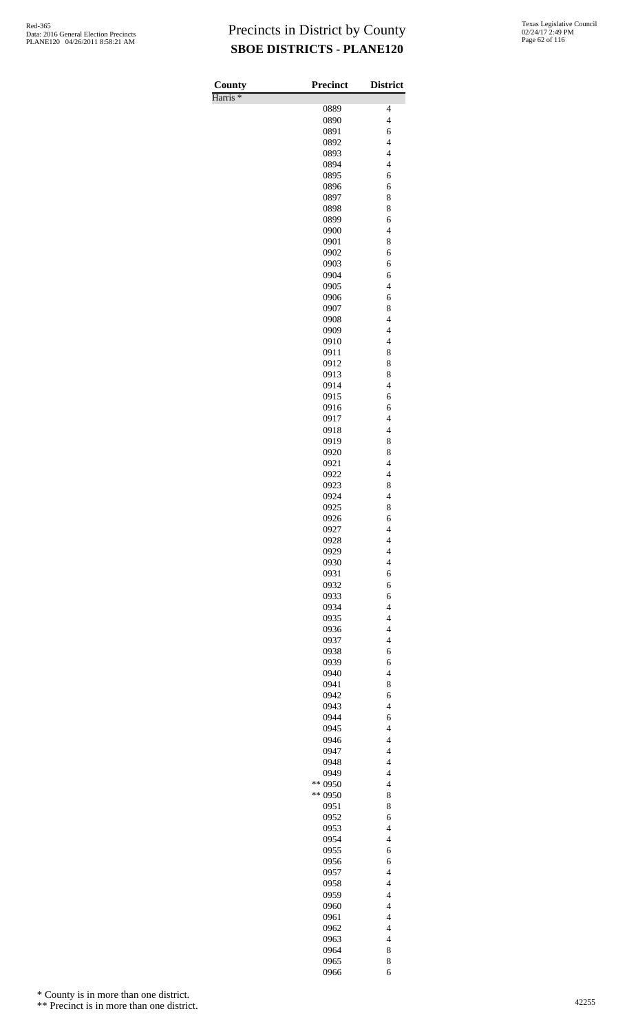| County | Precinct | District |
|---|---|---|
| Harris * | | |
| | 0889 | 4 |
| | 0890 | 4 |
| | 0891 | 6 |
| | 0892 | 4 |
| | 0893 | 4 |
| | 0894 | 4 |
| | 0895 | 6 |
| | 0896 | 6 |
| | 0897 | 8 |
| | 0898 | 8 |
| | 0899 | 6 |
| | 0900 | 4 |
| | 0901 | 8 |
| | 0902 | 6 |
| | 0903 | 6 |
| | 0904 | 6 |
| | 0905 | 4 |
| | 0906 | 6 |
| | 0907 | 8 |
| | 0908 | 4 |
| | 0909 | 4 |
| | 0910 | 4 |
| | 0911 | 8 |
| | 0912 | 8 |
| | 0913 | 8 |
| | 0914 | 4 |
| | 0915 | 6 |
| | 0916 | 6 |
| | 0917 | 4 |
| | 0918 | 4 |
| | 0919 | 8 |
| | 0920 | 8 |
| | 0921 | 4 |
| | 0922 | 4 |
| | 0923 | 8 |
| | 0924 | 4 |
| | 0925 | 8 |
| | 0926 | 6 |
| | 0927 | 4 |
| | 0928 | 4 |
| | 0929 | 4 |
| | 0930 | 4 |
| | 0931 | 6 |
| | 0932 | 6 |
| | 0933 | 6 |
| | 0934 | 4 |
| | 0935 | 4 |
| | 0936 | 4 |
| | 0937 | 4 |
| | 0938 | 6 |
| | 0939 | 6 |
| | 0940 | 4 |
| | 0941 | 8 |
| | 0942 | 6 |
| | 0943 | 4 |
| | 0944 | 6 |
| | 0945 | 4 |
| | 0946 | 4 |
| | 0947 | 4 |
| | 0948 | 4 |
| | 0949 | 4 |
| | ** 0950 | 4 |
| | ** 0950 | 8 |
| | 0951 | 8 |
| | 0952 | 6 |
| | 0953 | 4 |
| | 0954 | 4 |
| | 0955 | 6 |
| | 0956 | 6 |
| | 0957 | 4 |
| | 0958 | 4 |
| | 0959 | 4 |
| | 0960 | 4 |
| | 0961 | 4 |
| | 0962 | 4 |
| | 0963 | 4 |
| | 0964 | 8 |
| | 0965 | 8 |
| | 0966 | 6 |

\* County is in more than one district.

\*\* Precinct is in more than one district.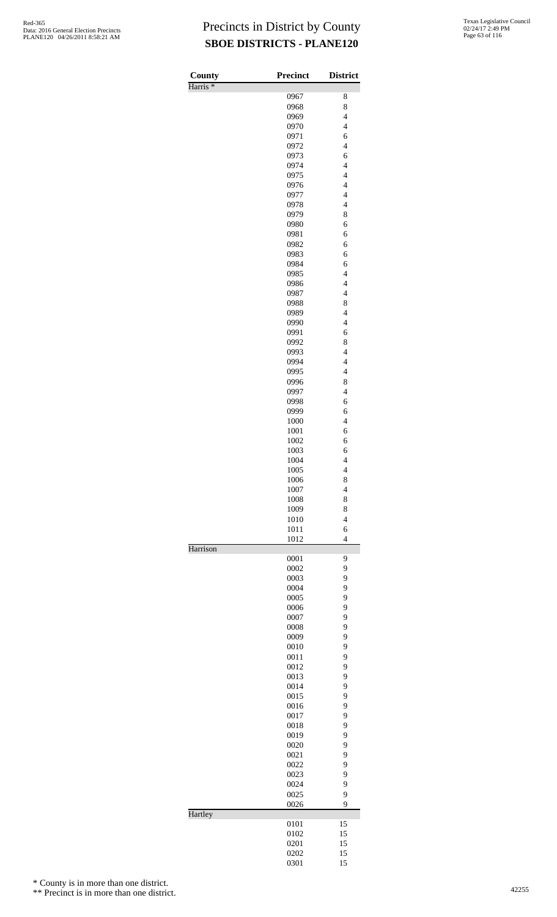# Precincts in District by County

## SBOE DISTRICTS - PLANE120

Red-365
Data: 2016 General Election Precincts
PLANE120 04/26/2011 8:58:21 AM

Texas Legislative Council
02/24/17 2:49 PM

| County | Precinct | District |
|---|---|---|
| Harris * | | |
| | 0967 | 8 |
| | 0968 | 8 |
| | 0969 | 4 |
| | 0970 | 4 |
| | 0971 | 6 |
| | 0972 | 4 |
| | 0973 | 6 |
| | 0974 | 4 |
| | 0975 | 4 |
| | 0976 | 4 |
| | 0977 | 4 |
| | 0978 | 4 |
| | 0979 | 8 |
| | 0980 | 6 |
| | 0981 | 6 |
| | 0982 | 6 |
| | 0983 | 6 |
| | 0984 | 6 |
| | 0985 | 4 |
| | 0986 | 4 |
| | 0987 | 4 |
| | 0988 | 8 |
| | 0989 | 4 |
| | 0990 | 4 |
| | 0991 | 6 |
| | 0992 | 8 |
| | 0993 | 4 |
| | 0994 | 4 |
| | 0995 | 4 |
| | 0996 | 8 |
| | 0997 | 4 |
| | 0998 | 6 |
| | 0999 | 6 |
| | 1000 | 4 |
| | 1001 | 6 |
| | 1002 | 6 |
| | 1003 | 6 |
| | 1004 | 4 |
| | 1005 | 4 |
| | 1006 | 8 |
| | 1007 | 4 |
| | 1008 | 8 |
| | 1009 | 8 |
| | 1010 | 4 |
| | 1011 | 6 |
| | 1012 | 4 |
| Harrison | | |
| | 0001 | 9 |
| | 0002 | 9 |
| | 0003 | 9 |
| | 0004 | 9 |
| | 0005 | 9 |
| | 0006 | 9 |
| | 0007 | 9 |
| | 0008 | 9 |
| | 0009 | 9 |
| | 0010 | 9 |
| | 0011 | 9 |
| | 0012 | 9 |
| | 0013 | 9 |
| | 0014 | 9 |
| | 0015 | 9 |
| | 0016 | 9 |
| | 0017 | 9 |
| | 0018 | 9 |
| | 0019 | 9 |
| | 0020 | 9 |
| | 0021 | 9 |
| | 0022 | 9 |
| | 0023 | 9 |
| | 0024 | 9 |
| | 0025 | 9 |
| | 0026 | 9 |
| Hartley | | |
| | 0101 | 15 |
| | 0102 | 15 |
| | 0201 | 15 |
| | 0202 | 15 |
| | 0301 | 15 |

\* County is in more than one district.

\*\* Precinct is in more than one district.

42255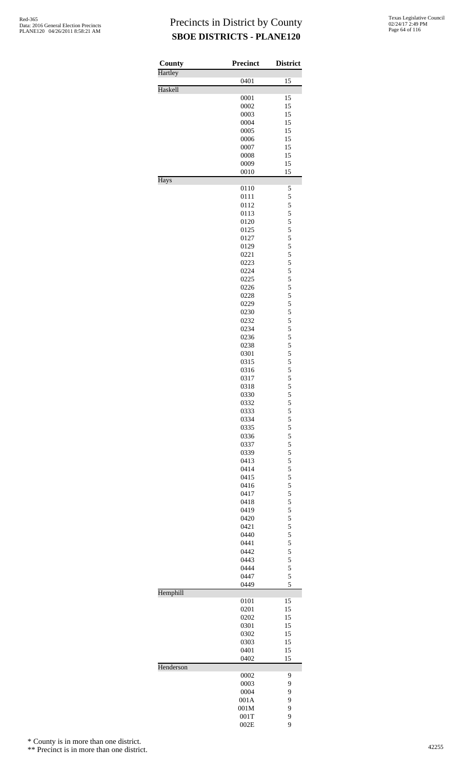# Precincts in District by County
## SBOE DISTRICTS - PLANE120

| County | Precinct | District |
|---|---|---|
| Hartley | | |
| | 0401 | 15 |
| Haskell | | |
| | 0001 | 15 |
| | 0002 | 15 |
| | 0003 | 15 |
| | 0004 | 15 |
| | 0005 | 15 |
| | 0006 | 15 |
| | 0007 | 15 |
| | 0008 | 15 |
| | 0009 | 15 |
| | 0010 | 15 |
| Hays | | |
| | 0110 | 5 |
| | 0111 | 5 |
| | 0112 | 5 |
| | 0113 | 5 |
| | 0120 | 5 |
| | 0125 | 5 |
| | 0127 | 5 |
| | 0129 | 5 |
| | 0221 | 5 |
| | 0223 | 5 |
| | 0224 | 5 |
| | 0225 | 5 |
| | 0226 | 5 |
| | 0228 | 5 |
| | 0229 | 5 |
| | 0230 | 5 |
| | 0232 | 5 |
| | 0234 | 5 |
| | 0236 | 5 |
| | 0238 | 5 |
| | 0301 | 5 |
| | 0315 | 5 |
| | 0316 | 5 |
| | 0317 | 5 |
| | 0318 | 5 |
| | 0330 | 5 |
| | 0332 | 5 |
| | 0333 | 5 |
| | 0334 | 5 |
| | 0335 | 5 |
| | 0336 | 5 |
| | 0337 | 5 |
| | 0339 | 5 |
| | 0413 | 5 |
| | 0414 | 5 |
| | 0415 | 5 |
| | 0416 | 5 |
| | 0417 | 5 |
| | 0418 | 5 |
| | 0419 | 5 |
| | 0420 | 5 |
| | 0421 | 5 |
| | 0440 | 5 |
| | 0441 | 5 |
| | 0442 | 5 |
| | 0443 | 5 |
| | 0444 | 5 |
| | 0447 | 5 |
| | 0449 | 5 |
| Hemphill | | |
| | 0101 | 15 |
| | 0201 | 15 |
| | 0202 | 15 |
| | 0301 | 15 |
| | 0302 | 15 |
| | 0303 | 15 |
| | 0401 | 15 |
| | 0402 | 15 |
| Henderson | | |
| | 0002 | 9 |
| | 0003 | 9 |
| | 0004 | 9 |
| | 001A | 9 |
| | 001M | 9 |
| | 001T | 9 |
| | 002E | 9 |

\* County is in more than one district.

\*\* Precinct is in more than one district.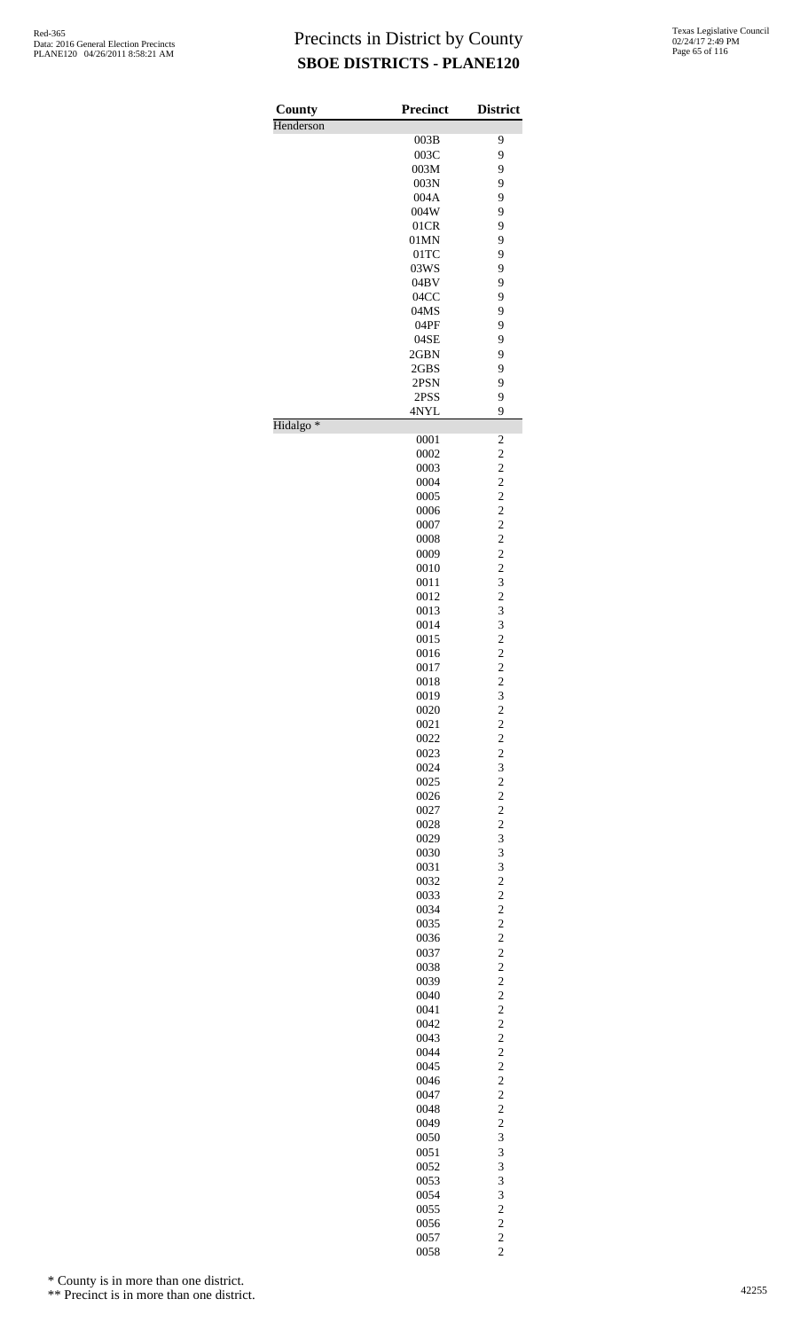# Precincts in District by County

## SBOE DISTRICTS - PLANE120

| County | Precinct | District |
|---|---|---|
| Henderson | | |
| | 003B | 9 |
| | 003C | 9 |
| | 003M | 9 |
| | 003N | 9 |
| | 004A | 9 |
| | 004W | 9 |
| | 01CR | 9 |
| | 01MN | 9 |
| | 01TC | 9 |
| | 03WS | 9 |
| | 04BV | 9 |
| | 04CC | 9 |
| | 04MS | 9 |
| | 04PF | 9 |
| | 04SE | 9 |
| | 2GBN | 9 |
| | 2GBS | 9 |
| | 2PSN | 9 |
| | 2PSS | 9 |
| | 4NYL | 9 |
| Hidalgo * | | |
| | 0001 | 2 |
| | 0002 | 2 |
| | 0003 | 2 |
| | 0004 | 2 |
| | 0005 | 2 |
| | 0006 | 2 |
| | 0007 | 2 |
| | 0008 | 2 |
| | 0009 | 2 |
| | 0010 | 2 |
| | 0011 | 3 |
| | 0012 | 2 |
| | 0013 | 3 |
| | 0014 | 3 |
| | 0015 | 2 |
| | 0016 | 2 |
| | 0017 | 2 |
| | 0018 | 2 |
| | 0019 | 3 |
| | 0020 | 2 |
| | 0021 | 2 |
| | 0022 | 2 |
| | 0023 | 2 |
| | 0024 | 3 |
| | 0025 | 2 |
| | 0026 | 2 |
| | 0027 | 2 |
| | 0028 | 2 |
| | 0029 | 3 |
| | 0030 | 3 |
| | 0031 | 3 |
| | 0032 | 2 |
| | 0033 | 2 |
| | 0034 | 2 |
| | 0035 | 2 |
| | 0036 | 2 |
| | 0037 | 2 |
| | 0038 | 2 |
| | 0039 | 2 |
| | 0040 | 2 |
| | 0041 | 2 |
| | 0042 | 2 |
| | 0043 | 2 |
| | 0044 | 2 |
| | 0045 | 2 |
| | 0046 | 2 |
| | 0047 | 2 |
| | 0048 | 2 |
| | 0049 | 2 |
| | 0050 | 3 |
| | 0051 | 3 |
| | 0052 | 3 |
| | 0053 | 3 |
| | 0054 | 3 |
| | 0055 | 2 |
| | 0056 | 2 |
| | 0057 | 2 |
| | 0058 | 2 |

\* County is in more than one district.

\*\* Precinct is in more than one district.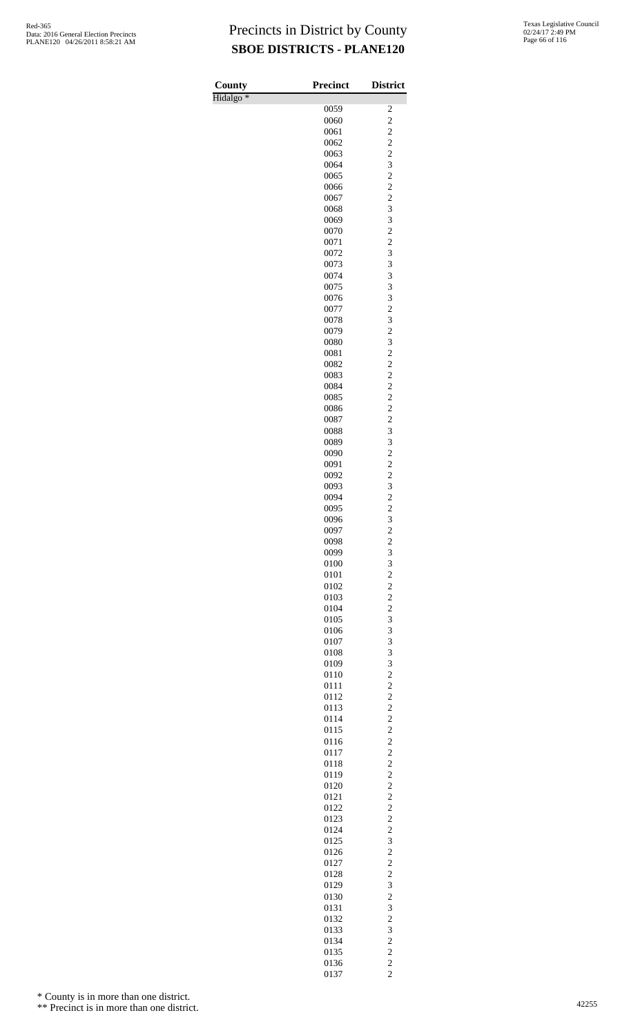# Precincts in District by County

## SBOE DISTRICTS - PLANE120

| County | Precinct | District |
|---|---|---|
| Hidalgo * | | |
| | 0059 | 2 |
| | 0060 | 2 |
| | 0061 | 2 |
| | 0062 | 2 |
| | 0063 | 2 |
| | 0064 | 3 |
| | 0065 | 2 |
| | 0066 | 2 |
| | 0067 | 2 |
| | 0068 | 3 |
| | 0069 | 3 |
| | 0070 | 2 |
| | 0071 | 2 |
| | 0072 | 3 |
| | 0073 | 3 |
| | 0074 | 3 |
| | 0075 | 3 |
| | 0076 | 3 |
| | 0077 | 2 |
| | 0078 | 3 |
| | 0079 | 2 |
| | 0080 | 3 |
| | 0081 | 2 |
| | 0082 | 2 |
| | 0083 | 2 |
| | 0084 | 2 |
| | 0085 | 2 |
| | 0086 | 2 |
| | 0087 | 2 |
| | 0088 | 3 |
| | 0089 | 3 |
| | 0090 | 2 |
| | 0091 | 2 |
| | 0092 | 2 |
| | 0093 | 3 |
| | 0094 | 2 |
| | 0095 | 2 |
| | 0096 | 3 |
| | 0097 | 2 |
| | 0098 | 2 |
| | 0099 | 3 |
| | 0100 | 3 |
| | 0101 | 2 |
| | 0102 | 2 |
| | 0103 | 2 |
| | 0104 | 2 |
| | 0105 | 3 |
| | 0106 | 3 |
| | 0107 | 3 |
| | 0108 | 3 |
| | 0109 | 3 |
| | 0110 | 2 |
| | 0111 | 2 |
| | 0112 | 2 |
| | 0113 | 2 |
| | 0114 | 2 |
| | 0115 | 2 |
| | 0116 | 2 |
| | 0117 | 2 |
| | 0118 | 2 |
| | 0119 | 2 |
| | 0120 | 2 |
| | 0121 | 2 |
| | 0122 | 2 |
| | 0123 | 2 |
| | 0124 | 2 |
| | 0125 | 3 |
| | 0126 | 2 |
| | 0127 | 2 |
| | 0128 | 2 |
| | 0129 | 3 |
| | 0130 | 2 |
| | 0131 | 3 |
| | 0132 | 2 |
| | 0133 | 3 |
| | 0134 | 2 |
| | 0135 | 2 |
| | 0136 | 2 |
| | 0137 | 2 |

\* County is in more than one district.

\*\* Precinct is in more than one district.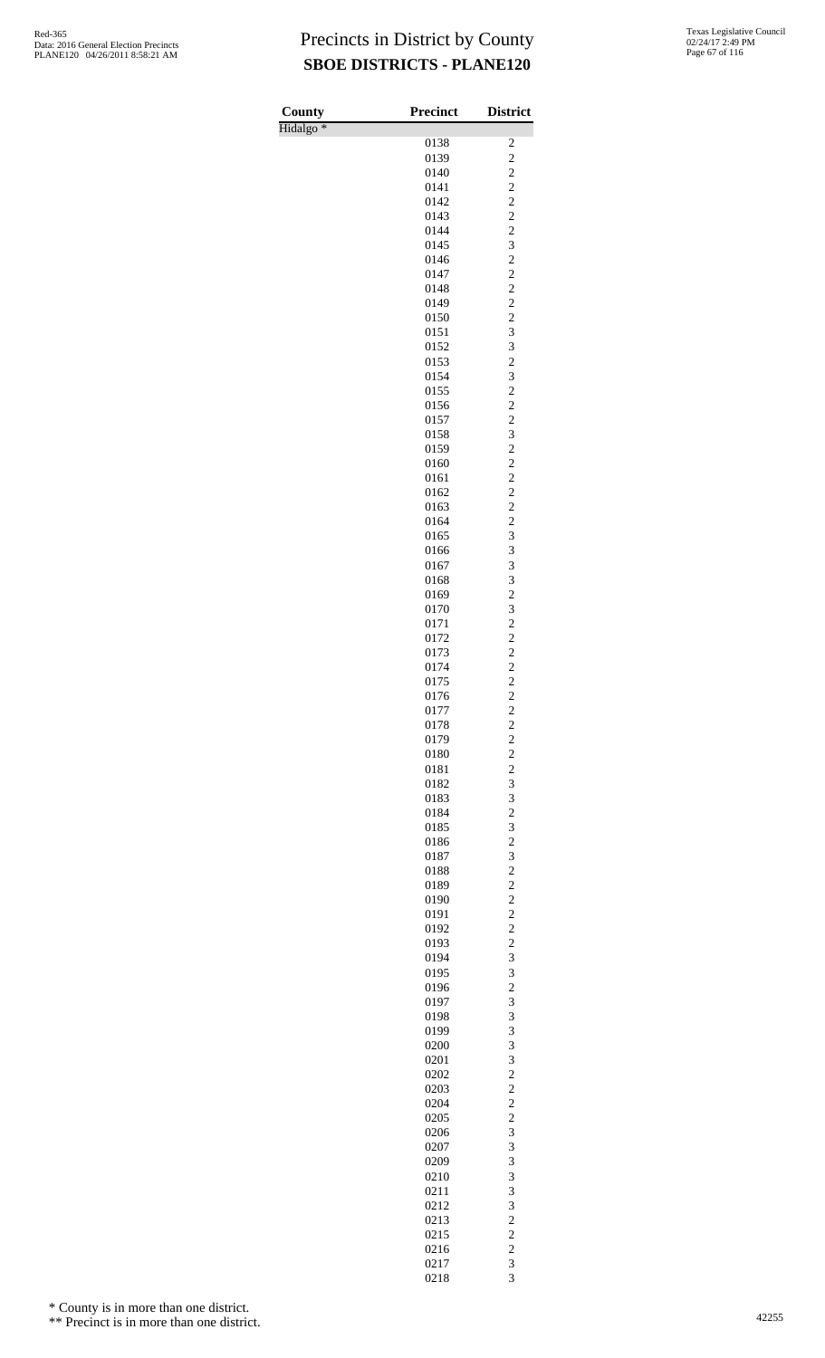# Precincts in District by County

## SBOE DISTRICTS - PLANE120

| County | Precinct | District |
|---|---|---|
| Hidalgo * | | |
| | 0138 | 2 |
| | 0139 | 2 |
| | 0140 | 2 |
| | 0141 | 2 |
| | 0142 | 2 |
| | 0143 | 2 |
| | 0144 | 2 |
| | 0145 | 3 |
| | 0146 | 2 |
| | 0147 | 2 |
| | 0148 | 2 |
| | 0149 | 2 |
| | 0150 | 2 |
| | 0151 | 3 |
| | 0152 | 3 |
| | 0153 | 2 |
| | 0154 | 3 |
| | 0155 | 2 |
| | 0156 | 2 |
| | 0157 | 2 |
| | 0158 | 3 |
| | 0159 | 2 |
| | 0160 | 2 |
| | 0161 | 2 |
| | 0162 | 2 |
| | 0163 | 2 |
| | 0164 | 2 |
| | 0165 | 3 |
| | 0166 | 3 |
| | 0167 | 3 |
| | 0168 | 3 |
| | 0169 | 2 |
| | 0170 | 3 |
| | 0171 | 2 |
| | 0172 | 2 |
| | 0173 | 2 |
| | 0174 | 2 |
| | 0175 | 2 |
| | 0176 | 2 |
| | 0177 | 2 |
| | 0178 | 2 |
| | 0179 | 2 |
| | 0180 | 2 |
| | 0181 | 2 |
| | 0182 | 3 |
| | 0183 | 3 |
| | 0184 | 2 |
| | 0185 | 3 |
| | 0186 | 2 |
| | 0187 | 3 |
| | 0188 | 2 |
| | 0189 | 2 |
| | 0190 | 2 |
| | 0191 | 2 |
| | 0192 | 2 |
| | 0193 | 2 |
| | 0194 | 3 |
| | 0195 | 3 |
| | 0196 | 2 |
| | 0197 | 3 |
| | 0198 | 3 |
| | 0199 | 3 |
| | 0200 | 3 |
| | 0201 | 3 |
| | 0202 | 2 |
| | 0203 | 2 |
| | 0204 | 2 |
| | 0205 | 2 |
| | 0206 | 3 |
| | 0207 | 3 |
| | 0209 | 3 |
| | 0210 | 3 |
| | 0211 | 3 |
| | 0212 | 3 |
| | 0213 | 2 |
| | 0215 | 2 |
| | 0216 | 2 |
| | 0217 | 3 |
| | 0218 | 3 |

\* County is in more than one district.

** Precinct is in more than one district.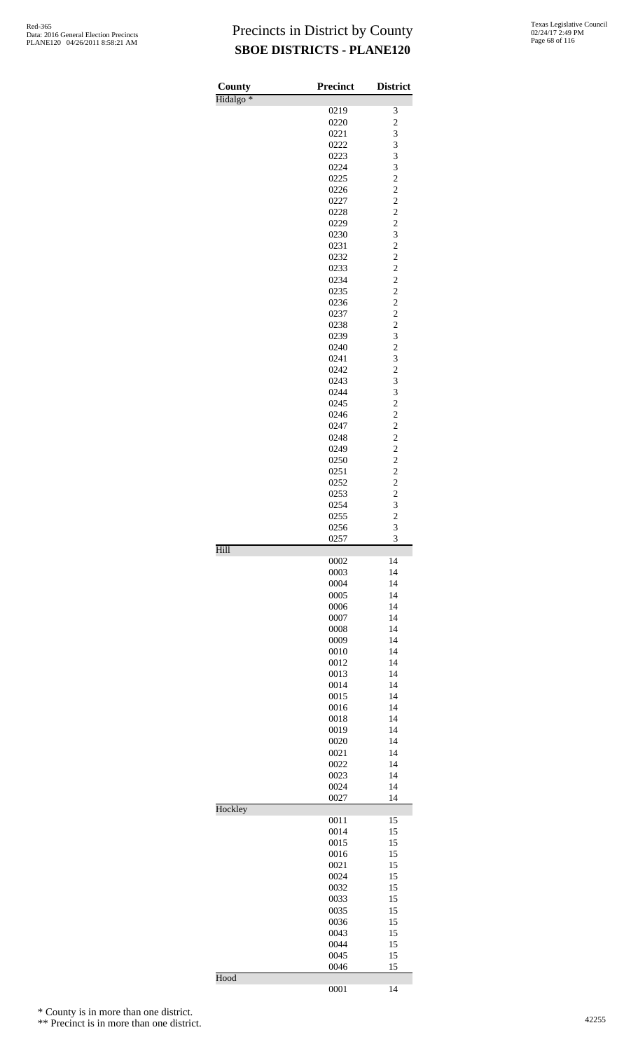# Precincts in District by County

## SBOE DISTRICTS - PLANE120

| County | Precinct | District |
|---|---|---|
| Hidalgo * | | |
| | 0219 | 3 |
| | 0220 | 2 |
| | 0221 | 3 |
| | 0222 | 3 |
| | 0223 | 3 |
| | 0224 | 3 |
| | 0225 | 2 |
| | 0226 | 2 |
| | 0227 | 2 |
| | 0228 | 2 |
| | 0229 | 2 |
| | 0230 | 3 |
| | 0231 | 2 |
| | 0232 | 2 |
| | 0233 | 2 |
| | 0234 | 2 |
| | 0235 | 2 |
| | 0236 | 2 |
| | 0237 | 2 |
| | 0238 | 2 |
| | 0239 | 3 |
| | 0240 | 2 |
| | 0241 | 3 |
| | 0242 | 2 |
| | 0243 | 3 |
| | 0244 | 3 |
| | 0245 | 2 |
| | 0246 | 2 |
| | 0247 | 2 |
| | 0248 | 2 |
| | 0249 | 2 |
| | 0250 | 2 |
| | 0251 | 2 |
| | 0252 | 2 |
| | 0253 | 2 |
| | 0254 | 3 |
| | 0255 | 2 |
| | 0256 | 3 |
| | 0257 | 3 |
| Hill | | |
| | 0002 | 14 |
| | 0003 | 14 |
| | 0004 | 14 |
| | 0005 | 14 |
| | 0006 | 14 |
| | 0007 | 14 |
| | 0008 | 14 |
| | 0009 | 14 |
| | 0010 | 14 |
| | 0012 | 14 |
| | 0013 | 14 |
| | 0014 | 14 |
| | 0015 | 14 |
| | 0016 | 14 |
| | 0018 | 14 |
| | 0019 | 14 |
| | 0020 | 14 |
| | 0021 | 14 |
| | 0022 | 14 |
| | 0023 | 14 |
| | 0024 | 14 |
| | 0027 | 14 |
| Hockley | | |
| | 0011 | 15 |
| | 0014 | 15 |
| | 0015 | 15 |
| | 0016 | 15 |
| | 0021 | 15 |
| | 0024 | 15 |
| | 0032 | 15 |
| | 0033 | 15 |
| | 0035 | 15 |
| | 0036 | 15 |
| | 0043 | 15 |
| | 0044 | 15 |
| | 0045 | 15 |
| | 0046 | 15 |
| Hood | | |
| | 0001 | 14 |

\* County is in more than one district.

\** Precinct is in more than one district.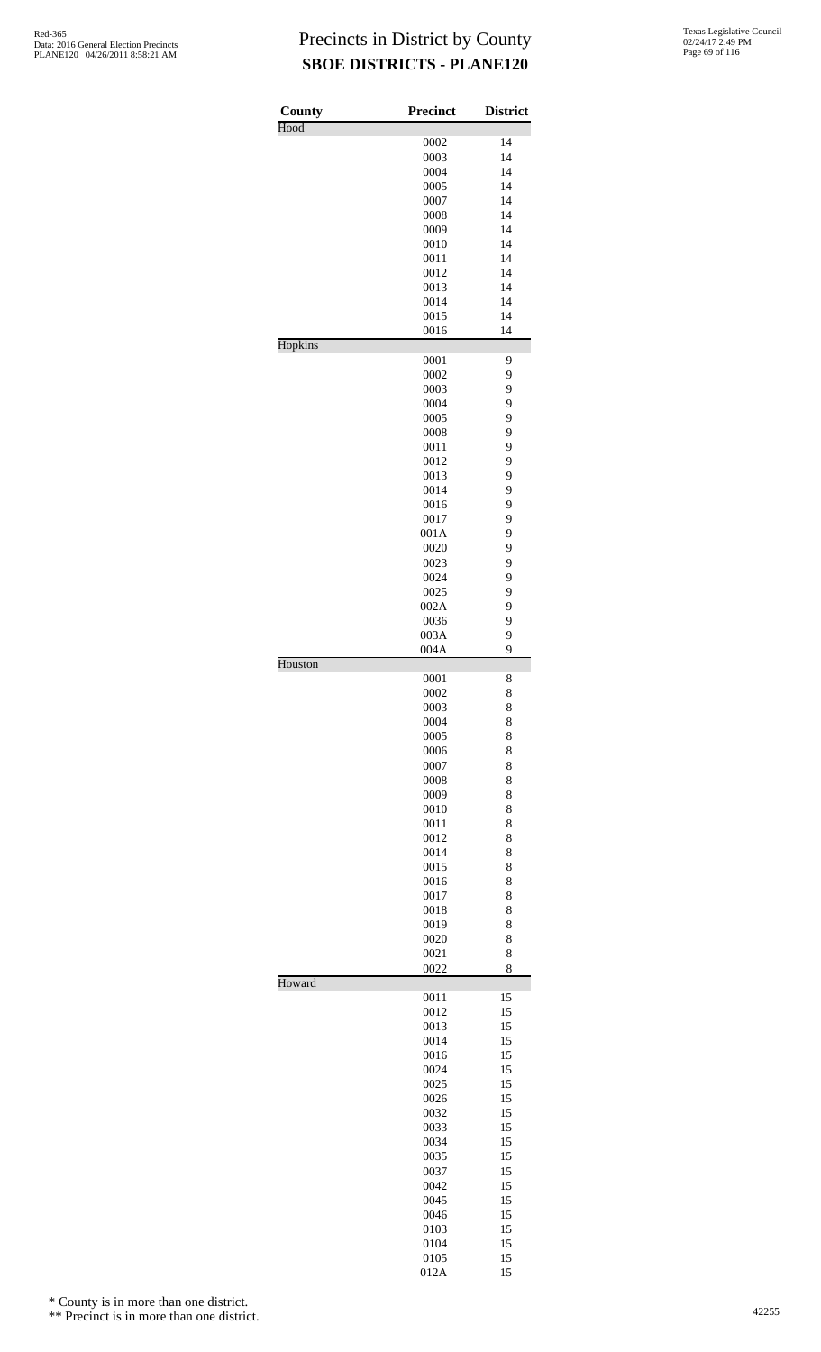# Precincts in District by County

## SBOE DISTRICTS - PLANE120

| County | Precinct | District |
|---|---|---|
| Hood | | |
| | 0002 | 14 |
| | 0003 | 14 |
| | 0004 | 14 |
| | 0005 | 14 |
| | 0007 | 14 |
| | 0008 | 14 |
| | 0009 | 14 |
| | 0010 | 14 |
| | 0011 | 14 |
| | 0012 | 14 |
| | 0013 | 14 |
| | 0014 | 14 |
| | 0015 | 14 |
| | 0016 | 14 |
| Hopkins | | |
| | 0001 | 9 |
| | 0002 | 9 |
| | 0003 | 9 |
| | 0004 | 9 |
| | 0005 | 9 |
| | 0008 | 9 |
| | 0011 | 9 |
| | 0012 | 9 |
| | 0013 | 9 |
| | 0014 | 9 |
| | 0016 | 9 |
| | 0017 | 9 |
| | 001A | 9 |
| | 0020 | 9 |
| | 0023 | 9 |
| | 0024 | 9 |
| | 0025 | 9 |
| | 002A | 9 |
| | 0036 | 9 |
| | 003A | 9 |
| | 004A | 9 |
| Houston | | |
| | 0001 | 8 |
| | 0002 | 8 |
| | 0003 | 8 |
| | 0004 | 8 |
| | 0005 | 8 |
| | 0006 | 8 |
| | 0007 | 8 |
| | 0008 | 8 |
| | 0009 | 8 |
| | 0010 | 8 |
| | 0011 | 8 |
| | 0012 | 8 |
| | 0014 | 8 |
| | 0015 | 8 |
| | 0016 | 8 |
| | 0017 | 8 |
| | 0018 | 8 |
| | 0019 | 8 |
| | 0020 | 8 |
| | 0021 | 8 |
| | 0022 | 8 |
| Howard | | |
| | 0011 | 15 |
| | 0012 | 15 |
| | 0013 | 15 |
| | 0014 | 15 |
| | 0016 | 15 |
| | 0024 | 15 |
| | 0025 | 15 |
| | 0026 | 15 |
| | 0032 | 15 |
| | 0033 | 15 |
| | 0034 | 15 |
| | 0035 | 15 |
| | 0037 | 15 |
| | 0042 | 15 |
| | 0045 | 15 |
| | 0046 | 15 |
| | 0103 | 15 |
| | 0104 | 15 |
| | 0105 | 15 |
| | 012A | 15 |

\* County is in more than one district.

\*\* Precinct is in more than one district.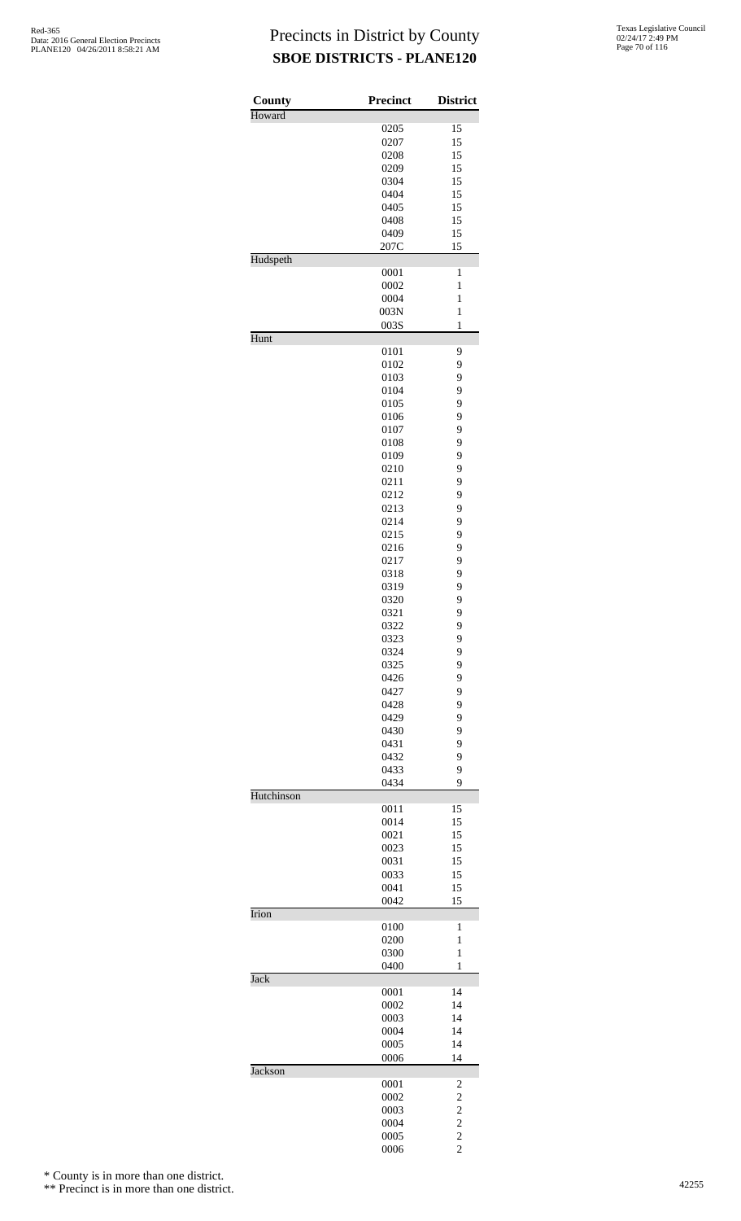# Precincts in District by County

## SBOE DISTRICTS - PLANE120

| County | Precinct | District |
|---|---|---|
| Howard | | |
| | 0205 | 15 |
| | 0207 | 15 |
| | 0208 | 15 |
| | 0209 | 15 |
| | 0304 | 15 |
| | 0404 | 15 |
| | 0405 | 15 |
| | 0408 | 15 |
| | 0409 | 15 |
| | 207C | 15 |
| Hudspeth | | |
| | 0001 | 1 |
| | 0002 | 1 |
| | 0004 | 1 |
| | 003N | 1 |
| | 003S | 1 |
| Hunt | | |
| | 0101 | 9 |
| | 0102 | 9 |
| | 0103 | 9 |
| | 0104 | 9 |
| | 0105 | 9 |
| | 0106 | 9 |
| | 0107 | 9 |
| | 0108 | 9 |
| | 0109 | 9 |
| | 0210 | 9 |
| | 0211 | 9 |
| | 0212 | 9 |
| | 0213 | 9 |
| | 0214 | 9 |
| | 0215 | 9 |
| | 0216 | 9 |
| | 0217 | 9 |
| | 0318 | 9 |
| | 0319 | 9 |
| | 0320 | 9 |
| | 0321 | 9 |
| | 0322 | 9 |
| | 0323 | 9 |
| | 0324 | 9 |
| | 0325 | 9 |
| | 0426 | 9 |
| | 0427 | 9 |
| | 0428 | 9 |
| | 0429 | 9 |
| | 0430 | 9 |
| | 0431 | 9 |
| | 0432 | 9 |
| | 0433 | 9 |
| | 0434 | 9 |
| Hutchinson | | |
| | 0011 | 15 |
| | 0014 | 15 |
| | 0021 | 15 |
| | 0023 | 15 |
| | 0031 | 15 |
| | 0033 | 15 |
| | 0041 | 15 |
| | 0042 | 15 |
| Irion | | |
| | 0100 | 1 |
| | 0200 | 1 |
| | 0300 | 1 |
| | 0400 | 1 |
| Jack | | |
| | 0001 | 14 |
| | 0002 | 14 |
| | 0003 | 14 |
| | 0004 | 14 |
| | 0005 | 14 |
| | 0006 | 14 |
| Jackson | | |
| | 0001 | 2 |
| | 0002 | 2 |
| | 0003 | 2 |
| | 0004 | 2 |
| | 0005 | 2 |
| | 0006 | 2 |

* County is in more than one district.

** Precinct is in more than one district.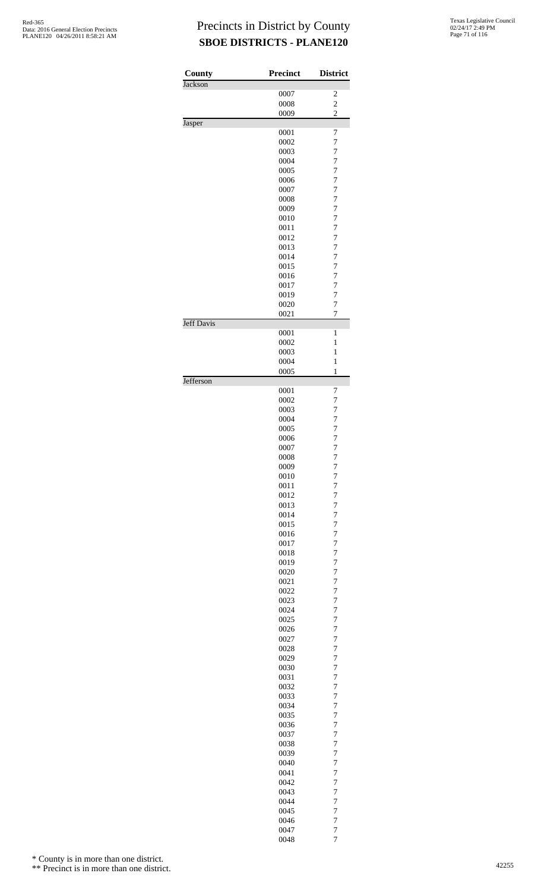# Precincts in District by County

## SBOE DISTRICTS - PLANE120

| County | Precinct | District |
|---|---|---|
| Jackson | | |
| | 0007 | 2 |
| | 0008 | 2 |
| | 0009 | 2 |
| Jasper | | |
| | 0001 | 7 |
| | 0002 | 7 |
| | 0003 | 7 |
| | 0004 | 7 |
| | 0005 | 7 |
| | 0006 | 7 |
| | 0007 | 7 |
| | 0008 | 7 |
| | 0009 | 7 |
| | 0010 | 7 |
| | 0011 | 7 |
| | 0012 | 7 |
| | 0013 | 7 |
| | 0014 | 7 |
| | 0015 | 7 |
| | 0016 | 7 |
| | 0017 | 7 |
| | 0019 | 7 |
| | 0020 | 7 |
| | 0021 | 7 |
| Jeff Davis | | |
| | 0001 | 1 |
| | 0002 | 1 |
| | 0003 | 1 |
| | 0004 | 1 |
| | 0005 | 1 |
| Jefferson | | |
| | 0001 | 7 |
| | 0002 | 7 |
| | 0003 | 7 |
| | 0004 | 7 |
| | 0005 | 7 |
| | 0006 | 7 |
| | 0007 | 7 |
| | 0008 | 7 |
| | 0009 | 7 |
| | 0010 | 7 |
| | 0011 | 7 |
| | 0012 | 7 |
| | 0013 | 7 |
| | 0014 | 7 |
| | 0015 | 7 |
| | 0016 | 7 |
| | 0017 | 7 |
| | 0018 | 7 |
| | 0019 | 7 |
| | 0020 | 7 |
| | 0021 | 7 |
| | 0022 | 7 |
| | 0023 | 7 |
| | 0024 | 7 |
| | 0025 | 7 |
| | 0026 | 7 |
| | 0027 | 7 |
| | 0028 | 7 |
| | 0029 | 7 |
| | 0030 | 7 |
| | 0031 | 7 |
| | 0032 | 7 |
| | 0033 | 7 |
| | 0034 | 7 |
| | 0035 | 7 |
| | 0036 | 7 |
| | 0037 | 7 |
| | 0038 | 7 |
| | 0039 | 7 |
| | 0040 | 7 |
| | 0041 | 7 |
| | 0042 | 7 |
| | 0043 | 7 |
| | 0044 | 7 |
| | 0045 | 7 |
| | 0046 | 7 |
| | 0047 | 7 |
| | 0048 | 7 |

\* County is in more than one district.

\*\* Precinct is in more than one district.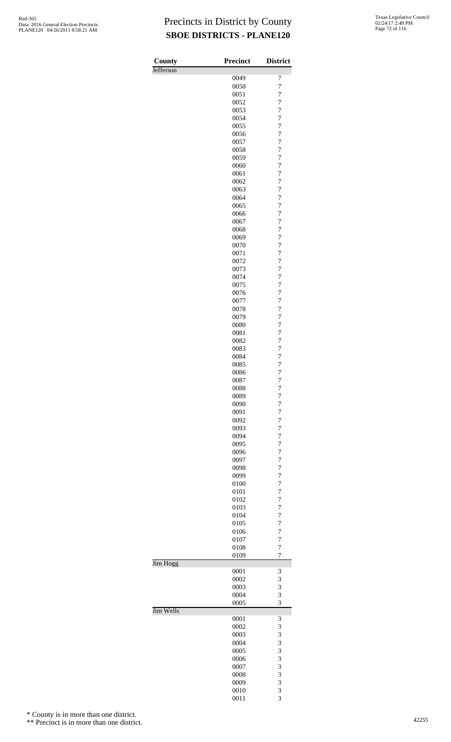# Precincts in District by County

## SBOE DISTRICTS - PLANE120

| County | Precinct | District |
|---|---|---|
| Jefferson | | |
| | 0049 | 7 |
| | 0050 | 7 |
| | 0051 | 7 |
| | 0052 | 7 |
| | 0053 | 7 |
| | 0054 | 7 |
| | 0055 | 7 |
| | 0056 | 7 |
| | 0057 | 7 |
| | 0058 | 7 |
| | 0059 | 7 |
| | 0060 | 7 |
| | 0061 | 7 |
| | 0062 | 7 |
| | 0063 | 7 |
| | 0064 | 7 |
| | 0065 | 7 |
| | 0066 | 7 |
| | 0067 | 7 |
| | 0068 | 7 |
| | 0069 | 7 |
| | 0070 | 7 |
| | 0071 | 7 |
| | 0072 | 7 |
| | 0073 | 7 |
| | 0074 | 7 |
| | 0075 | 7 |
| | 0076 | 7 |
| | 0077 | 7 |
| | 0078 | 7 |
| | 0079 | 7 |
| | 0080 | 7 |
| | 0081 | 7 |
| | 0082 | 7 |
| | 0083 | 7 |
| | 0084 | 7 |
| | 0085 | 7 |
| | 0086 | 7 |
| | 0087 | 7 |
| | 0088 | 7 |
| | 0089 | 7 |
| | 0090 | 7 |
| | 0091 | 7 |
| | 0092 | 7 |
| | 0093 | 7 |
| | 0094 | 7 |
| | 0095 | 7 |
| | 0096 | 7 |
| | 0097 | 7 |
| | 0098 | 7 |
| | 0099 | 7 |
| | 0100 | 7 |
| | 0101 | 7 |
| | 0102 | 7 |
| | 0103 | 7 |
| | 0104 | 7 |
| | 0105 | 7 |
| | 0106 | 7 |
| | 0107 | 7 |
| | 0108 | 7 |
| | 0109 | 7 |
| Jim Hogg | | |
| | 0001 | 3 |
| | 0002 | 3 |
| | 0003 | 3 |
| | 0004 | 3 |
| | 0005 | 3 |
| Jim Wells | | |
| | 0001 | 3 |
| | 0002 | 3 |
| | 0003 | 3 |
| | 0004 | 3 |
| | 0005 | 3 |
| | 0006 | 3 |
| | 0007 | 3 |
| | 0008 | 3 |
| | 0009 | 3 |
| | 0010 | 3 |
| | 0011 | 3 |

\* County is in more than one district.

\*\* Precinct is in more than one district.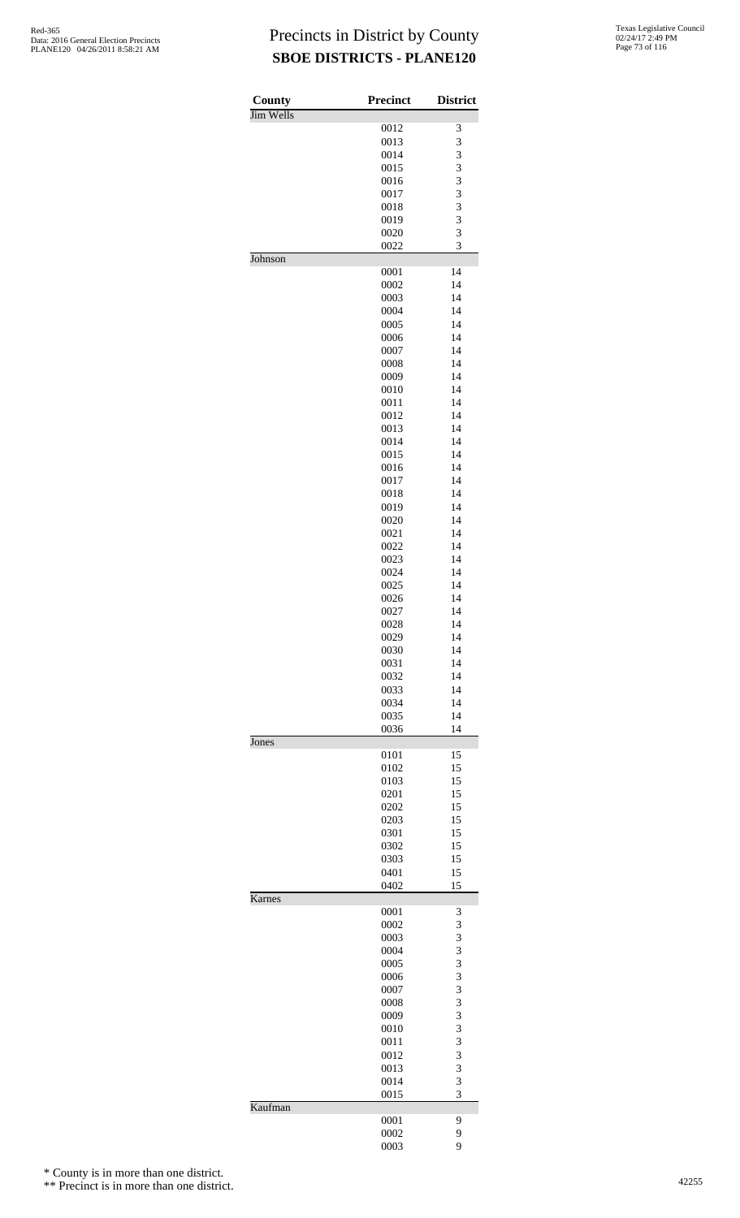# Precincts in District by County
## SBOE DISTRICTS - PLANE120

| County | Precinct | District |
|---|---|---|
| Jim Wells | | |
| | 0012 | 3 |
| | 0013 | 3 |
| | 0014 | 3 |
| | 0015 | 3 |
| | 0016 | 3 |
| | 0017 | 3 |
| | 0018 | 3 |
| | 0019 | 3 |
| | 0020 | 3 |
| | 0022 | 3 |
| Johnson | | |
| | 0001 | 14 |
| | 0002 | 14 |
| | 0003 | 14 |
| | 0004 | 14 |
| | 0005 | 14 |
| | 0006 | 14 |
| | 0007 | 14 |
| | 0008 | 14 |
| | 0009 | 14 |
| | 0010 | 14 |
| | 0011 | 14 |
| | 0012 | 14 |
| | 0013 | 14 |
| | 0014 | 14 |
| | 0015 | 14 |
| | 0016 | 14 |
| | 0017 | 14 |
| | 0018 | 14 |
| | 0019 | 14 |
| | 0020 | 14 |
| | 0021 | 14 |
| | 0022 | 14 |
| | 0023 | 14 |
| | 0024 | 14 |
| | 0025 | 14 |
| | 0026 | 14 |
| | 0027 | 14 |
| | 0028 | 14 |
| | 0029 | 14 |
| | 0030 | 14 |
| | 0031 | 14 |
| | 0032 | 14 |
| | 0033 | 14 |
| | 0034 | 14 |
| | 0035 | 14 |
| | 0036 | 14 |
| Jones | | |
| | 0101 | 15 |
| | 0102 | 15 |
| | 0103 | 15 |
| | 0201 | 15 |
| | 0202 | 15 |
| | 0203 | 15 |
| | 0301 | 15 |
| | 0302 | 15 |
| | 0303 | 15 |
| | 0401 | 15 |
| | 0402 | 15 |
| Karnes | | |
| | 0001 | 3 |
| | 0002 | 3 |
| | 0003 | 3 |
| | 0004 | 3 |
| | 0005 | 3 |
| | 0006 | 3 |
| | 0007 | 3 |
| | 0008 | 3 |
| | 0009 | 3 |
| | 0010 | 3 |
| | 0011 | 3 |
| | 0012 | 3 |
| | 0013 | 3 |
| | 0014 | 3 |
| | 0015 | 3 |
| Kaufman | | |
| | 0001 | 9 |
| | 0002 | 9 |
| | 0003 | 9 |

\* County is in more than one district.

\*\* Precinct is in more than one district.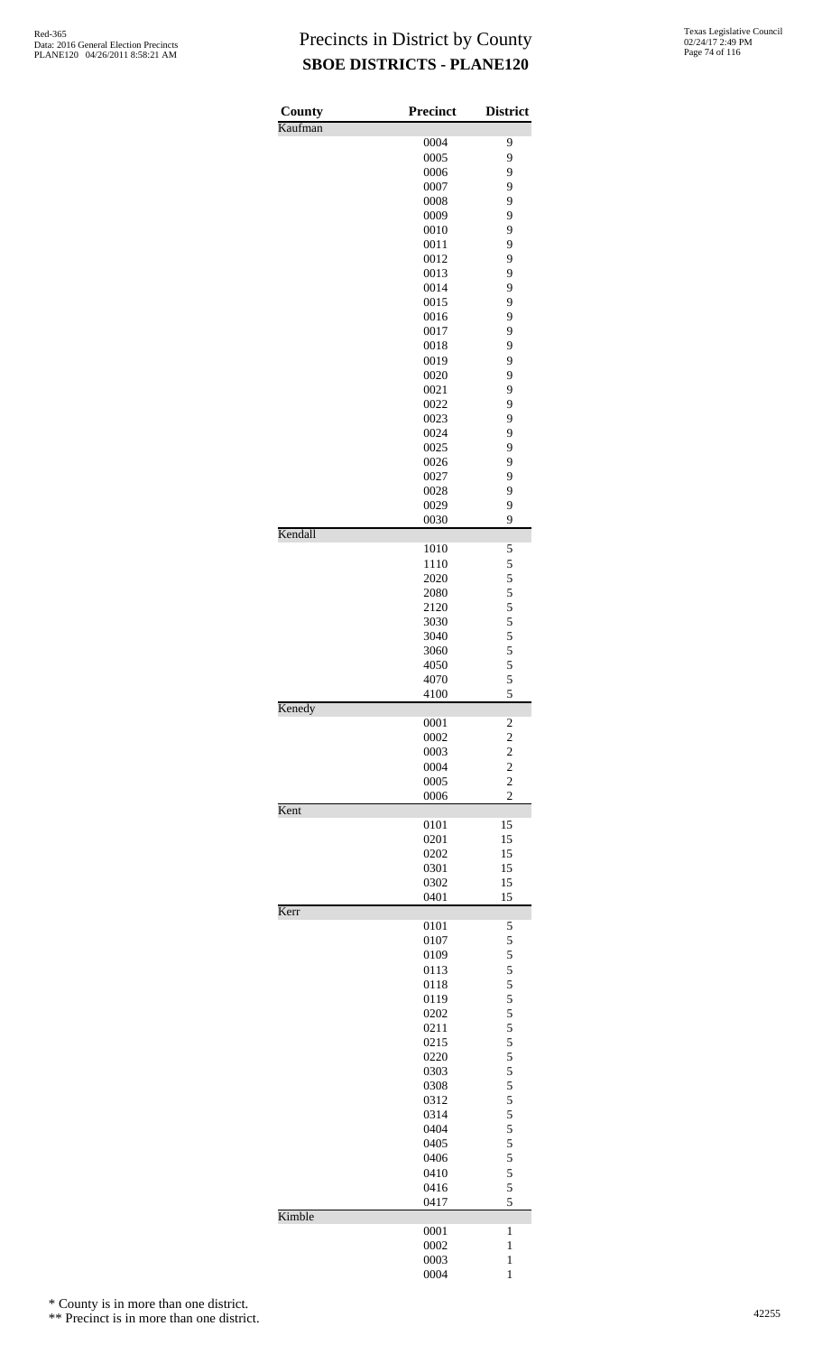# Precincts in District by County

## SBOE DISTRICTS - PLANE120

| County | Precinct | District |
|---|---|---|
| Kaufman | | |
| | 0004 | 9 |
| | 0005 | 9 |
| | 0006 | 9 |
| | 0007 | 9 |
| | 0008 | 9 |
| | 0009 | 9 |
| | 0010 | 9 |
| | 0011 | 9 |
| | 0012 | 9 |
| | 0013 | 9 |
| | 0014 | 9 |
| | 0015 | 9 |
| | 0016 | 9 |
| | 0017 | 9 |
| | 0018 | 9 |
| | 0019 | 9 |
| | 0020 | 9 |
| | 0021 | 9 |
| | 0022 | 9 |
| | 0023 | 9 |
| | 0024 | 9 |
| | 0025 | 9 |
| | 0026 | 9 |
| | 0027 | 9 |
| | 0028 | 9 |
| | 0029 | 9 |
| | 0030 | 9 |
| Kendall | | |
| | 1010 | 5 |
| | 1110 | 5 |
| | 2020 | 5 |
| | 2080 | 5 |
| | 2120 | 5 |
| | 3030 | 5 |
| | 3040 | 5 |
| | 3060 | 5 |
| | 4050 | 5 |
| | 4070 | 5 |
| | 4100 | 5 |
| Kenedy | | |
| | 0001 | 2 |
| | 0002 | 2 |
| | 0003 | 2 |
| | 0004 | 2 |
| | 0005 | 2 |
| | 0006 | 2 |
| Kent | | |
| | 0101 | 15 |
| | 0201 | 15 |
| | 0202 | 15 |
| | 0301 | 15 |
| | 0302 | 15 |
| | 0401 | 15 |
| Kerr | | |
| | 0101 | 5 |
| | 0107 | 5 |
| | 0109 | 5 |
| | 0113 | 5 |
| | 0118 | 5 |
| | 0119 | 5 |
| | 0202 | 5 |
| | 0211 | 5 |
| | 0215 | 5 |
| | 0220 | 5 |
| | 0303 | 5 |
| | 0308 | 5 |
| | 0312 | 5 |
| | 0314 | 5 |
| | 0404 | 5 |
| | 0405 | 5 |
| | 0406 | 5 |
| | 0410 | 5 |
| | 0416 | 5 |
| | 0417 | 5 |
| Kimble | | |
| | 0001 | 1 |
| | 0002 | 1 |
| | 0003 | 1 |
| | 0004 | 1 |

\* County is in more than one district.

\*\* Precinct is in more than one district.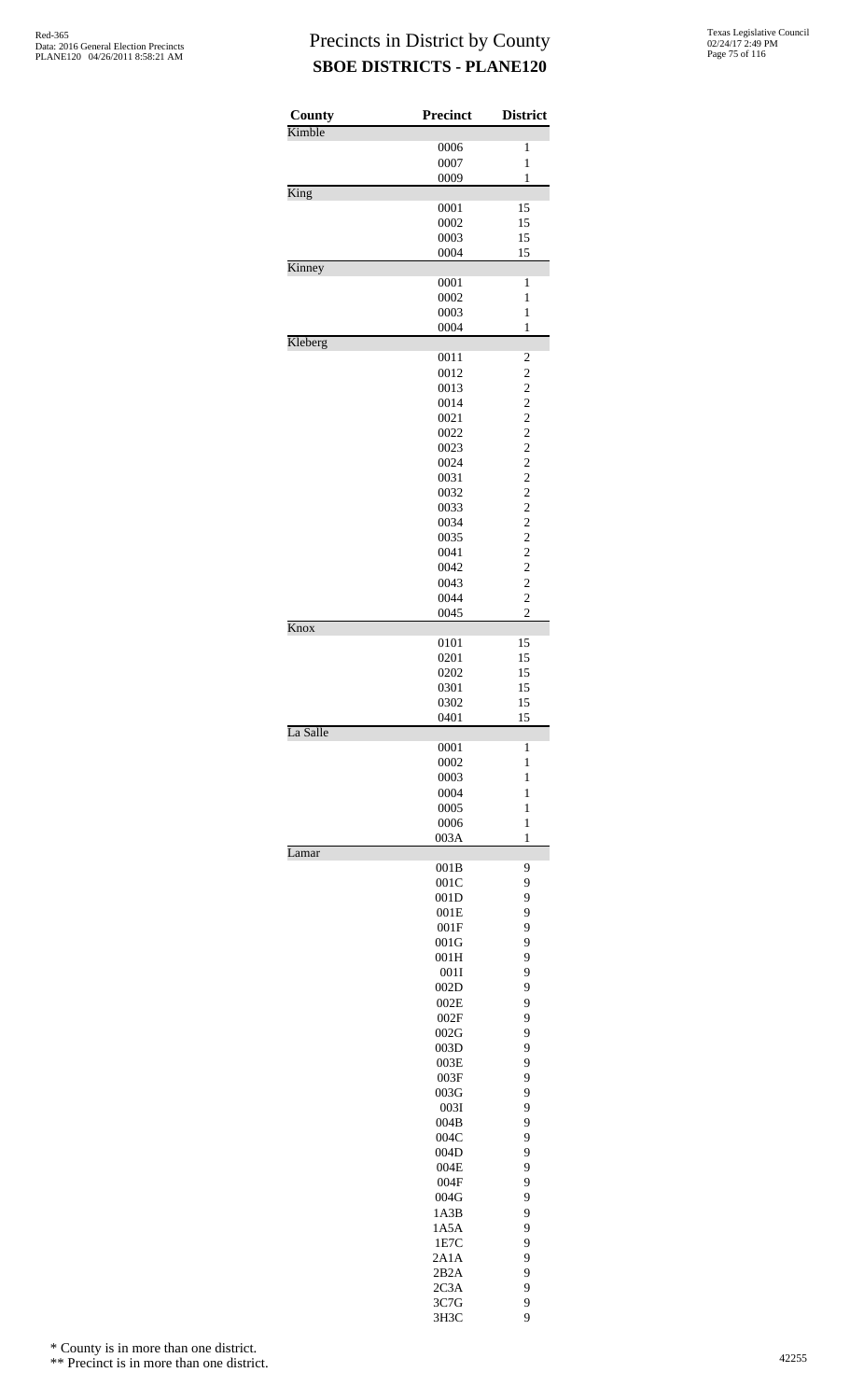# Precincts in District by County
## SBOE DISTRICTS - PLANE120

| County | Precinct | District |
|---|---|---|
| Kimble | | |
| | 0006 | 1 |
| | 0007 | 1 |
| | 0009 | 1 |
| King | | |
| | 0001 | 15 |
| | 0002 | 15 |
| | 0003 | 15 |
| | 0004 | 15 |
| Kinney | | |
| | 0001 | 1 |
| | 0002 | 1 |
| | 0003 | 1 |
| | 0004 | 1 |
| Kleberg | | |
| | 0011 | 2 |
| | 0012 | 2 |
| | 0013 | 2 |
| | 0014 | 2 |
| | 0021 | 2 |
| | 0022 | 2 |
| | 0023 | 2 |
| | 0024 | 2 |
| | 0031 | 2 |
| | 0032 | 2 |
| | 0033 | 2 |
| | 0034 | 2 |
| | 0035 | 2 |
| | 0041 | 2 |
| | 0042 | 2 |
| | 0043 | 2 |
| | 0044 | 2 |
| | 0045 | 2 |
| Knox | | |
| | 0101 | 15 |
| | 0201 | 15 |
| | 0202 | 15 |
| | 0301 | 15 |
| | 0302 | 15 |
| | 0401 | 15 |
| La Salle | | |
| | 0001 | 1 |
| | 0002 | 1 |
| | 0003 | 1 |
| | 0004 | 1 |
| | 0005 | 1 |
| | 0006 | 1 |
| | 003A | 1 |
| Lamar | | |
| | 001B | 9 |
| | 001C | 9 |
| | 001D | 9 |
| | 001E | 9 |
| | 001F | 9 |
| | 001G | 9 |
| | 001H | 9 |
| | 001I | 9 |
| | 002D | 9 |
| | 002E | 9 |
| | 002F | 9 |
| | 002G | 9 |
| | 003D | 9 |
| | 003E | 9 |
| | 003F | 9 |
| | 003G | 9 |
| | 003I | 9 |
| | 004B | 9 |
| | 004C | 9 |
| | 004D | 9 |
| | 004E | 9 |
| | 004F | 9 |
| | 004G | 9 |
| | 1A3B | 9 |
| | 1A5A | 9 |
| | 1E7C | 9 |
| | 2A1A | 9 |
| | 2B2A | 9 |
| | 2C3A | 9 |
| | 3C7G | 9 |
| | 3H3C | 9 |

\* County is in more than one district.

\*\* Precinct is in more than one district.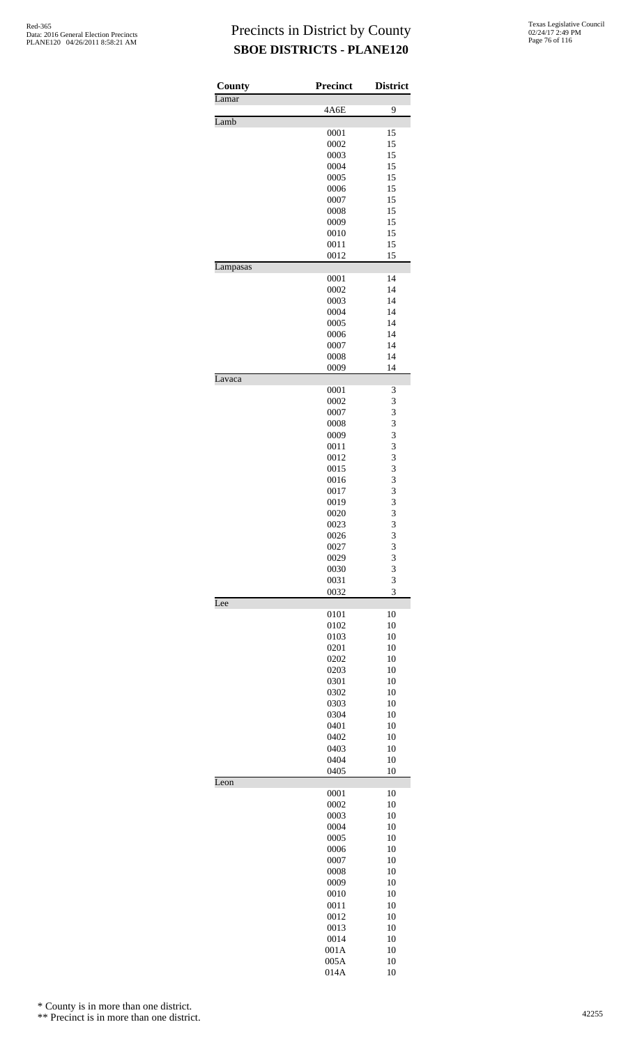# Precincts in District by County

## SBOE DISTRICTS - PLANE120

| County | Precinct | District |
|---|---|---|
| Lamar | | |
| | 4A6E | 9 |
| Lamb | | |
| | 0001 | 15 |
| | 0002 | 15 |
| | 0003 | 15 |
| | 0004 | 15 |
| | 0005 | 15 |
| | 0006 | 15 |
| | 0007 | 15 |
| | 0008 | 15 |
| | 0009 | 15 |
| | 0010 | 15 |
| | 0011 | 15 |
| | 0012 | 15 |
| Lampasas | | |
| | 0001 | 14 |
| | 0002 | 14 |
| | 0003 | 14 |
| | 0004 | 14 |
| | 0005 | 14 |
| | 0006 | 14 |
| | 0007 | 14 |
| | 0008 | 14 |
| | 0009 | 14 |
| Lavaca | | |
| | 0001 | 3 |
| | 0002 | 3 |
| | 0007 | 3 |
| | 0008 | 3 |
| | 0009 | 3 |
| | 0011 | 3 |
| | 0012 | 3 |
| | 0015 | 3 |
| | 0016 | 3 |
| | 0017 | 3 |
| | 0019 | 3 |
| | 0020 | 3 |
| | 0023 | 3 |
| | 0026 | 3 |
| | 0027 | 3 |
| | 0029 | 3 |
| | 0030 | 3 |
| | 0031 | 3 |
| | 0032 | 3 |
| Lee | | |
| | 0101 | 10 |
| | 0102 | 10 |
| | 0103 | 10 |
| | 0201 | 10 |
| | 0202 | 10 |
| | 0203 | 10 |
| | 0301 | 10 |
| | 0302 | 10 |
| | 0303 | 10 |
| | 0304 | 10 |
| | 0401 | 10 |
| | 0402 | 10 |
| | 0403 | 10 |
| | 0404 | 10 |
| | 0405 | 10 |
| Leon | | |
| | 0001 | 10 |
| | 0002 | 10 |
| | 0003 | 10 |
| | 0004 | 10 |
| | 0005 | 10 |
| | 0006 | 10 |
| | 0007 | 10 |
| | 0008 | 10 |
| | 0009 | 10 |
| | 0010 | 10 |
| | 0011 | 10 |
| | 0012 | 10 |
| | 0013 | 10 |
| | 0014 | 10 |
| | 001A | 10 |
| | 005A | 10 |
| | 014A | 10 |

\* County is in more than one district.

\*\* Precinct is in more than one district.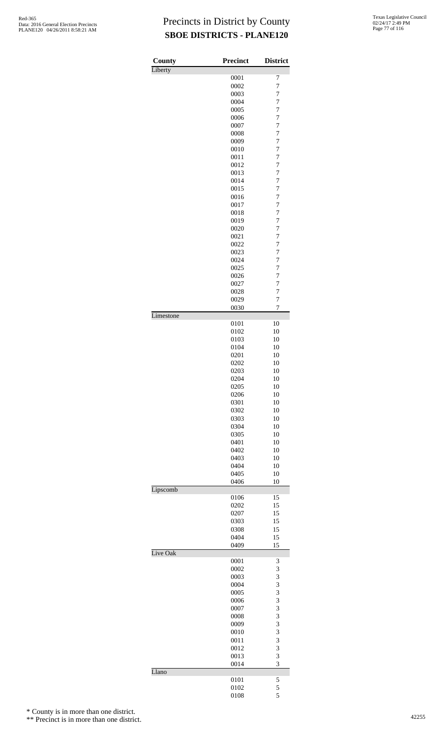# Precincts in District by County

## SBOE DISTRICTS - PLANE120

| County | Precinct | District |
|---|---|---|
| Liberty | | |
| | 0001 | 7 |
| | 0002 | 7 |
| | 0003 | 7 |
| | 0004 | 7 |
| | 0005 | 7 |
| | 0006 | 7 |
| | 0007 | 7 |
| | 0008 | 7 |
| | 0009 | 7 |
| | 0010 | 7 |
| | 0011 | 7 |
| | 0012 | 7 |
| | 0013 | 7 |
| | 0014 | 7 |
| | 0015 | 7 |
| | 0016 | 7 |
| | 0017 | 7 |
| | 0018 | 7 |
| | 0019 | 7 |
| | 0020 | 7 |
| | 0021 | 7 |
| | 0022 | 7 |
| | 0023 | 7 |
| | 0024 | 7 |
| | 0025 | 7 |
| | 0026 | 7 |
| | 0027 | 7 |
| | 0028 | 7 |
| | 0029 | 7 |
| | 0030 | 7 |
| Limestone | | |
| | 0101 | 10 |
| | 0102 | 10 |
| | 0103 | 10 |
| | 0104 | 10 |
| | 0201 | 10 |
| | 0202 | 10 |
| | 0203 | 10 |
| | 0204 | 10 |
| | 0205 | 10 |
| | 0206 | 10 |
| | 0301 | 10 |
| | 0302 | 10 |
| | 0303 | 10 |
| | 0304 | 10 |
| | 0305 | 10 |
| | 0401 | 10 |
| | 0402 | 10 |
| | 0403 | 10 |
| | 0404 | 10 |
| | 0405 | 10 |
| | 0406 | 10 |
| Lipscomb | | |
| | 0106 | 15 |
| | 0202 | 15 |
| | 0207 | 15 |
| | 0303 | 15 |
| | 0308 | 15 |
| | 0404 | 15 |
| | 0409 | 15 |
| Live Oak | | |
| | 0001 | 3 |
| | 0002 | 3 |
| | 0003 | 3 |
| | 0004 | 3 |
| | 0005 | 3 |
| | 0006 | 3 |
| | 0007 | 3 |
| | 0008 | 3 |
| | 0009 | 3 |
| | 0010 | 3 |
| | 0011 | 3 |
| | 0012 | 3 |
| | 0013 | 3 |
| | 0014 | 3 |
| Llano | | |
| | 0101 | 5 |
| | 0102 | 5 |
| | 0108 | 5 |

\* County is in more than one district.

\*\* Precinct is in more than one district.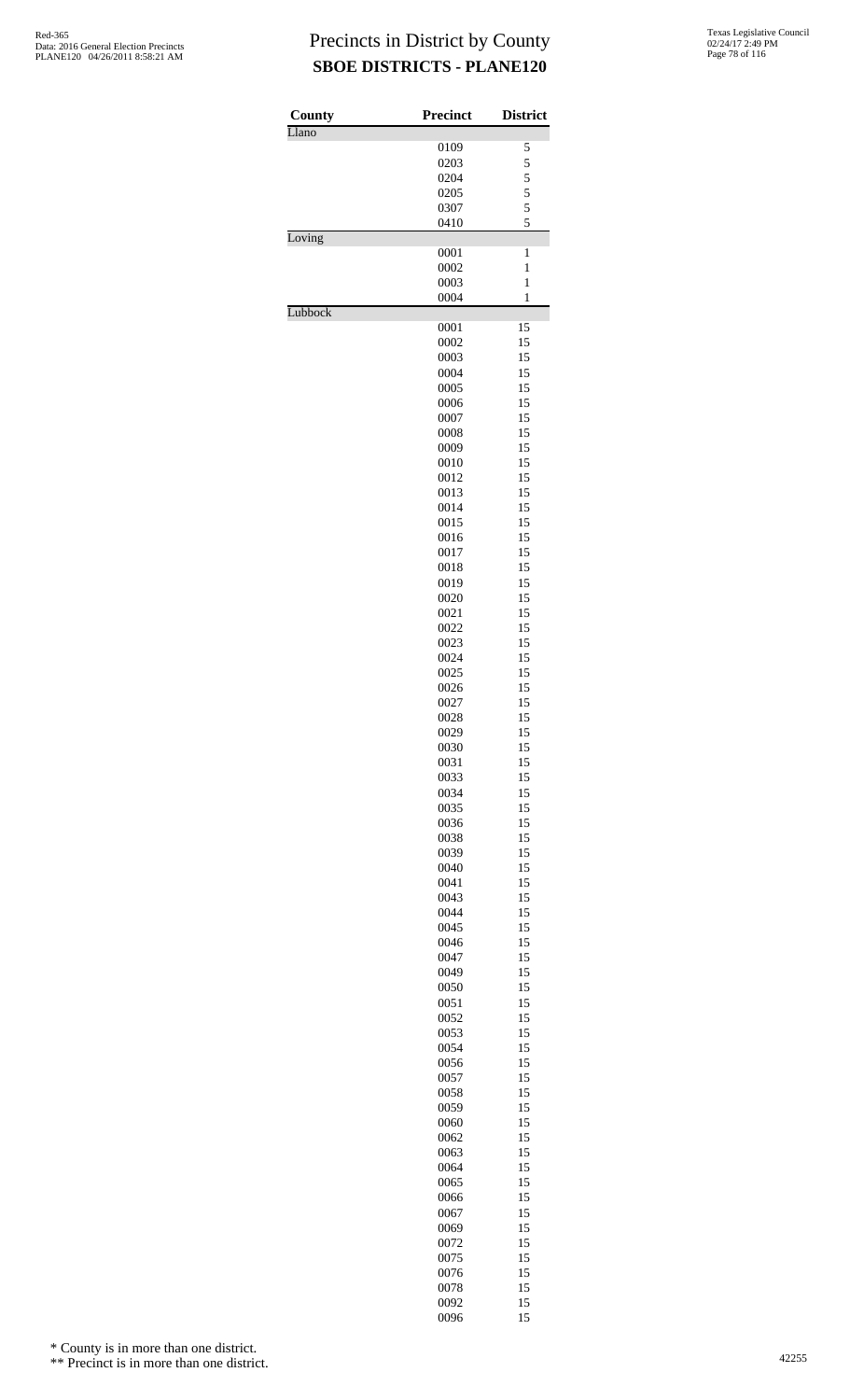# Precincts in District by County
## SBOE DISTRICTS - PLANE120

| County | Precinct | District |
|---|---|---|
| Llano | | |
| | 0109 | 5 |
| | 0203 | 5 |
| | 0204 | 5 |
| | 0205 | 5 |
| | 0307 | 5 |
| | 0410 | 5 |
| Loving | | |
| | 0001 | 1 |
| | 0002 | 1 |
| | 0003 | 1 |
| | 0004 | 1 |
| Lubbock | | |
| | 0001 | 15 |
| | 0002 | 15 |
| | 0003 | 15 |
| | 0004 | 15 |
| | 0005 | 15 |
| | 0006 | 15 |
| | 0007 | 15 |
| | 0008 | 15 |
| | 0009 | 15 |
| | 0010 | 15 |
| | 0012 | 15 |
| | 0013 | 15 |
| | 0014 | 15 |
| | 0015 | 15 |
| | 0016 | 15 |
| | 0017 | 15 |
| | 0018 | 15 |
| | 0019 | 15 |
| | 0020 | 15 |
| | 0021 | 15 |
| | 0022 | 15 |
| | 0023 | 15 |
| | 0024 | 15 |
| | 0025 | 15 |
| | 0026 | 15 |
| | 0027 | 15 |
| | 0028 | 15 |
| | 0029 | 15 |
| | 0030 | 15 |
| | 0031 | 15 |
| | 0033 | 15 |
| | 0034 | 15 |
| | 0035 | 15 |
| | 0036 | 15 |
| | 0038 | 15 |
| | 0039 | 15 |
| | 0040 | 15 |
| | 0041 | 15 |
| | 0043 | 15 |
| | 0044 | 15 |
| | 0045 | 15 |
| | 0046 | 15 |
| | 0047 | 15 |
| | 0049 | 15 |
| | 0050 | 15 |
| | 0051 | 15 |
| | 0052 | 15 |
| | 0053 | 15 |
| | 0054 | 15 |
| | 0056 | 15 |
| | 0057 | 15 |
| | 0058 | 15 |
| | 0059 | 15 |
| | 0060 | 15 |
| | 0062 | 15 |
| | 0063 | 15 |
| | 0064 | 15 |
| | 0065 | 15 |
| | 0066 | 15 |
| | 0067 | 15 |
| | 0069 | 15 |
| | 0072 | 15 |
| | 0075 | 15 |
| | 0076 | 15 |
| | 0078 | 15 |
| | 0092 | 15 |
| | 0096 | 15 |

\* County is in more than one district.

\*\* Precinct is in more than one district.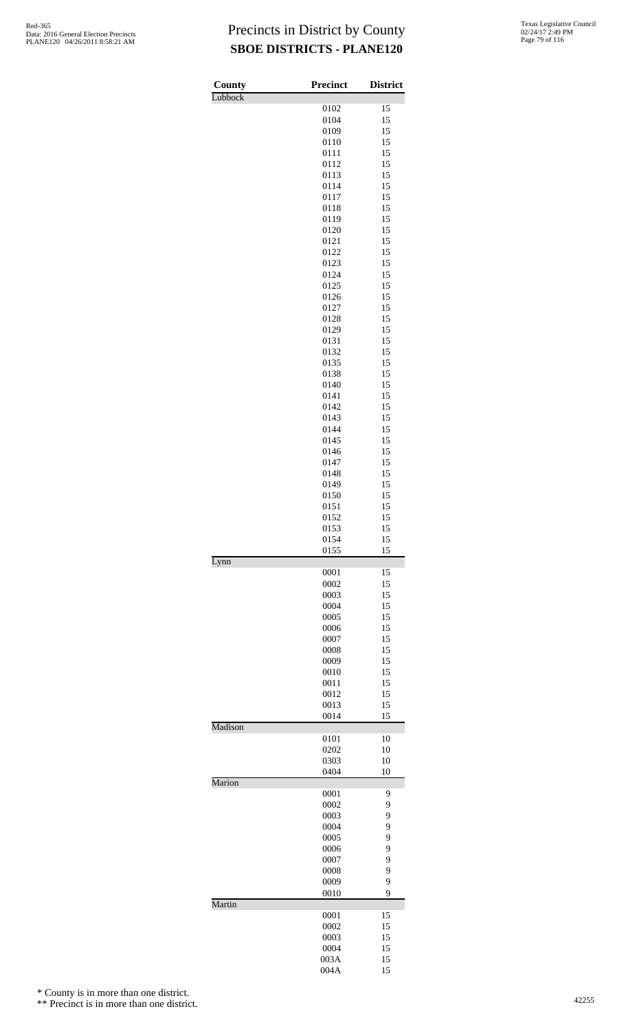# Precincts in District by County
## SBOE DISTRICTS - PLANE120

Red-365
Data: 2016 General Election Precincts
PLANE120 04/26/2011 8:58:21 AM

Texas Legislative Council
02/24/17 2:49 PM

| County | Precinct | District |
|---|---|---|
| Lubbock | | |
| | 0102 | 15 |
| | 0104 | 15 |
| | 0109 | 15 |
| | 0110 | 15 |
| | 0111 | 15 |
| | 0112 | 15 |
| | 0113 | 15 |
| | 0114 | 15 |
| | 0117 | 15 |
| | 0118 | 15 |
| | 0119 | 15 |
| | 0120 | 15 |
| | 0121 | 15 |
| | 0122 | 15 |
| | 0123 | 15 |
| | 0124 | 15 |
| | 0125 | 15 |
| | 0126 | 15 |
| | 0127 | 15 |
| | 0128 | 15 |
| | 0129 | 15 |
| | 0131 | 15 |
| | 0132 | 15 |
| | 0135 | 15 |
| | 0138 | 15 |
| | 0140 | 15 |
| | 0141 | 15 |
| | 0142 | 15 |
| | 0143 | 15 |
| | 0144 | 15 |
| | 0145 | 15 |
| | 0146 | 15 |
| | 0147 | 15 |
| | 0148 | 15 |
| | 0149 | 15 |
| | 0150 | 15 |
| | 0151 | 15 |
| | 0152 | 15 |
| | 0153 | 15 |
| | 0154 | 15 |
| | 0155 | 15 |
| Lynn | | |
| | 0001 | 15 |
| | 0002 | 15 |
| | 0003 | 15 |
| | 0004 | 15 |
| | 0005 | 15 |
| | 0006 | 15 |
| | 0007 | 15 |
| | 0008 | 15 |
| | 0009 | 15 |
| | 0010 | 15 |
| | 0011 | 15 |
| | 0012 | 15 |
| | 0013 | 15 |
| | 0014 | 15 |
| Madison | | |
| | 0101 | 10 |
| | 0202 | 10 |
| | 0303 | 10 |
| | 0404 | 10 |
| Marion | | |
| | 0001 | 9 |
| | 0002 | 9 |
| | 0003 | 9 |
| | 0004 | 9 |
| | 0005 | 9 |
| | 0006 | 9 |
| | 0007 | 9 |
| | 0008 | 9 |
| | 0009 | 9 |
| | 0010 | 9 |
| Martin | | |
| | 0001 | 15 |
| | 0002 | 15 |
| | 0003 | 15 |
| | 0004 | 15 |
| | 003A | 15 |
| | 004A | 15 |

\* County is in more than one district.

\*\* Precinct is in more than one district.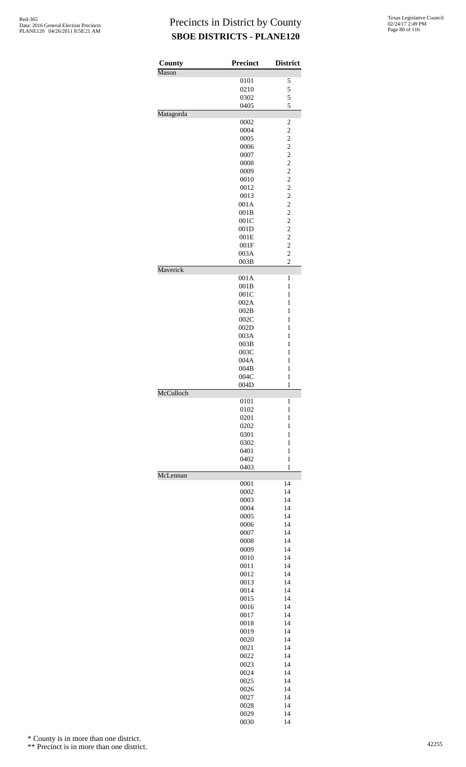# Precincts in District by County
## SBOE DISTRICTS - PLANE120

| County | Precinct | District |
|---|---|---|
| Mason | | |
| | 0101 | 5 |
| | 0210 | 5 |
| | 0302 | 5 |
| | 0405 | 5 |
| Matagorda | | |
| | 0002 | 2 |
| | 0004 | 2 |
| | 0005 | 2 |
| | 0006 | 2 |
| | 0007 | 2 |
| | 0008 | 2 |
| | 0009 | 2 |
| | 0010 | 2 |
| | 0012 | 2 |
| | 0013 | 2 |
| | 001A | 2 |
| | 001B | 2 |
| | 001C | 2 |
| | 001D | 2 |
| | 001E | 2 |
| | 001F | 2 |
| | 003A | 2 |
| | 003B | 2 |
| Maverick | | |
| | 001A | 1 |
| | 001B | 1 |
| | 001C | 1 |
| | 002A | 1 |
| | 002B | 1 |
| | 002C | 1 |
| | 002D | 1 |
| | 003A | 1 |
| | 003B | 1 |
| | 003C | 1 |
| | 004A | 1 |
| | 004B | 1 |
| | 004C | 1 |
| | 004D | 1 |
| McCulloch | | |
| | 0101 | 1 |
| | 0102 | 1 |
| | 0201 | 1 |
| | 0202 | 1 |
| | 0301 | 1 |
| | 0302 | 1 |
| | 0401 | 1 |
| | 0402 | 1 |
| | 0403 | 1 |
| McLennan | | |
| | 0001 | 14 |
| | 0002 | 14 |
| | 0003 | 14 |
| | 0004 | 14 |
| | 0005 | 14 |
| | 0006 | 14 |
| | 0007 | 14 |
| | 0008 | 14 |
| | 0009 | 14 |
| | 0010 | 14 |
| | 0011 | 14 |
| | 0012 | 14 |
| | 0013 | 14 |
| | 0014 | 14 |
| | 0015 | 14 |
| | 0016 | 14 |
| | 0017 | 14 |
| | 0018 | 14 |
| | 0019 | 14 |
| | 0020 | 14 |
| | 0021 | 14 |
| | 0022 | 14 |
| | 0023 | 14 |
| | 0024 | 14 |
| | 0025 | 14 |
| | 0026 | 14 |
| | 0027 | 14 |
| | 0028 | 14 |
| | 0029 | 14 |
| | 0030 | 14 |

\* County is in more than one district.

\*\* Precinct is in more than one district.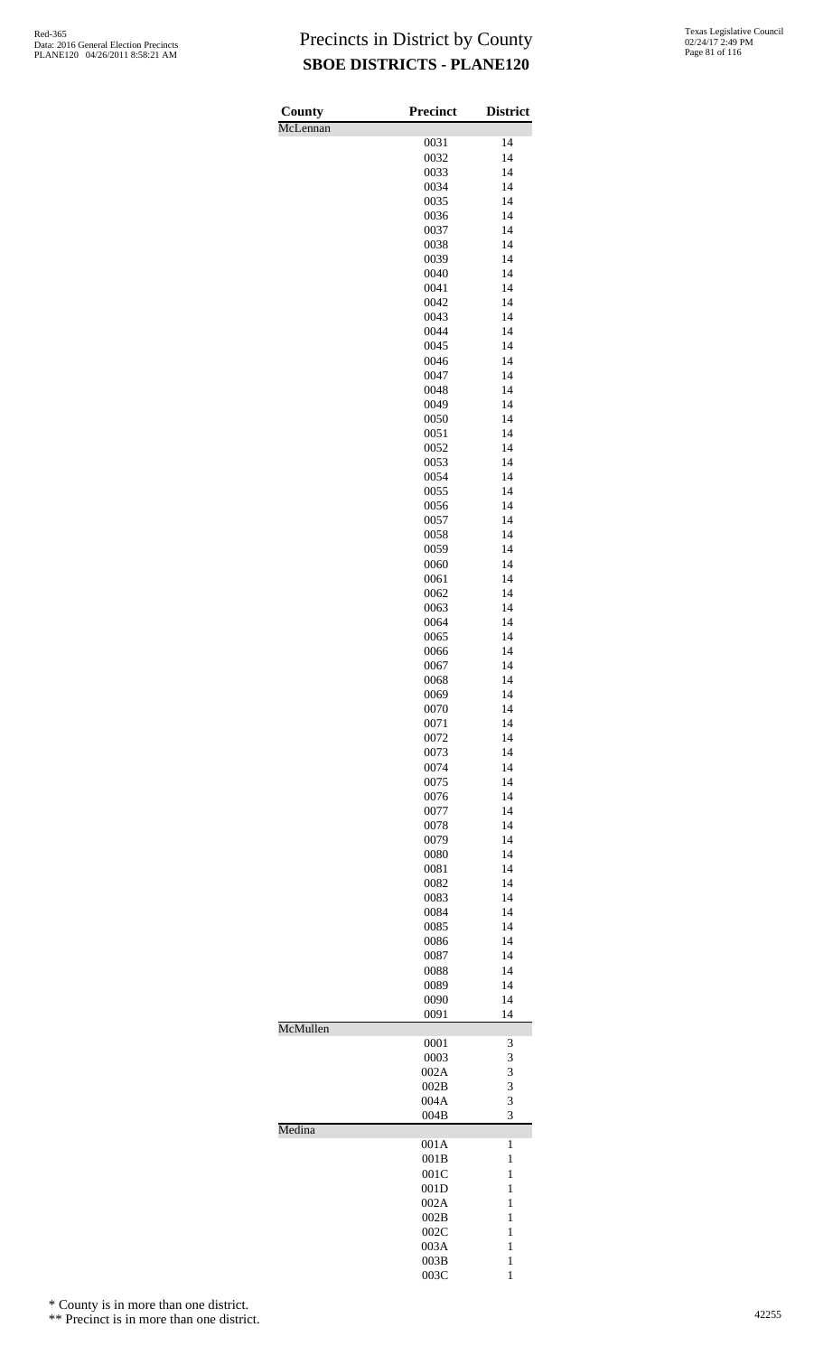# Precincts in District by County
## SBOE DISTRICTS - PLANE120

| County | Precinct | District |
|---|---|---|
| McLennan | | |
| | 0031 | 14 |
| | 0032 | 14 |
| | 0033 | 14 |
| | 0034 | 14 |
| | 0035 | 14 |
| | 0036 | 14 |
| | 0037 | 14 |
| | 0038 | 14 |
| | 0039 | 14 |
| | 0040 | 14 |
| | 0041 | 14 |
| | 0042 | 14 |
| | 0043 | 14 |
| | 0044 | 14 |
| | 0045 | 14 |
| | 0046 | 14 |
| | 0047 | 14 |
| | 0048 | 14 |
| | 0049 | 14 |
| | 0050 | 14 |
| | 0051 | 14 |
| | 0052 | 14 |
| | 0053 | 14 |
| | 0054 | 14 |
| | 0055 | 14 |
| | 0056 | 14 |
| | 0057 | 14 |
| | 0058 | 14 |
| | 0059 | 14 |
| | 0060 | 14 |
| | 0061 | 14 |
| | 0062 | 14 |
| | 0063 | 14 |
| | 0064 | 14 |
| | 0065 | 14 |
| | 0066 | 14 |
| | 0067 | 14 |
| | 0068 | 14 |
| | 0069 | 14 |
| | 0070 | 14 |
| | 0071 | 14 |
| | 0072 | 14 |
| | 0073 | 14 |
| | 0074 | 14 |
| | 0075 | 14 |
| | 0076 | 14 |
| | 0077 | 14 |
| | 0078 | 14 |
| | 0079 | 14 |
| | 0080 | 14 |
| | 0081 | 14 |
| | 0082 | 14 |
| | 0083 | 14 |
| | 0084 | 14 |
| | 0085 | 14 |
| | 0086 | 14 |
| | 0087 | 14 |
| | 0088 | 14 |
| | 0089 | 14 |
| | 0090 | 14 |
| | 0091 | 14 |
| McMullen | | |
| | 0001 | 3 |
| | 0003 | 3 |
| | 002A | 3 |
| | 002B | 3 |
| | 004A | 3 |
| | 004B | 3 |
| Medina | | |
| | 001A | 1 |
| | 001B | 1 |
| | 001C | 1 |
| | 001D | 1 |
| | 002A | 1 |
| | 002B | 1 |
| | 002C | 1 |
| | 003A | 1 |
| | 003B | 1 |
| | 003C | 1 |

\* County is in more than one district.

\*\* Precinct is in more than one district.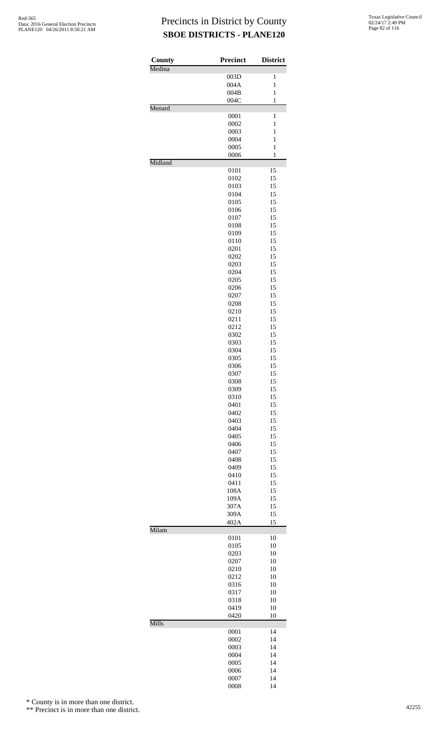# Precincts in District by County
## SBOE DISTRICTS - PLANE120

| County | Precinct | District |
|---|---|---|
| Medina | | |
| | 003D | 1 |
| | 004A | 1 |
| | 004B | 1 |
| | 004C | 1 |
| Menard | | |
| | 0001 | 1 |
| | 0002 | 1 |
| | 0003 | 1 |
| | 0004 | 1 |
| | 0005 | 1 |
| | 0006 | 1 |
| Midland | | |
| | 0101 | 15 |
| | 0102 | 15 |
| | 0103 | 15 |
| | 0104 | 15 |
| | 0105 | 15 |
| | 0106 | 15 |
| | 0107 | 15 |
| | 0108 | 15 |
| | 0109 | 15 |
| | 0110 | 15 |
| | 0201 | 15 |
| | 0202 | 15 |
| | 0203 | 15 |
| | 0204 | 15 |
| | 0205 | 15 |
| | 0206 | 15 |
| | 0207 | 15 |
| | 0208 | 15 |
| | 0210 | 15 |
| | 0211 | 15 |
| | 0212 | 15 |
| | 0302 | 15 |
| | 0303 | 15 |
| | 0304 | 15 |
| | 0305 | 15 |
| | 0306 | 15 |
| | 0307 | 15 |
| | 0308 | 15 |
| | 0309 | 15 |
| | 0310 | 15 |
| | 0401 | 15 |
| | 0402 | 15 |
| | 0403 | 15 |
| | 0404 | 15 |
| | 0405 | 15 |
| | 0406 | 15 |
| | 0407 | 15 |
| | 0408 | 15 |
| | 0409 | 15 |
| | 0410 | 15 |
| | 0411 | 15 |
| | 108A | 15 |
| | 109A | 15 |
| | 307A | 15 |
| | 309A | 15 |
| | 402A | 15 |
| Milam | | |
| | 0101 | 10 |
| | 0105 | 10 |
| | 0203 | 10 |
| | 0207 | 10 |
| | 0210 | 10 |
| | 0212 | 10 |
| | 0316 | 10 |
| | 0317 | 10 |
| | 0318 | 10 |
| | 0419 | 10 |
| | 0420 | 10 |
| Mills | | |
| | 0001 | 14 |
| | 0002 | 14 |
| | 0003 | 14 |
| | 0004 | 14 |
| | 0005 | 14 |
| | 0006 | 14 |
| | 0007 | 14 |
| | 0008 | 14 |

\* County is in more than one district.

\*\* Precinct is in more than one district.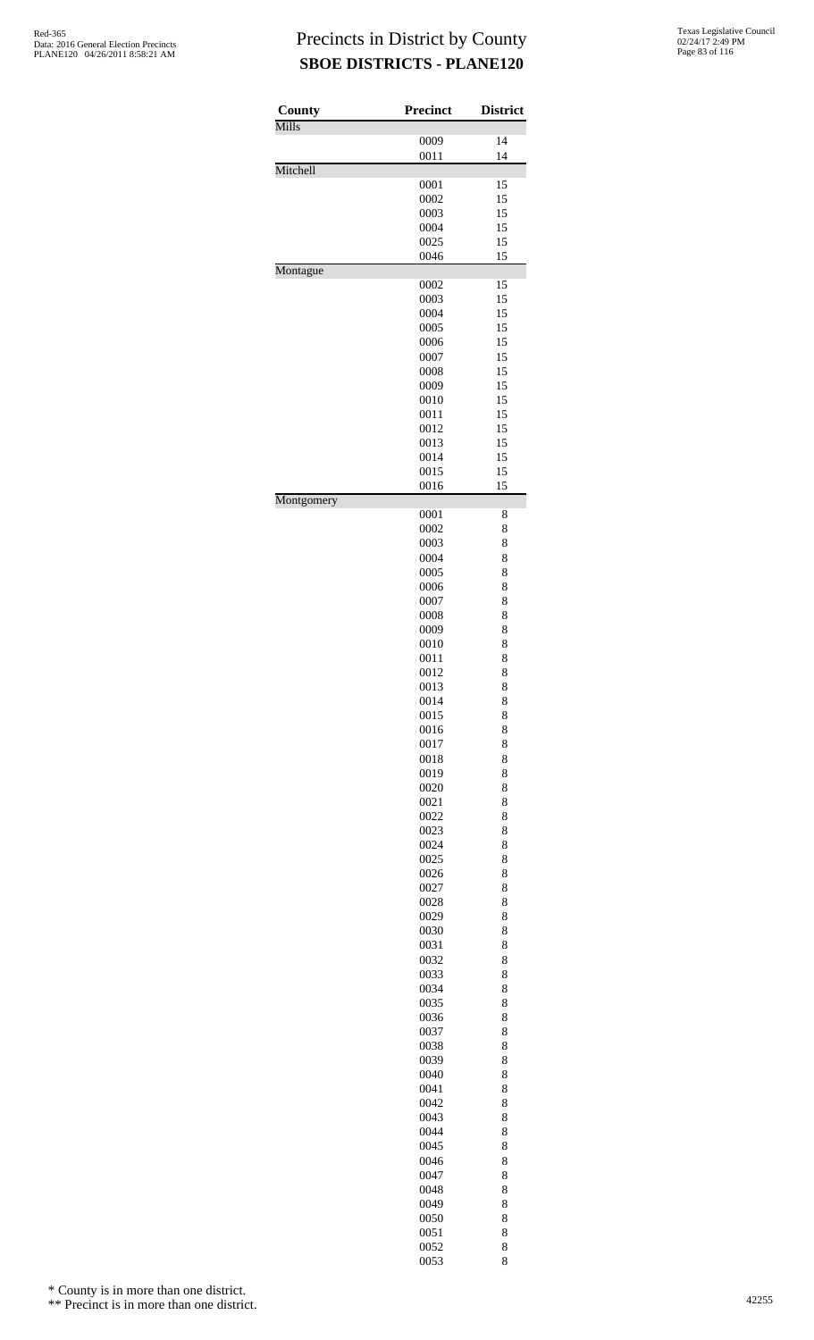# Precincts in District by County

## SBOE DISTRICTS - PLANE120

| County | Precinct | District |
|---|---|---|
| Mills | | |
| | 0009 | 14 |
| | 0011 | 14 |
| Mitchell | | |
| | 0001 | 15 |
| | 0002 | 15 |
| | 0003 | 15 |
| | 0004 | 15 |
| | 0025 | 15 |
| | 0046 | 15 |
| Montague | | |
| | 0002 | 15 |
| | 0003 | 15 |
| | 0004 | 15 |
| | 0005 | 15 |
| | 0006 | 15 |
| | 0007 | 15 |
| | 0008 | 15 |
| | 0009 | 15 |
| | 0010 | 15 |
| | 0011 | 15 |
| | 0012 | 15 |
| | 0013 | 15 |
| | 0014 | 15 |
| | 0015 | 15 |
| | 0016 | 15 |
| Montgomery | | |
| | 0001 | 8 |
| | 0002 | 8 |
| | 0003 | 8 |
| | 0004 | 8 |
| | 0005 | 8 |
| | 0006 | 8 |
| | 0007 | 8 |
| | 0008 | 8 |
| | 0009 | 8 |
| | 0010 | 8 |
| | 0011 | 8 |
| | 0012 | 8 |
| | 0013 | 8 |
| | 0014 | 8 |
| | 0015 | 8 |
| | 0016 | 8 |
| | 0017 | 8 |
| | 0018 | 8 |
| | 0019 | 8 |
| | 0020 | 8 |
| | 0021 | 8 |
| | 0022 | 8 |
| | 0023 | 8 |
| | 0024 | 8 |
| | 0025 | 8 |
| | 0026 | 8 |
| | 0027 | 8 |
| | 0028 | 8 |
| | 0029 | 8 |
| | 0030 | 8 |
| | 0031 | 8 |
| | 0032 | 8 |
| | 0033 | 8 |
| | 0034 | 8 |
| | 0035 | 8 |
| | 0036 | 8 |
| | 0037 | 8 |
| | 0038 | 8 |
| | 0039 | 8 |
| | 0040 | 8 |
| | 0041 | 8 |
| | 0042 | 8 |
| | 0043 | 8 |
| | 0044 | 8 |
| | 0045 | 8 |
| | 0046 | 8 |
| | 0047 | 8 |
| | 0048 | 8 |
| | 0049 | 8 |
| | 0050 | 8 |
| | 0051 | 8 |
| | 0052 | 8 |
| | 0053 | 8 |

\* County is in more than one district.

\*\* Precinct is in more than one district.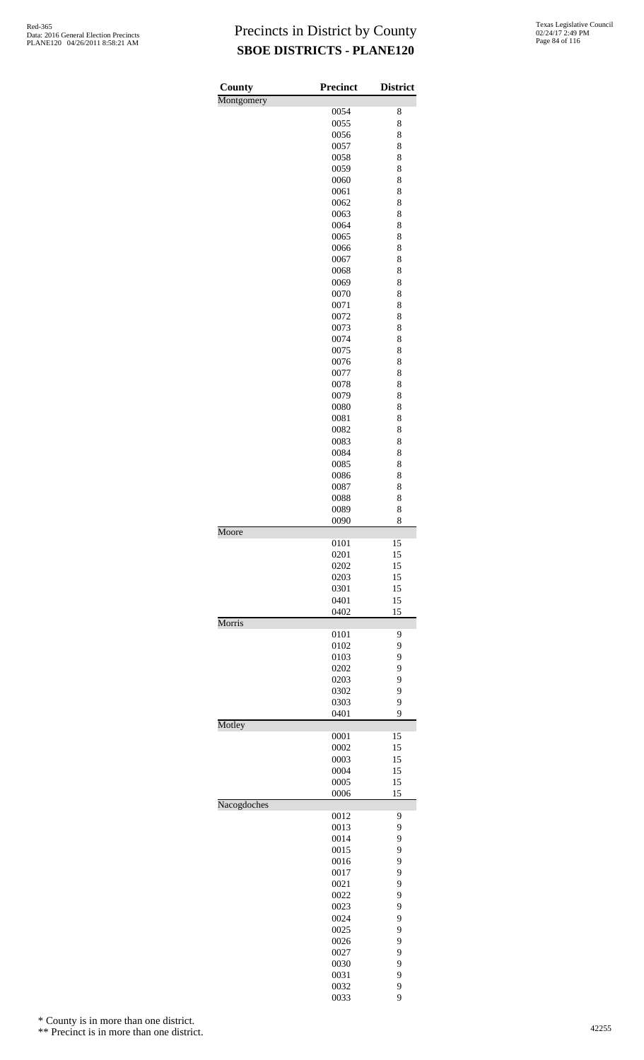# Precincts in District by County
## SBOE DISTRICTS - PLANE120

| County | Precinct | District |
|---|---|---|
| Montgomery | | |
| | 0054 | 8 |
| | 0055 | 8 |
| | 0056 | 8 |
| | 0057 | 8 |
| | 0058 | 8 |
| | 0059 | 8 |
| | 0060 | 8 |
| | 0061 | 8 |
| | 0062 | 8 |
| | 0063 | 8 |
| | 0064 | 8 |
| | 0065 | 8 |
| | 0066 | 8 |
| | 0067 | 8 |
| | 0068 | 8 |
| | 0069 | 8 |
| | 0070 | 8 |
| | 0071 | 8 |
| | 0072 | 8 |
| | 0073 | 8 |
| | 0074 | 8 |
| | 0075 | 8 |
| | 0076 | 8 |
| | 0077 | 8 |
| | 0078 | 8 |
| | 0079 | 8 |
| | 0080 | 8 |
| | 0081 | 8 |
| | 0082 | 8 |
| | 0083 | 8 |
| | 0084 | 8 |
| | 0085 | 8 |
| | 0086 | 8 |
| | 0087 | 8 |
| | 0088 | 8 |
| | 0089 | 8 |
| | 0090 | 8 |
| Moore | | |
| | 0101 | 15 |
| | 0201 | 15 |
| | 0202 | 15 |
| | 0203 | 15 |
| | 0301 | 15 |
| | 0401 | 15 |
| | 0402 | 15 |
| Morris | | |
| | 0101 | 9 |
| | 0102 | 9 |
| | 0103 | 9 |
| | 0202 | 9 |
| | 0203 | 9 |
| | 0302 | 9 |
| | 0303 | 9 |
| | 0401 | 9 |
| Motley | | |
| | 0001 | 15 |
| | 0002 | 15 |
| | 0003 | 15 |
| | 0004 | 15 |
| | 0005 | 15 |
| | 0006 | 15 |
| Nacogdoches | | |
| | 0012 | 9 |
| | 0013 | 9 |
| | 0014 | 9 |
| | 0015 | 9 |
| | 0016 | 9 |
| | 0017 | 9 |
| | 0021 | 9 |
| | 0022 | 9 |
| | 0023 | 9 |
| | 0024 | 9 |
| | 0025 | 9 |
| | 0026 | 9 |
| | 0027 | 9 |
| | 0030 | 9 |
| | 0031 | 9 |
| | 0032 | 9 |
| | 0033 | 9 |

\* County is in more than one district.

\*\* Precinct is in more than one district.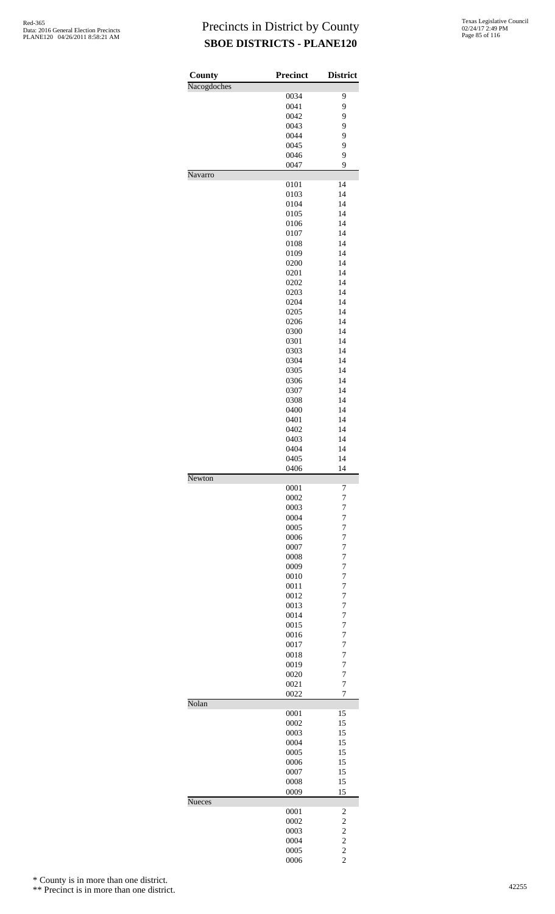# Precincts in District by County

## SBOE DISTRICTS - PLANE120

| County | Precinct | District |
|---|---|---|
| Nacogdoches | | |
| | 0034 | 9 |
| | 0041 | 9 |
| | 0042 | 9 |
| | 0043 | 9 |
| | 0044 | 9 |
| | 0045 | 9 |
| | 0046 | 9 |
| | 0047 | 9 |
| Navarro | | |
| | 0101 | 14 |
| | 0103 | 14 |
| | 0104 | 14 |
| | 0105 | 14 |
| | 0106 | 14 |
| | 0107 | 14 |
| | 0108 | 14 |
| | 0109 | 14 |
| | 0200 | 14 |
| | 0201 | 14 |
| | 0202 | 14 |
| | 0203 | 14 |
| | 0204 | 14 |
| | 0205 | 14 |
| | 0206 | 14 |
| | 0300 | 14 |
| | 0301 | 14 |
| | 0303 | 14 |
| | 0304 | 14 |
| | 0305 | 14 |
| | 0306 | 14 |
| | 0307 | 14 |
| | 0308 | 14 |
| | 0400 | 14 |
| | 0401 | 14 |
| | 0402 | 14 |
| | 0403 | 14 |
| | 0404 | 14 |
| | 0405 | 14 |
| | 0406 | 14 |
| Newton | | |
| | 0001 | 7 |
| | 0002 | 7 |
| | 0003 | 7 |
| | 0004 | 7 |
| | 0005 | 7 |
| | 0006 | 7 |
| | 0007 | 7 |
| | 0008 | 7 |
| | 0009 | 7 |
| | 0010 | 7 |
| | 0011 | 7 |
| | 0012 | 7 |
| | 0013 | 7 |
| | 0014 | 7 |
| | 0015 | 7 |
| | 0016 | 7 |
| | 0017 | 7 |
| | 0018 | 7 |
| | 0019 | 7 |
| | 0020 | 7 |
| | 0021 | 7 |
| | 0022 | 7 |
| Nolan | | |
| | 0001 | 15 |
| | 0002 | 15 |
| | 0003 | 15 |
| | 0004 | 15 |
| | 0005 | 15 |
| | 0006 | 15 |
| | 0007 | 15 |
| | 0008 | 15 |
| | 0009 | 15 |
| Nueces | | |
| | 0001 | 2 |
| | 0002 | 2 |
| | 0003 | 2 |
| | 0004 | 2 |
| | 0005 | 2 |
| | 0006 | 2 |

\* County is in more than one district.

\*\* Precinct is in more than one district.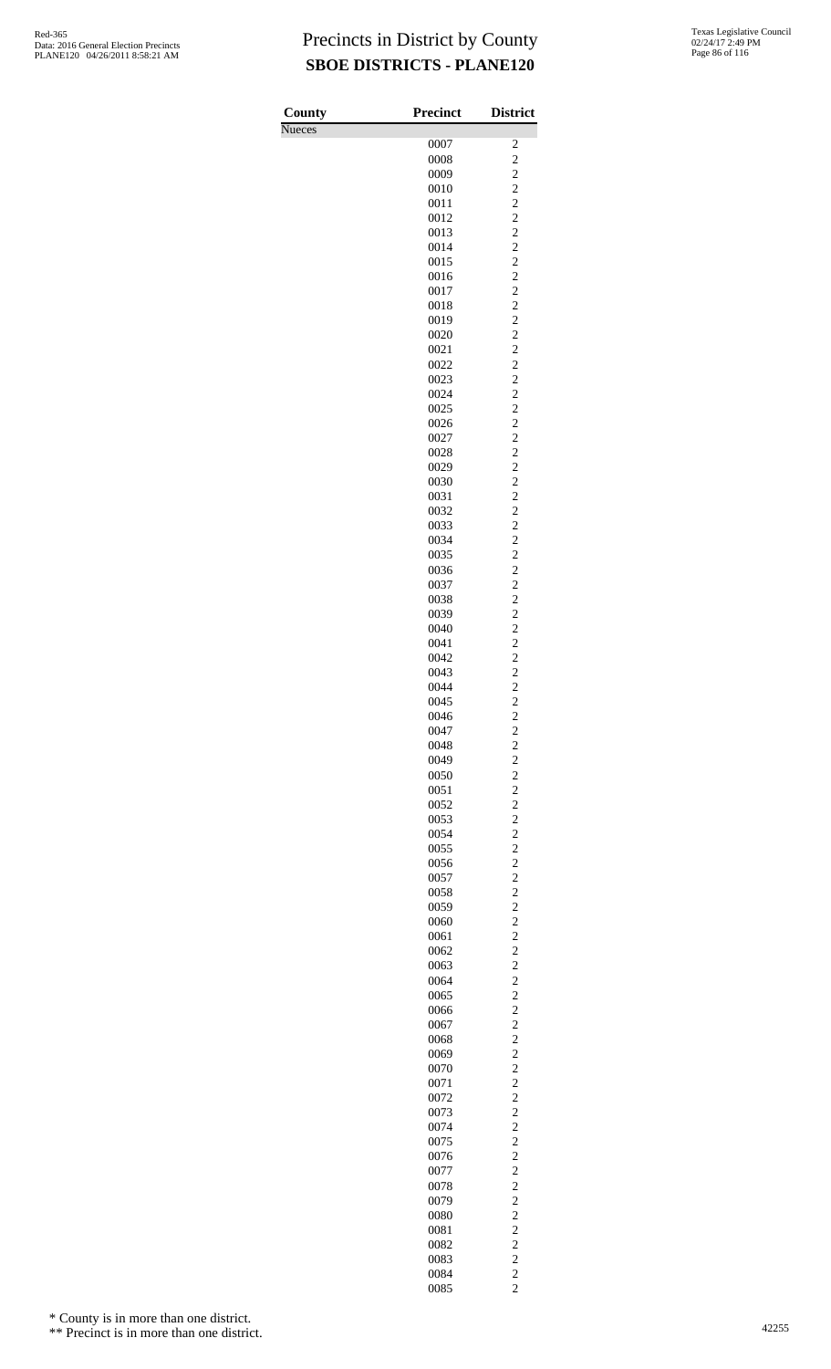# Precincts in District by County
## SBOE DISTRICTS - PLANE120

| County | Precinct | District |
|---|---|---|
| Nueces | | |
| | 0007 | 2 |
| | 0008 | 2 |
| | 0009 | 2 |
| | 0010 | 2 |
| | 0011 | 2 |
| | 0012 | 2 |
| | 0013 | 2 |
| | 0014 | 2 |
| | 0015 | 2 |
| | 0016 | 2 |
| | 0017 | 2 |
| | 0018 | 2 |
| | 0019 | 2 |
| | 0020 | 2 |
| | 0021 | 2 |
| | 0022 | 2 |
| | 0023 | 2 |
| | 0024 | 2 |
| | 0025 | 2 |
| | 0026 | 2 |
| | 0027 | 2 |
| | 0028 | 2 |
| | 0029 | 2 |
| | 0030 | 2 |
| | 0031 | 2 |
| | 0032 | 2 |
| | 0033 | 2 |
| | 0034 | 2 |
| | 0035 | 2 |
| | 0036 | 2 |
| | 0037 | 2 |
| | 0038 | 2 |
| | 0039 | 2 |
| | 0040 | 2 |
| | 0041 | 2 |
| | 0042 | 2 |
| | 0043 | 2 |
| | 0044 | 2 |
| | 0045 | 2 |
| | 0046 | 2 |
| | 0047 | 2 |
| | 0048 | 2 |
| | 0049 | 2 |
| | 0050 | 2 |
| | 0051 | 2 |
| | 0052 | 2 |
| | 0053 | 2 |
| | 0054 | 2 |
| | 0055 | 2 |
| | 0056 | 2 |
| | 0057 | 2 |
| | 0058 | 2 |
| | 0059 | 2 |
| | 0060 | 2 |
| | 0061 | 2 |
| | 0062 | 2 |
| | 0063 | 2 |
| | 0064 | 2 |
| | 0065 | 2 |
| | 0066 | 2 |
| | 0067 | 2 |
| | 0068 | 2 |
| | 0069 | 2 |
| | 0070 | 2 |
| | 0071 | 2 |
| | 0072 | 2 |
| | 0073 | 2 |
| | 0074 | 2 |
| | 0075 | 2 |
| | 0076 | 2 |
| | 0077 | 2 |
| | 0078 | 2 |
| | 0079 | 2 |
| | 0080 | 2 |
| | 0081 | 2 |
| | 0082 | 2 |
| | 0083 | 2 |
| | 0084 | 2 |
| | 0085 | 2 |

\* County is in more than one district.

\*\* Precinct is in more than one district.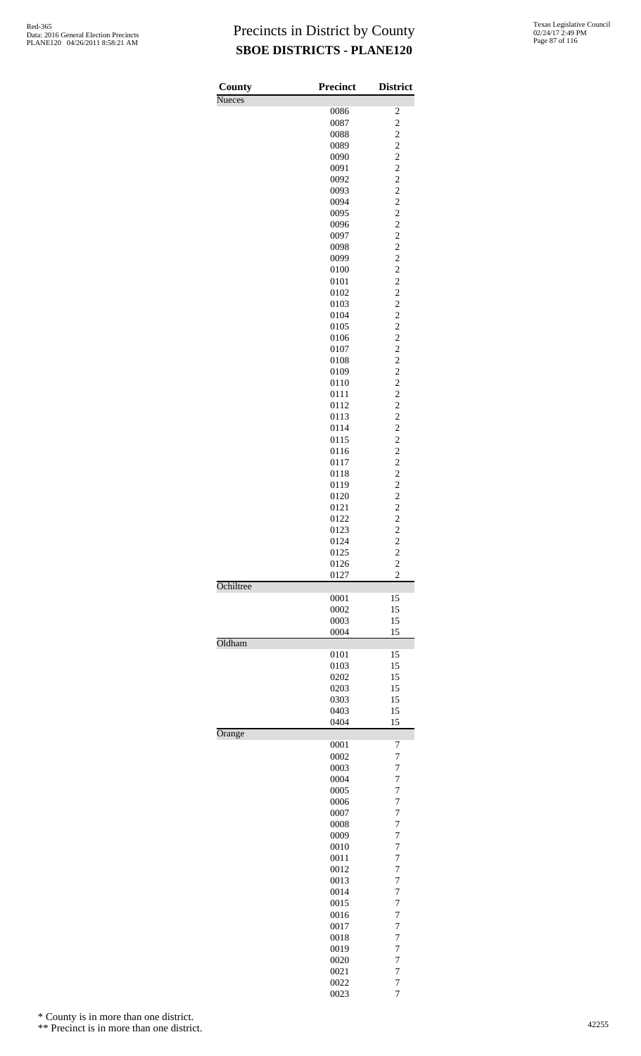# Precincts in District by County

## SBOE DISTRICTS - PLANE120

| County | Precinct | District |
|---|---|---|
| Nueces | | |
| | 0086 | 2 |
| | 0087 | 2 |
| | 0088 | 2 |
| | 0089 | 2 |
| | 0090 | 2 |
| | 0091 | 2 |
| | 0092 | 2 |
| | 0093 | 2 |
| | 0094 | 2 |
| | 0095 | 2 |
| | 0096 | 2 |
| | 0097 | 2 |
| | 0098 | 2 |
| | 0099 | 2 |
| | 0100 | 2 |
| | 0101 | 2 |
| | 0102 | 2 |
| | 0103 | 2 |
| | 0104 | 2 |
| | 0105 | 2 |
| | 0106 | 2 |
| | 0107 | 2 |
| | 0108 | 2 |
| | 0109 | 2 |
| | 0110 | 2 |
| | 0111 | 2 |
| | 0112 | 2 |
| | 0113 | 2 |
| | 0114 | 2 |
| | 0115 | 2 |
| | 0116 | 2 |
| | 0117 | 2 |
| | 0118 | 2 |
| | 0119 | 2 |
| | 0120 | 2 |
| | 0121 | 2 |
| | 0122 | 2 |
| | 0123 | 2 |
| | 0124 | 2 |
| | 0125 | 2 |
| | 0126 | 2 |
| | 0127 | 2 |
| Ochiltree | | |
| | 0001 | 15 |
| | 0002 | 15 |
| | 0003 | 15 |
| | 0004 | 15 |
| Oldham | | |
| | 0101 | 15 |
| | 0103 | 15 |
| | 0202 | 15 |
| | 0203 | 15 |
| | 0303 | 15 |
| | 0403 | 15 |
| | 0404 | 15 |
| Orange | | |
| | 0001 | 7 |
| | 0002 | 7 |
| | 0003 | 7 |
| | 0004 | 7 |
| | 0005 | 7 |
| | 0006 | 7 |
| | 0007 | 7 |
| | 0008 | 7 |
| | 0009 | 7 |
| | 0010 | 7 |
| | 0011 | 7 |
| | 0012 | 7 |
| | 0013 | 7 |
| | 0014 | 7 |
| | 0015 | 7 |
| | 0016 | 7 |
| | 0017 | 7 |
| | 0018 | 7 |
| | 0019 | 7 |
| | 0020 | 7 |
| | 0021 | 7 |
| | 0022 | 7 |
| | 0023 | 7 |

\* County is in more than one district.

\*\* Precinct is in more than one district.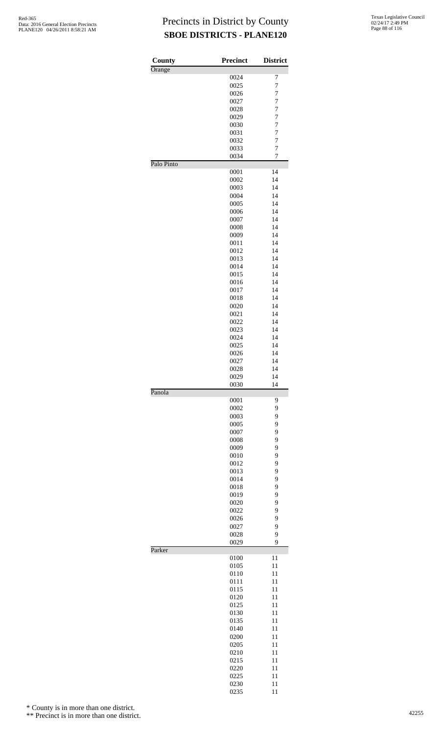# Precincts in District by County

## SBOE DISTRICTS - PLANE120

| County | Precinct | District |
|---|---|---|
| Orange | | |
| | 0024 | 7 |
| | 0025 | 7 |
| | 0026 | 7 |
| | 0027 | 7 |
| | 0028 | 7 |
| | 0029 | 7 |
| | 0030 | 7 |
| | 0031 | 7 |
| | 0032 | 7 |
| | 0033 | 7 |
| | 0034 | 7 |
| Palo Pinto | | |
| | 0001 | 14 |
| | 0002 | 14 |
| | 0003 | 14 |
| | 0004 | 14 |
| | 0005 | 14 |
| | 0006 | 14 |
| | 0007 | 14 |
| | 0008 | 14 |
| | 0009 | 14 |
| | 0011 | 14 |
| | 0012 | 14 |
| | 0013 | 14 |
| | 0014 | 14 |
| | 0015 | 14 |
| | 0016 | 14 |
| | 0017 | 14 |
| | 0018 | 14 |
| | 0020 | 14 |
| | 0021 | 14 |
| | 0022 | 14 |
| | 0023 | 14 |
| | 0024 | 14 |
| | 0025 | 14 |
| | 0026 | 14 |
| | 0027 | 14 |
| | 0028 | 14 |
| | 0029 | 14 |
| | 0030 | 14 |
| Panola | | |
| | 0001 | 9 |
| | 0002 | 9 |
| | 0003 | 9 |
| | 0005 | 9 |
| | 0007 | 9 |
| | 0008 | 9 |
| | 0009 | 9 |
| | 0010 | 9 |
| | 0012 | 9 |
| | 0013 | 9 |
| | 0014 | 9 |
| | 0018 | 9 |
| | 0019 | 9 |
| | 0020 | 9 |
| | 0022 | 9 |
| | 0026 | 9 |
| | 0027 | 9 |
| | 0028 | 9 |
| | 0029 | 9 |
| Parker | | |
| | 0100 | 11 |
| | 0105 | 11 |
| | 0110 | 11 |
| | 0111 | 11 |
| | 0115 | 11 |
| | 0120 | 11 |
| | 0125 | 11 |
| | 0130 | 11 |
| | 0135 | 11 |
| | 0140 | 11 |
| | 0200 | 11 |
| | 0205 | 11 |
| | 0210 | 11 |
| | 0215 | 11 |
| | 0220 | 11 |
| | 0225 | 11 |
| | 0230 | 11 |
| | 0235 | 11 |

\* County is in more than one district.

\*\* Precinct is in more than one district.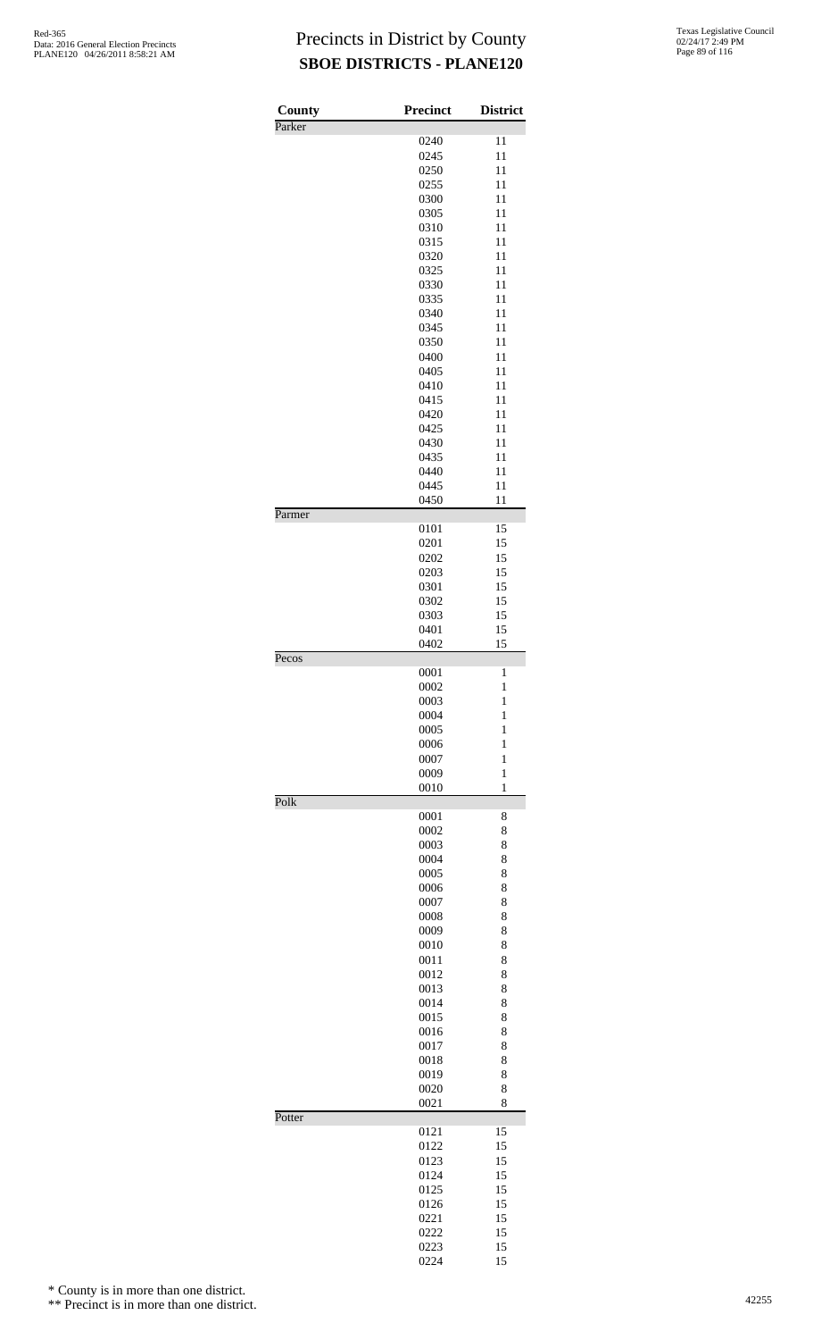# Precincts in District by County
## SBOE DISTRICTS - PLANE120

| County | Precinct | District |
|---|---|---|
| Parker | | |
| | 0240 | 11 |
| | 0245 | 11 |
| | 0250 | 11 |
| | 0255 | 11 |
| | 0300 | 11 |
| | 0305 | 11 |
| | 0310 | 11 |
| | 0315 | 11 |
| | 0320 | 11 |
| | 0325 | 11 |
| | 0330 | 11 |
| | 0335 | 11 |
| | 0340 | 11 |
| | 0345 | 11 |
| | 0350 | 11 |
| | 0400 | 11 |
| | 0405 | 11 |
| | 0410 | 11 |
| | 0415 | 11 |
| | 0420 | 11 |
| | 0425 | 11 |
| | 0430 | 11 |
| | 0435 | 11 |
| | 0440 | 11 |
| | 0445 | 11 |
| | 0450 | 11 |
| Parmer | | |
| | 0101 | 15 |
| | 0201 | 15 |
| | 0202 | 15 |
| | 0203 | 15 |
| | 0301 | 15 |
| | 0302 | 15 |
| | 0303 | 15 |
| | 0401 | 15 |
| | 0402 | 15 |
| Pecos | | |
| | 0001 | 1 |
| | 0002 | 1 |
| | 0003 | 1 |
| | 0004 | 1 |
| | 0005 | 1 |
| | 0006 | 1 |
| | 0007 | 1 |
| | 0009 | 1 |
| | 0010 | 1 |
| Polk | | |
| | 0001 | 8 |
| | 0002 | 8 |
| | 0003 | 8 |
| | 0004 | 8 |
| | 0005 | 8 |
| | 0006 | 8 |
| | 0007 | 8 |
| | 0008 | 8 |
| | 0009 | 8 |
| | 0010 | 8 |
| | 0011 | 8 |
| | 0012 | 8 |
| | 0013 | 8 |
| | 0014 | 8 |
| | 0015 | 8 |
| | 0016 | 8 |
| | 0017 | 8 |
| | 0018 | 8 |
| | 0019 | 8 |
| | 0020 | 8 |
| | 0021 | 8 |
| Potter | | |
| | 0121 | 15 |
| | 0122 | 15 |
| | 0123 | 15 |
| | 0124 | 15 |
| | 0125 | 15 |
| | 0126 | 15 |
| | 0221 | 15 |
| | 0222 | 15 |
| | 0223 | 15 |
| | 0224 | 15 |

\* County is in more than one district.

\*\* Precinct is in more than one district.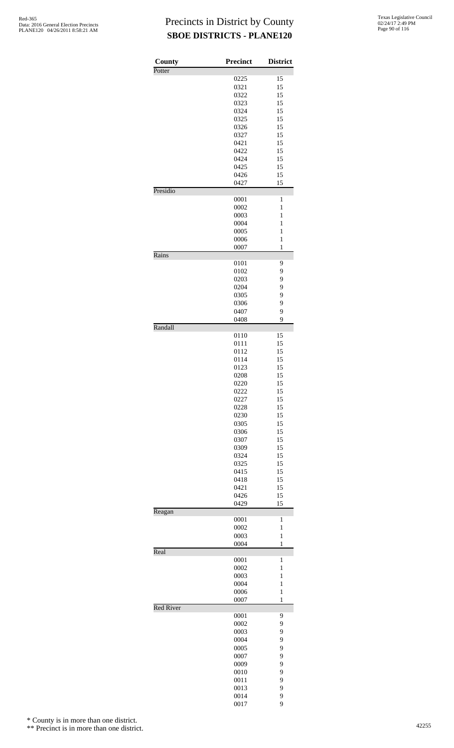# Precincts in District by County

## SBOE DISTRICTS - PLANE120

| County | Precinct | District |
|---|---|---|
| Potter | | |
| | 0225 | 15 |
| | 0321 | 15 |
| | 0322 | 15 |
| | 0323 | 15 |
| | 0324 | 15 |
| | 0325 | 15 |
| | 0326 | 15 |
| | 0327 | 15 |
| | 0421 | 15 |
| | 0422 | 15 |
| | 0424 | 15 |
| | 0425 | 15 |
| | 0426 | 15 |
| | 0427 | 15 |
| Presidio | | |
| | 0001 | 1 |
| | 0002 | 1 |
| | 0003 | 1 |
| | 0004 | 1 |
| | 0005 | 1 |
| | 0006 | 1 |
| | 0007 | 1 |
| Rains | | |
| | 0101 | 9 |
| | 0102 | 9 |
| | 0203 | 9 |
| | 0204 | 9 |
| | 0305 | 9 |
| | 0306 | 9 |
| | 0407 | 9 |
| | 0408 | 9 |
| Randall | | |
| | 0110 | 15 |
| | 0111 | 15 |
| | 0112 | 15 |
| | 0114 | 15 |
| | 0123 | 15 |
| | 0208 | 15 |
| | 0220 | 15 |
| | 0222 | 15 |
| | 0227 | 15 |
| | 0228 | 15 |
| | 0230 | 15 |
| | 0305 | 15 |
| | 0306 | 15 |
| | 0307 | 15 |
| | 0309 | 15 |
| | 0324 | 15 |
| | 0325 | 15 |
| | 0415 | 15 |
| | 0418 | 15 |
| | 0421 | 15 |
| | 0426 | 15 |
| | 0429 | 15 |
| Reagan | | |
| | 0001 | 1 |
| | 0002 | 1 |
| | 0003 | 1 |
| | 0004 | 1 |
| Real | | |
| | 0001 | 1 |
| | 0002 | 1 |
| | 0003 | 1 |
| | 0004 | 1 |
| | 0006 | 1 |
| | 0007 | 1 |
| Red River | | |
| | 0001 | 9 |
| | 0002 | 9 |
| | 0003 | 9 |
| | 0004 | 9 |
| | 0005 | 9 |
| | 0007 | 9 |
| | 0009 | 9 |
| | 0010 | 9 |
| | 0011 | 9 |
| | 0013 | 9 |
| | 0014 | 9 |
| | 0017 | 9 |

\* County is in more than one district.

\*\* Precinct is in more than one district.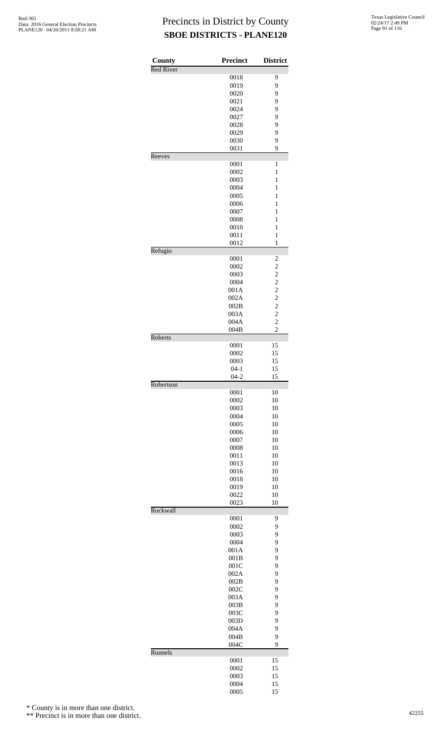# Precincts in District by County
## SBOE DISTRICTS - PLANE120

| County | Precinct | District |
|---|---|---|
| Red River | | |
| | 0018 | 9 |
| | 0019 | 9 |
| | 0020 | 9 |
| | 0021 | 9 |
| | 0024 | 9 |
| | 0027 | 9 |
| | 0028 | 9 |
| | 0029 | 9 |
| | 0030 | 9 |
| | 0031 | 9 |
| Reeves | | |
| | 0001 | 1 |
| | 0002 | 1 |
| | 0003 | 1 |
| | 0004 | 1 |
| | 0005 | 1 |
| | 0006 | 1 |
| | 0007 | 1 |
| | 0008 | 1 |
| | 0010 | 1 |
| | 0011 | 1 |
| | 0012 | 1 |
| Refugio | | |
| | 0001 | 2 |
| | 0002 | 2 |
| | 0003 | 2 |
| | 0004 | 2 |
| | 001A | 2 |
| | 002A | 2 |
| | 002B | 2 |
| | 003A | 2 |
| | 004A | 2 |
| | 004B | 2 |
| Roberts | | |
| | 0001 | 15 |
| | 0002 | 15 |
| | 0003 | 15 |
| | 04-1 | 15 |
| | 04-2 | 15 |
| Robertson | | |
| | 0001 | 10 |
| | 0002 | 10 |
| | 0003 | 10 |
| | 0004 | 10 |
| | 0005 | 10 |
| | 0006 | 10 |
| | 0007 | 10 |
| | 0008 | 10 |
| | 0011 | 10 |
| | 0013 | 10 |
| | 0016 | 10 |
| | 0018 | 10 |
| | 0019 | 10 |
| | 0022 | 10 |
| | 0023 | 10 |
| Rockwall | | |
| | 0001 | 9 |
| | 0002 | 9 |
| | 0003 | 9 |
| | 0004 | 9 |
| | 001A | 9 |
| | 001B | 9 |
| | 001C | 9 |
| | 002A | 9 |
| | 002B | 9 |
| | 002C | 9 |
| | 003A | 9 |
| | 003B | 9 |
| | 003C | 9 |
| | 003D | 9 |
| | 004A | 9 |
| | 004B | 9 |
| | 004C | 9 |
| Runnels | | |
| | 0001 | 15 |
| | 0002 | 15 |
| | 0003 | 15 |
| | 0004 | 15 |
| | 0005 | 15 |

\* County is in more than one district.

\*\* Precinct is in more than one district.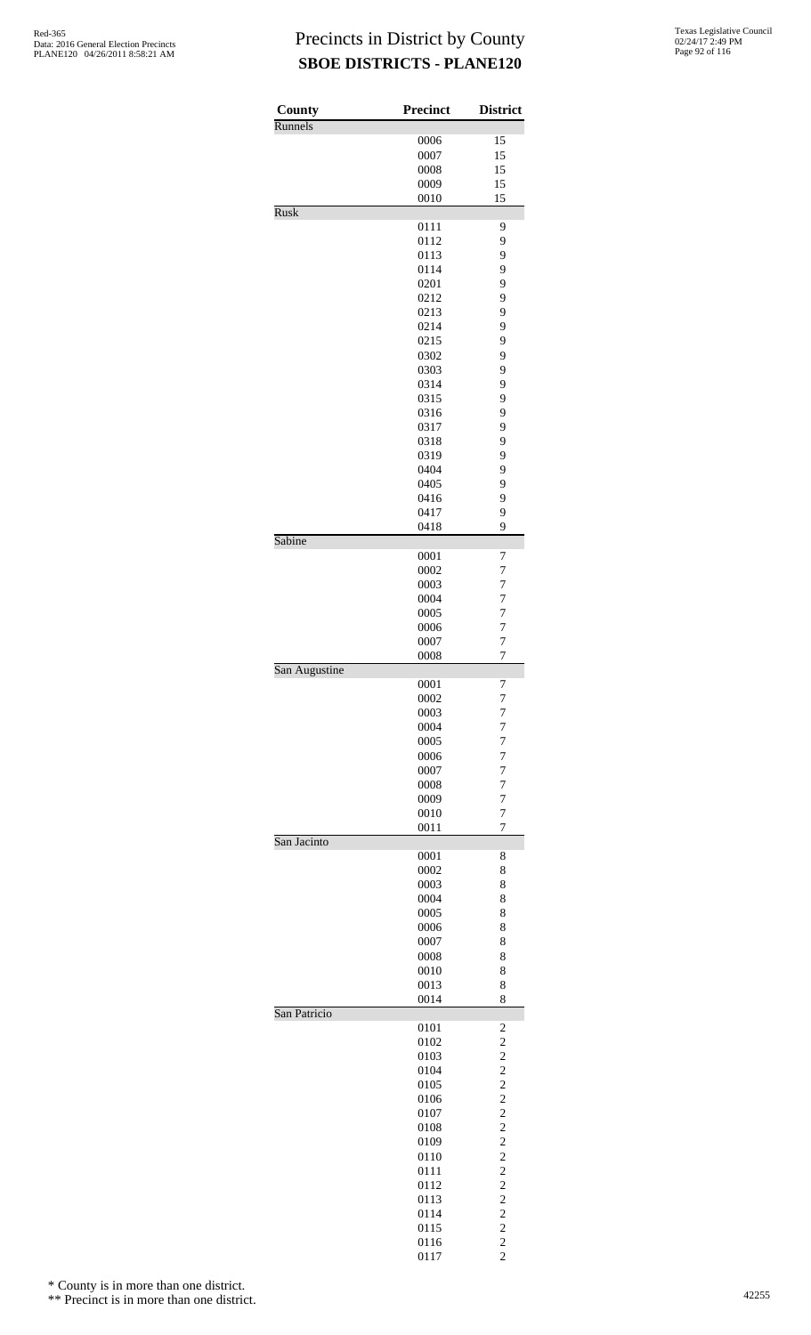# Precincts in District by County
## SBOE DISTRICTS - PLANE120

| County | Precinct | District |
|---|---|---|
| Runnels | | |
| | 0006 | 15 |
| | 0007 | 15 |
| | 0008 | 15 |
| | 0009 | 15 |
| | 0010 | 15 |
| Rusk | | |
| | 0111 | 9 |
| | 0112 | 9 |
| | 0113 | 9 |
| | 0114 | 9 |
| | 0201 | 9 |
| | 0212 | 9 |
| | 0213 | 9 |
| | 0214 | 9 |
| | 0215 | 9 |
| | 0302 | 9 |
| | 0303 | 9 |
| | 0314 | 9 |
| | 0315 | 9 |
| | 0316 | 9 |
| | 0317 | 9 |
| | 0318 | 9 |
| | 0319 | 9 |
| | 0404 | 9 |
| | 0405 | 9 |
| | 0416 | 9 |
| | 0417 | 9 |
| | 0418 | 9 |
| Sabine | | |
| | 0001 | 7 |
| | 0002 | 7 |
| | 0003 | 7 |
| | 0004 | 7 |
| | 0005 | 7 |
| | 0006 | 7 |
| | 0007 | 7 |
| | 0008 | 7 |
| San Augustine | | |
| | 0001 | 7 |
| | 0002 | 7 |
| | 0003 | 7 |
| | 0004 | 7 |
| | 0005 | 7 |
| | 0006 | 7 |
| | 0007 | 7 |
| | 0008 | 7 |
| | 0009 | 7 |
| | 0010 | 7 |
| | 0011 | 7 |
| San Jacinto | | |
| | 0001 | 8 |
| | 0002 | 8 |
| | 0003 | 8 |
| | 0004 | 8 |
| | 0005 | 8 |
| | 0006 | 8 |
| | 0007 | 8 |
| | 0008 | 8 |
| | 0010 | 8 |
| | 0013 | 8 |
| | 0014 | 8 |
| San Patricio | | |
| | 0101 | 2 |
| | 0102 | 2 |
| | 0103 | 2 |
| | 0104 | 2 |
| | 0105 | 2 |
| | 0106 | 2 |
| | 0107 | 2 |
| | 0108 | 2 |
| | 0109 | 2 |
| | 0110 | 2 |
| | 0111 | 2 |
| | 0112 | 2 |
| | 0113 | 2 |
| | 0114 | 2 |
| | 0115 | 2 |
| | 0116 | 2 |
| | 0117 | 2 |

\* County is in more than one district.

\*\* Precinct is in more than one district.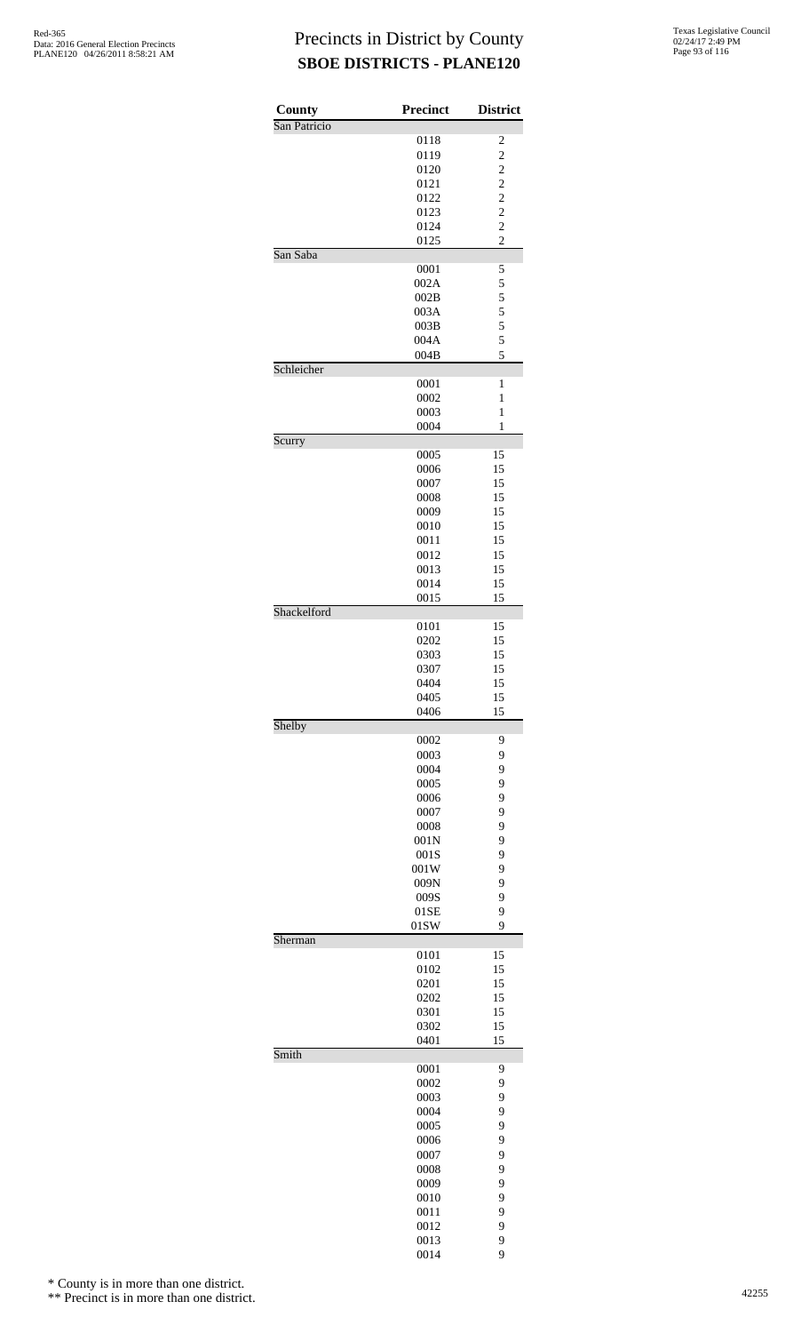# Precincts in District by County

## SBOE DISTRICTS - PLANE120

| County | Precinct | District |
|---|---|---|
| San Patricio | | |
| | 0118 | 2 |
| | 0119 | 2 |
| | 0120 | 2 |
| | 0121 | 2 |
| | 0122 | 2 |
| | 0123 | 2 |
| | 0124 | 2 |
| | 0125 | 2 |
| San Saba | | |
| | 0001 | 5 |
| | 002A | 5 |
| | 002B | 5 |
| | 003A | 5 |
| | 003B | 5 |
| | 004A | 5 |
| | 004B | 5 |
| Schleicher | | |
| | 0001 | 1 |
| | 0002 | 1 |
| | 0003 | 1 |
| | 0004 | 1 |
| Scurry | | |
| | 0005 | 15 |
| | 0006 | 15 |
| | 0007 | 15 |
| | 0008 | 15 |
| | 0009 | 15 |
| | 0010 | 15 |
| | 0011 | 15 |
| | 0012 | 15 |
| | 0013 | 15 |
| | 0014 | 15 |
| | 0015 | 15 |
| Shackelford | | |
| | 0101 | 15 |
| | 0202 | 15 |
| | 0303 | 15 |
| | 0307 | 15 |
| | 0404 | 15 |
| | 0405 | 15 |
| | 0406 | 15 |
| Shelby | | |
| | 0002 | 9 |
| | 0003 | 9 |
| | 0004 | 9 |
| | 0005 | 9 |
| | 0006 | 9 |
| | 0007 | 9 |
| | 0008 | 9 |
| | 001N | 9 |
| | 001S | 9 |
| | 001W | 9 |
| | 009N | 9 |
| | 009S | 9 |
| | 01SE | 9 |
| | 01SW | 9 |
| Sherman | | |
| | 0101 | 15 |
| | 0102 | 15 |
| | 0201 | 15 |
| | 0202 | 15 |
| | 0301 | 15 |
| | 0302 | 15 |
| | 0401 | 15 |
| Smith | | |
| | 0001 | 9 |
| | 0002 | 9 |
| | 0003 | 9 |
| | 0004 | 9 |
| | 0005 | 9 |
| | 0006 | 9 |
| | 0007 | 9 |
| | 0008 | 9 |
| | 0009 | 9 |
| | 0010 | 9 |
| | 0011 | 9 |
| | 0012 | 9 |
| | 0013 | 9 |
| | 0014 | 9 |

\* County is in more than one district.

\*\* Precinct is in more than one district.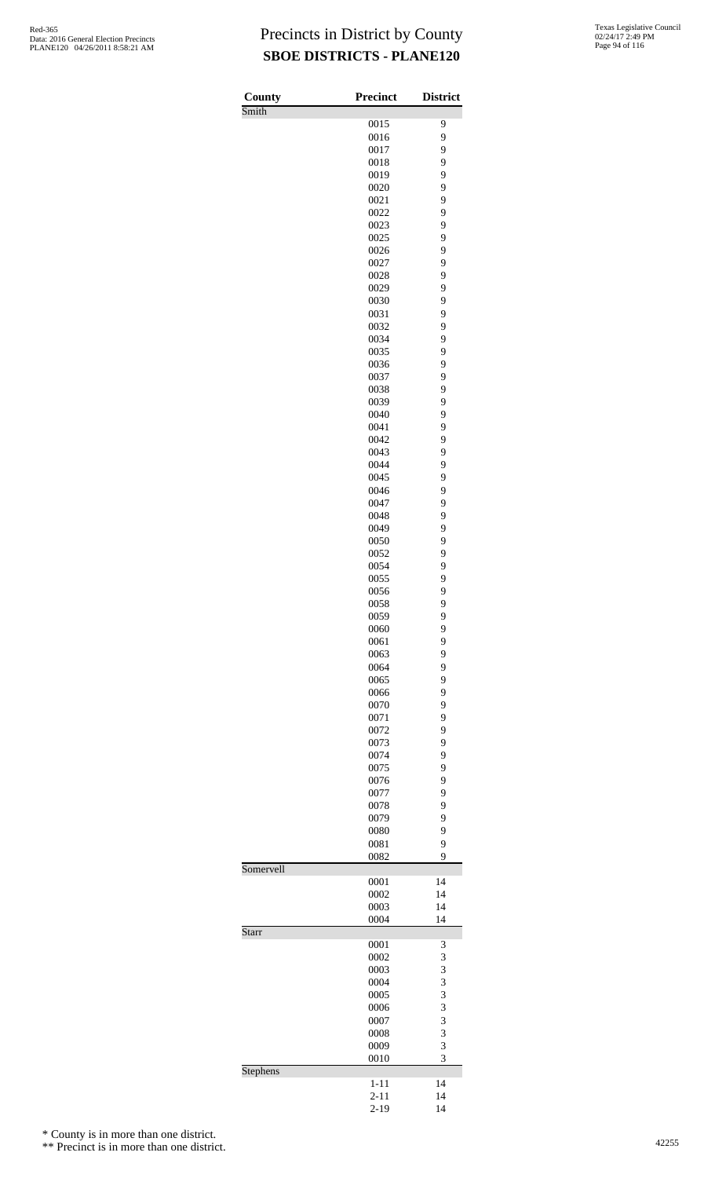# Precincts in District by County

## SBOE DISTRICTS - PLANE120

Red-365
Data: 2016 General Election Precincts
PLANE120 04/26/2011 8:58:21 AM

Texas Legislative Council
02/24/17 2:49 PM

| County | Precinct | District |
|---|---|---|
| Smith | | |
| | 0015 | 9 |
| | 0016 | 9 |
| | 0017 | 9 |
| | 0018 | 9 |
| | 0019 | 9 |
| | 0020 | 9 |
| | 0021 | 9 |
| | 0022 | 9 |
| | 0023 | 9 |
| | 0025 | 9 |
| | 0026 | 9 |
| | 0027 | 9 |
| | 0028 | 9 |
| | 0029 | 9 |
| | 0030 | 9 |
| | 0031 | 9 |
| | 0032 | 9 |
| | 0034 | 9 |
| | 0035 | 9 |
| | 0036 | 9 |
| | 0037 | 9 |
| | 0038 | 9 |
| | 0039 | 9 |
| | 0040 | 9 |
| | 0041 | 9 |
| | 0042 | 9 |
| | 0043 | 9 |
| | 0044 | 9 |
| | 0045 | 9 |
| | 0046 | 9 |
| | 0047 | 9 |
| | 0048 | 9 |
| | 0049 | 9 |
| | 0050 | 9 |
| | 0052 | 9 |
| | 0054 | 9 |
| | 0055 | 9 |
| | 0056 | 9 |
| | 0058 | 9 |
| | 0059 | 9 |
| | 0060 | 9 |
| | 0061 | 9 |
| | 0063 | 9 |
| | 0064 | 9 |
| | 0065 | 9 |
| | 0066 | 9 |
| | 0070 | 9 |
| | 0071 | 9 |
| | 0072 | 9 |
| | 0073 | 9 |
| | 0074 | 9 |
| | 0075 | 9 |
| | 0076 | 9 |
| | 0077 | 9 |
| | 0078 | 9 |
| | 0079 | 9 |
| | 0080 | 9 |
| | 0081 | 9 |
| | 0082 | 9 |
| Somervell | | |
| | 0001 | 14 |
| | 0002 | 14 |
| | 0003 | 14 |
| | 0004 | 14 |
| Starr | | |
| | 0001 | 3 |
| | 0002 | 3 |
| | 0003 | 3 |
| | 0004 | 3 |
| | 0005 | 3 |
| | 0006 | 3 |
| | 0007 | 3 |
| | 0008 | 3 |
| | 0009 | 3 |
| | 0010 | 3 |
| Stephens | | |
| | 1-11 | 14 |
| | 2-11 | 14 |
| | 2-19 | 14 |

\* County is in more than one district.

\*\* Precinct is in more than one district.

42255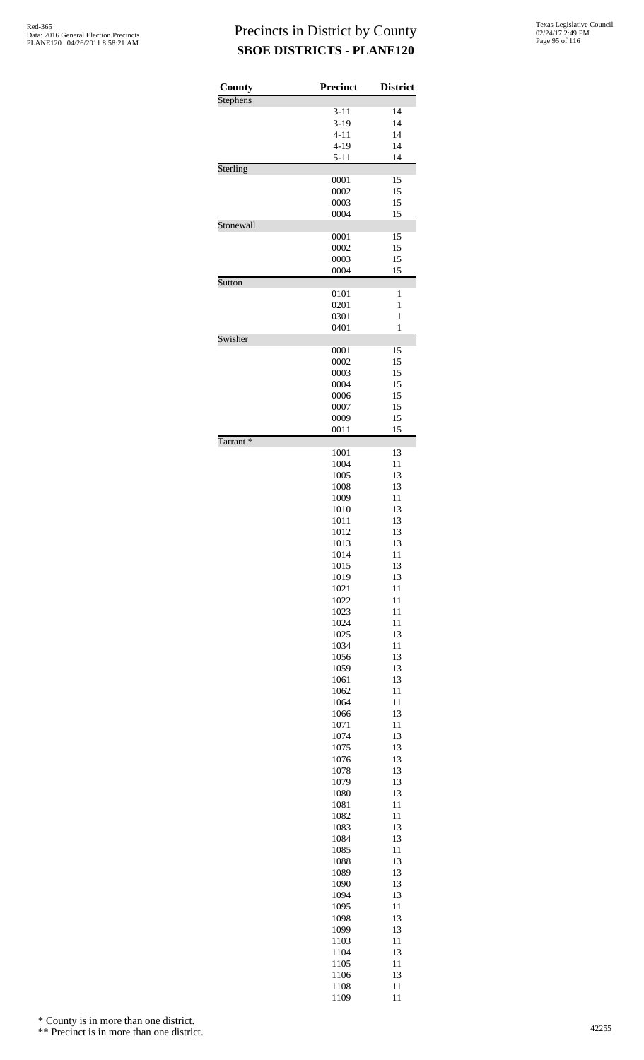# Precincts in District by County
## SBOE DISTRICTS - PLANE120

| County | Precinct | District |
|---|---|---|
| Stephens | | |
| | 3-11 | 14 |
| | 3-19 | 14 |
| | 4-11 | 14 |
| | 4-19 | 14 |
| | 5-11 | 14 |
| Sterling | | |
| | 0001 | 15 |
| | 0002 | 15 |
| | 0003 | 15 |
| | 0004 | 15 |
| Stonewall | | |
| | 0001 | 15 |
| | 0002 | 15 |
| | 0003 | 15 |
| | 0004 | 15 |
| Sutton | | |
| | 0101 | 1 |
| | 0201 | 1 |
| | 0301 | 1 |
| | 0401 | 1 |
| Swisher | | |
| | 0001 | 15 |
| | 0002 | 15 |
| | 0003 | 15 |
| | 0004 | 15 |
| | 0006 | 15 |
| | 0007 | 15 |
| | 0009 | 15 |
| | 0011 | 15 |
| Tarrant * | | |
| | 1001 | 13 |
| | 1004 | 11 |
| | 1005 | 13 |
| | 1008 | 13 |
| | 1009 | 11 |
| | 1010 | 13 |
| | 1011 | 13 |
| | 1012 | 13 |
| | 1013 | 13 |
| | 1014 | 11 |
| | 1015 | 13 |
| | 1019 | 13 |
| | 1021 | 11 |
| | 1022 | 11 |
| | 1023 | 11 |
| | 1024 | 11 |
| | 1025 | 13 |
| | 1034 | 11 |
| | 1056 | 13 |
| | 1059 | 13 |
| | 1061 | 13 |
| | 1062 | 11 |
| | 1064 | 11 |
| | 1066 | 13 |
| | 1071 | 11 |
| | 1074 | 13 |
| | 1075 | 13 |
| | 1076 | 13 |
| | 1078 | 13 |
| | 1079 | 13 |
| | 1080 | 13 |
| | 1081 | 11 |
| | 1082 | 11 |
| | 1083 | 13 |
| | 1084 | 13 |
| | 1085 | 11 |
| | 1088 | 13 |
| | 1089 | 13 |
| | 1090 | 13 |
| | 1094 | 13 |
| | 1095 | 11 |
| | 1098 | 13 |
| | 1099 | 13 |
| | 1103 | 11 |
| | 1104 | 13 |
| | 1105 | 11 |
| | 1106 | 13 |
| | 1108 | 11 |
| | 1109 | 11 |

\* County is in more than one district.

\*\* Precinct is in more than one district.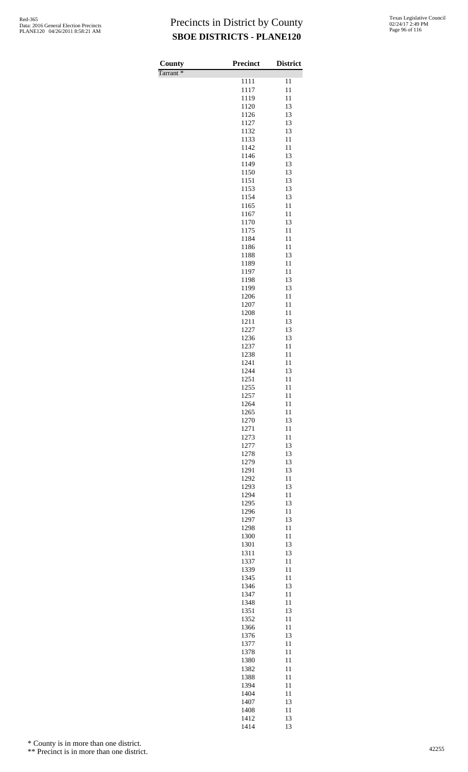# Precincts in District by County

## SBOE DISTRICTS - PLANE120

| County | Precinct | District |
|---|---|---|
| Tarrant * | | |
| | 1111 | 11 |
| | 1117 | 11 |
| | 1119 | 11 |
| | 1120 | 13 |
| | 1126 | 13 |
| | 1127 | 13 |
| | 1132 | 13 |
| | 1133 | 11 |
| | 1142 | 11 |
| | 1146 | 13 |
| | 1149 | 13 |
| | 1150 | 13 |
| | 1151 | 13 |
| | 1153 | 13 |
| | 1154 | 13 |
| | 1165 | 11 |
| | 1167 | 11 |
| | 1170 | 13 |
| | 1175 | 11 |
| | 1184 | 11 |
| | 1186 | 11 |
| | 1188 | 13 |
| | 1189 | 11 |
| | 1197 | 11 |
| | 1198 | 13 |
| | 1199 | 13 |
| | 1206 | 11 |
| | 1207 | 11 |
| | 1208 | 11 |
| | 1211 | 13 |
| | 1227 | 13 |
| | 1236 | 13 |
| | 1237 | 11 |
| | 1238 | 11 |
| | 1241 | 11 |
| | 1244 | 13 |
| | 1251 | 11 |
| | 1255 | 11 |
| | 1257 | 11 |
| | 1264 | 11 |
| | 1265 | 11 |
| | 1270 | 13 |
| | 1271 | 11 |
| | 1273 | 11 |
| | 1277 | 13 |
| | 1278 | 13 |
| | 1279 | 13 |
| | 1291 | 13 |
| | 1292 | 11 |
| | 1293 | 13 |
| | 1294 | 11 |
| | 1295 | 13 |
| | 1296 | 11 |
| | 1297 | 13 |
| | 1298 | 11 |
| | 1300 | 11 |
| | 1301 | 13 |
| | 1311 | 13 |
| | 1337 | 11 |
| | 1339 | 11 |
| | 1345 | 11 |
| | 1346 | 13 |
| | 1347 | 11 |
| | 1348 | 11 |
| | 1351 | 13 |
| | 1352 | 11 |
| | 1366 | 11 |
| | 1376 | 13 |
| | 1377 | 11 |
| | 1378 | 11 |
| | 1380 | 11 |
| | 1382 | 11 |
| | 1388 | 11 |
| | 1394 | 11 |
| | 1404 | 11 |
| | 1407 | 13 |
| | 1408 | 11 |
| | 1412 | 13 |
| | 1414 | 13 |

\* County is in more than one district.

\*\* Precinct is in more than one district.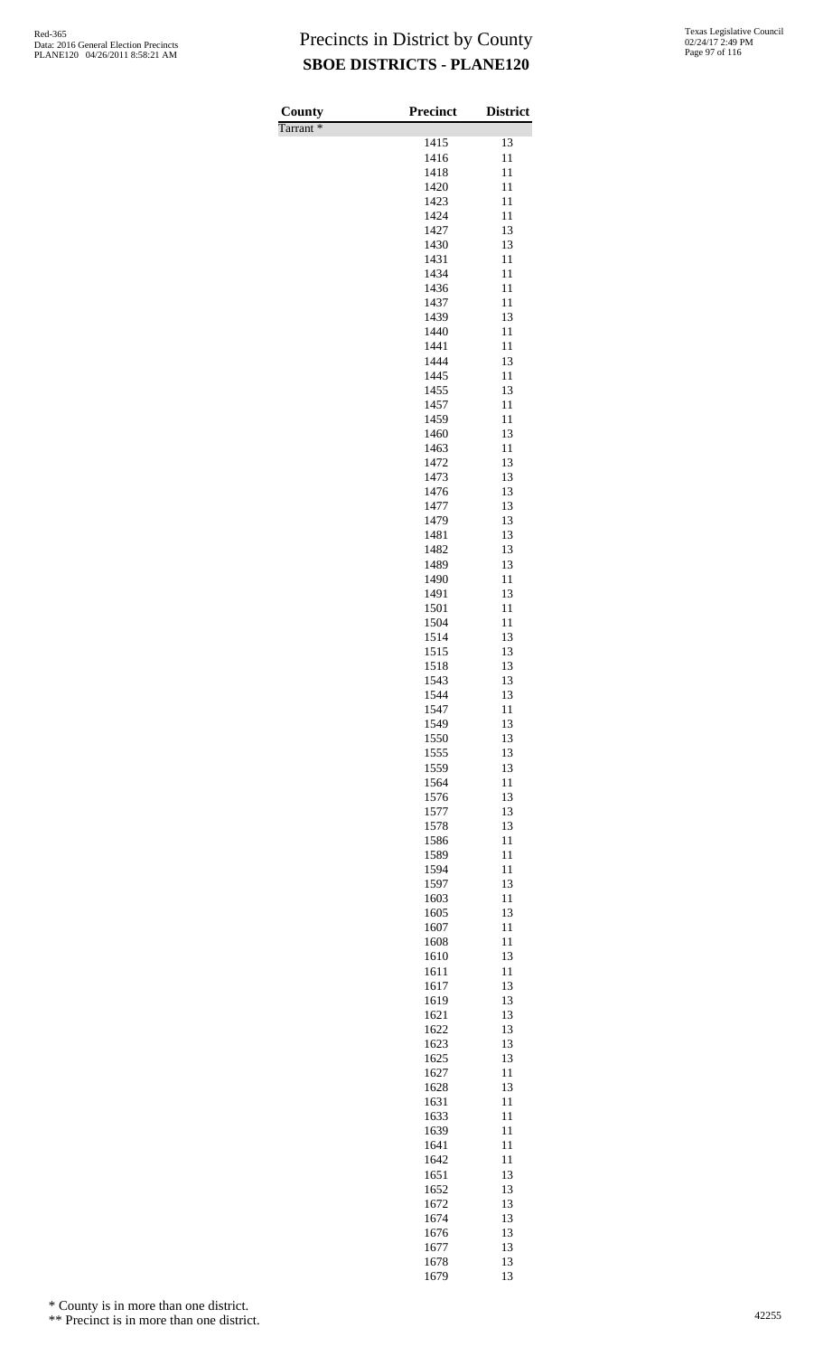# Precincts in District by County

## SBOE DISTRICTS - PLANE120

| County | Precinct | District |
|---|---|---|
| Tarrant * | | |
| | 1415 | 13 |
| | 1416 | 11 |
| | 1418 | 11 |
| | 1420 | 11 |
| | 1423 | 11 |
| | 1424 | 11 |
| | 1427 | 13 |
| | 1430 | 13 |
| | 1431 | 11 |
| | 1434 | 11 |
| | 1436 | 11 |
| | 1437 | 11 |
| | 1439 | 13 |
| | 1440 | 11 |
| | 1441 | 11 |
| | 1444 | 13 |
| | 1445 | 11 |
| | 1455 | 13 |
| | 1457 | 11 |
| | 1459 | 11 |
| | 1460 | 13 |
| | 1463 | 11 |
| | 1472 | 13 |
| | 1473 | 13 |
| | 1476 | 13 |
| | 1477 | 13 |
| | 1479 | 13 |
| | 1481 | 13 |
| | 1482 | 13 |
| | 1489 | 13 |
| | 1490 | 11 |
| | 1491 | 13 |
| | 1501 | 11 |
| | 1504 | 11 |
| | 1514 | 13 |
| | 1515 | 13 |
| | 1518 | 13 |
| | 1543 | 13 |
| | 1544 | 13 |
| | 1547 | 11 |
| | 1549 | 13 |
| | 1550 | 13 |
| | 1555 | 13 |
| | 1559 | 13 |
| | 1564 | 11 |
| | 1576 | 13 |
| | 1577 | 13 |
| | 1578 | 13 |
| | 1586 | 11 |
| | 1589 | 11 |
| | 1594 | 11 |
| | 1597 | 13 |
| | 1603 | 11 |
| | 1605 | 13 |
| | 1607 | 11 |
| | 1608 | 11 |
| | 1610 | 13 |
| | 1611 | 11 |
| | 1617 | 13 |
| | 1619 | 13 |
| | 1621 | 13 |
| | 1622 | 13 |
| | 1623 | 13 |
| | 1625 | 13 |
| | 1627 | 11 |
| | 1628 | 13 |
| | 1631 | 11 |
| | 1633 | 11 |
| | 1639 | 11 |
| | 1641 | 11 |
| | 1642 | 11 |
| | 1651 | 13 |
| | 1652 | 13 |
| | 1672 | 13 |
| | 1674 | 13 |
| | 1676 | 13 |
| | 1677 | 13 |
| | 1678 | 13 |
| | 1679 | 13 |

\* County is in more than one district.

\*\* Precinct is in more than one district.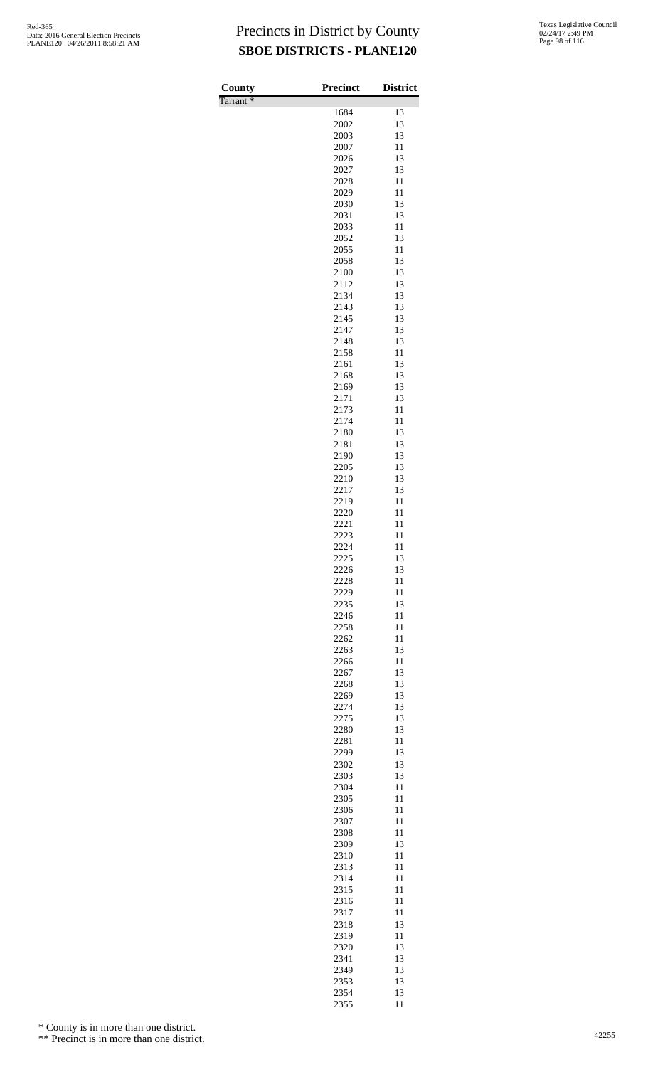# Precincts in District by County

## SBOE DISTRICTS - PLANE120

| County | Precinct | District |
|---|---|---|
| Tarrant * | | |
| | 1684 | 13 |
| | 2002 | 13 |
| | 2003 | 13 |
| | 2007 | 11 |
| | 2026 | 13 |
| | 2027 | 13 |
| | 2028 | 11 |
| | 2029 | 11 |
| | 2030 | 13 |
| | 2031 | 13 |
| | 2033 | 11 |
| | 2052 | 13 |
| | 2055 | 11 |
| | 2058 | 13 |
| | 2100 | 13 |
| | 2112 | 13 |
| | 2134 | 13 |
| | 2143 | 13 |
| | 2145 | 13 |
| | 2147 | 13 |
| | 2148 | 13 |
| | 2158 | 11 |
| | 2161 | 13 |
| | 2168 | 13 |
| | 2169 | 13 |
| | 2171 | 13 |
| | 2173 | 11 |
| | 2174 | 11 |
| | 2180 | 13 |
| | 2181 | 13 |
| | 2190 | 13 |
| | 2205 | 13 |
| | 2210 | 13 |
| | 2217 | 13 |
| | 2219 | 11 |
| | 2220 | 11 |
| | 2221 | 11 |
| | 2223 | 11 |
| | 2224 | 11 |
| | 2225 | 13 |
| | 2226 | 13 |
| | 2228 | 11 |
| | 2229 | 11 |
| | 2235 | 13 |
| | 2246 | 11 |
| | 2258 | 11 |
| | 2262 | 11 |
| | 2263 | 13 |
| | 2266 | 11 |
| | 2267 | 13 |
| | 2268 | 13 |
| | 2269 | 13 |
| | 2274 | 13 |
| | 2275 | 13 |
| | 2280 | 13 |
| | 2281 | 11 |
| | 2299 | 13 |
| | 2302 | 13 |
| | 2303 | 13 |
| | 2304 | 11 |
| | 2305 | 11 |
| | 2306 | 11 |
| | 2307 | 11 |
| | 2308 | 11 |
| | 2309 | 13 |
| | 2310 | 11 |
| | 2313 | 11 |
| | 2314 | 11 |
| | 2315 | 11 |
| | 2316 | 11 |
| | 2317 | 11 |
| | 2318 | 13 |
| | 2319 | 11 |
| | 2320 | 13 |
| | 2341 | 13 |
| | 2349 | 13 |
| | 2353 | 13 |
| | 2354 | 13 |
| | 2355 | 11 |

\* County is in more than one district.

\** Precinct is in more than one district.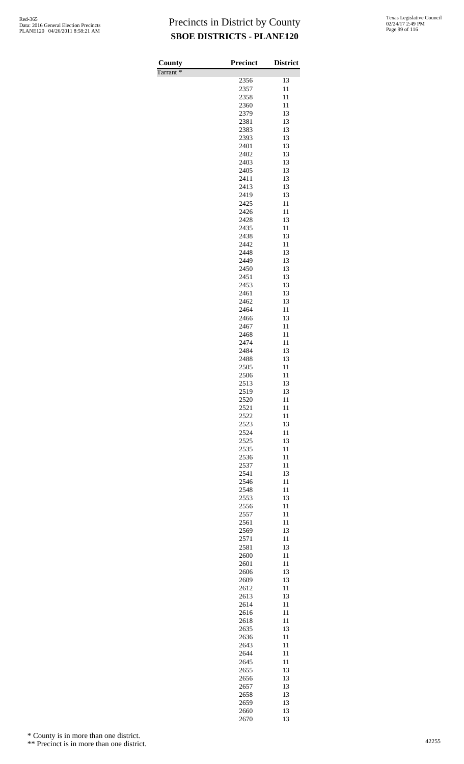# Precincts in District by County

## SBOE DISTRICTS - PLANE120

| County | Precinct | District |
|---|---|---|
| Tarrant * | | |
| | 2356 | 13 |
| | 2357 | 11 |
| | 2358 | 11 |
| | 2360 | 11 |
| | 2379 | 13 |
| | 2381 | 13 |
| | 2383 | 13 |
| | 2393 | 13 |
| | 2401 | 13 |
| | 2402 | 13 |
| | 2403 | 13 |
| | 2405 | 13 |
| | 2411 | 13 |
| | 2413 | 13 |
| | 2419 | 13 |
| | 2425 | 11 |
| | 2426 | 11 |
| | 2428 | 13 |
| | 2435 | 11 |
| | 2438 | 13 |
| | 2442 | 11 |
| | 2448 | 13 |
| | 2449 | 13 |
| | 2450 | 13 |
| | 2451 | 13 |
| | 2453 | 13 |
| | 2461 | 13 |
| | 2462 | 13 |
| | 2464 | 11 |
| | 2466 | 13 |
| | 2467 | 11 |
| | 2468 | 11 |
| | 2474 | 11 |
| | 2484 | 13 |
| | 2488 | 13 |
| | 2505 | 11 |
| | 2506 | 11 |
| | 2513 | 13 |
| | 2519 | 13 |
| | 2520 | 11 |
| | 2521 | 11 |
| | 2522 | 11 |
| | 2523 | 13 |
| | 2524 | 11 |
| | 2525 | 13 |
| | 2535 | 11 |
| | 2536 | 11 |
| | 2537 | 11 |
| | 2541 | 13 |
| | 2546 | 11 |
| | 2548 | 11 |
| | 2553 | 13 |
| | 2556 | 11 |
| | 2557 | 11 |
| | 2561 | 11 |
| | 2569 | 13 |
| | 2571 | 11 |
| | 2581 | 13 |
| | 2600 | 11 |
| | 2601 | 11 |
| | 2606 | 13 |
| | 2609 | 13 |
| | 2612 | 11 |
| | 2613 | 13 |
| | 2614 | 11 |
| | 2616 | 11 |
| | 2618 | 11 |
| | 2635 | 13 |
| | 2636 | 11 |
| | 2643 | 11 |
| | 2644 | 11 |
| | 2645 | 11 |
| | 2655 | 13 |
| | 2656 | 13 |
| | 2657 | 13 |
| | 2658 | 13 |
| | 2659 | 13 |
| | 2660 | 13 |
| | 2670 | 13 |

\* County is in more than one district.

\*\* Precinct is in more than one district.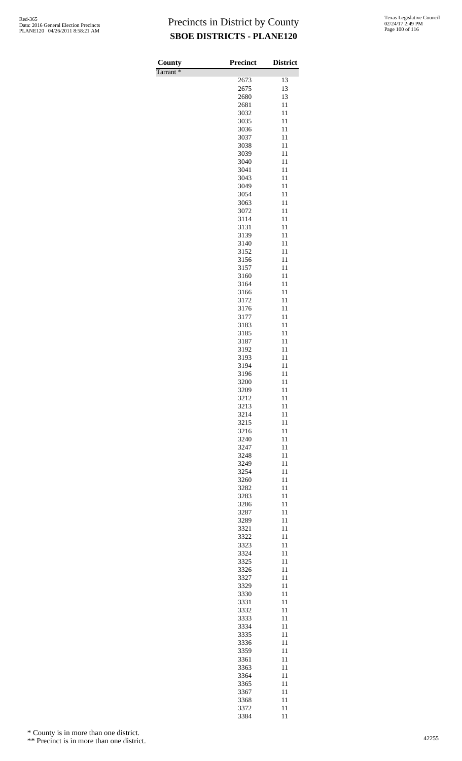# Precincts in District by County

## SBOE DISTRICTS - PLANE120

Red-365
Data: 2016 General Election Precincts
PLANE120 04/26/2011 8:58:21 AM

Texas Legislative Council
02/24/17 2:49 PM

| County | Precinct | District |
|---|---|---|
| Tarrant * | | |
| | 2673 | 13 |
| | 2675 | 13 |
| | 2680 | 13 |
| | 2681 | 11 |
| | 3032 | 11 |
| | 3035 | 11 |
| | 3036 | 11 |
| | 3037 | 11 |
| | 3038 | 11 |
| | 3039 | 11 |
| | 3040 | 11 |
| | 3041 | 11 |
| | 3043 | 11 |
| | 3049 | 11 |
| | 3054 | 11 |
| | 3063 | 11 |
| | 3072 | 11 |
| | 3114 | 11 |
| | 3131 | 11 |
| | 3139 | 11 |
| | 3140 | 11 |
| | 3152 | 11 |
| | 3156 | 11 |
| | 3157 | 11 |
| | 3160 | 11 |
| | 3164 | 11 |
| | 3166 | 11 |
| | 3172 | 11 |
| | 3176 | 11 |
| | 3177 | 11 |
| | 3183 | 11 |
| | 3185 | 11 |
| | 3187 | 11 |
| | 3192 | 11 |
| | 3193 | 11 |
| | 3194 | 11 |
| | 3196 | 11 |
| | 3200 | 11 |
| | 3209 | 11 |
| | 3212 | 11 |
| | 3213 | 11 |
| | 3214 | 11 |
| | 3215 | 11 |
| | 3216 | 11 |
| | 3240 | 11 |
| | 3247 | 11 |
| | 3248 | 11 |
| | 3249 | 11 |
| | 3254 | 11 |
| | 3260 | 11 |
| | 3282 | 11 |
| | 3283 | 11 |
| | 3286 | 11 |
| | 3287 | 11 |
| | 3289 | 11 |
| | 3321 | 11 |
| | 3322 | 11 |
| | 3323 | 11 |
| | 3324 | 11 |
| | 3325 | 11 |
| | 3326 | 11 |
| | 3327 | 11 |
| | 3329 | 11 |
| | 3330 | 11 |
| | 3331 | 11 |
| | 3332 | 11 |
| | 3333 | 11 |
| | 3334 | 11 |
| | 3335 | 11 |
| | 3336 | 11 |
| | 3359 | 11 |
| | 3361 | 11 |
| | 3363 | 11 |
| | 3364 | 11 |
| | 3365 | 11 |
| | 3367 | 11 |
| | 3368 | 11 |
| | 3372 | 11 |
| | 3384 | 11 |

\* County is in more than one district.

\*\* Precinct is in more than one district.

42255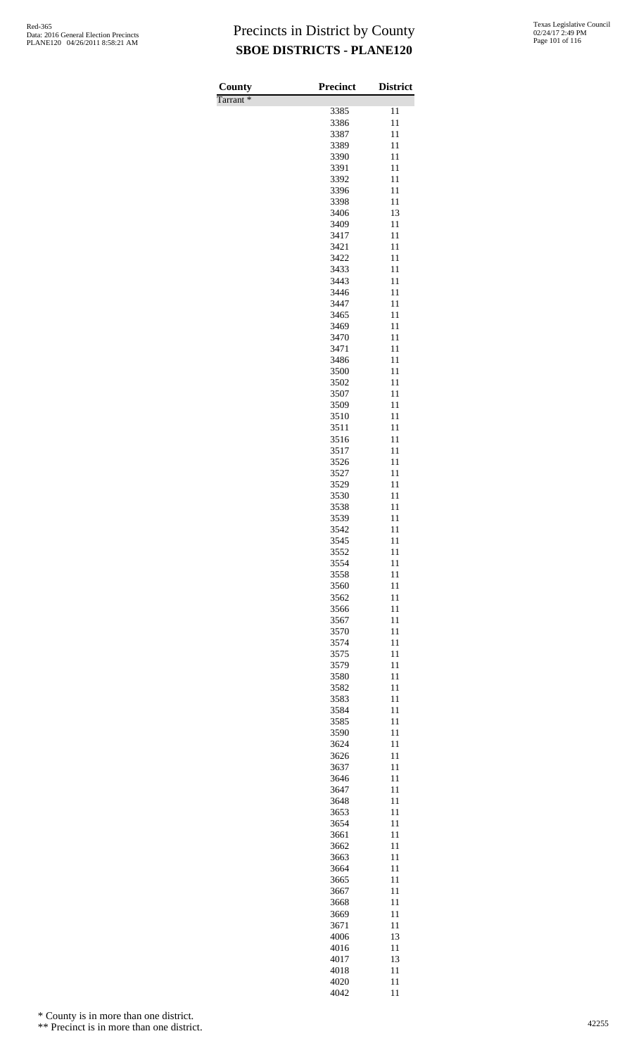# Precincts in District by County

## SBOE DISTRICTS - PLANE120

| County | Precinct | District |
|---|---|---|
| Tarrant * | | |
| | 3385 | 11 |
| | 3386 | 11 |
| | 3387 | 11 |
| | 3389 | 11 |
| | 3390 | 11 |
| | 3391 | 11 |
| | 3392 | 11 |
| | 3396 | 11 |
| | 3398 | 11 |
| | 3406 | 13 |
| | 3409 | 11 |
| | 3417 | 11 |
| | 3421 | 11 |
| | 3422 | 11 |
| | 3433 | 11 |
| | 3443 | 11 |
| | 3446 | 11 |
| | 3447 | 11 |
| | 3465 | 11 |
| | 3469 | 11 |
| | 3470 | 11 |
| | 3471 | 11 |
| | 3486 | 11 |
| | 3500 | 11 |
| | 3502 | 11 |
| | 3507 | 11 |
| | 3509 | 11 |
| | 3510 | 11 |
| | 3511 | 11 |
| | 3516 | 11 |
| | 3517 | 11 |
| | 3526 | 11 |
| | 3527 | 11 |
| | 3529 | 11 |
| | 3530 | 11 |
| | 3538 | 11 |
| | 3539 | 11 |
| | 3542 | 11 |
| | 3545 | 11 |
| | 3552 | 11 |
| | 3554 | 11 |
| | 3558 | 11 |
| | 3560 | 11 |
| | 3562 | 11 |
| | 3566 | 11 |
| | 3567 | 11 |
| | 3570 | 11 |
| | 3574 | 11 |
| | 3575 | 11 |
| | 3579 | 11 |
| | 3580 | 11 |
| | 3582 | 11 |
| | 3583 | 11 |
| | 3584 | 11 |
| | 3585 | 11 |
| | 3590 | 11 |
| | 3624 | 11 |
| | 3626 | 11 |
| | 3637 | 11 |
| | 3646 | 11 |
| | 3647 | 11 |
| | 3648 | 11 |
| | 3653 | 11 |
| | 3654 | 11 |
| | 3661 | 11 |
| | 3662 | 11 |
| | 3663 | 11 |
| | 3664 | 11 |
| | 3665 | 11 |
| | 3667 | 11 |
| | 3668 | 11 |
| | 3669 | 11 |
| | 3671 | 11 |
| | 4006 | 13 |
| | 4016 | 11 |
| | 4017 | 13 |
| | 4018 | 11 |
| | 4020 | 11 |
| | 4042 | 11 |

\* County is in more than one district.

\*\* Precinct is in more than one district.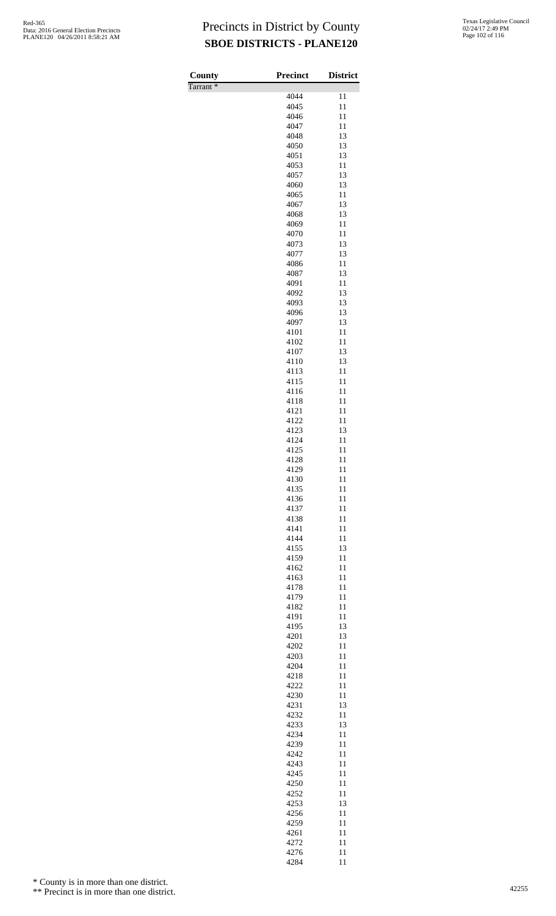# Precincts in District by County

## SBOE DISTRICTS - PLANE120

| County | Precinct | District |
|---|---|---|
| Tarrant * | | |
| | 4044 | 11 |
| | 4045 | 11 |
| | 4046 | 11 |
| | 4047 | 11 |
| | 4048 | 13 |
| | 4050 | 13 |
| | 4051 | 13 |
| | 4053 | 11 |
| | 4057 | 13 |
| | 4060 | 13 |
| | 4065 | 11 |
| | 4067 | 13 |
| | 4068 | 13 |
| | 4069 | 11 |
| | 4070 | 11 |
| | 4073 | 13 |
| | 4077 | 13 |
| | 4086 | 11 |
| | 4087 | 13 |
| | 4091 | 11 |
| | 4092 | 13 |
| | 4093 | 13 |
| | 4096 | 13 |
| | 4097 | 13 |
| | 4101 | 11 |
| | 4102 | 11 |
| | 4107 | 13 |
| | 4110 | 13 |
| | 4113 | 11 |
| | 4115 | 11 |
| | 4116 | 11 |
| | 4118 | 11 |
| | 4121 | 11 |
| | 4122 | 11 |
| | 4123 | 13 |
| | 4124 | 11 |
| | 4125 | 11 |
| | 4128 | 11 |
| | 4129 | 11 |
| | 4130 | 11 |
| | 4135 | 11 |
| | 4136 | 11 |
| | 4137 | 11 |
| | 4138 | 11 |
| | 4141 | 11 |
| | 4144 | 11 |
| | 4155 | 13 |
| | 4159 | 11 |
| | 4162 | 11 |
| | 4163 | 11 |
| | 4178 | 11 |
| | 4179 | 11 |
| | 4182 | 11 |
| | 4191 | 11 |
| | 4195 | 13 |
| | 4201 | 13 |
| | 4202 | 11 |
| | 4203 | 11 |
| | 4204 | 11 |
| | 4218 | 11 |
| | 4222 | 11 |
| | 4230 | 11 |
| | 4231 | 13 |
| | 4232 | 11 |
| | 4233 | 13 |
| | 4234 | 11 |
| | 4239 | 11 |
| | 4242 | 11 |
| | 4243 | 11 |
| | 4245 | 11 |
| | 4250 | 11 |
| | 4252 | 11 |
| | 4253 | 13 |
| | 4256 | 11 |
| | 4259 | 11 |
| | 4261 | 11 |
| | 4272 | 11 |
| | 4276 | 11 |
| | 4284 | 11 |

* County is in more than one district.

** Precinct is in more than one district.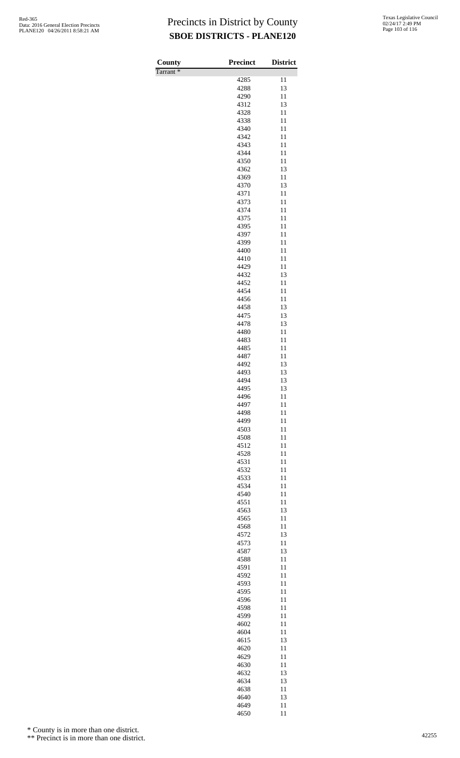# Precincts in District by County

## SBOE DISTRICTS - PLANE120

| County | Precinct | District |
|---|---|---|
| Tarrant * | | |
| | 4285 | 11 |
| | 4288 | 13 |
| | 4290 | 11 |
| | 4312 | 13 |
| | 4328 | 11 |
| | 4338 | 11 |
| | 4340 | 11 |
| | 4342 | 11 |
| | 4343 | 11 |
| | 4344 | 11 |
| | 4350 | 11 |
| | 4362 | 13 |
| | 4369 | 11 |
| | 4370 | 13 |
| | 4371 | 11 |
| | 4373 | 11 |
| | 4374 | 11 |
| | 4375 | 11 |
| | 4395 | 11 |
| | 4397 | 11 |
| | 4399 | 11 |
| | 4400 | 11 |
| | 4410 | 11 |
| | 4429 | 11 |
| | 4432 | 13 |
| | 4452 | 11 |
| | 4454 | 11 |
| | 4456 | 11 |
| | 4458 | 13 |
| | 4475 | 13 |
| | 4478 | 13 |
| | 4480 | 11 |
| | 4483 | 11 |
| | 4485 | 11 |
| | 4487 | 11 |
| | 4492 | 13 |
| | 4493 | 13 |
| | 4494 | 13 |
| | 4495 | 13 |
| | 4496 | 11 |
| | 4497 | 11 |
| | 4498 | 11 |
| | 4499 | 11 |
| | 4503 | 11 |
| | 4508 | 11 |
| | 4512 | 11 |
| | 4528 | 11 |
| | 4531 | 11 |
| | 4532 | 11 |
| | 4533 | 11 |
| | 4534 | 11 |
| | 4540 | 11 |
| | 4551 | 11 |
| | 4563 | 13 |
| | 4565 | 11 |
| | 4568 | 11 |
| | 4572 | 13 |
| | 4573 | 11 |
| | 4587 | 13 |
| | 4588 | 11 |
| | 4591 | 11 |
| | 4592 | 11 |
| | 4593 | 11 |
| | 4595 | 11 |
| | 4596 | 11 |
| | 4598 | 11 |
| | 4599 | 11 |
| | 4602 | 11 |
| | 4604 | 11 |
| | 4615 | 13 |
| | 4620 | 11 |
| | 4629 | 11 |
| | 4630 | 11 |
| | 4632 | 13 |
| | 4634 | 13 |
| | 4638 | 11 |
| | 4640 | 13 |
| | 4649 | 11 |
| | 4650 | 11 |

* County is in more than one district.

** Precinct is in more than one district.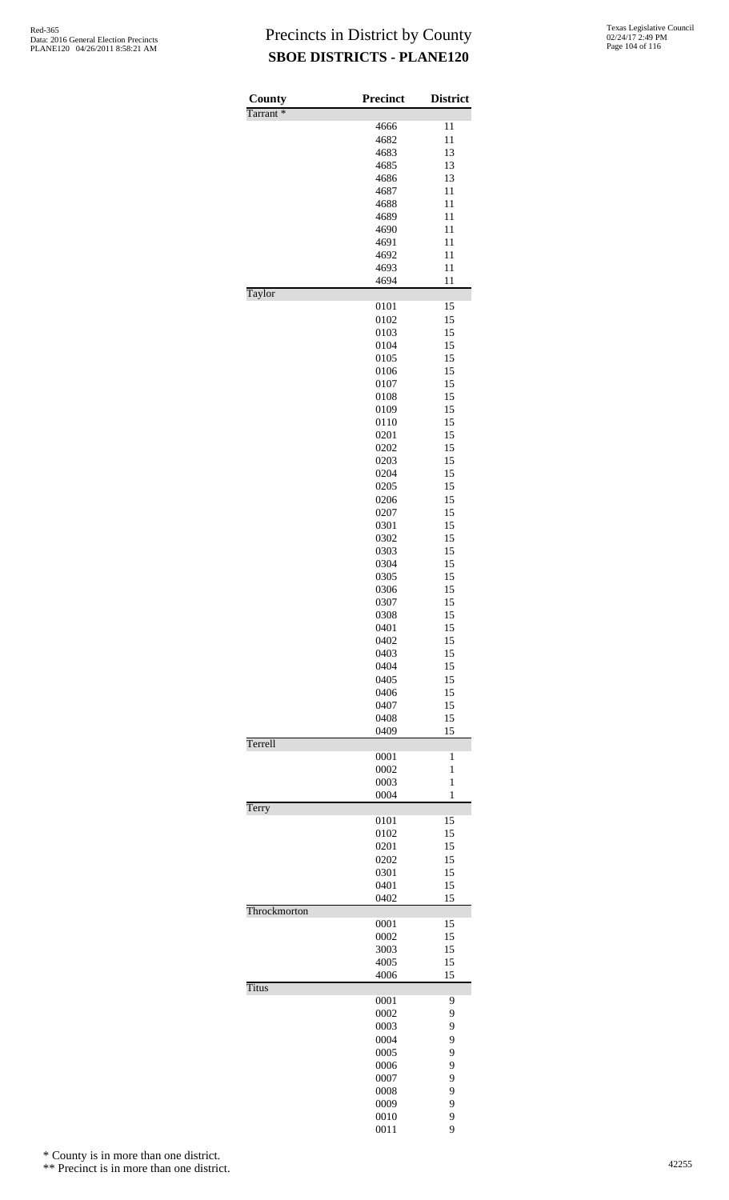# Precincts in District by County

## SBOE DISTRICTS - PLANE120

| County | Precinct | District |
|---|---|---|
| Tarrant * | | |
| | 4666 | 11 |
| | 4682 | 11 |
| | 4683 | 13 |
| | 4685 | 13 |
| | 4686 | 13 |
| | 4687 | 11 |
| | 4688 | 11 |
| | 4689 | 11 |
| | 4690 | 11 |
| | 4691 | 11 |
| | 4692 | 11 |
| | 4693 | 11 |
| | 4694 | 11 |
| Taylor | | |
| | 0101 | 15 |
| | 0102 | 15 |
| | 0103 | 15 |
| | 0104 | 15 |
| | 0105 | 15 |
| | 0106 | 15 |
| | 0107 | 15 |
| | 0108 | 15 |
| | 0109 | 15 |
| | 0110 | 15 |
| | 0201 | 15 |
| | 0202 | 15 |
| | 0203 | 15 |
| | 0204 | 15 |
| | 0205 | 15 |
| | 0206 | 15 |
| | 0207 | 15 |
| | 0301 | 15 |
| | 0302 | 15 |
| | 0303 | 15 |
| | 0304 | 15 |
| | 0305 | 15 |
| | 0306 | 15 |
| | 0307 | 15 |
| | 0308 | 15 |
| | 0401 | 15 |
| | 0402 | 15 |
| | 0403 | 15 |
| | 0404 | 15 |
| | 0405 | 15 |
| | 0406 | 15 |
| | 0407 | 15 |
| | 0408 | 15 |
| | 0409 | 15 |
| Terrell | | |
| | 0001 | 1 |
| | 0002 | 1 |
| | 0003 | 1 |
| | 0004 | 1 |
| Terry | | |
| | 0101 | 15 |
| | 0102 | 15 |
| | 0201 | 15 |
| | 0202 | 15 |
| | 0301 | 15 |
| | 0401 | 15 |
| | 0402 | 15 |
| Throckmorton | | |
| | 0001 | 15 |
| | 0002 | 15 |
| | 3003 | 15 |
| | 4005 | 15 |
| | 4006 | 15 |
| Titus | | |
| | 0001 | 9 |
| | 0002 | 9 |
| | 0003 | 9 |
| | 0004 | 9 |
| | 0005 | 9 |
| | 0006 | 9 |
| | 0007 | 9 |
| | 0008 | 9 |
| | 0009 | 9 |
| | 0010 | 9 |
| | 0011 | 9 |

\* County is in more than one district.

\*\* Precinct is in more than one district.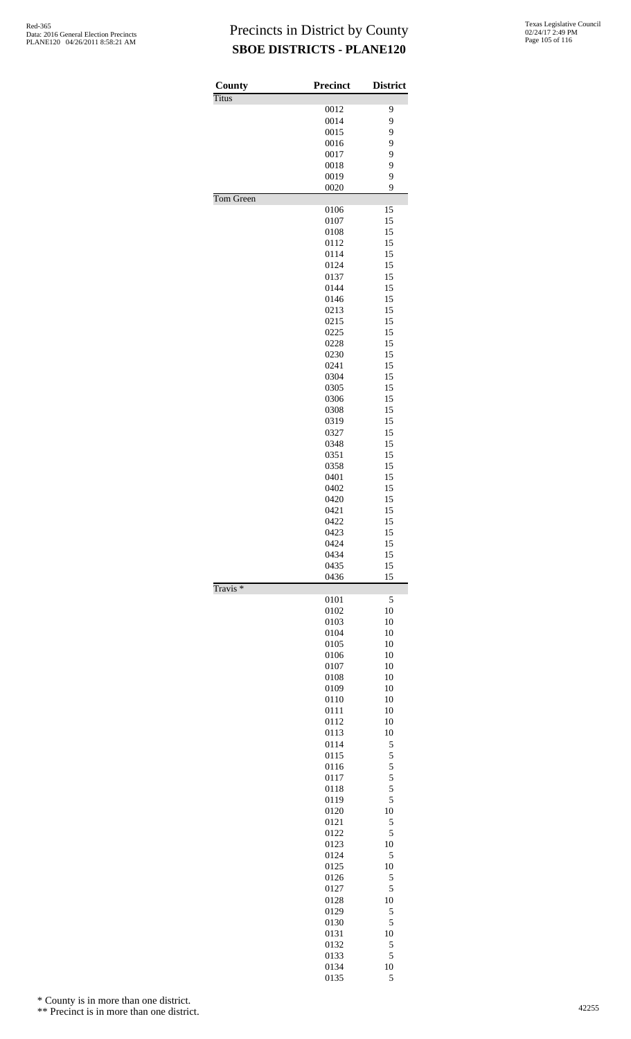# Precincts in District by County
## SBOE DISTRICTS - PLANE120

| County | Precinct | District |
|---|---|---|
| Titus | | |
| | 0012 | 9 |
| | 0014 | 9 |
| | 0015 | 9 |
| | 0016 | 9 |
| | 0017 | 9 |
| | 0018 | 9 |
| | 0019 | 9 |
| | 0020 | 9 |
| Tom Green | | |
| | 0106 | 15 |
| | 0107 | 15 |
| | 0108 | 15 |
| | 0112 | 15 |
| | 0114 | 15 |
| | 0124 | 15 |
| | 0137 | 15 |
| | 0144 | 15 |
| | 0146 | 15 |
| | 0213 | 15 |
| | 0215 | 15 |
| | 0225 | 15 |
| | 0228 | 15 |
| | 0230 | 15 |
| | 0241 | 15 |
| | 0304 | 15 |
| | 0305 | 15 |
| | 0306 | 15 |
| | 0308 | 15 |
| | 0319 | 15 |
| | 0327 | 15 |
| | 0348 | 15 |
| | 0351 | 15 |
| | 0358 | 15 |
| | 0401 | 15 |
| | 0402 | 15 |
| | 0420 | 15 |
| | 0421 | 15 |
| | 0422 | 15 |
| | 0423 | 15 |
| | 0424 | 15 |
| | 0434 | 15 |
| | 0435 | 15 |
| | 0436 | 15 |
| Travis * | | |
| | 0101 | 5 |
| | 0102 | 10 |
| | 0103 | 10 |
| | 0104 | 10 |
| | 0105 | 10 |
| | 0106 | 10 |
| | 0107 | 10 |
| | 0108 | 10 |
| | 0109 | 10 |
| | 0110 | 10 |
| | 0111 | 10 |
| | 0112 | 10 |
| | 0113 | 10 |
| | 0114 | 5 |
| | 0115 | 5 |
| | 0116 | 5 |
| | 0117 | 5 |
| | 0118 | 5 |
| | 0119 | 5 |
| | 0120 | 10 |
| | 0121 | 5 |
| | 0122 | 5 |
| | 0123 | 10 |
| | 0124 | 5 |
| | 0125 | 10 |
| | 0126 | 5 |
| | 0127 | 5 |
| | 0128 | 10 |
| | 0129 | 5 |
| | 0130 | 5 |
| | 0131 | 10 |
| | 0132 | 5 |
| | 0133 | 5 |
| | 0134 | 10 |
| | 0135 | 5 |

\* County is in more than one district.

\** Precinct is in more than one district.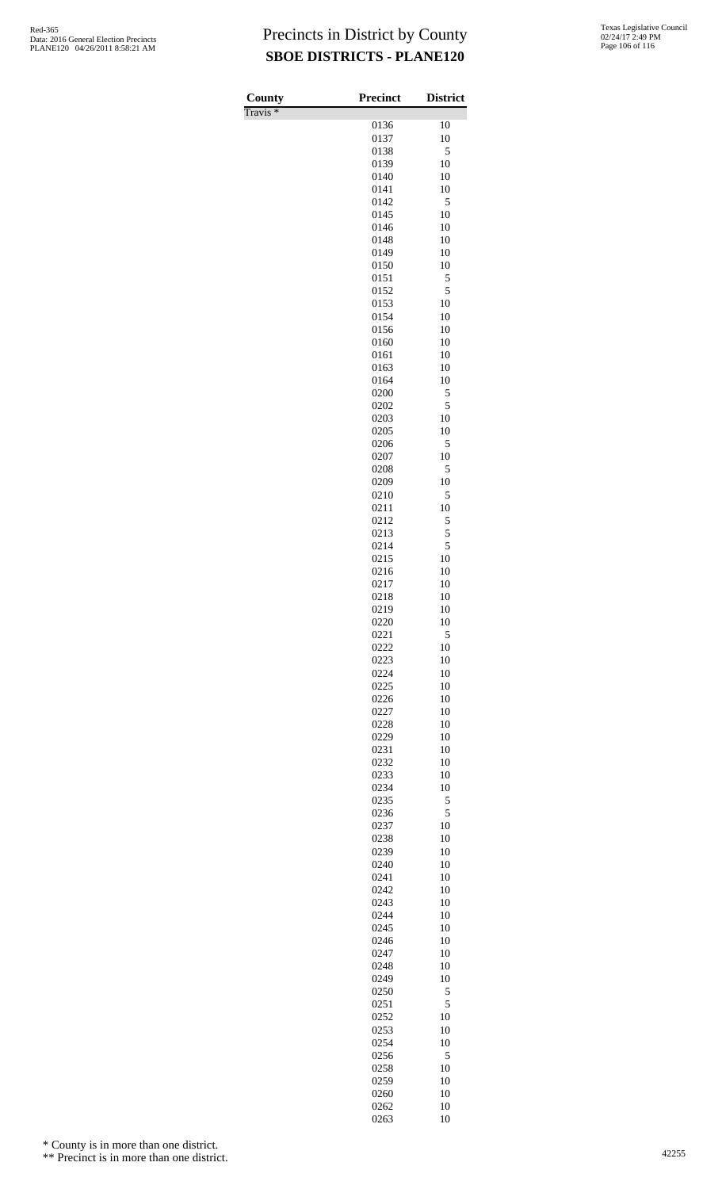# Precincts in District by County

**SBOE DISTRICTS - PLANE120**

| County | Precinct | District |
|---|---|---|
| Travis * | | |
| | 0136 | 10 |
| | 0137 | 10 |
| | 0138 | 5 |
| | 0139 | 10 |
| | 0140 | 10 |
| | 0141 | 10 |
| | 0142 | 5 |
| | 0145 | 10 |
| | 0146 | 10 |
| | 0148 | 10 |
| | 0149 | 10 |
| | 0150 | 10 |
| | 0151 | 5 |
| | 0152 | 5 |
| | 0153 | 10 |
| | 0154 | 10 |
| | 0156 | 10 |
| | 0160 | 10 |
| | 0161 | 10 |
| | 0163 | 10 |
| | 0164 | 10 |
| | 0200 | 5 |
| | 0202 | 5 |
| | 0203 | 10 |
| | 0205 | 10 |
| | 0206 | 5 |
| | 0207 | 10 |
| | 0208 | 5 |
| | 0209 | 10 |
| | 0210 | 5 |
| | 0211 | 10 |
| | 0212 | 5 |
| | 0213 | 5 |
| | 0214 | 5 |
| | 0215 | 10 |
| | 0216 | 10 |
| | 0217 | 10 |
| | 0218 | 10 |
| | 0219 | 10 |
| | 0220 | 10 |
| | 0221 | 5 |
| | 0222 | 10 |
| | 0223 | 10 |
| | 0224 | 10 |
| | 0225 | 10 |
| | 0226 | 10 |
| | 0227 | 10 |
| | 0228 | 10 |
| | 0229 | 10 |
| | 0231 | 10 |
| | 0232 | 10 |
| | 0233 | 10 |
| | 0234 | 10 |
| | 0235 | 5 |
| | 0236 | 5 |
| | 0237 | 10 |
| | 0238 | 10 |
| | 0239 | 10 |
| | 0240 | 10 |
| | 0241 | 10 |
| | 0242 | 10 |
| | 0243 | 10 |
| | 0244 | 10 |
| | 0245 | 10 |
| | 0246 | 10 |
| | 0247 | 10 |
| | 0248 | 10 |
| | 0249 | 10 |
| | 0250 | 5 |
| | 0251 | 5 |
| | 0252 | 10 |
| | 0253 | 10 |
| | 0254 | 10 |
| | 0256 | 5 |
| | 0258 | 10 |
| | 0259 | 10 |
| | 0260 | 10 |
| | 0262 | 10 |
| | 0263 | 10 |

\* County is in more than one district.

\** Precinct is in more than one district.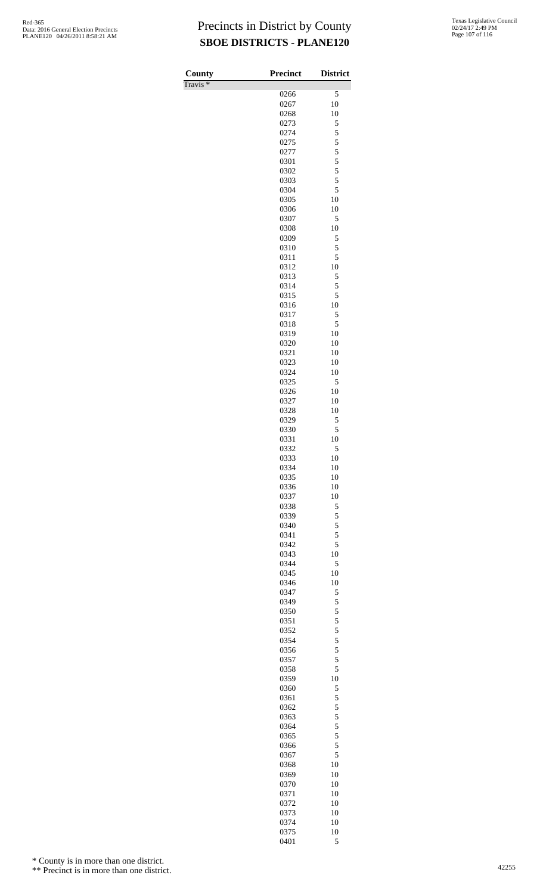# Precincts in District by County

## SBOE DISTRICTS - PLANE120

| County | Precinct | District |
|---|---|---|
| Travis * | | |
| | 0266 | 5 |
| | 0267 | 10 |
| | 0268 | 10 |
| | 0273 | 5 |
| | 0274 | 5 |
| | 0275 | 5 |
| | 0277 | 5 |
| | 0301 | 5 |
| | 0302 | 5 |
| | 0303 | 5 |
| | 0304 | 5 |
| | 0305 | 10 |
| | 0306 | 10 |
| | 0307 | 5 |
| | 0308 | 10 |
| | 0309 | 5 |
| | 0310 | 5 |
| | 0311 | 5 |
| | 0312 | 10 |
| | 0313 | 5 |
| | 0314 | 5 |
| | 0315 | 5 |
| | 0316 | 10 |
| | 0317 | 5 |
| | 0318 | 5 |
| | 0319 | 10 |
| | 0320 | 10 |
| | 0321 | 10 |
| | 0323 | 10 |
| | 0324 | 10 |
| | 0325 | 5 |
| | 0326 | 10 |
| | 0327 | 10 |
| | 0328 | 10 |
| | 0329 | 5 |
| | 0330 | 5 |
| | 0331 | 10 |
| | 0332 | 5 |
| | 0333 | 10 |
| | 0334 | 10 |
| | 0335 | 10 |
| | 0336 | 10 |
| | 0337 | 10 |
| | 0338 | 5 |
| | 0339 | 5 |
| | 0340 | 5 |
| | 0341 | 5 |
| | 0342 | 5 |
| | 0343 | 10 |
| | 0344 | 5 |
| | 0345 | 10 |
| | 0346 | 10 |
| | 0347 | 5 |
| | 0349 | 5 |
| | 0350 | 5 |
| | 0351 | 5 |
| | 0352 | 5 |
| | 0354 | 5 |
| | 0356 | 5 |
| | 0357 | 5 |
| | 0358 | 5 |
| | 0359 | 10 |
| | 0360 | 5 |
| | 0361 | 5 |
| | 0362 | 5 |
| | 0363 | 5 |
| | 0364 | 5 |
| | 0365 | 5 |
| | 0366 | 5 |
| | 0367 | 5 |
| | 0368 | 10 |
| | 0369 | 10 |
| | 0370 | 10 |
| | 0371 | 10 |
| | 0372 | 10 |
| | 0373 | 10 |
| | 0374 | 10 |
| | 0375 | 10 |
| | 0401 | 5 |

\* County is in more than one district.

\*\* Precinct is in more than one district.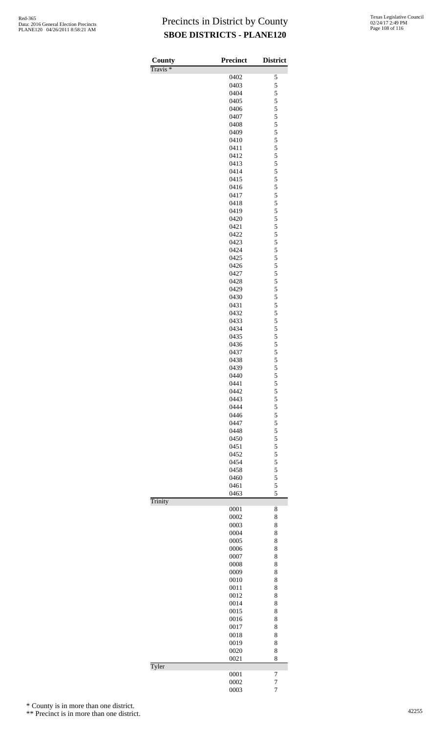# Precincts in District by County

## SBOE DISTRICTS - PLANE120

Red-365
Data: 2016 General Election Precincts
PLANE120 04/26/2011 8:58:21 AM

Texas Legislative Council
02/24/17 2:49 PM

| County | Precinct | District |
|---|---|---|
| Travis * | | |
| | 0402 | 5 |
| | 0403 | 5 |
| | 0404 | 5 |
| | 0405 | 5 |
| | 0406 | 5 |
| | 0407 | 5 |
| | 0408 | 5 |
| | 0409 | 5 |
| | 0410 | 5 |
| | 0411 | 5 |
| | 0412 | 5 |
| | 0413 | 5 |
| | 0414 | 5 |
| | 0415 | 5 |
| | 0416 | 5 |
| | 0417 | 5 |
| | 0418 | 5 |
| | 0419 | 5 |
| | 0420 | 5 |
| | 0421 | 5 |
| | 0422 | 5 |
| | 0423 | 5 |
| | 0424 | 5 |
| | 0425 | 5 |
| | 0426 | 5 |
| | 0427 | 5 |
| | 0428 | 5 |
| | 0429 | 5 |
| | 0430 | 5 |
| | 0431 | 5 |
| | 0432 | 5 |
| | 0433 | 5 |
| | 0434 | 5 |
| | 0435 | 5 |
| | 0436 | 5 |
| | 0437 | 5 |
| | 0438 | 5 |
| | 0439 | 5 |
| | 0440 | 5 |
| | 0441 | 5 |
| | 0442 | 5 |
| | 0443 | 5 |
| | 0444 | 5 |
| | 0446 | 5 |
| | 0447 | 5 |
| | 0448 | 5 |
| | 0450 | 5 |
| | 0451 | 5 |
| | 0452 | 5 |
| | 0454 | 5 |
| | 0458 | 5 |
| | 0460 | 5 |
| | 0461 | 5 |
| | 0463 | 5 |
| Trinity | | |
| | 0001 | 8 |
| | 0002 | 8 |
| | 0003 | 8 |
| | 0004 | 8 |
| | 0005 | 8 |
| | 0006 | 8 |
| | 0007 | 8 |
| | 0008 | 8 |
| | 0009 | 8 |
| | 0010 | 8 |
| | 0011 | 8 |
| | 0012 | 8 |
| | 0014 | 8 |
| | 0015 | 8 |
| | 0016 | 8 |
| | 0017 | 8 |
| | 0018 | 8 |
| | 0019 | 8 |
| | 0020 | 8 |
| | 0021 | 8 |
| Tyler | | |
| | 0001 | 7 |
| | 0002 | 7 |
| | 0003 | 7 |

\* County is in more than one district.

\*\* Precinct is in more than one district.

42255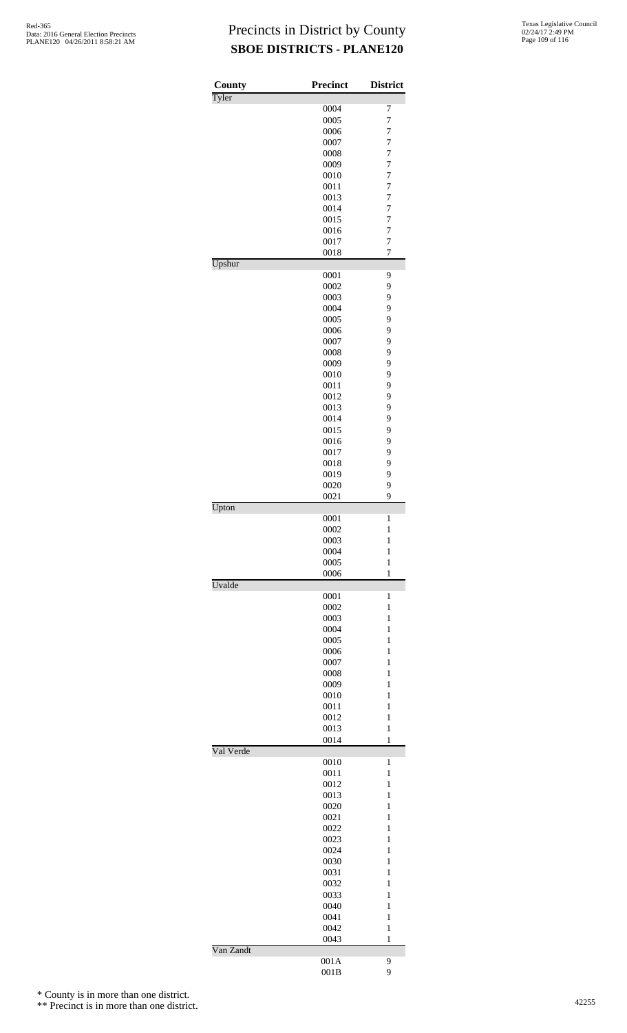# Precincts in District by County
## SBOE DISTRICTS - PLANE120

| County | Precinct | District |
|---|---|---|
| Tyler | | |
| | 0004 | 7 |
| | 0005 | 7 |
| | 0006 | 7 |
| | 0007 | 7 |
| | 0008 | 7 |
| | 0009 | 7 |
| | 0010 | 7 |
| | 0011 | 7 |
| | 0013 | 7 |
| | 0014 | 7 |
| | 0015 | 7 |
| | 0016 | 7 |
| | 0017 | 7 |
| | 0018 | 7 |
| Upshur | | |
| | 0001 | 9 |
| | 0002 | 9 |
| | 0003 | 9 |
| | 0004 | 9 |
| | 0005 | 9 |
| | 0006 | 9 |
| | 0007 | 9 |
| | 0008 | 9 |
| | 0009 | 9 |
| | 0010 | 9 |
| | 0011 | 9 |
| | 0012 | 9 |
| | 0013 | 9 |
| | 0014 | 9 |
| | 0015 | 9 |
| | 0016 | 9 |
| | 0017 | 9 |
| | 0018 | 9 |
| | 0019 | 9 |
| | 0020 | 9 |
| | 0021 | 9 |
| Upton | | |
| | 0001 | 1 |
| | 0002 | 1 |
| | 0003 | 1 |
| | 0004 | 1 |
| | 0005 | 1 |
| | 0006 | 1 |
| Uvalde | | |
| | 0001 | 1 |
| | 0002 | 1 |
| | 0003 | 1 |
| | 0004 | 1 |
| | 0005 | 1 |
| | 0006 | 1 |
| | 0007 | 1 |
| | 0008 | 1 |
| | 0009 | 1 |
| | 0010 | 1 |
| | 0011 | 1 |
| | 0012 | 1 |
| | 0013 | 1 |
| | 0014 | 1 |
| Val Verde | | |
| | 0010 | 1 |
| | 0011 | 1 |
| | 0012 | 1 |
| | 0013 | 1 |
| | 0020 | 1 |
| | 0021 | 1 |
| | 0022 | 1 |
| | 0023 | 1 |
| | 0024 | 1 |
| | 0030 | 1 |
| | 0031 | 1 |
| | 0032 | 1 |
| | 0033 | 1 |
| | 0040 | 1 |
| | 0041 | 1 |
| | 0042 | 1 |
| | 0043 | 1 |
| Van Zandt | | |
| | 001A | 9 |
| | 001B | 9 |

\* County is in more than one district.

\*\* Precinct is in more than one district.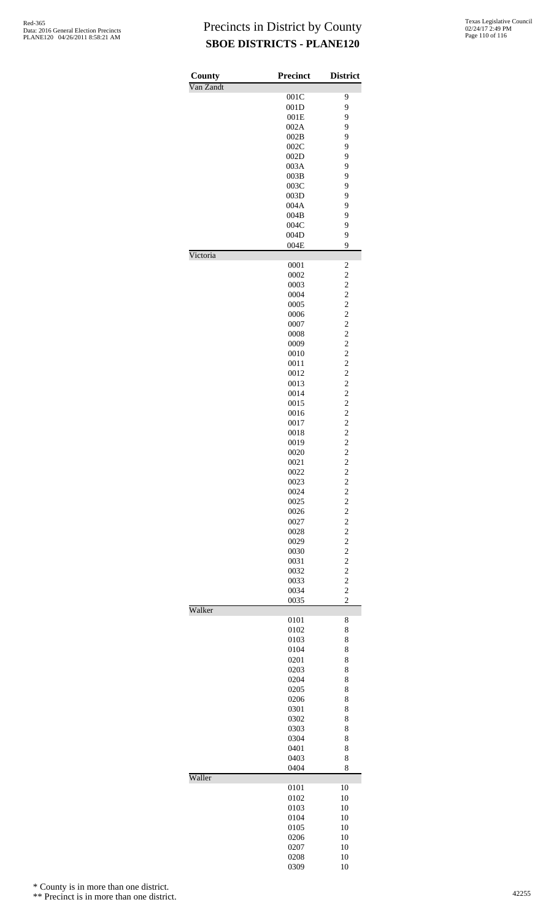# Precincts in District by County
## SBOE DISTRICTS - PLANE120

| County | Precinct | District |
|---|---|---|
| Van Zandt | | |
| | 001C | 9 |
| | 001D | 9 |
| | 001E | 9 |
| | 002A | 9 |
| | 002B | 9 |
| | 002C | 9 |
| | 002D | 9 |
| | 003A | 9 |
| | 003B | 9 |
| | 003C | 9 |
| | 003D | 9 |
| | 004A | 9 |
| | 004B | 9 |
| | 004C | 9 |
| | 004D | 9 |
| | 004E | 9 |
| Victoria | | |
| | 0001 | 2 |
| | 0002 | 2 |
| | 0003 | 2 |
| | 0004 | 2 |
| | 0005 | 2 |
| | 0006 | 2 |
| | 0007 | 2 |
| | 0008 | 2 |
| | 0009 | 2 |
| | 0010 | 2 |
| | 0011 | 2 |
| | 0012 | 2 |
| | 0013 | 2 |
| | 0014 | 2 |
| | 0015 | 2 |
| | 0016 | 2 |
| | 0017 | 2 |
| | 0018 | 2 |
| | 0019 | 2 |
| | 0020 | 2 |
| | 0021 | 2 |
| | 0022 | 2 |
| | 0023 | 2 |
| | 0024 | 2 |
| | 0025 | 2 |
| | 0026 | 2 |
| | 0027 | 2 |
| | 0028 | 2 |
| | 0029 | 2 |
| | 0030 | 2 |
| | 0031 | 2 |
| | 0032 | 2 |
| | 0033 | 2 |
| | 0034 | 2 |
| | 0035 | 2 |
| Walker | | |
| | 0101 | 8 |
| | 0102 | 8 |
| | 0103 | 8 |
| | 0104 | 8 |
| | 0201 | 8 |
| | 0203 | 8 |
| | 0204 | 8 |
| | 0205 | 8 |
| | 0206 | 8 |
| | 0301 | 8 |
| | 0302 | 8 |
| | 0303 | 8 |
| | 0304 | 8 |
| | 0401 | 8 |
| | 0403 | 8 |
| | 0404 | 8 |
| Waller | | |
| | 0101 | 10 |
| | 0102 | 10 |
| | 0103 | 10 |
| | 0104 | 10 |
| | 0105 | 10 |
| | 0206 | 10 |
| | 0207 | 10 |
| | 0208 | 10 |
| | 0309 | 10 |

\* County is in more than one district.

\*\* Precinct is in more than one district.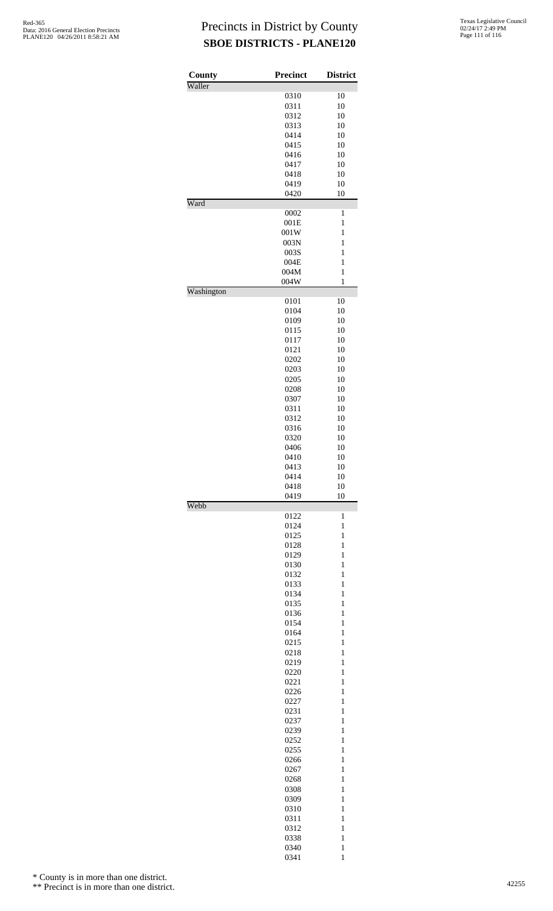# Precincts in District by County
## SBOE DISTRICTS - PLANE120

| County | Precinct | District |
|---|---|---|
| Waller | | |
| | 0310 | 10 |
| | 0311 | 10 |
| | 0312 | 10 |
| | 0313 | 10 |
| | 0414 | 10 |
| | 0415 | 10 |
| | 0416 | 10 |
| | 0417 | 10 |
| | 0418 | 10 |
| | 0419 | 10 |
| | 0420 | 10 |
| Ward | | |
| | 0002 | 1 |
| | 001E | 1 |
| | 001W | 1 |
| | 003N | 1 |
| | 003S | 1 |
| | 004E | 1 |
| | 004M | 1 |
| | 004W | 1 |
| Washington | | |
| | 0101 | 10 |
| | 0104 | 10 |
| | 0109 | 10 |
| | 0115 | 10 |
| | 0117 | 10 |
| | 0121 | 10 |
| | 0202 | 10 |
| | 0203 | 10 |
| | 0205 | 10 |
| | 0208 | 10 |
| | 0307 | 10 |
| | 0311 | 10 |
| | 0312 | 10 |
| | 0316 | 10 |
| | 0320 | 10 |
| | 0406 | 10 |
| | 0410 | 10 |
| | 0413 | 10 |
| | 0414 | 10 |
| | 0418 | 10 |
| | 0419 | 10 |
| Webb | | |
| | 0122 | 1 |
| | 0124 | 1 |
| | 0125 | 1 |
| | 0128 | 1 |
| | 0129 | 1 |
| | 0130 | 1 |
| | 0132 | 1 |
| | 0133 | 1 |
| | 0134 | 1 |
| | 0135 | 1 |
| | 0136 | 1 |
| | 0154 | 1 |
| | 0164 | 1 |
| | 0215 | 1 |
| | 0218 | 1 |
| | 0219 | 1 |
| | 0220 | 1 |
| | 0221 | 1 |
| | 0226 | 1 |
| | 0227 | 1 |
| | 0231 | 1 |
| | 0237 | 1 |
| | 0239 | 1 |
| | 0252 | 1 |
| | 0255 | 1 |
| | 0266 | 1 |
| | 0267 | 1 |
| | 0268 | 1 |
| | 0308 | 1 |
| | 0309 | 1 |
| | 0310 | 1 |
| | 0311 | 1 |
| | 0312 | 1 |
| | 0338 | 1 |
| | 0340 | 1 |
| | 0341 | 1 |

\* County is in more than one district.

\*\* Precinct is in more than one district.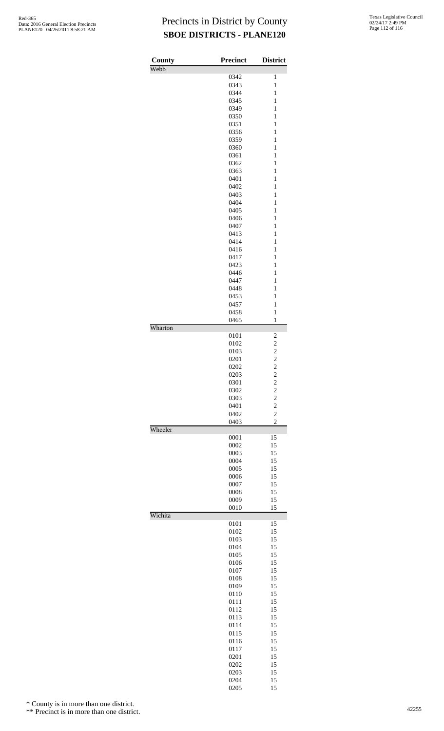# Precincts in District by County
## SBOE DISTRICTS - PLANE120

| County | Precinct | District |
|---|---|---|
| Webb | | |
| | 0342 | 1 |
| | 0343 | 1 |
| | 0344 | 1 |
| | 0345 | 1 |
| | 0349 | 1 |
| | 0350 | 1 |
| | 0351 | 1 |
| | 0356 | 1 |
| | 0359 | 1 |
| | 0360 | 1 |
| | 0361 | 1 |
| | 0362 | 1 |
| | 0363 | 1 |
| | 0401 | 1 |
| | 0402 | 1 |
| | 0403 | 1 |
| | 0404 | 1 |
| | 0405 | 1 |
| | 0406 | 1 |
| | 0407 | 1 |
| | 0413 | 1 |
| | 0414 | 1 |
| | 0416 | 1 |
| | 0417 | 1 |
| | 0423 | 1 |
| | 0446 | 1 |
| | 0447 | 1 |
| | 0448 | 1 |
| | 0453 | 1 |
| | 0457 | 1 |
| | 0458 | 1 |
| | 0465 | 1 |
| Wharton | | |
| | 0101 | 2 |
| | 0102 | 2 |
| | 0103 | 2 |
| | 0201 | 2 |
| | 0202 | 2 |
| | 0203 | 2 |
| | 0301 | 2 |
| | 0302 | 2 |
| | 0303 | 2 |
| | 0401 | 2 |
| | 0402 | 2 |
| | 0403 | 2 |
| Wheeler | | |
| | 0001 | 15 |
| | 0002 | 15 |
| | 0003 | 15 |
| | 0004 | 15 |
| | 0005 | 15 |
| | 0006 | 15 |
| | 0007 | 15 |
| | 0008 | 15 |
| | 0009 | 15 |
| | 0010 | 15 |
| Wichita | | |
| | 0101 | 15 |
| | 0102 | 15 |
| | 0103 | 15 |
| | 0104 | 15 |
| | 0105 | 15 |
| | 0106 | 15 |
| | 0107 | 15 |
| | 0108 | 15 |
| | 0109 | 15 |
| | 0110 | 15 |
| | 0111 | 15 |
| | 0112 | 15 |
| | 0113 | 15 |
| | 0114 | 15 |
| | 0115 | 15 |
| | 0116 | 15 |
| | 0117 | 15 |
| | 0201 | 15 |
| | 0202 | 15 |
| | 0203 | 15 |
| | 0204 | 15 |
| | 0205 | 15 |

\* County is in more than one district.

\*\* Precinct is in more than one district.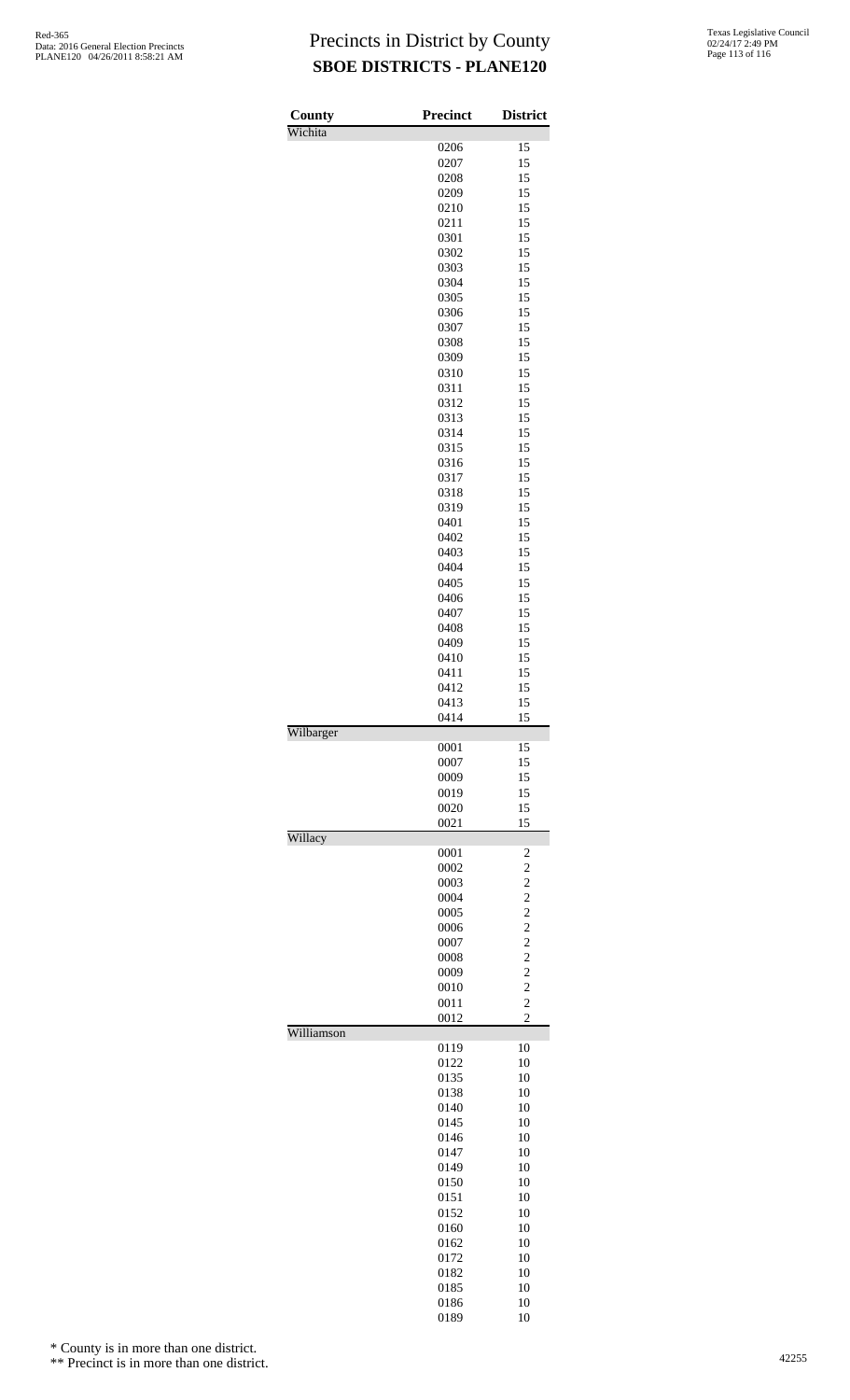# Precincts in District by County
## SBOE DISTRICTS - PLANE120

| County | Precinct | District |
|---|---|---|
| Wichita | | |
| | 0206 | 15 |
| | 0207 | 15 |
| | 0208 | 15 |
| | 0209 | 15 |
| | 0210 | 15 |
| | 0211 | 15 |
| | 0301 | 15 |
| | 0302 | 15 |
| | 0303 | 15 |
| | 0304 | 15 |
| | 0305 | 15 |
| | 0306 | 15 |
| | 0307 | 15 |
| | 0308 | 15 |
| | 0309 | 15 |
| | 0310 | 15 |
| | 0311 | 15 |
| | 0312 | 15 |
| | 0313 | 15 |
| | 0314 | 15 |
| | 0315 | 15 |
| | 0316 | 15 |
| | 0317 | 15 |
| | 0318 | 15 |
| | 0319 | 15 |
| | 0401 | 15 |
| | 0402 | 15 |
| | 0403 | 15 |
| | 0404 | 15 |
| | 0405 | 15 |
| | 0406 | 15 |
| | 0407 | 15 |
| | 0408 | 15 |
| | 0409 | 15 |
| | 0410 | 15 |
| | 0411 | 15 |
| | 0412 | 15 |
| | 0413 | 15 |
| | 0414 | 15 |
| Wilbarger | | |
| | 0001 | 15 |
| | 0007 | 15 |
| | 0009 | 15 |
| | 0019 | 15 |
| | 0020 | 15 |
| | 0021 | 15 |
| Willacy | | |
| | 0001 | 2 |
| | 0002 | 2 |
| | 0003 | 2 |
| | 0004 | 2 |
| | 0005 | 2 |
| | 0006 | 2 |
| | 0007 | 2 |
| | 0008 | 2 |
| | 0009 | 2 |
| | 0010 | 2 |
| | 0011 | 2 |
| | 0012 | 2 |
| Williamson | | |
| | 0119 | 10 |
| | 0122 | 10 |
| | 0135 | 10 |
| | 0138 | 10 |
| | 0140 | 10 |
| | 0145 | 10 |
| | 0146 | 10 |
| | 0147 | 10 |
| | 0149 | 10 |
| | 0150 | 10 |
| | 0151 | 10 |
| | 0152 | 10 |
| | 0160 | 10 |
| | 0162 | 10 |
| | 0172 | 10 |
| | 0182 | 10 |
| | 0185 | 10 |
| | 0186 | 10 |
| | 0189 | 10 |

\* County is in more than one district.

\*\* Precinct is in more than one district.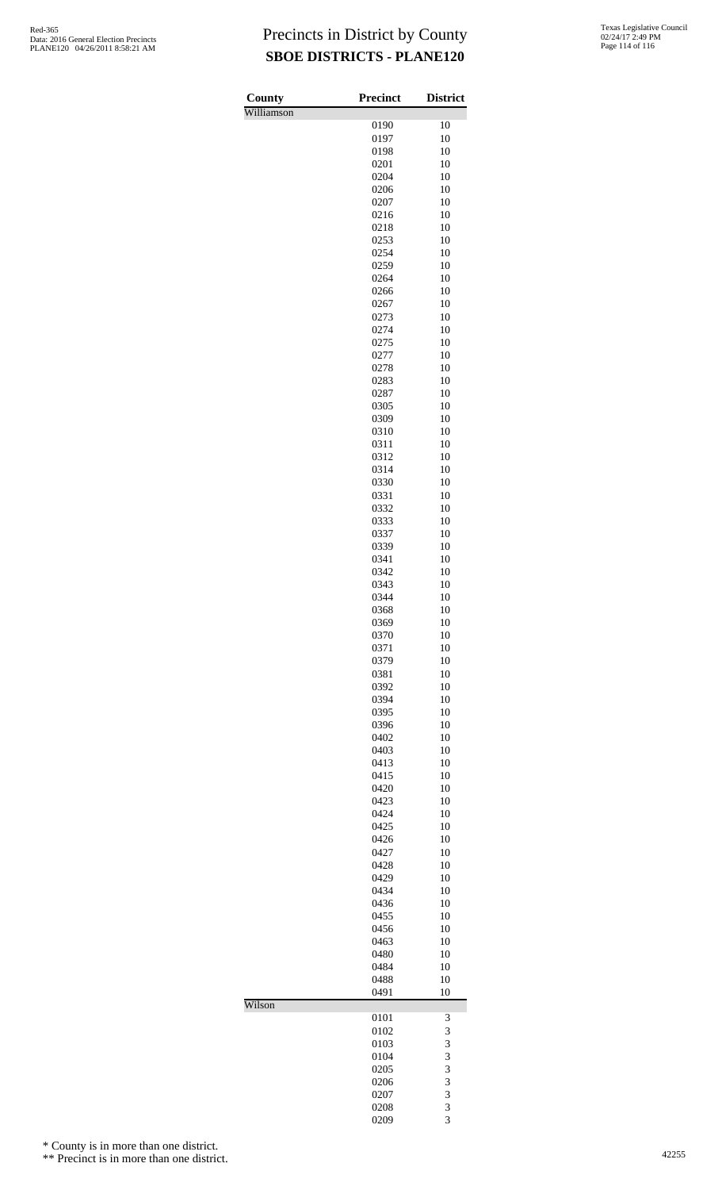# Precincts in District by County

## SBOE DISTRICTS - PLANE120

Red-365
Data: 2016 General Election Precincts
PLANE120 04/26/2011 8:58:21 AM

Texas Legislative Council
02/24/17 2:49 PM

| County | Precinct | District |
|---|---|---|
| Williamson | | |
| | 0190 | 10 |
| | 0197 | 10 |
| | 0198 | 10 |
| | 0201 | 10 |
| | 0204 | 10 |
| | 0206 | 10 |
| | 0207 | 10 |
| | 0216 | 10 |
| | 0218 | 10 |
| | 0253 | 10 |
| | 0254 | 10 |
| | 0259 | 10 |
| | 0264 | 10 |
| | 0266 | 10 |
| | 0267 | 10 |
| | 0273 | 10 |
| | 0274 | 10 |
| | 0275 | 10 |
| | 0277 | 10 |
| | 0278 | 10 |
| | 0283 | 10 |
| | 0287 | 10 |
| | 0305 | 10 |
| | 0309 | 10 |
| | 0310 | 10 |
| | 0311 | 10 |
| | 0312 | 10 |
| | 0314 | 10 |
| | 0330 | 10 |
| | 0331 | 10 |
| | 0332 | 10 |
| | 0333 | 10 |
| | 0337 | 10 |
| | 0339 | 10 |
| | 0341 | 10 |
| | 0342 | 10 |
| | 0343 | 10 |
| | 0344 | 10 |
| | 0368 | 10 |
| | 0369 | 10 |
| | 0370 | 10 |
| | 0371 | 10 |
| | 0379 | 10 |
| | 0381 | 10 |
| | 0392 | 10 |
| | 0394 | 10 |
| | 0395 | 10 |
| | 0396 | 10 |
| | 0402 | 10 |
| | 0403 | 10 |
| | 0413 | 10 |
| | 0415 | 10 |
| | 0420 | 10 |
| | 0423 | 10 |
| | 0424 | 10 |
| | 0425 | 10 |
| | 0426 | 10 |
| | 0427 | 10 |
| | 0428 | 10 |
| | 0429 | 10 |
| | 0434 | 10 |
| | 0436 | 10 |
| | 0455 | 10 |
| | 0456 | 10 |
| | 0463 | 10 |
| | 0480 | 10 |
| | 0484 | 10 |
| | 0488 | 10 |
| | 0491 | 10 |
| Wilson | | |
| | 0101 | 3 |
| | 0102 | 3 |
| | 0103 | 3 |
| | 0104 | 3 |
| | 0205 | 3 |
| | 0206 | 3 |
| | 0207 | 3 |
| | 0208 | 3 |
| | 0209 | 3 |

\* County is in more than one district.

\*\* Precinct is in more than one district.

42255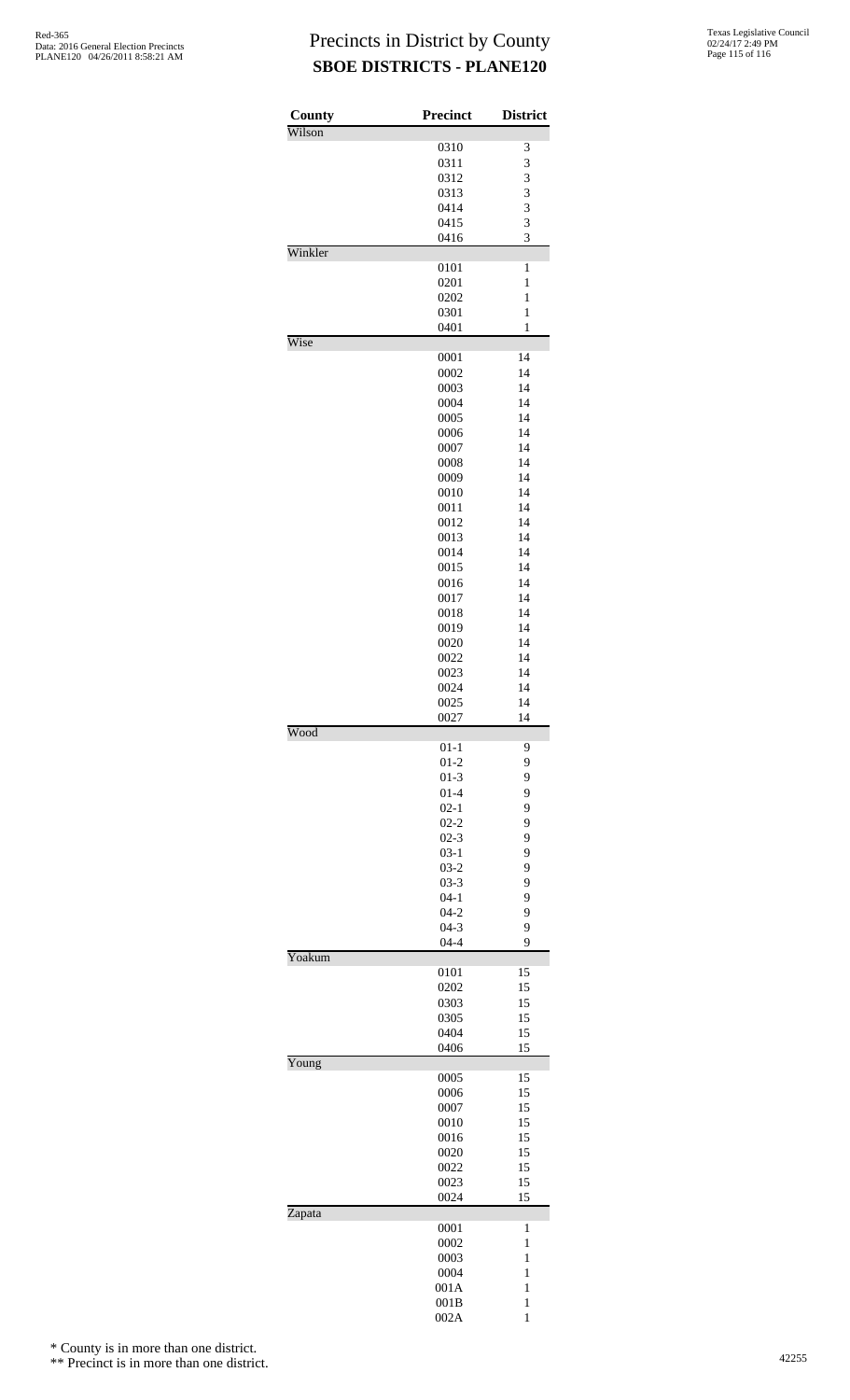# Precincts in District by County

## SBOE DISTRICTS - PLANE120

| County | Precinct | District |
|---|---|---|
| Wilson | | |
| | 0310 | 3 |
| | 0311 | 3 |
| | 0312 | 3 |
| | 0313 | 3 |
| | 0414 | 3 |
| | 0415 | 3 |
| | 0416 | 3 |
| Winkler | | |
| | 0101 | 1 |
| | 0201 | 1 |
| | 0202 | 1 |
| | 0301 | 1 |
| | 0401 | 1 |
| Wise | | |
| | 0001 | 14 |
| | 0002 | 14 |
| | 0003 | 14 |
| | 0004 | 14 |
| | 0005 | 14 |
| | 0006 | 14 |
| | 0007 | 14 |
| | 0008 | 14 |
| | 0009 | 14 |
| | 0010 | 14 |
| | 0011 | 14 |
| | 0012 | 14 |
| | 0013 | 14 |
| | 0014 | 14 |
| | 0015 | 14 |
| | 0016 | 14 |
| | 0017 | 14 |
| | 0018 | 14 |
| | 0019 | 14 |
| | 0020 | 14 |
| | 0022 | 14 |
| | 0023 | 14 |
| | 0024 | 14 |
| | 0025 | 14 |
| | 0027 | 14 |
| Wood | | |
| | 01-1 | 9 |
| | 01-2 | 9 |
| | 01-3 | 9 |
| | 01-4 | 9 |
| | 02-1 | 9 |
| | 02-2 | 9 |
| | 02-3 | 9 |
| | 03-1 | 9 |
| | 03-2 | 9 |
| | 03-3 | 9 |
| | 04-1 | 9 |
| | 04-2 | 9 |
| | 04-3 | 9 |
| | 04-4 | 9 |
| Yoakum | | |
| | 0101 | 15 |
| | 0202 | 15 |
| | 0303 | 15 |
| | 0305 | 15 |
| | 0404 | 15 |
| | 0406 | 15 |
| Young | | |
| | 0005 | 15 |
| | 0006 | 15 |
| | 0007 | 15 |
| | 0010 | 15 |
| | 0016 | 15 |
| | 0020 | 15 |
| | 0022 | 15 |
| | 0023 | 15 |
| | 0024 | 15 |
| Zapata | | |
| | 0001 | 1 |
| | 0002 | 1 |
| | 0003 | 1 |
| | 0004 | 1 |
| | 001A | 1 |
| | 001B | 1 |
| | 002A | 1 |

* County is in more than one district.

** Precinct is in more than one district.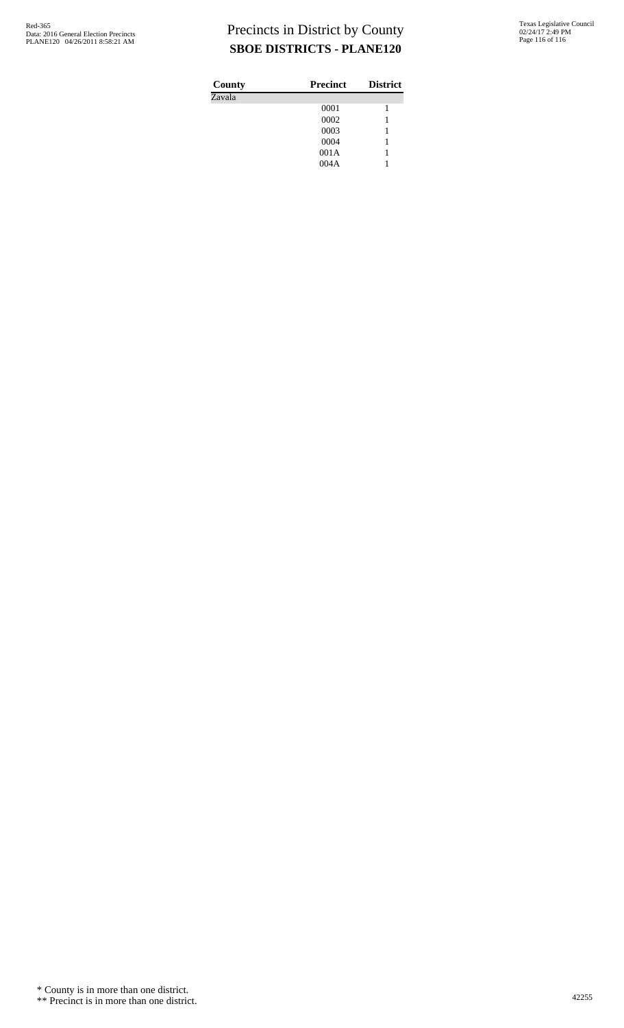# Precincts in District by County

## SBOE DISTRICTS - PLANE120

| County | Precinct | District |
| --- | --- | --- |
| Zavala | | |
| | 0001 | 1 |
| | 0002 | 1 |
| | 0003 | 1 |
| | 0004 | 1 |
| | 001A | 1 |
| | 004A | 1 |

\* County is in more than one district.

\*\* Precinct is in more than one district.